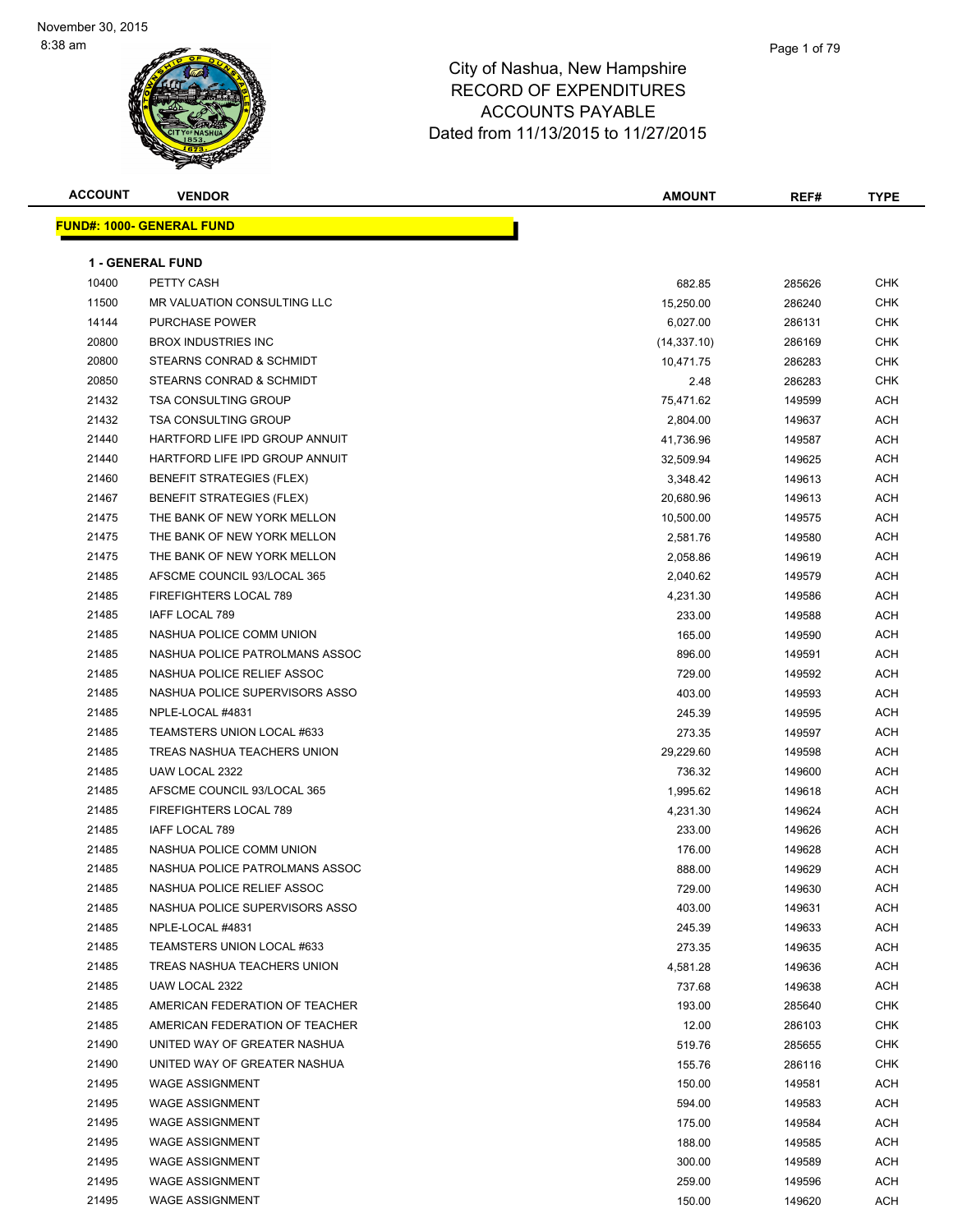# City of Nashua, New Hampshire
# RECORD OF EXPENDITURES
# ACCOUNTS PAYABLE
# Dated from 11/13/2015 to 11/27/2015

November 30, 2015
8:38 am

## FUND#: 1000- GENERAL FUND

### 1 - GENERAL FUND

| ACCOUNT | VENDOR | AMOUNT | REF# | TYPE |
|---|---|---|---|---|
| 10400 | PETTY CASH | 682.85 | 285626 | CHK |
| 11500 | MR VALUATION CONSULTING LLC | 15,250.00 | 286240 | CHK |
| 14144 | PURCHASE POWER | 6,027.00 | 286131 | CHK |
| 20800 | BROX INDUSTRIES INC | (14,337.10) | 286169 | CHK |
| 20800 | STEARNS CONRAD & SCHMIDT | 10,471.75 | 286283 | CHK |
| 20850 | STEARNS CONRAD & SCHMIDT | 2.48 | 286283 | CHK |
| 21432 | TSA CONSULTING GROUP | 75,471.62 | 149599 | ACH |
| 21432 | TSA CONSULTING GROUP | 2,804.00 | 149637 | ACH |
| 21440 | HARTFORD LIFE IPD GROUP ANNUIT | 41,736.96 | 149587 | ACH |
| 21440 | HARTFORD LIFE IPD GROUP ANNUIT | 32,509.94 | 149625 | ACH |
| 21460 | BENEFIT STRATEGIES (FLEX) | 3,348.42 | 149613 | ACH |
| 21467 | BENEFIT STRATEGIES (FLEX) | 20,680.96 | 149613 | ACH |
| 21475 | THE BANK OF NEW YORK MELLON | 10,500.00 | 149575 | ACH |
| 21475 | THE BANK OF NEW YORK MELLON | 2,581.76 | 149580 | ACH |
| 21475 | THE BANK OF NEW YORK MELLON | 2,058.86 | 149619 | ACH |
| 21485 | AFSCME COUNCIL 93/LOCAL 365 | 2,040.62 | 149579 | ACH |
| 21485 | FIREFIGHTERS LOCAL 789 | 4,231.30 | 149586 | ACH |
| 21485 | IAFF LOCAL 789 | 233.00 | 149588 | ACH |
| 21485 | NASHUA POLICE COMM UNION | 165.00 | 149590 | ACH |
| 21485 | NASHUA POLICE PATROLMANS ASSOC | 896.00 | 149591 | ACH |
| 21485 | NASHUA POLICE RELIEF ASSOC | 729.00 | 149592 | ACH |
| 21485 | NASHUA POLICE SUPERVISORS ASSO | 403.00 | 149593 | ACH |
| 21485 | NPLE-LOCAL #4831 | 245.39 | 149595 | ACH |
| 21485 | TEAMSTERS UNION LOCAL #633 | 273.35 | 149597 | ACH |
| 21485 | TREAS NASHUA TEACHERS UNION | 29,229.60 | 149598 | ACH |
| 21485 | UAW LOCAL 2322 | 736.32 | 149600 | ACH |
| 21485 | AFSCME COUNCIL 93/LOCAL 365 | 1,995.62 | 149618 | ACH |
| 21485 | FIREFIGHTERS LOCAL 789 | 4,231.30 | 149624 | ACH |
| 21485 | IAFF LOCAL 789 | 233.00 | 149626 | ACH |
| 21485 | NASHUA POLICE COMM UNION | 176.00 | 149628 | ACH |
| 21485 | NASHUA POLICE PATROLMANS ASSOC | 888.00 | 149629 | ACH |
| 21485 | NASHUA POLICE RELIEF ASSOC | 729.00 | 149630 | ACH |
| 21485 | NASHUA POLICE SUPERVISORS ASSO | 403.00 | 149631 | ACH |
| 21485 | NPLE-LOCAL #4831 | 245.39 | 149633 | ACH |
| 21485 | TEAMSTERS UNION LOCAL #633 | 273.35 | 149635 | ACH |
| 21485 | TREAS NASHUA TEACHERS UNION | 4,581.28 | 149636 | ACH |
| 21485 | UAW LOCAL 2322 | 737.68 | 149638 | ACH |
| 21485 | AMERICAN FEDERATION OF TEACHER | 193.00 | 285640 | CHK |
| 21485 | AMERICAN FEDERATION OF TEACHER | 12.00 | 286103 | CHK |
| 21490 | UNITED WAY OF GREATER NASHUA | 519.76 | 285655 | CHK |
| 21490 | UNITED WAY OF GREATER NASHUA | 155.76 | 286116 | CHK |
| 21495 | WAGE ASSIGNMENT | 150.00 | 149581 | ACH |
| 21495 | WAGE ASSIGNMENT | 594.00 | 149583 | ACH |
| 21495 | WAGE ASSIGNMENT | 175.00 | 149584 | ACH |
| 21495 | WAGE ASSIGNMENT | 188.00 | 149585 | ACH |
| 21495 | WAGE ASSIGNMENT | 300.00 | 149589 | ACH |
| 21495 | WAGE ASSIGNMENT | 259.00 | 149596 | ACH |
| 21495 | WAGE ASSIGNMENT | 150.00 | 149620 | ACH |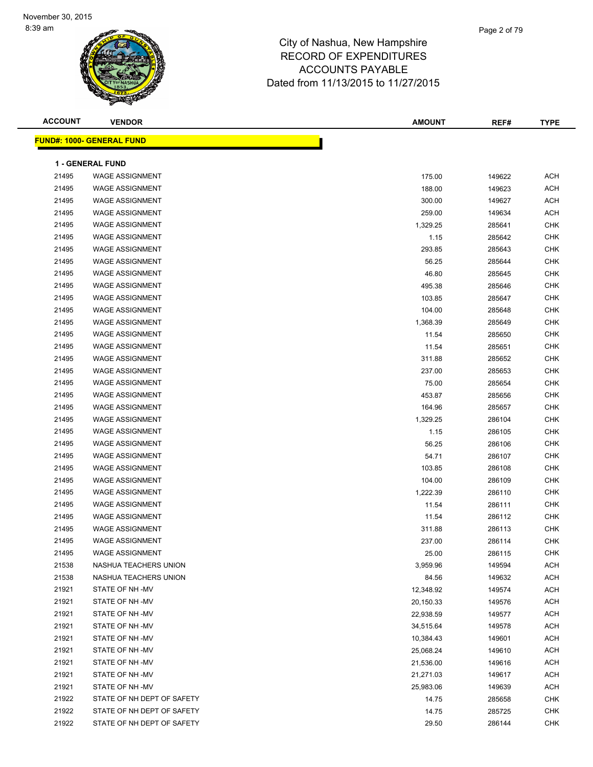# City of Nashua, New Hampshire
## RECORD OF EXPENDITURES
## ACCOUNTS PAYABLE
## Dated from 11/13/2015 to 11/27/2015

November 30, 2015
8:39 am

**FUND#: 1000- GENERAL FUND**

**1 - GENERAL FUND**

| ACCOUNT | VENDOR | AMOUNT | REF# | TYPE |
|---|---|---|---|---|
| 21495 | WAGE ASSIGNMENT | 175.00 | 149622 | ACH |
| 21495 | WAGE ASSIGNMENT | 188.00 | 149623 | ACH |
| 21495 | WAGE ASSIGNMENT | 300.00 | 149627 | ACH |
| 21495 | WAGE ASSIGNMENT | 259.00 | 149634 | ACH |
| 21495 | WAGE ASSIGNMENT | 1,329.25 | 285641 | CHK |
| 21495 | WAGE ASSIGNMENT | 1.15 | 285642 | CHK |
| 21495 | WAGE ASSIGNMENT | 293.85 | 285643 | CHK |
| 21495 | WAGE ASSIGNMENT | 56.25 | 285644 | CHK |
| 21495 | WAGE ASSIGNMENT | 46.80 | 285645 | CHK |
| 21495 | WAGE ASSIGNMENT | 495.38 | 285646 | CHK |
| 21495 | WAGE ASSIGNMENT | 103.85 | 285647 | CHK |
| 21495 | WAGE ASSIGNMENT | 104.00 | 285648 | CHK |
| 21495 | WAGE ASSIGNMENT | 1,368.39 | 285649 | CHK |
| 21495 | WAGE ASSIGNMENT | 11.54 | 285650 | CHK |
| 21495 | WAGE ASSIGNMENT | 11.54 | 285651 | CHK |
| 21495 | WAGE ASSIGNMENT | 311.88 | 285652 | CHK |
| 21495 | WAGE ASSIGNMENT | 237.00 | 285653 | CHK |
| 21495 | WAGE ASSIGNMENT | 75.00 | 285654 | CHK |
| 21495 | WAGE ASSIGNMENT | 453.87 | 285656 | CHK |
| 21495 | WAGE ASSIGNMENT | 164.96 | 285657 | CHK |
| 21495 | WAGE ASSIGNMENT | 1,329.25 | 286104 | CHK |
| 21495 | WAGE ASSIGNMENT | 1.15 | 286105 | CHK |
| 21495 | WAGE ASSIGNMENT | 56.25 | 286106 | CHK |
| 21495 | WAGE ASSIGNMENT | 54.71 | 286107 | CHK |
| 21495 | WAGE ASSIGNMENT | 103.85 | 286108 | CHK |
| 21495 | WAGE ASSIGNMENT | 104.00 | 286109 | CHK |
| 21495 | WAGE ASSIGNMENT | 1,222.39 | 286110 | CHK |
| 21495 | WAGE ASSIGNMENT | 11.54 | 286111 | CHK |
| 21495 | WAGE ASSIGNMENT | 11.54 | 286112 | CHK |
| 21495 | WAGE ASSIGNMENT | 311.88 | 286113 | CHK |
| 21495 | WAGE ASSIGNMENT | 237.00 | 286114 | CHK |
| 21495 | WAGE ASSIGNMENT | 25.00 | 286115 | CHK |
| 21538 | NASHUA TEACHERS UNION | 3,959.96 | 149594 | ACH |
| 21538 | NASHUA TEACHERS UNION | 84.56 | 149632 | ACH |
| 21921 | STATE OF NH -MV | 12,348.92 | 149574 | ACH |
| 21921 | STATE OF NH -MV | 20,150.33 | 149576 | ACH |
| 21921 | STATE OF NH -MV | 22,938.59 | 149577 | ACH |
| 21921 | STATE OF NH -MV | 34,515.64 | 149578 | ACH |
| 21921 | STATE OF NH -MV | 10,384.43 | 149601 | ACH |
| 21921 | STATE OF NH -MV | 25,068.24 | 149610 | ACH |
| 21921 | STATE OF NH -MV | 21,536.00 | 149616 | ACH |
| 21921 | STATE OF NH -MV | 21,271.03 | 149617 | ACH |
| 21921 | STATE OF NH -MV | 25,983.06 | 149639 | ACH |
| 21922 | STATE OF NH DEPT OF SAFETY | 14.75 | 285658 | CHK |
| 21922 | STATE OF NH DEPT OF SAFETY | 14.75 | 285725 | CHK |
| 21922 | STATE OF NH DEPT OF SAFETY | 29.50 | 286144 | CHK |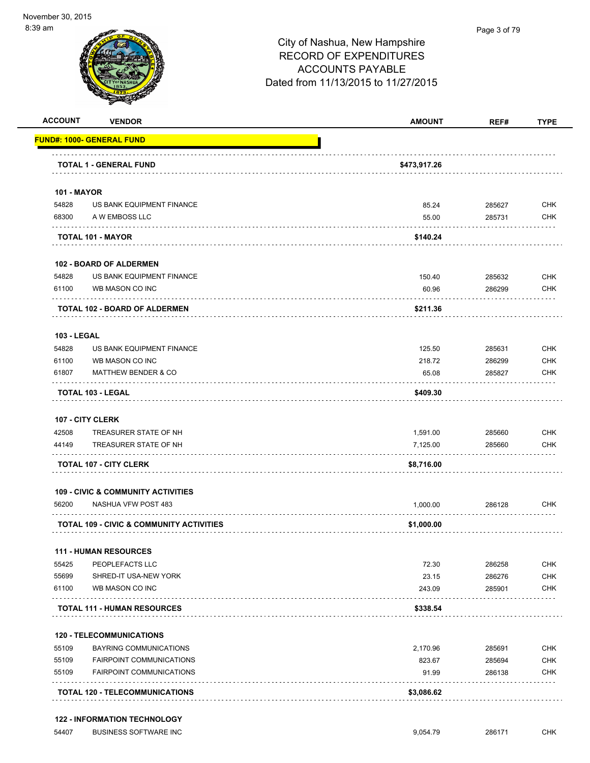City of Nashua, New Hampshire
RECORD OF EXPENDITURES
ACCOUNTS PAYABLE
Dated from 11/13/2015 to 11/27/2015

| ACCOUNT | VENDOR | AMOUNT | REF# | TYPE |
|---|---|---|---|---|
| **FUND#: 1000- GENERAL FUND** | | | | |
| | **TOTAL 1 - GENERAL FUND** | **$473,917.26** | | |
| **101 - MAYOR** | | | | |
| 54828 | US BANK EQUIPMENT FINANCE | 85.24 | 285627 | CHK |
| 68300 | A W EMBOSS LLC | 55.00 | 285731 | CHK |
| | **TOTAL 101 - MAYOR** | **$140.24** | | |
| **102 - BOARD OF ALDERMEN** | | | | |
| 54828 | US BANK EQUIPMENT FINANCE | 150.40 | 285632 | CHK |
| 61100 | WB MASON CO INC | 60.96 | 286299 | CHK |
| | **TOTAL 102 - BOARD OF ALDERMEN** | **$211.36** | | |
| **103 - LEGAL** | | | | |
| 54828 | US BANK EQUIPMENT FINANCE | 125.50 | 285631 | CHK |
| 61100 | WB MASON CO INC | 218.72 | 286299 | CHK |
| 61807 | MATTHEW BENDER & CO | 65.08 | 285827 | CHK |
| | **TOTAL 103 - LEGAL** | **$409.30** | | |
| **107 - CITY CLERK** | | | | |
| 42508 | TREASURER STATE OF NH | 1,591.00 | 285660 | CHK |
| 44149 | TREASURER STATE OF NH | 7,125.00 | 285660 | CHK |
| | **TOTAL 107 - CITY CLERK** | **$8,716.00** | | |
| **109 - CIVIC & COMMUNITY ACTIVITIES** | | | | |
| 56200 | NASHUA VFW POST 483 | 1,000.00 | 286128 | CHK |
| | **TOTAL 109 - CIVIC & COMMUNITY ACTIVITIES** | **$1,000.00** | | |
| **111 - HUMAN RESOURCES** | | | | |
| 55425 | PEOPLEFACTS LLC | 72.30 | 286258 | CHK |
| 55699 | SHRED-IT USA-NEW YORK | 23.15 | 286276 | CHK |
| 61100 | WB MASON CO INC | 243.09 | 285901 | CHK |
| | **TOTAL 111 - HUMAN RESOURCES** | **$338.54** | | |
| **120 - TELECOMMUNICATIONS** | | | | |
| 55109 | BAYRING COMMUNICATIONS | 2,170.96 | 285691 | CHK |
| 55109 | FAIRPOINT COMMUNICATIONS | 823.67 | 285694 | CHK |
| 55109 | FAIRPOINT COMMUNICATIONS | 91.99 | 286138 | CHK |
| | **TOTAL 120 - TELECOMMUNICATIONS** | **$3,086.62** | | |
| **122 - INFORMATION TECHNOLOGY** | | | | |
| 54407 | BUSINESS SOFTWARE INC | 9,054.79 | 286171 | CHK |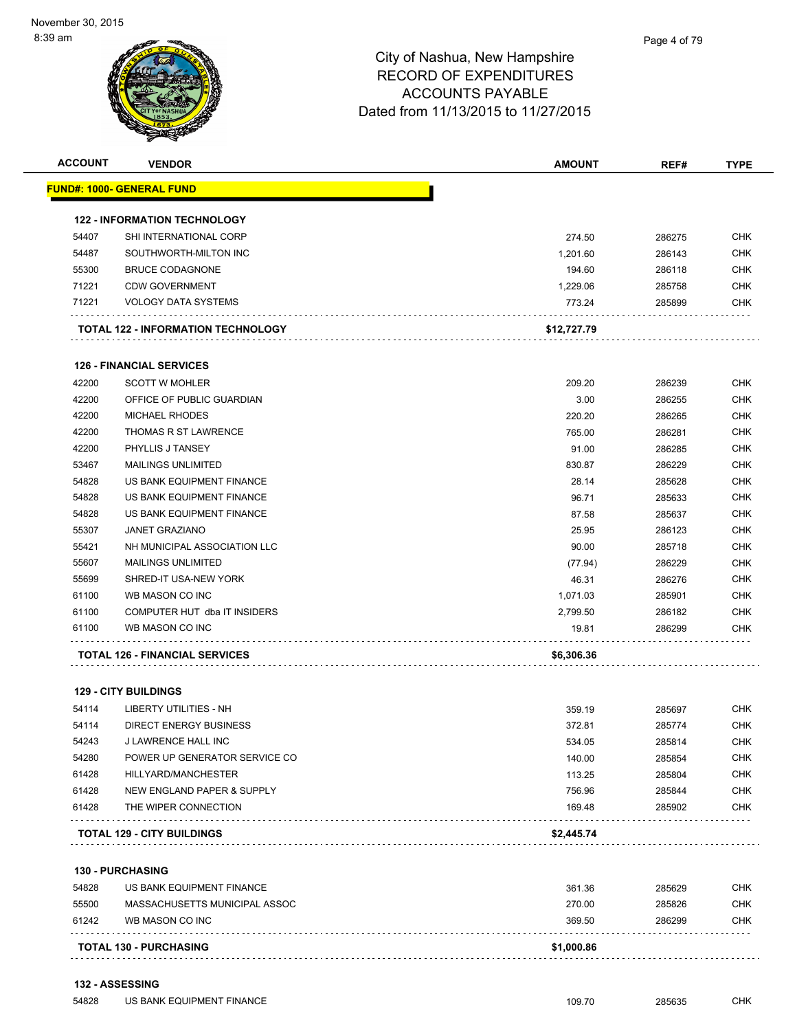City of Nashua, New Hampshire
RECORD OF EXPENDITURES
ACCOUNTS PAYABLE
Dated from 11/13/2015 to 11/27/2015

November 30, 2015
8:39 am

| ACCOUNT | VENDOR | AMOUNT | REF# | TYPE |
|---|---|---|---|---|
| **FUND#: 1000- GENERAL FUND** | | | | |
| **122 - INFORMATION TECHNOLOGY** | | | | |
| 54407 | SHI INTERNATIONAL CORP | 274.50 | 286275 | CHK |
| 54487 | SOUTHWORTH-MILTON INC | 1,201.60 | 286143 | CHK |
| 55300 | BRUCE CODAGNONE | 194.60 | 286118 | CHK |
| 71221 | CDW GOVERNMENT | 1,229.06 | 285758 | CHK |
| 71221 | VOLOGY DATA SYSTEMS | 773.24 | 285899 | CHK |
| | **TOTAL 122 - INFORMATION TECHNOLOGY** | **$12,727.79** | | |
| **126 - FINANCIAL SERVICES** | | | | |
| 42200 | SCOTT W MOHLER | 209.20 | 286239 | CHK |
| 42200 | OFFICE OF PUBLIC GUARDIAN | 3.00 | 286255 | CHK |
| 42200 | MICHAEL RHODES | 220.20 | 286265 | CHK |
| 42200 | THOMAS R ST LAWRENCE | 765.00 | 286281 | CHK |
| 42200 | PHYLLIS J TANSEY | 91.00 | 286285 | CHK |
| 53467 | MAILINGS UNLIMITED | 830.87 | 286229 | CHK |
| 54828 | US BANK EQUIPMENT FINANCE | 28.14 | 285628 | CHK |
| 54828 | US BANK EQUIPMENT FINANCE | 96.71 | 285633 | CHK |
| 54828 | US BANK EQUIPMENT FINANCE | 87.58 | 285637 | CHK |
| 55307 | JANET GRAZIANO | 25.95 | 286123 | CHK |
| 55421 | NH MUNICIPAL ASSOCIATION LLC | 90.00 | 285718 | CHK |
| 55607 | MAILINGS UNLIMITED | (77.94) | 286229 | CHK |
| 55699 | SHRED-IT USA-NEW YORK | 46.31 | 286276 | CHK |
| 61100 | WB MASON CO INC | 1,071.03 | 285901 | CHK |
| 61100 | COMPUTER HUT dba IT INSIDERS | 2,799.50 | 286182 | CHK |
| 61100 | WB MASON CO INC | 19.81 | 286299 | CHK |
| | **TOTAL 126 - FINANCIAL SERVICES** | **$6,306.36** | | |
| **129 - CITY BUILDINGS** | | | | |
| 54114 | LIBERTY UTILITIES - NH | 359.19 | 285697 | CHK |
| 54114 | DIRECT ENERGY BUSINESS | 372.81 | 285774 | CHK |
| 54243 | J LAWRENCE HALL INC | 534.05 | 285814 | CHK |
| 54280 | POWER UP GENERATOR SERVICE CO | 140.00 | 285854 | CHK |
| 61428 | HILLYARD/MANCHESTER | 113.25 | 285804 | CHK |
| 61428 | NEW ENGLAND PAPER & SUPPLY | 756.96 | 285844 | CHK |
| 61428 | THE WIPER CONNECTION | 169.48 | 285902 | CHK |
| | **TOTAL 129 - CITY BUILDINGS** | **$2,445.74** | | |
| **130 - PURCHASING** | | | | |
| 54828 | US BANK EQUIPMENT FINANCE | 361.36 | 285629 | CHK |
| 55500 | MASSACHUSETTS MUNICIPAL ASSOC | 270.00 | 285826 | CHK |
| 61242 | WB MASON CO INC | 369.50 | 286299 | CHK |
| | **TOTAL 130 - PURCHASING** | **$1,000.86** | | |
| **132 - ASSESSING** | | | | |
| 54828 | US BANK EQUIPMENT FINANCE | 109.70 | 285635 | CHK |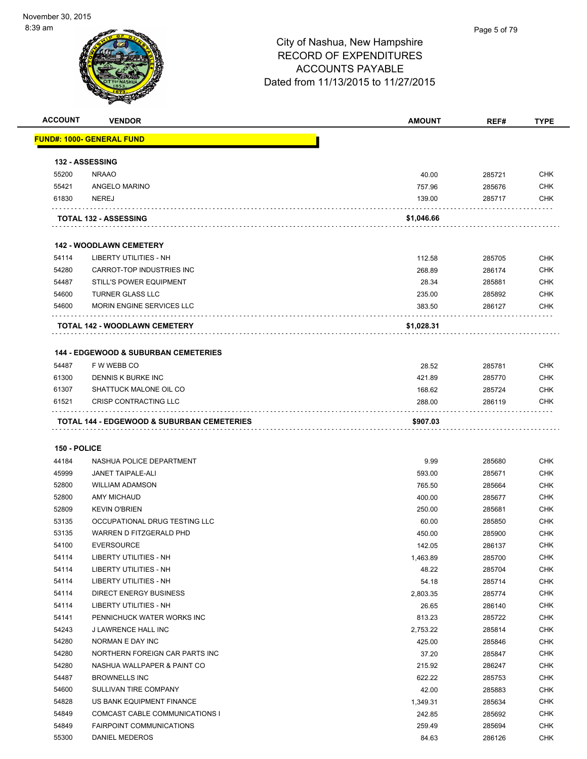November 30, 2015
8:39 am

# City of Nashua, New Hampshire
## RECORD OF EXPENDITURES
## ACCOUNTS PAYABLE
## Dated from 11/13/2015 to 11/27/2015

| ACCOUNT | VENDOR | AMOUNT | REF# | TYPE |
|---|---|---|---|---|
| **FUND#: 1000- GENERAL FUND** | | | | |
| **132 - ASSESSING** | | | | |
| 55200 | NRAAO | 40.00 | 285721 | CHK |
| 55421 | ANGELO MARINO | 757.96 | 285676 | CHK |
| 61830 | NEREJ | 139.00 | 285717 | CHK |
| | **TOTAL 132 - ASSESSING** | **$1,046.66** | | |
| **142 - WOODLAWN CEMETERY** | | | | |
| 54114 | LIBERTY UTILITIES - NH | 112.58 | 285705 | CHK |
| 54280 | CARROT-TOP INDUSTRIES INC | 268.89 | 286174 | CHK |
| 54487 | STILL'S POWER EQUIPMENT | 28.34 | 285881 | CHK |
| 54600 | TURNER GLASS LLC | 235.00 | 285892 | CHK |
| 54600 | MORIN ENGINE SERVICES LLC | 383.50 | 286127 | CHK |
| | **TOTAL 142 - WOODLAWN CEMETERY** | **$1,028.31** | | |
| **144 - EDGEWOOD & SUBURBAN CEMETERIES** | | | | |
| 54487 | F W WEBB CO | 28.52 | 285781 | CHK |
| 61300 | DENNIS K BURKE INC | 421.89 | 285770 | CHK |
| 61307 | SHATTUCK MALONE OIL CO | 168.62 | 285724 | CHK |
| 61521 | CRISP CONTRACTING LLC | 288.00 | 286119 | CHK |
| | **TOTAL 144 - EDGEWOOD & SUBURBAN CEMETERIES** | **$907.03** | | |
| **150 - POLICE** | | | | |
| 44184 | NASHUA POLICE DEPARTMENT | 9.99 | 285680 | CHK |
| 45999 | JANET TAIPALE-ALI | 593.00 | 285671 | CHK |
| 52800 | WILLIAM ADAMSON | 765.50 | 285664 | CHK |
| 52800 | AMY MICHAUD | 400.00 | 285677 | CHK |
| 52809 | KEVIN O'BRIEN | 250.00 | 285681 | CHK |
| 53135 | OCCUPATIONAL DRUG TESTING LLC | 60.00 | 285850 | CHK |
| 53135 | WARREN D FITZGERALD PHD | 450.00 | 285900 | CHK |
| 54100 | EVERSOURCE | 142.05 | 286137 | CHK |
| 54114 | LIBERTY UTILITIES - NH | 1,463.89 | 285700 | CHK |
| 54114 | LIBERTY UTILITIES - NH | 48.22 | 285704 | CHK |
| 54114 | LIBERTY UTILITIES - NH | 54.18 | 285714 | CHK |
| 54114 | DIRECT ENERGY BUSINESS | 2,803.35 | 285774 | CHK |
| 54114 | LIBERTY UTILITIES - NH | 26.65 | 286140 | CHK |
| 54141 | PENNICHUCK WATER WORKS INC | 813.23 | 285722 | CHK |
| 54243 | J LAWRENCE HALL INC | 2,753.22 | 285814 | CHK |
| 54280 | NORMAN E DAY INC | 425.00 | 285846 | CHK |
| 54280 | NORTHERN FOREIGN CAR PARTS INC | 37.20 | 285847 | CHK |
| 54280 | NASHUA WALLPAPER & PAINT CO | 215.92 | 286247 | CHK |
| 54487 | BROWNELLS INC | 622.22 | 285753 | CHK |
| 54600 | SULLIVAN TIRE COMPANY | 42.00 | 285883 | CHK |
| 54828 | US BANK EQUIPMENT FINANCE | 1,349.31 | 285634 | CHK |
| 54849 | COMCAST CABLE COMMUNICATIONS I | 242.85 | 285692 | CHK |
| 54849 | FAIRPOINT COMMUNICATIONS | 259.49 | 285694 | CHK |
| 55300 | DANIEL MEDEROS | 84.63 | 286126 | CHK |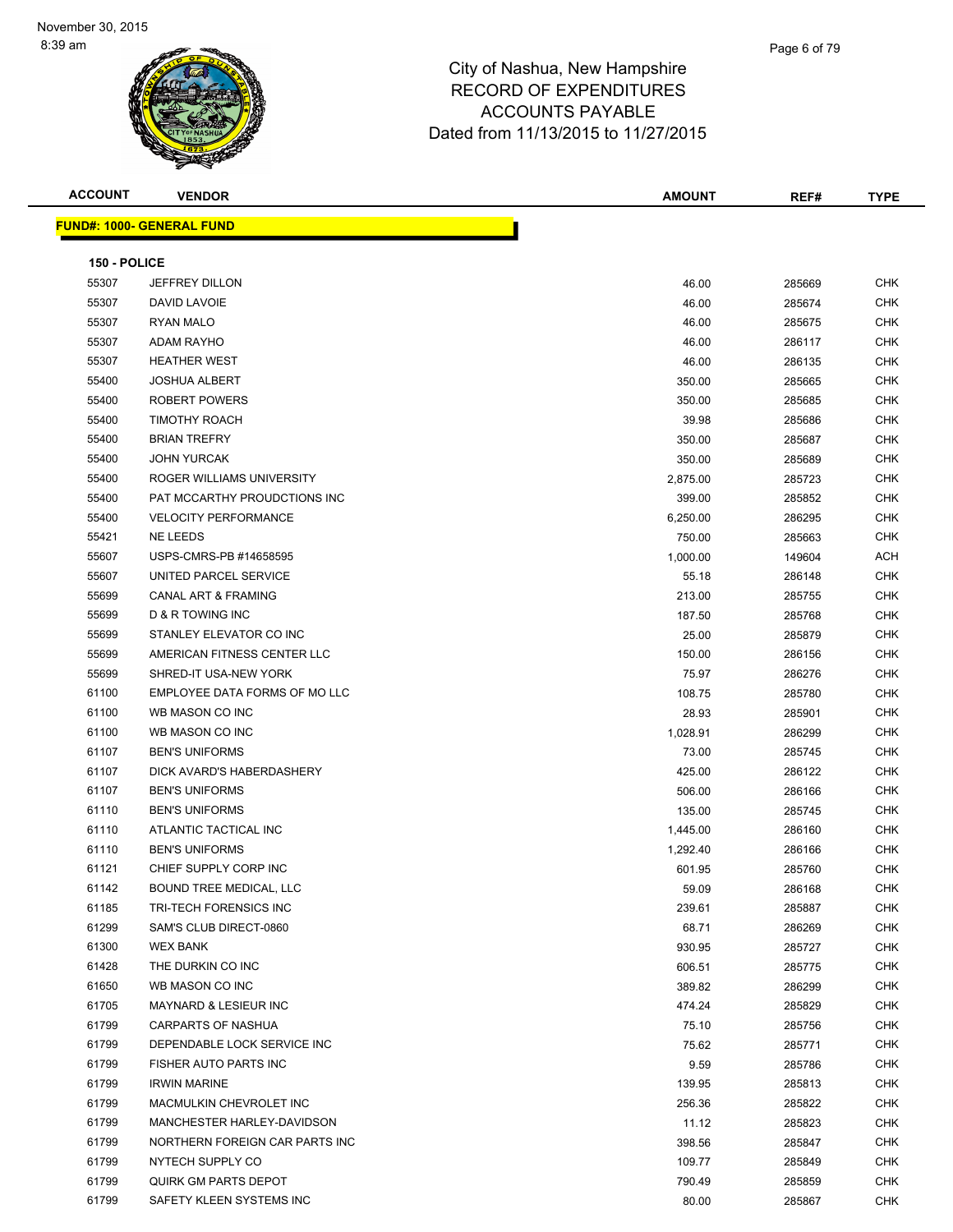City of Nashua, New Hampshire
RECORD OF EXPENDITURES
ACCOUNTS PAYABLE
Dated from 11/13/2015 to 11/27/2015

| ACCOUNT | VENDOR | AMOUNT | REF# | TYPE |
|---|---|---|---|---|

**FUND#: 1000- GENERAL FUND**

**150 - POLICE**

| ACCOUNT | VENDOR | AMOUNT | REF# | TYPE |
|---|---|---|---|---|
| 55307 | JEFFREY DILLON | 46.00 | 285669 | CHK |
| 55307 | DAVID LAVOIE | 46.00 | 285674 | CHK |
| 55307 | RYAN MALO | 46.00 | 285675 | CHK |
| 55307 | ADAM RAYHO | 46.00 | 286117 | CHK |
| 55307 | HEATHER WEST | 46.00 | 286135 | CHK |
| 55400 | JOSHUA ALBERT | 350.00 | 285665 | CHK |
| 55400 | ROBERT POWERS | 350.00 | 285685 | CHK |
| 55400 | TIMOTHY ROACH | 39.98 | 285686 | CHK |
| 55400 | BRIAN TREFRY | 350.00 | 285687 | CHK |
| 55400 | JOHN YURCAK | 350.00 | 285689 | CHK |
| 55400 | ROGER WILLIAMS UNIVERSITY | 2,875.00 | 285723 | CHK |
| 55400 | PAT MCCARTHY PROUDCTIONS INC | 399.00 | 285852 | CHK |
| 55400 | VELOCITY PERFORMANCE | 6,250.00 | 286295 | CHK |
| 55421 | NE LEEDS | 750.00 | 285663 | CHK |
| 55607 | USPS-CMRS-PB #14658595 | 1,000.00 | 149604 | ACH |
| 55607 | UNITED PARCEL SERVICE | 55.18 | 286148 | CHK |
| 55699 | CANAL ART & FRAMING | 213.00 | 285755 | CHK |
| 55699 | D & R TOWING INC | 187.50 | 285768 | CHK |
| 55699 | STANLEY ELEVATOR CO INC | 25.00 | 285879 | CHK |
| 55699 | AMERICAN FITNESS CENTER LLC | 150.00 | 286156 | CHK |
| 55699 | SHRED-IT USA-NEW YORK | 75.97 | 286276 | CHK |
| 61100 | EMPLOYEE DATA FORMS OF MO LLC | 108.75 | 285780 | CHK |
| 61100 | WB MASON CO INC | 28.93 | 285901 | CHK |
| 61100 | WB MASON CO INC | 1,028.91 | 286299 | CHK |
| 61107 | BEN'S UNIFORMS | 73.00 | 285745 | CHK |
| 61107 | DICK AVARD'S HABERDASHERY | 425.00 | 286122 | CHK |
| 61107 | BEN'S UNIFORMS | 506.00 | 286166 | CHK |
| 61110 | BEN'S UNIFORMS | 135.00 | 285745 | CHK |
| 61110 | ATLANTIC TACTICAL INC | 1,445.00 | 286160 | CHK |
| 61110 | BEN'S UNIFORMS | 1,292.40 | 286166 | CHK |
| 61121 | CHIEF SUPPLY CORP INC | 601.95 | 285760 | CHK |
| 61142 | BOUND TREE MEDICAL, LLC | 59.09 | 286168 | CHK |
| 61185 | TRI-TECH FORENSICS INC | 239.61 | 285887 | CHK |
| 61299 | SAM'S CLUB DIRECT-0860 | 68.71 | 286269 | CHK |
| 61300 | WEX BANK | 930.95 | 285727 | CHK |
| 61428 | THE DURKIN CO INC | 606.51 | 285775 | CHK |
| 61650 | WB MASON CO INC | 389.82 | 286299 | CHK |
| 61705 | MAYNARD & LESIEUR INC | 474.24 | 285829 | CHK |
| 61799 | CARPARTS OF NASHUA | 75.10 | 285756 | CHK |
| 61799 | DEPENDABLE LOCK SERVICE INC | 75.62 | 285771 | CHK |
| 61799 | FISHER AUTO PARTS INC | 9.59 | 285786 | CHK |
| 61799 | IRWIN MARINE | 139.95 | 285813 | CHK |
| 61799 | MACMULKIN CHEVROLET INC | 256.36 | 285822 | CHK |
| 61799 | MANCHESTER HARLEY-DAVIDSON | 11.12 | 285823 | CHK |
| 61799 | NORTHERN FOREIGN CAR PARTS INC | 398.56 | 285847 | CHK |
| 61799 | NYTECH SUPPLY CO | 109.77 | 285849 | CHK |
| 61799 | QUIRK GM PARTS DEPOT | 790.49 | 285859 | CHK |
| 61799 | SAFETY KLEEN SYSTEMS INC | 80.00 | 285867 | CHK |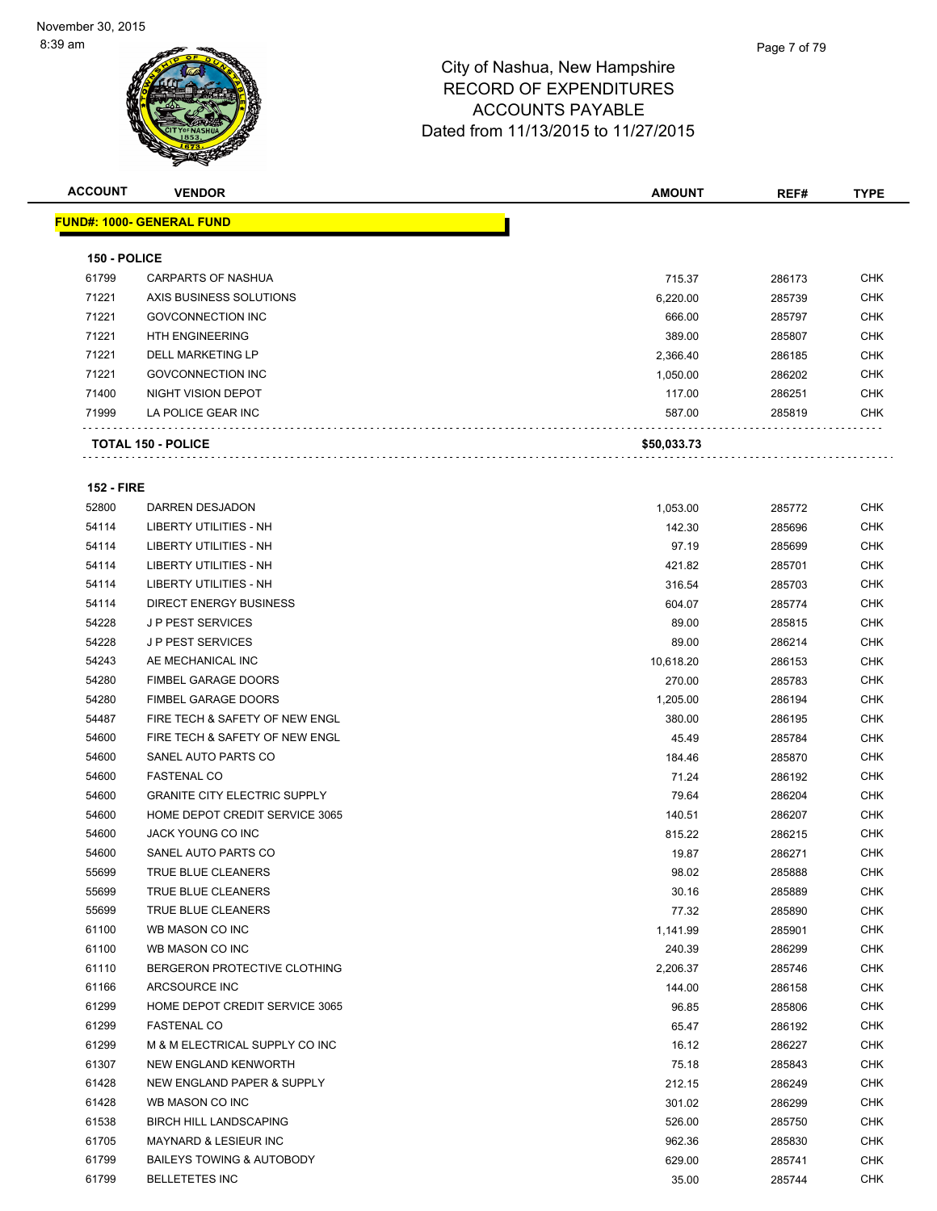City of Nashua, New Hampshire
RECORD OF EXPENDITURES
ACCOUNTS PAYABLE
Dated from 11/13/2015 to 11/27/2015

November 30, 2015
8:39 am

| ACCOUNT | VENDOR | AMOUNT | REF# | TYPE |
|---|---|---|---|---|
| **FUND#: 1000- GENERAL FUND** | | | | |
| **150 - POLICE** | | | | |
| 61799 | CARPARTS OF NASHUA | 715.37 | 286173 | CHK |
| 71221 | AXIS BUSINESS SOLUTIONS | 6,220.00 | 285739 | CHK |
| 71221 | GOVCONNECTION INC | 666.00 | 285797 | CHK |
| 71221 | HTH ENGINEERING | 389.00 | 285807 | CHK |
| 71221 | DELL MARKETING LP | 2,366.40 | 286185 | CHK |
| 71221 | GOVCONNECTION INC | 1,050.00 | 286202 | CHK |
| 71400 | NIGHT VISION DEPOT | 117.00 | 286251 | CHK |
| 71999 | LA POLICE GEAR INC | 587.00 | 285819 | CHK |
| | **TOTAL 150 - POLICE** | **$50,033.73** | | |
| **152 - FIRE** | | | | |
| 52800 | DARREN DESJADON | 1,053.00 | 285772 | CHK |
| 54114 | LIBERTY UTILITIES - NH | 142.30 | 285696 | CHK |
| 54114 | LIBERTY UTILITIES - NH | 97.19 | 285699 | CHK |
| 54114 | LIBERTY UTILITIES - NH | 421.82 | 285701 | CHK |
| 54114 | LIBERTY UTILITIES - NH | 316.54 | 285703 | CHK |
| 54114 | DIRECT ENERGY BUSINESS | 604.07 | 285774 | CHK |
| 54228 | J P PEST SERVICES | 89.00 | 285815 | CHK |
| 54228 | J P PEST SERVICES | 89.00 | 286214 | CHK |
| 54243 | AE MECHANICAL INC | 10,618.20 | 286153 | CHK |
| 54280 | FIMBEL GARAGE DOORS | 270.00 | 285783 | CHK |
| 54280 | FIMBEL GARAGE DOORS | 1,205.00 | 286194 | CHK |
| 54487 | FIRE TECH & SAFETY OF NEW ENGL | 380.00 | 286195 | CHK |
| 54600 | FIRE TECH & SAFETY OF NEW ENGL | 45.49 | 285784 | CHK |
| 54600 | SANEL AUTO PARTS CO | 184.46 | 285870 | CHK |
| 54600 | FASTENAL CO | 71.24 | 286192 | CHK |
| 54600 | GRANITE CITY ELECTRIC SUPPLY | 79.64 | 286204 | CHK |
| 54600 | HOME DEPOT CREDIT SERVICE 3065 | 140.51 | 286207 | CHK |
| 54600 | JACK YOUNG CO INC | 815.22 | 286215 | CHK |
| 54600 | SANEL AUTO PARTS CO | 19.87 | 286271 | CHK |
| 55699 | TRUE BLUE CLEANERS | 98.02 | 285888 | CHK |
| 55699 | TRUE BLUE CLEANERS | 30.16 | 285889 | CHK |
| 55699 | TRUE BLUE CLEANERS | 77.32 | 285890 | CHK |
| 61100 | WB MASON CO INC | 1,141.99 | 285901 | CHK |
| 61100 | WB MASON CO INC | 240.39 | 286299 | CHK |
| 61110 | BERGERON PROTECTIVE CLOTHING | 2,206.37 | 285746 | CHK |
| 61166 | ARCSOURCE INC | 144.00 | 286158 | CHK |
| 61299 | HOME DEPOT CREDIT SERVICE 3065 | 96.85 | 285806 | CHK |
| 61299 | FASTENAL CO | 65.47 | 286192 | CHK |
| 61299 | M & M ELECTRICAL SUPPLY CO INC | 16.12 | 286227 | CHK |
| 61307 | NEW ENGLAND KENWORTH | 75.18 | 285843 | CHK |
| 61428 | NEW ENGLAND PAPER & SUPPLY | 212.15 | 286249 | CHK |
| 61428 | WB MASON CO INC | 301.02 | 286299 | CHK |
| 61538 | BIRCH HILL LANDSCAPING | 526.00 | 285750 | CHK |
| 61705 | MAYNARD & LESIEUR INC | 962.36 | 285830 | CHK |
| 61799 | BAILEYS TOWING & AUTOBODY | 629.00 | 285741 | CHK |
| 61799 | BELLETETES INC | 35.00 | 285744 | CHK |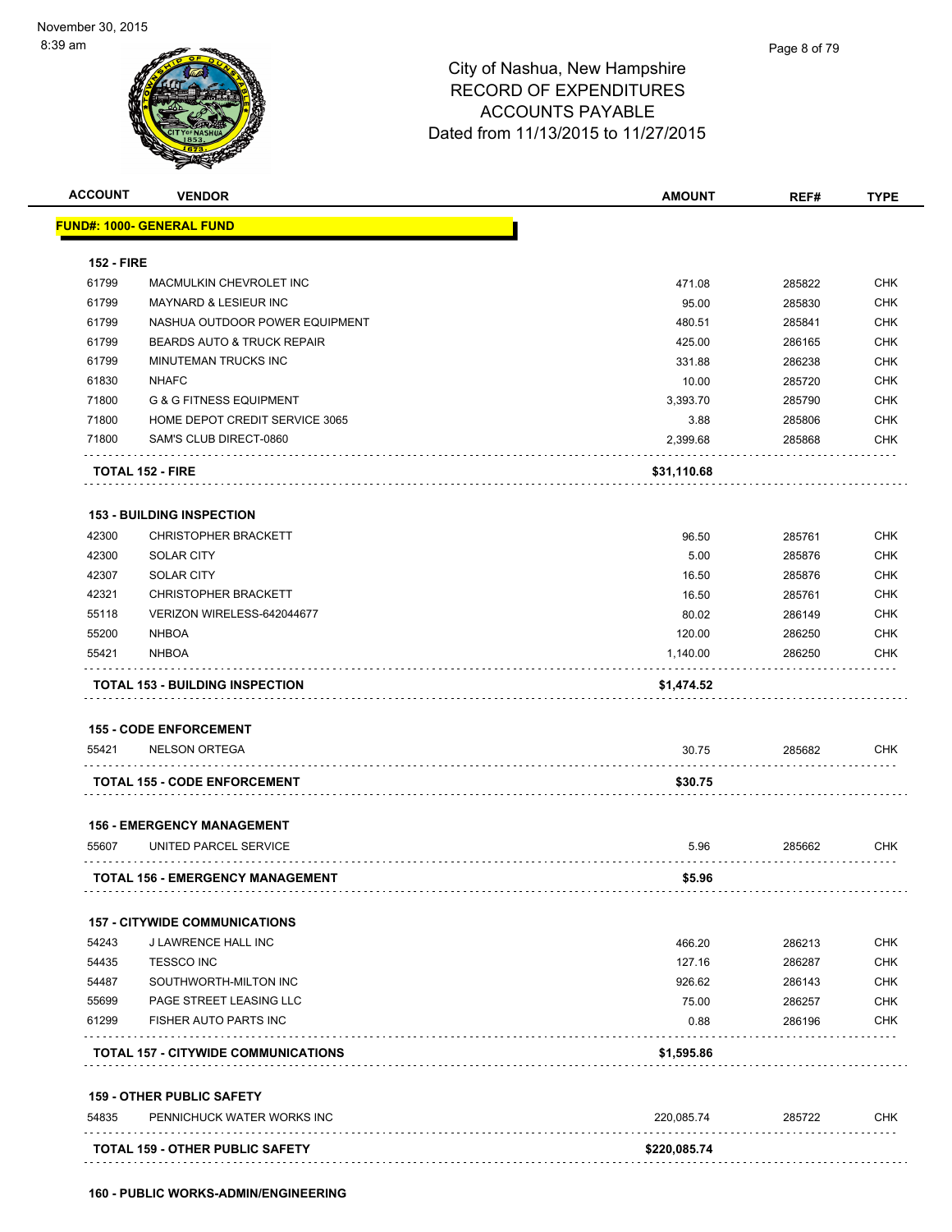City of Nashua, New Hampshire
RECORD OF EXPENDITURES
ACCOUNTS PAYABLE
Dated from 11/13/2015 to 11/27/2015

| ACCOUNT | VENDOR | AMOUNT | REF# | TYPE |
|---|---|---|---|---|
| **FUND#: 1000- GENERAL FUND** | | | | |
| **152 - FIRE** | | | | |
| 61799 | MACMULKIN CHEVROLET INC | 471.08 | 285822 | CHK |
| 61799 | MAYNARD & LESIEUR INC | 95.00 | 285830 | CHK |
| 61799 | NASHUA OUTDOOR POWER EQUIPMENT | 480.51 | 285841 | CHK |
| 61799 | BEARDS AUTO & TRUCK REPAIR | 425.00 | 286165 | CHK |
| 61799 | MINUTEMAN TRUCKS INC | 331.88 | 286238 | CHK |
| 61830 | NHAFC | 10.00 | 285720 | CHK |
| 71800 | G & G FITNESS EQUIPMENT | 3,393.70 | 285790 | CHK |
| 71800 | HOME DEPOT CREDIT SERVICE 3065 | 3.88 | 285806 | CHK |
| 71800 | SAM'S CLUB DIRECT-0860 | 2,399.68 | 285868 | CHK |
| **TOTAL 152 - FIRE** | | **$31,110.68** | | |
| **153 - BUILDING INSPECTION** | | | | |
| 42300 | CHRISTOPHER BRACKETT | 96.50 | 285761 | CHK |
| 42300 | SOLAR CITY | 5.00 | 285876 | CHK |
| 42307 | SOLAR CITY | 16.50 | 285876 | CHK |
| 42321 | CHRISTOPHER BRACKETT | 16.50 | 285761 | CHK |
| 55118 | VERIZON WIRELESS-642044677 | 80.02 | 286149 | CHK |
| 55200 | NHBOA | 120.00 | 286250 | CHK |
| 55421 | NHBOA | 1,140.00 | 286250 | CHK |
| **TOTAL 153 - BUILDING INSPECTION** | | **$1,474.52** | | |
| **155 - CODE ENFORCEMENT** | | | | |
| 55421 | NELSON ORTEGA | 30.75 | 285682 | CHK |
| **TOTAL 155 - CODE ENFORCEMENT** | | **$30.75** | | |
| **156 - EMERGENCY MANAGEMENT** | | | | |
| 55607 | UNITED PARCEL SERVICE | 5.96 | 285662 | CHK |
| **TOTAL 156 - EMERGENCY MANAGEMENT** | | **$5.96** | | |
| **157 - CITYWIDE COMMUNICATIONS** | | | | |
| 54243 | J LAWRENCE HALL INC | 466.20 | 286213 | CHK |
| 54435 | TESSCO INC | 127.16 | 286287 | CHK |
| 54487 | SOUTHWORTH-MILTON INC | 926.62 | 286143 | CHK |
| 55699 | PAGE STREET LEASING LLC | 75.00 | 286257 | CHK |
| 61299 | FISHER AUTO PARTS INC | 0.88 | 286196 | CHK |
| **TOTAL 157 - CITYWIDE COMMUNICATIONS** | | **$1,595.86** | | |
| **159 - OTHER PUBLIC SAFETY** | | | | |
| 54835 | PENNICHUCK WATER WORKS INC | 220,085.74 | 285722 | CHK |
| **TOTAL 159 - OTHER PUBLIC SAFETY** | | **$220,085.74** | | |
| **160 - PUBLIC WORKS-ADMIN/ENGINEERING** | | | | |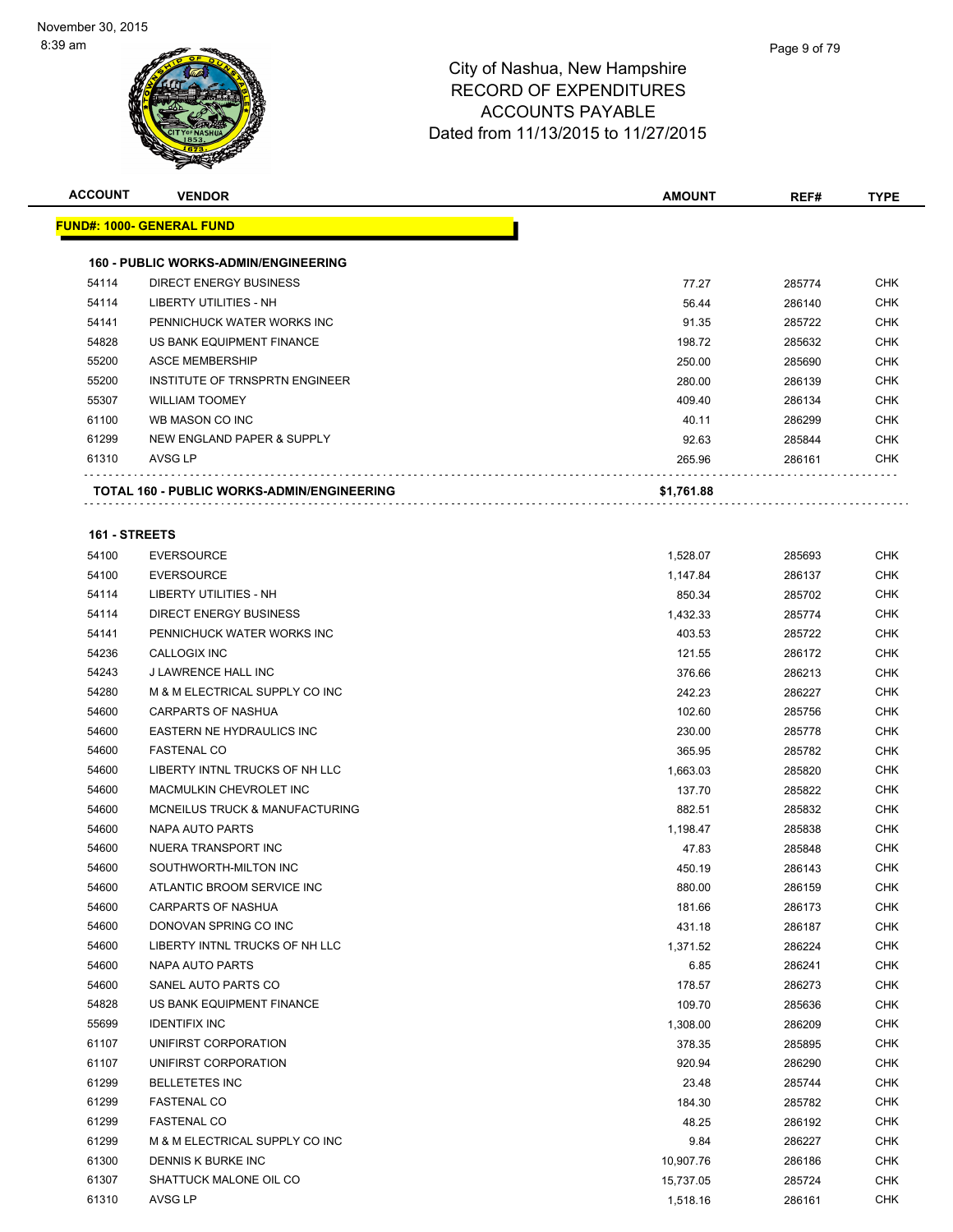November 30, 2015
8:39 am

# City of Nashua, New Hampshire
## RECORD OF EXPENDITURES
## ACCOUNTS PAYABLE
## Dated from 11/13/2015 to 11/27/2015

| ACCOUNT | VENDOR | AMOUNT | REF# | TYPE |
|---|---|---|---|---|
| **FUND#: 1000- GENERAL FUND** | | | | |
| **160 - PUBLIC WORKS-ADMIN/ENGINEERING** | | | | |
| 54114 | DIRECT ENERGY BUSINESS | 77.27 | 285774 | CHK |
| 54114 | LIBERTY UTILITIES - NH | 56.44 | 286140 | CHK |
| 54141 | PENNICHUCK WATER WORKS INC | 91.35 | 285722 | CHK |
| 54828 | US BANK EQUIPMENT FINANCE | 198.72 | 285632 | CHK |
| 55200 | ASCE MEMBERSHIP | 250.00 | 285690 | CHK |
| 55200 | INSTITUTE OF TRNSPRTN ENGINEER | 280.00 | 286139 | CHK |
| 55307 | WILLIAM TOOMEY | 409.40 | 286134 | CHK |
| 61100 | WB MASON CO INC | 40.11 | 286299 | CHK |
| 61299 | NEW ENGLAND PAPER & SUPPLY | 92.63 | 285844 | CHK |
| 61310 | AVSG LP | 265.96 | 286161 | CHK |
| **TOTAL 160 - PUBLIC WORKS-ADMIN/ENGINEERING** | | **$1,761.88** | | |
| **161 - STREETS** | | | | |
| 54100 | EVERSOURCE | 1,528.07 | 285693 | CHK |
| 54100 | EVERSOURCE | 1,147.84 | 286137 | CHK |
| 54114 | LIBERTY UTILITIES - NH | 850.34 | 285702 | CHK |
| 54114 | DIRECT ENERGY BUSINESS | 1,432.33 | 285774 | CHK |
| 54141 | PENNICHUCK WATER WORKS INC | 403.53 | 285722 | CHK |
| 54236 | CALLOGIX INC | 121.55 | 286172 | CHK |
| 54243 | J LAWRENCE HALL INC | 376.66 | 286213 | CHK |
| 54280 | M & M ELECTRICAL SUPPLY CO INC | 242.23 | 286227 | CHK |
| 54600 | CARPARTS OF NASHUA | 102.60 | 285756 | CHK |
| 54600 | EASTERN NE HYDRAULICS INC | 230.00 | 285778 | CHK |
| 54600 | FASTENAL CO | 365.95 | 285782 | CHK |
| 54600 | LIBERTY INTNL TRUCKS OF NH LLC | 1,663.03 | 285820 | CHK |
| 54600 | MACMULKIN CHEVROLET INC | 137.70 | 285822 | CHK |
| 54600 | MCNEILUS TRUCK & MANUFACTURING | 882.51 | 285832 | CHK |
| 54600 | NAPA AUTO PARTS | 1,198.47 | 285838 | CHK |
| 54600 | NUERA TRANSPORT INC | 47.83 | 285848 | CHK |
| 54600 | SOUTHWORTH-MILTON INC | 450.19 | 286143 | CHK |
| 54600 | ATLANTIC BROOM SERVICE INC | 880.00 | 286159 | CHK |
| 54600 | CARPARTS OF NASHUA | 181.66 | 286173 | CHK |
| 54600 | DONOVAN SPRING CO INC | 431.18 | 286187 | CHK |
| 54600 | LIBERTY INTNL TRUCKS OF NH LLC | 1,371.52 | 286224 | CHK |
| 54600 | NAPA AUTO PARTS | 6.85 | 286241 | CHK |
| 54600 | SANEL AUTO PARTS CO | 178.57 | 286273 | CHK |
| 54828 | US BANK EQUIPMENT FINANCE | 109.70 | 285636 | CHK |
| 55699 | IDENTIFIX INC | 1,308.00 | 286209 | CHK |
| 61107 | UNIFIRST CORPORATION | 378.35 | 285895 | CHK |
| 61107 | UNIFIRST CORPORATION | 920.94 | 286290 | CHK |
| 61299 | BELLETETES INC | 23.48 | 285744 | CHK |
| 61299 | FASTENAL CO | 184.30 | 285782 | CHK |
| 61299 | FASTENAL CO | 48.25 | 286192 | CHK |
| 61299 | M & M ELECTRICAL SUPPLY CO INC | 9.84 | 286227 | CHK |
| 61300 | DENNIS K BURKE INC | 10,907.76 | 286186 | CHK |
| 61307 | SHATTUCK MALONE OIL CO | 15,737.05 | 285724 | CHK |
| 61310 | AVSG LP | 1,518.16 | 286161 | CHK |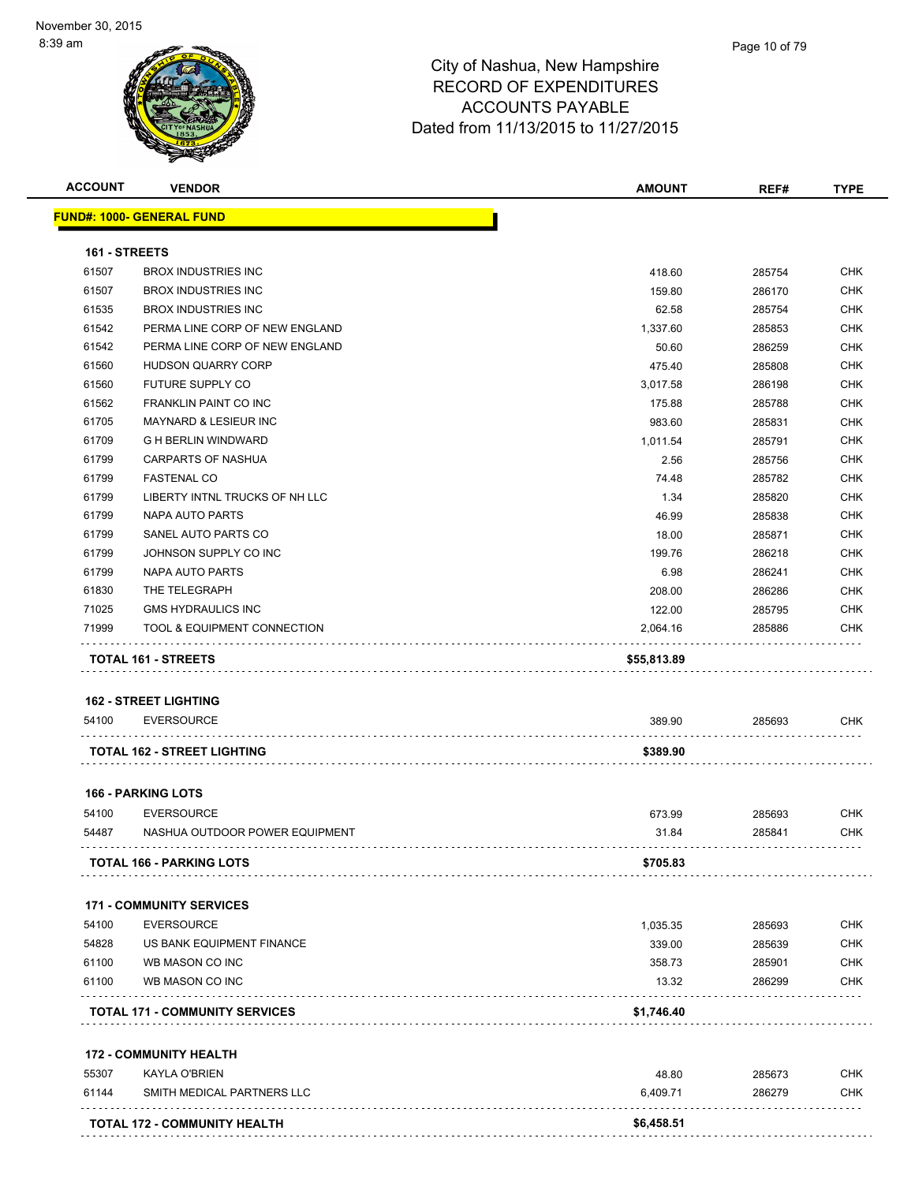# City of Nashua, New Hampshire
## RECORD OF EXPENDITURES
## ACCOUNTS PAYABLE
## Dated from 11/13/2015 to 11/27/2015

| ACCOUNT | VENDOR | AMOUNT | REF# | TYPE |
|---|---|---|---|---|
| **FUND#: 1000- GENERAL FUND** | | | | |
| **161 - STREETS** | | | | |
| 61507 | BROX INDUSTRIES INC | 418.60 | 285754 | CHK |
| 61507 | BROX INDUSTRIES INC | 159.80 | 286170 | CHK |
| 61535 | BROX INDUSTRIES INC | 62.58 | 285754 | CHK |
| 61542 | PERMA LINE CORP OF NEW ENGLAND | 1,337.60 | 285853 | CHK |
| 61542 | PERMA LINE CORP OF NEW ENGLAND | 50.60 | 286259 | CHK |
| 61560 | HUDSON QUARRY CORP | 475.40 | 285808 | CHK |
| 61560 | FUTURE SUPPLY CO | 3,017.58 | 286198 | CHK |
| 61562 | FRANKLIN PAINT CO INC | 175.88 | 285788 | CHK |
| 61705 | MAYNARD & LESIEUR INC | 983.60 | 285831 | CHK |
| 61709 | G H BERLIN WINDWARD | 1,011.54 | 285791 | CHK |
| 61799 | CARPARTS OF NASHUA | 2.56 | 285756 | CHK |
| 61799 | FASTENAL CO | 74.48 | 285782 | CHK |
| 61799 | LIBERTY INTNL TRUCKS OF NH LLC | 1.34 | 285820 | CHK |
| 61799 | NAPA AUTO PARTS | 46.99 | 285838 | CHK |
| 61799 | SANEL AUTO PARTS CO | 18.00 | 285871 | CHK |
| 61799 | JOHNSON SUPPLY CO INC | 199.76 | 286218 | CHK |
| 61799 | NAPA AUTO PARTS | 6.98 | 286241 | CHK |
| 61830 | THE TELEGRAPH | 208.00 | 286286 | CHK |
| 71025 | GMS HYDRAULICS INC | 122.00 | 285795 | CHK |
| 71999 | TOOL & EQUIPMENT CONNECTION | 2,064.16 | 285886 | CHK |
| **TOTAL 161 - STREETS** | | **$55,813.89** | | |
| **162 - STREET LIGHTING** | | | | |
| 54100 | EVERSOURCE | 389.90 | 285693 | CHK |
| **TOTAL 162 - STREET LIGHTING** | | **$389.90** | | |
| **166 - PARKING LOTS** | | | | |
| 54100 | EVERSOURCE | 673.99 | 285693 | CHK |
| 54487 | NASHUA OUTDOOR POWER EQUIPMENT | 31.84 | 285841 | CHK |
| **TOTAL 166 - PARKING LOTS** | | **$705.83** | | |
| **171 - COMMUNITY SERVICES** | | | | |
| 54100 | EVERSOURCE | 1,035.35 | 285693 | CHK |
| 54828 | US BANK EQUIPMENT FINANCE | 339.00 | 285639 | CHK |
| 61100 | WB MASON CO INC | 358.73 | 285901 | CHK |
| 61100 | WB MASON CO INC | 13.32 | 286299 | CHK |
| **TOTAL 171 - COMMUNITY SERVICES** | | **$1,746.40** | | |
| **172 - COMMUNITY HEALTH** | | | | |
| 55307 | KAYLA O'BRIEN | 48.80 | 285673 | CHK |
| 61144 | SMITH MEDICAL PARTNERS LLC | 6,409.71 | 286279 | CHK |
| **TOTAL 172 - COMMUNITY HEALTH** | | **$6,458.51** | | |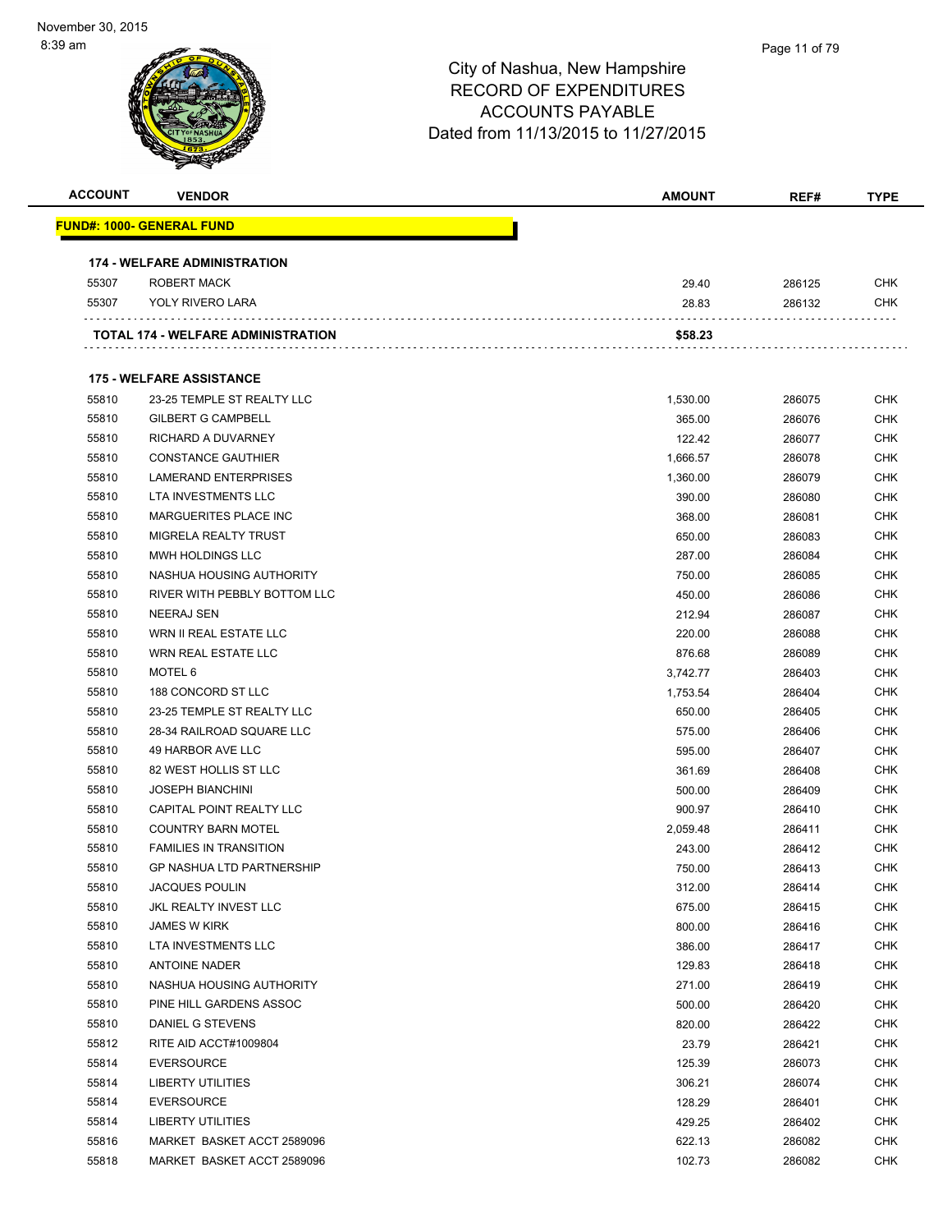City of Nashua, New Hampshire
RECORD OF EXPENDITURES
ACCOUNTS PAYABLE
Dated from 11/13/2015 to 11/27/2015

| ACCOUNT | VENDOR | AMOUNT | REF# | TYPE |
|---|---|---|---|---|
| **FUND#: 1000- GENERAL FUND** | | | | |
| **174 - WELFARE ADMINISTRATION** | | | | |
| 55307 | ROBERT MACK | 29.40 | 286125 | CHK |
| 55307 | YOLY RIVERO LARA | 28.83 | 286132 | CHK |
| **TOTAL 174 - WELFARE ADMINISTRATION** | | **$58.23** | | |
| **175 - WELFARE ASSISTANCE** | | | | |
| 55810 | 23-25 TEMPLE ST REALTY LLC | 1,530.00 | 286075 | CHK |
| 55810 | GILBERT G CAMPBELL | 365.00 | 286076 | CHK |
| 55810 | RICHARD A DUVARNEY | 122.42 | 286077 | CHK |
| 55810 | CONSTANCE GAUTHIER | 1,666.57 | 286078 | CHK |
| 55810 | LAMERAND ENTERPRISES | 1,360.00 | 286079 | CHK |
| 55810 | LTA INVESTMENTS LLC | 390.00 | 286080 | CHK |
| 55810 | MARGUERITES PLACE INC | 368.00 | 286081 | CHK |
| 55810 | MIGRELA REALTY TRUST | 650.00 | 286083 | CHK |
| 55810 | MWH HOLDINGS LLC | 287.00 | 286084 | CHK |
| 55810 | NASHUA HOUSING AUTHORITY | 750.00 | 286085 | CHK |
| 55810 | RIVER WITH PEBBLY BOTTOM LLC | 450.00 | 286086 | CHK |
| 55810 | NEERAJ SEN | 212.94 | 286087 | CHK |
| 55810 | WRN II REAL ESTATE LLC | 220.00 | 286088 | CHK |
| 55810 | WRN REAL ESTATE LLC | 876.68 | 286089 | CHK |
| 55810 | MOTEL 6 | 3,742.77 | 286403 | CHK |
| 55810 | 188 CONCORD ST LLC | 1,753.54 | 286404 | CHK |
| 55810 | 23-25 TEMPLE ST REALTY LLC | 650.00 | 286405 | CHK |
| 55810 | 28-34 RAILROAD SQUARE LLC | 575.00 | 286406 | CHK |
| 55810 | 49 HARBOR AVE LLC | 595.00 | 286407 | CHK |
| 55810 | 82 WEST HOLLIS ST LLC | 361.69 | 286408 | CHK |
| 55810 | JOSEPH BIANCHINI | 500.00 | 286409 | CHK |
| 55810 | CAPITAL POINT REALTY LLC | 900.97 | 286410 | CHK |
| 55810 | COUNTRY BARN MOTEL | 2,059.48 | 286411 | CHK |
| 55810 | FAMILIES IN TRANSITION | 243.00 | 286412 | CHK |
| 55810 | GP NASHUA LTD PARTNERSHIP | 750.00 | 286413 | CHK |
| 55810 | JACQUES POULIN | 312.00 | 286414 | CHK |
| 55810 | JKL REALTY INVEST LLC | 675.00 | 286415 | CHK |
| 55810 | JAMES W KIRK | 800.00 | 286416 | CHK |
| 55810 | LTA INVESTMENTS LLC | 386.00 | 286417 | CHK |
| 55810 | ANTOINE NADER | 129.83 | 286418 | CHK |
| 55810 | NASHUA HOUSING AUTHORITY | 271.00 | 286419 | CHK |
| 55810 | PINE HILL GARDENS ASSOC | 500.00 | 286420 | CHK |
| 55810 | DANIEL G STEVENS | 820.00 | 286422 | CHK |
| 55812 | RITE AID ACCT#1009804 | 23.79 | 286421 | CHK |
| 55814 | EVERSOURCE | 125.39 | 286073 | CHK |
| 55814 | LIBERTY UTILITIES | 306.21 | 286074 | CHK |
| 55814 | EVERSOURCE | 128.29 | 286401 | CHK |
| 55814 | LIBERTY UTILITIES | 429.25 | 286402 | CHK |
| 55816 | MARKET BASKET ACCT 2589096 | 622.13 | 286082 | CHK |
| 55818 | MARKET BASKET ACCT 2589096 | 102.73 | 286082 | CHK |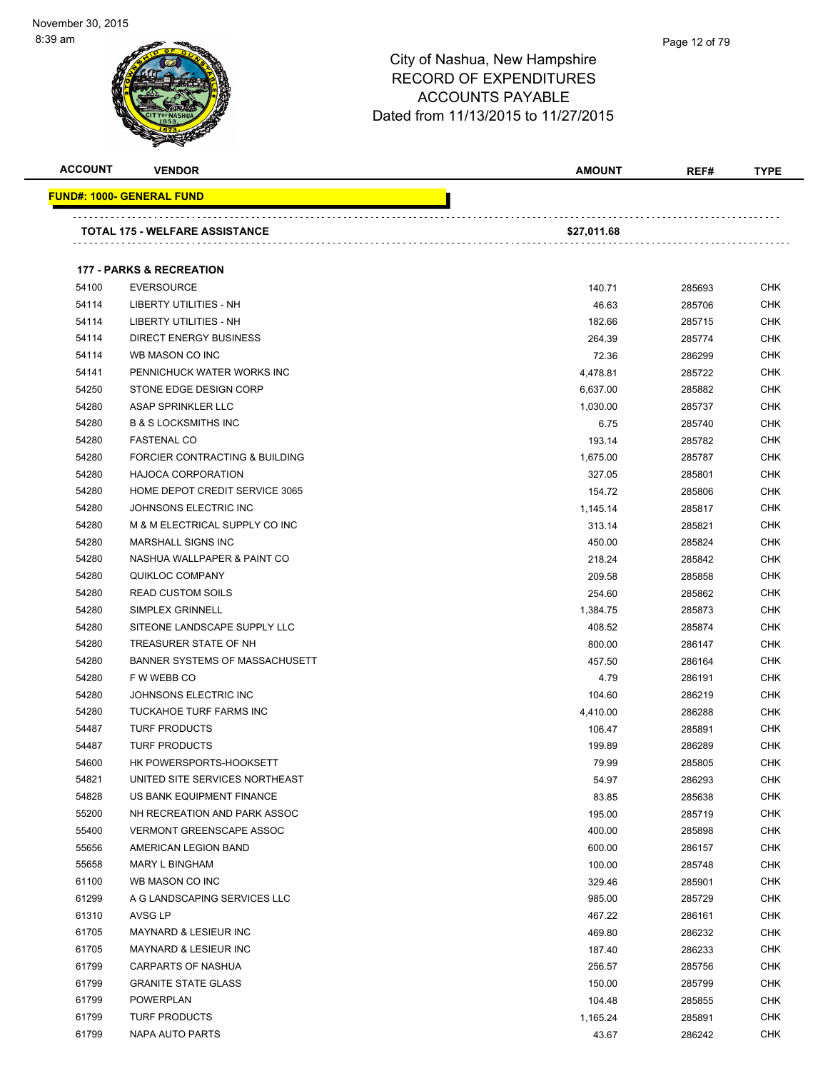# City of Nashua, New Hampshire
## RECORD OF EXPENDITURES
## ACCOUNTS PAYABLE
### Dated from 11/13/2015 to 11/27/2015

November 30, 2015
8:39 am

| ACCOUNT | VENDOR | AMOUNT | REF# | TYPE |
|---|---|---|---|---|
| **FUND#: 1000- GENERAL FUND** | | | | |
| | **TOTAL 175 - WELFARE ASSISTANCE** | **$27,011.68** | | |
| | **177 - PARKS & RECREATION** | | | |
| 54100 | EVERSOURCE | 140.71 | 285693 | CHK |
| 54114 | LIBERTY UTILITIES - NH | 46.63 | 285706 | CHK |
| 54114 | LIBERTY UTILITIES - NH | 182.66 | 285715 | CHK |
| 54114 | DIRECT ENERGY BUSINESS | 264.39 | 285774 | CHK |
| 54114 | WB MASON CO INC | 72.36 | 286299 | CHK |
| 54141 | PENNICHUCK WATER WORKS INC | 4,478.81 | 285722 | CHK |
| 54250 | STONE EDGE DESIGN CORP | 6,637.00 | 285882 | CHK |
| 54280 | ASAP SPRINKLER LLC | 1,030.00 | 285737 | CHK |
| 54280 | B & S LOCKSMITHS INC | 6.75 | 285740 | CHK |
| 54280 | FASTENAL CO | 193.14 | 285782 | CHK |
| 54280 | FORCIER CONTRACTING & BUILDING | 1,675.00 | 285787 | CHK |
| 54280 | HAJOCA CORPORATION | 327.05 | 285801 | CHK |
| 54280 | HOME DEPOT CREDIT SERVICE 3065 | 154.72 | 285806 | CHK |
| 54280 | JOHNSONS ELECTRIC INC | 1,145.14 | 285817 | CHK |
| 54280 | M & M ELECTRICAL SUPPLY CO INC | 313.14 | 285821 | CHK |
| 54280 | MARSHALL SIGNS INC | 450.00 | 285824 | CHK |
| 54280 | NASHUA WALLPAPER & PAINT CO | 218.24 | 285842 | CHK |
| 54280 | QUIKLOC COMPANY | 209.58 | 285858 | CHK |
| 54280 | READ CUSTOM SOILS | 254.60 | 285862 | CHK |
| 54280 | SIMPLEX GRINNELL | 1,384.75 | 285873 | CHK |
| 54280 | SITEONE LANDSCAPE SUPPLY LLC | 408.52 | 285874 | CHK |
| 54280 | TREASURER STATE OF NH | 800.00 | 286147 | CHK |
| 54280 | BANNER SYSTEMS OF MASSACHUSETT | 457.50 | 286164 | CHK |
| 54280 | F W WEBB CO | 4.79 | 286191 | CHK |
| 54280 | JOHNSONS ELECTRIC INC | 104.60 | 286219 | CHK |
| 54280 | TUCKAHOE TURF FARMS INC | 4,410.00 | 286288 | CHK |
| 54487 | TURF PRODUCTS | 106.47 | 285891 | CHK |
| 54487 | TURF PRODUCTS | 199.89 | 286289 | CHK |
| 54600 | HK POWERSPORTS-HOOKSETT | 79.99 | 285805 | CHK |
| 54821 | UNITED SITE SERVICES NORTHEAST | 54.97 | 286293 | CHK |
| 54828 | US BANK EQUIPMENT FINANCE | 83.85 | 285638 | CHK |
| 55200 | NH RECREATION AND PARK ASSOC | 195.00 | 285719 | CHK |
| 55400 | VERMONT GREENSCAPE ASSOC | 400.00 | 285898 | CHK |
| 55656 | AMERICAN LEGION BAND | 600.00 | 286157 | CHK |
| 55658 | MARY L BINGHAM | 100.00 | 285748 | CHK |
| 61100 | WB MASON CO INC | 329.46 | 285901 | CHK |
| 61299 | A G LANDSCAPING SERVICES LLC | 985.00 | 285729 | CHK |
| 61310 | AVSG LP | 467.22 | 286161 | CHK |
| 61705 | MAYNARD & LESIEUR INC | 469.80 | 286232 | CHK |
| 61705 | MAYNARD & LESIEUR INC | 187.40 | 286233 | CHK |
| 61799 | CARPARTS OF NASHUA | 256.57 | 285756 | CHK |
| 61799 | GRANITE STATE GLASS | 150.00 | 285799 | CHK |
| 61799 | POWERPLAN | 104.48 | 285855 | CHK |
| 61799 | TURF PRODUCTS | 1,165.24 | 285891 | CHK |
| 61799 | NAPA AUTO PARTS | 43.67 | 286242 | CHK |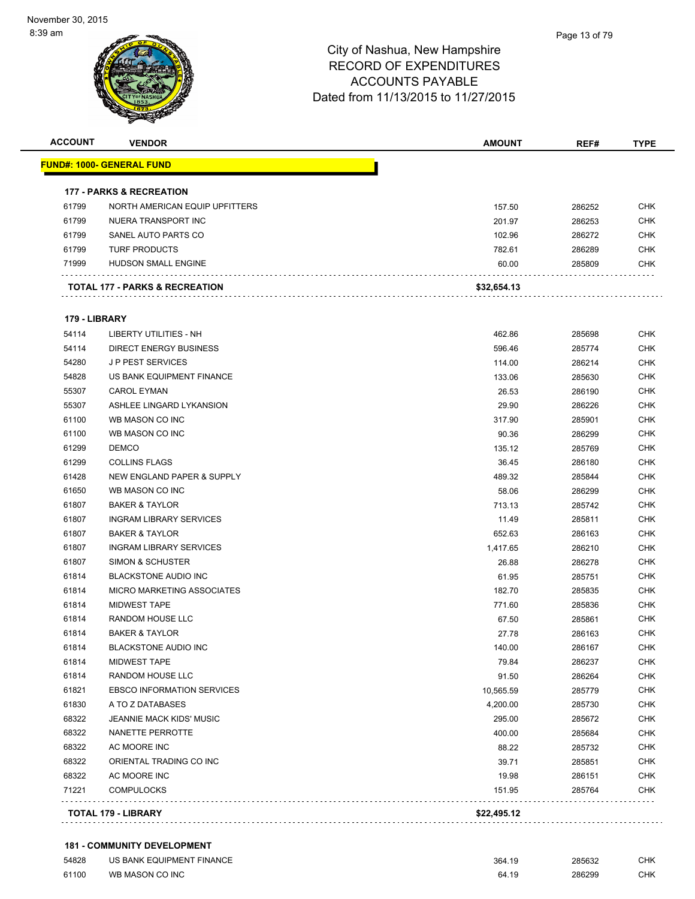City of Nashua, New Hampshire
RECORD OF EXPENDITURES
ACCOUNTS PAYABLE
Dated from 11/13/2015 to 11/27/2015

| ACCOUNT | VENDOR | AMOUNT | REF# | TYPE |
|---|---|---|---|---|
| **FUND#: 1000- GENERAL FUND** | | | | |
| **177 - PARKS & RECREATION** | | | | |
| 61799 | NORTH AMERICAN EQUIP UPFITTERS | 157.50 | 286252 | CHK |
| 61799 | NUERA TRANSPORT INC | 201.97 | 286253 | CHK |
| 61799 | SANEL AUTO PARTS CO | 102.96 | 286272 | CHK |
| 61799 | TURF PRODUCTS | 782.61 | 286289 | CHK |
| 71999 | HUDSON SMALL ENGINE | 60.00 | 285809 | CHK |
| **TOTAL 177 - PARKS & RECREATION** | | **$32,654.13** | | |
| **179 - LIBRARY** | | | | |
| 54114 | LIBERTY UTILITIES - NH | 462.86 | 285698 | CHK |
| 54114 | DIRECT ENERGY BUSINESS | 596.46 | 285774 | CHK |
| 54280 | J P PEST SERVICES | 114.00 | 286214 | CHK |
| 54828 | US BANK EQUIPMENT FINANCE | 133.06 | 285630 | CHK |
| 55307 | CAROL EYMAN | 26.53 | 286190 | CHK |
| 55307 | ASHLEE LINGARD LYKANSION | 29.90 | 286226 | CHK |
| 61100 | WB MASON CO INC | 317.90 | 285901 | CHK |
| 61100 | WB MASON CO INC | 90.36 | 286299 | CHK |
| 61299 | DEMCO | 135.12 | 285769 | CHK |
| 61299 | COLLINS FLAGS | 36.45 | 286180 | CHK |
| 61428 | NEW ENGLAND PAPER & SUPPLY | 489.32 | 285844 | CHK |
| 61650 | WB MASON CO INC | 58.06 | 286299 | CHK |
| 61807 | BAKER & TAYLOR | 713.13 | 285742 | CHK |
| 61807 | INGRAM LIBRARY SERVICES | 11.49 | 285811 | CHK |
| 61807 | BAKER & TAYLOR | 652.63 | 286163 | CHK |
| 61807 | INGRAM LIBRARY SERVICES | 1,417.65 | 286210 | CHK |
| 61807 | SIMON & SCHUSTER | 26.88 | 286278 | CHK |
| 61814 | BLACKSTONE AUDIO INC | 61.95 | 285751 | CHK |
| 61814 | MICRO MARKETING ASSOCIATES | 182.70 | 285835 | CHK |
| 61814 | MIDWEST TAPE | 771.60 | 285836 | CHK |
| 61814 | RANDOM HOUSE LLC | 67.50 | 285861 | CHK |
| 61814 | BAKER & TAYLOR | 27.78 | 286163 | CHK |
| 61814 | BLACKSTONE AUDIO INC | 140.00 | 286167 | CHK |
| 61814 | MIDWEST TAPE | 79.84 | 286237 | CHK |
| 61814 | RANDOM HOUSE LLC | 91.50 | 286264 | CHK |
| 61821 | EBSCO INFORMATION SERVICES | 10,565.59 | 285779 | CHK |
| 61830 | A TO Z DATABASES | 4,200.00 | 285730 | CHK |
| 68322 | JEANNIE MACK KIDS' MUSIC | 295.00 | 285672 | CHK |
| 68322 | NANETTE PERROTTE | 400.00 | 285684 | CHK |
| 68322 | AC MOORE INC | 88.22 | 285732 | CHK |
| 68322 | ORIENTAL TRADING CO INC | 39.71 | 285851 | CHK |
| 68322 | AC MOORE INC | 19.98 | 286151 | CHK |
| 71221 | COMPULOCKS | 151.95 | 285764 | CHK |
| **TOTAL 179 - LIBRARY** | | **$22,495.12** | | |
| **181 - COMMUNITY DEVELOPMENT** | | | | |
| 54828 | US BANK EQUIPMENT FINANCE | 364.19 | 285632 | CHK |
| 61100 | WB MASON CO INC | 64.19 | 286299 | CHK |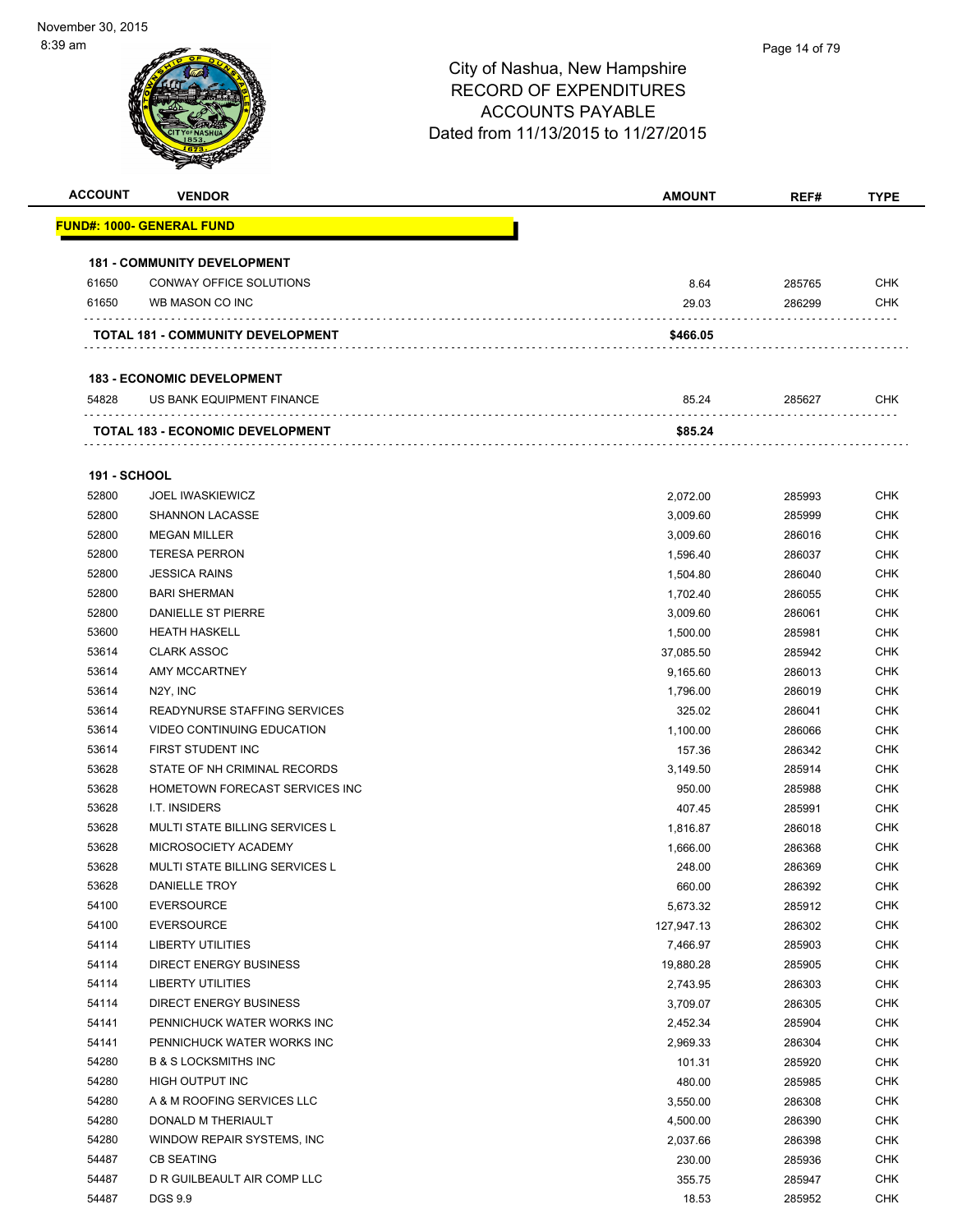# City of Nashua, New Hampshire
## RECORD OF EXPENDITURES
## ACCOUNTS PAYABLE
## Dated from 11/13/2015 to 11/27/2015

| ACCOUNT | VENDOR | AMOUNT | REF# | TYPE |
|---|---|---|---|---|
| **FUND#: 1000- GENERAL FUND** | | | | |
| **181 - COMMUNITY DEVELOPMENT** | | | | |
| 61650 | CONWAY OFFICE SOLUTIONS | 8.64 | 285765 | CHK |
| 61650 | WB MASON CO INC | 29.03 | 286299 | CHK |
| | **TOTAL 181 - COMMUNITY DEVELOPMENT** | **$466.05** | | |
| **183 - ECONOMIC DEVELOPMENT** | | | | |
| 54828 | US BANK EQUIPMENT FINANCE | 85.24 | 285627 | CHK |
| | **TOTAL 183 - ECONOMIC DEVELOPMENT** | **$85.24** | | |
| **191 - SCHOOL** | | | | |
| 52800 | JOEL IWASKIEWICZ | 2,072.00 | 285993 | CHK |
| 52800 | SHANNON LACASSE | 3,009.60 | 285999 | CHK |
| 52800 | MEGAN MILLER | 3,009.60 | 286016 | CHK |
| 52800 | TERESA PERRON | 1,596.40 | 286037 | CHK |
| 52800 | JESSICA RAINS | 1,504.80 | 286040 | CHK |
| 52800 | BARI SHERMAN | 1,702.40 | 286055 | CHK |
| 52800 | DANIELLE ST PIERRE | 3,009.60 | 286061 | CHK |
| 53600 | HEATH HASKELL | 1,500.00 | 285981 | CHK |
| 53614 | CLARK ASSOC | 37,085.50 | 285942 | CHK |
| 53614 | AMY MCCARTNEY | 9,165.60 | 286013 | CHK |
| 53614 | N2Y, INC | 1,796.00 | 286019 | CHK |
| 53614 | READYNURSE STAFFING SERVICES | 325.02 | 286041 | CHK |
| 53614 | VIDEO CONTINUING EDUCATION | 1,100.00 | 286066 | CHK |
| 53614 | FIRST STUDENT INC | 157.36 | 286342 | CHK |
| 53628 | STATE OF NH CRIMINAL RECORDS | 3,149.50 | 285914 | CHK |
| 53628 | HOMETOWN FORECAST SERVICES INC | 950.00 | 285988 | CHK |
| 53628 | I.T. INSIDERS | 407.45 | 285991 | CHK |
| 53628 | MULTI STATE BILLING SERVICES L | 1,816.87 | 286018 | CHK |
| 53628 | MICROSOCIETY ACADEMY | 1,666.00 | 286368 | CHK |
| 53628 | MULTI STATE BILLING SERVICES L | 248.00 | 286369 | CHK |
| 53628 | DANIELLE TROY | 660.00 | 286392 | CHK |
| 54100 | EVERSOURCE | 5,673.32 | 285912 | CHK |
| 54100 | EVERSOURCE | 127,947.13 | 286302 | CHK |
| 54114 | LIBERTY UTILITIES | 7,466.97 | 285903 | CHK |
| 54114 | DIRECT ENERGY BUSINESS | 19,880.28 | 285905 | CHK |
| 54114 | LIBERTY UTILITIES | 2,743.95 | 286303 | CHK |
| 54114 | DIRECT ENERGY BUSINESS | 3,709.07 | 286305 | CHK |
| 54141 | PENNICHUCK WATER WORKS INC | 2,452.34 | 285904 | CHK |
| 54141 | PENNICHUCK WATER WORKS INC | 2,969.33 | 286304 | CHK |
| 54280 | B & S LOCKSMITHS INC | 101.31 | 285920 | CHK |
| 54280 | HIGH OUTPUT INC | 480.00 | 285985 | CHK |
| 54280 | A & M ROOFING SERVICES LLC | 3,550.00 | 286308 | CHK |
| 54280 | DONALD M THERIAULT | 4,500.00 | 286390 | CHK |
| 54280 | WINDOW REPAIR SYSTEMS, INC | 2,037.66 | 286398 | CHK |
| 54487 | CB SEATING | 230.00 | 285936 | CHK |
| 54487 | D R GUILBEAULT AIR COMP LLC | 355.75 | 285947 | CHK |
| 54487 | DGS 9.9 | 18.53 | 285952 | CHK |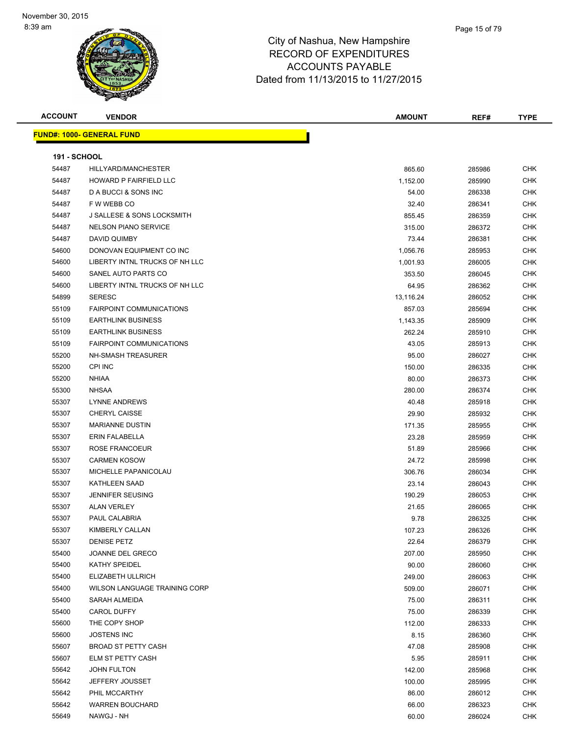City of Nashua, New Hampshire
RECORD OF EXPENDITURES
ACCOUNTS PAYABLE
Dated from 11/13/2015 to 11/27/2015

| ACCOUNT | VENDOR | AMOUNT | REF# | TYPE |
|---|---|---|---|---|

**FUND#: 1000- GENERAL FUND**

**191 - SCHOOL**

| ACCOUNT | VENDOR | AMOUNT | REF# | TYPE |
|---|---|---|---|---|
| 54487 | HILLYARD/MANCHESTER | 865.60 | 285986 | CHK |
| 54487 | HOWARD P FAIRFIELD LLC | 1,152.00 | 285990 | CHK |
| 54487 | D A BUCCI & SONS INC | 54.00 | 286338 | CHK |
| 54487 | F W WEBB CO | 32.40 | 286341 | CHK |
| 54487 | J SALLESE & SONS LOCKSMITH | 855.45 | 286359 | CHK |
| 54487 | NELSON PIANO SERVICE | 315.00 | 286372 | CHK |
| 54487 | DAVID QUIMBY | 73.44 | 286381 | CHK |
| 54600 | DONOVAN EQUIPMENT CO INC | 1,056.76 | 285953 | CHK |
| 54600 | LIBERTY INTNL TRUCKS OF NH LLC | 1,001.93 | 286005 | CHK |
| 54600 | SANEL AUTO PARTS CO | 353.50 | 286045 | CHK |
| 54600 | LIBERTY INTNL TRUCKS OF NH LLC | 64.95 | 286362 | CHK |
| 54899 | SERESC | 13,116.24 | 286052 | CHK |
| 55109 | FAIRPOINT COMMUNICATIONS | 857.03 | 285694 | CHK |
| 55109 | EARTHLINK BUSINESS | 1,143.35 | 285909 | CHK |
| 55109 | EARTHLINK BUSINESS | 262.24 | 285910 | CHK |
| 55109 | FAIRPOINT COMMUNICATIONS | 43.05 | 285913 | CHK |
| 55200 | NH-SMASH TREASURER | 95.00 | 286027 | CHK |
| 55200 | CPI INC | 150.00 | 286335 | CHK |
| 55200 | NHIAA | 80.00 | 286373 | CHK |
| 55300 | NHSAA | 280.00 | 286374 | CHK |
| 55307 | LYNNE ANDREWS | 40.48 | 285918 | CHK |
| 55307 | CHERYL CAISSE | 29.90 | 285932 | CHK |
| 55307 | MARIANNE DUSTIN | 171.35 | 285955 | CHK |
| 55307 | ERIN FALABELLA | 23.28 | 285959 | CHK |
| 55307 | ROSE FRANCOEUR | 51.89 | 285966 | CHK |
| 55307 | CARMEN KOSOW | 24.72 | 285998 | CHK |
| 55307 | MICHELLE PAPANICOLAU | 306.76 | 286034 | CHK |
| 55307 | KATHLEEN SAAD | 23.14 | 286043 | CHK |
| 55307 | JENNIFER SEUSING | 190.29 | 286053 | CHK |
| 55307 | ALAN VERLEY | 21.65 | 286065 | CHK |
| 55307 | PAUL CALABRIA | 9.78 | 286325 | CHK |
| 55307 | KIMBERLY CALLAN | 107.23 | 286326 | CHK |
| 55307 | DENISE PETZ | 22.64 | 286379 | CHK |
| 55400 | JOANNE DEL GRECO | 207.00 | 285950 | CHK |
| 55400 | KATHY SPEIDEL | 90.00 | 286060 | CHK |
| 55400 | ELIZABETH ULLRICH | 249.00 | 286063 | CHK |
| 55400 | WILSON LANGUAGE TRAINING CORP | 509.00 | 286071 | CHK |
| 55400 | SARAH ALMEIDA | 75.00 | 286311 | CHK |
| 55400 | CAROL DUFFY | 75.00 | 286339 | CHK |
| 55600 | THE COPY SHOP | 112.00 | 286333 | CHK |
| 55600 | JOSTENS INC | 8.15 | 286360 | CHK |
| 55607 | BROAD ST PETTY CASH | 47.08 | 285908 | CHK |
| 55607 | ELM ST PETTY CASH | 5.95 | 285911 | CHK |
| 55642 | JOHN FULTON | 142.00 | 285968 | CHK |
| 55642 | JEFFERY JOUSSET | 100.00 | 285995 | CHK |
| 55642 | PHIL MCCARTHY | 86.00 | 286012 | CHK |
| 55642 | WARREN BOUCHARD | 66.00 | 286323 | CHK |
| 55649 | NAWGJ - NH | 60.00 | 286024 | CHK |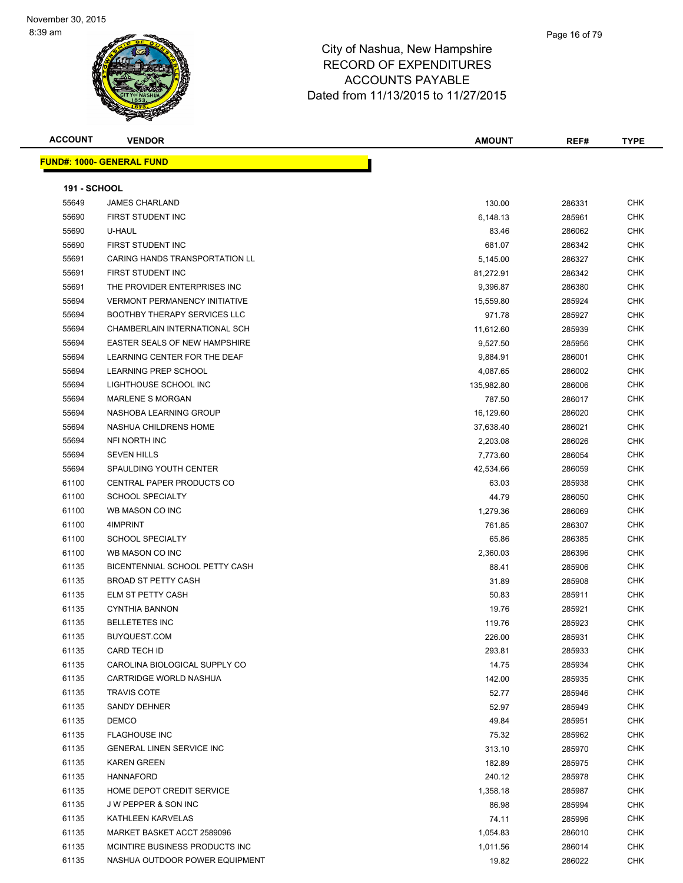City of Nashua, New Hampshire
RECORD OF EXPENDITURES
ACCOUNTS PAYABLE
Dated from 11/13/2015 to 11/27/2015

November 30, 2015
8:39 am

**FUND#: 1000- GENERAL FUND**

**191 - SCHOOL**

| ACCOUNT | VENDOR | AMOUNT | REF# | TYPE |
|---|---|---|---|---|
| 55649 | JAMES CHARLAND | 130.00 | 286331 | CHK |
| 55690 | FIRST STUDENT INC | 6,148.13 | 285961 | CHK |
| 55690 | U-HAUL | 83.46 | 286062 | CHK |
| 55690 | FIRST STUDENT INC | 681.07 | 286342 | CHK |
| 55691 | CARING HANDS TRANSPORTATION LL | 5,145.00 | 286327 | CHK |
| 55691 | FIRST STUDENT INC | 81,272.91 | 286342 | CHK |
| 55691 | THE PROVIDER ENTERPRISES INC | 9,396.87 | 286380 | CHK |
| 55694 | VERMONT PERMANENCY INITIATIVE | 15,559.80 | 285924 | CHK |
| 55694 | BOOTHBY THERAPY SERVICES LLC | 971.78 | 285927 | CHK |
| 55694 | CHAMBERLAIN INTERNATIONAL SCH | 11,612.60 | 285939 | CHK |
| 55694 | EASTER SEALS OF NEW HAMPSHIRE | 9,527.50 | 285956 | CHK |
| 55694 | LEARNING CENTER FOR THE DEAF | 9,884.91 | 286001 | CHK |
| 55694 | LEARNING PREP SCHOOL | 4,087.65 | 286002 | CHK |
| 55694 | LIGHTHOUSE SCHOOL INC | 135,982.80 | 286006 | CHK |
| 55694 | MARLENE S MORGAN | 787.50 | 286017 | CHK |
| 55694 | NASHOBA LEARNING GROUP | 16,129.60 | 286020 | CHK |
| 55694 | NASHUA CHILDRENS HOME | 37,638.40 | 286021 | CHK |
| 55694 | NFI NORTH INC | 2,203.08 | 286026 | CHK |
| 55694 | SEVEN HILLS | 7,773.60 | 286054 | CHK |
| 55694 | SPAULDING YOUTH CENTER | 42,534.66 | 286059 | CHK |
| 61100 | CENTRAL PAPER PRODUCTS CO | 63.03 | 285938 | CHK |
| 61100 | SCHOOL SPECIALTY | 44.79 | 286050 | CHK |
| 61100 | WB MASON CO INC | 1,279.36 | 286069 | CHK |
| 61100 | 4IMPRINT | 761.85 | 286307 | CHK |
| 61100 | SCHOOL SPECIALTY | 65.86 | 286385 | CHK |
| 61100 | WB MASON CO INC | 2,360.03 | 286396 | CHK |
| 61135 | BICENTENNIAL SCHOOL PETTY CASH | 88.41 | 285906 | CHK |
| 61135 | BROAD ST PETTY CASH | 31.89 | 285908 | CHK |
| 61135 | ELM ST PETTY CASH | 50.83 | 285911 | CHK |
| 61135 | CYNTHIA BANNON | 19.76 | 285921 | CHK |
| 61135 | BELLETETES INC | 119.76 | 285923 | CHK |
| 61135 | BUYQUEST.COM | 226.00 | 285931 | CHK |
| 61135 | CARD TECH ID | 293.81 | 285933 | CHK |
| 61135 | CAROLINA BIOLOGICAL SUPPLY CO | 14.75 | 285934 | CHK |
| 61135 | CARTRIDGE WORLD NASHUA | 142.00 | 285935 | CHK |
| 61135 | TRAVIS COTE | 52.77 | 285946 | CHK |
| 61135 | SANDY DEHNER | 52.97 | 285949 | CHK |
| 61135 | DEMCO | 49.84 | 285951 | CHK |
| 61135 | FLAGHOUSE INC | 75.32 | 285962 | CHK |
| 61135 | GENERAL LINEN SERVICE INC | 313.10 | 285970 | CHK |
| 61135 | KAREN GREEN | 182.89 | 285975 | CHK |
| 61135 | HANNAFORD | 240.12 | 285978 | CHK |
| 61135 | HOME DEPOT CREDIT SERVICE | 1,358.18 | 285987 | CHK |
| 61135 | J W PEPPER & SON INC | 86.98 | 285994 | CHK |
| 61135 | KATHLEEN KARVELAS | 74.11 | 285996 | CHK |
| 61135 | MARKET BASKET ACCT 2589096 | 1,054.83 | 286010 | CHK |
| 61135 | MCINTIRE BUSINESS PRODUCTS INC | 1,011.56 | 286014 | CHK |
| 61135 | NASHUA OUTDOOR POWER EQUIPMENT | 19.82 | 286022 | CHK |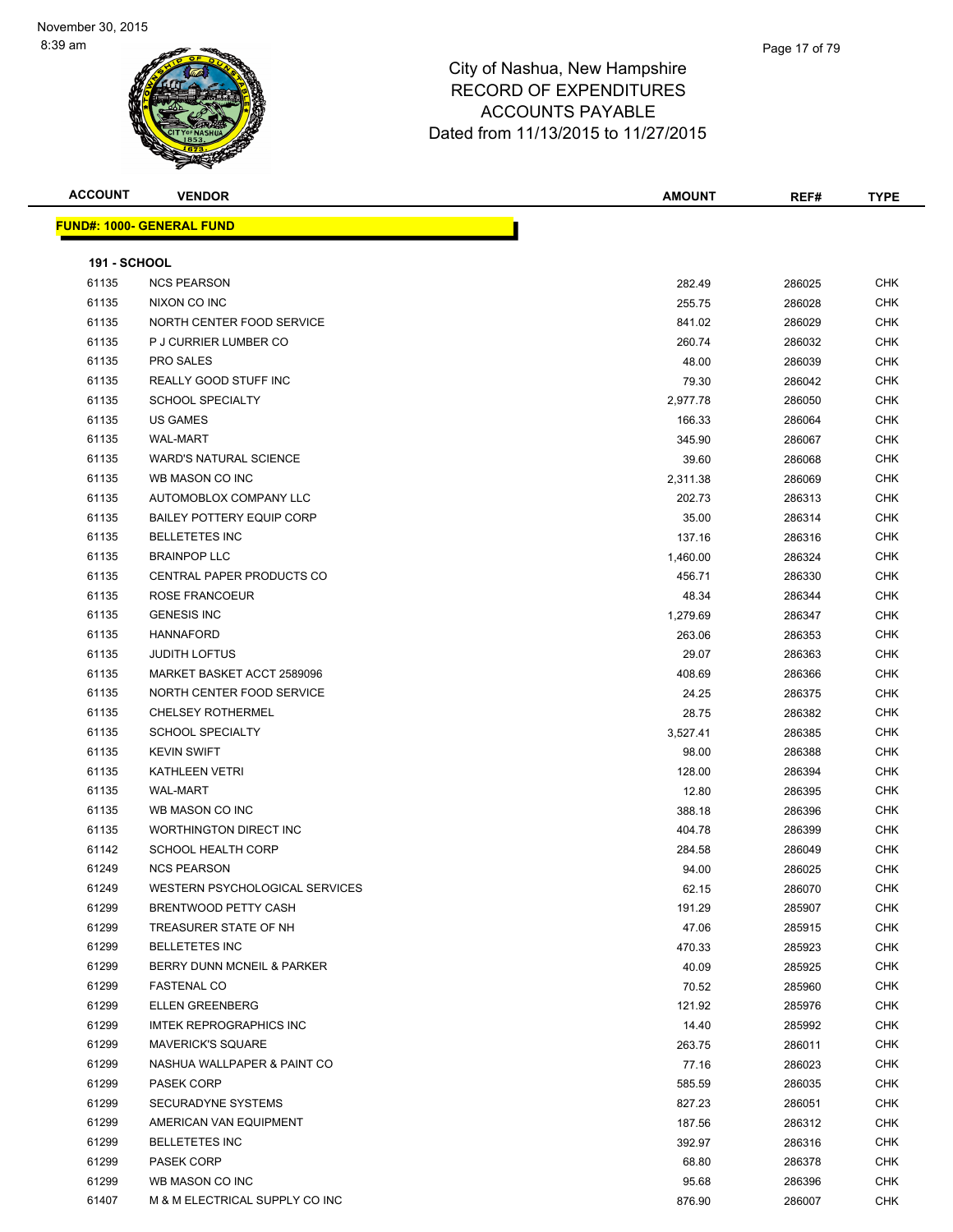City of Nashua, New Hampshire
RECORD OF EXPENDITURES
ACCOUNTS PAYABLE
Dated from 11/13/2015 to 11/27/2015

November 30, 2015
8:39 am

| ACCOUNT | VENDOR | AMOUNT | REF# | TYPE |
|---|---|---|---|---|

**FUND#: 1000- GENERAL FUND**

**191 - SCHOOL**

| ACCOUNT | VENDOR | AMOUNT | REF# | TYPE |
|---|---|---|---|---|
| 61135 | NCS PEARSON | 282.49 | 286025 | CHK |
| 61135 | NIXON CO INC | 255.75 | 286028 | CHK |
| 61135 | NORTH CENTER FOOD SERVICE | 841.02 | 286029 | CHK |
| 61135 | P J CURRIER LUMBER CO | 260.74 | 286032 | CHK |
| 61135 | PRO SALES | 48.00 | 286039 | CHK |
| 61135 | REALLY GOOD STUFF INC | 79.30 | 286042 | CHK |
| 61135 | SCHOOL SPECIALTY | 2,977.78 | 286050 | CHK |
| 61135 | US GAMES | 166.33 | 286064 | CHK |
| 61135 | WAL-MART | 345.90 | 286067 | CHK |
| 61135 | WARD'S NATURAL SCIENCE | 39.60 | 286068 | CHK |
| 61135 | WB MASON CO INC | 2,311.38 | 286069 | CHK |
| 61135 | AUTOMOBLOX COMPANY LLC | 202.73 | 286313 | CHK |
| 61135 | BAILEY POTTERY EQUIP CORP | 35.00 | 286314 | CHK |
| 61135 | BELLETETES INC | 137.16 | 286316 | CHK |
| 61135 | BRAINPOP LLC | 1,460.00 | 286324 | CHK |
| 61135 | CENTRAL PAPER PRODUCTS CO | 456.71 | 286330 | CHK |
| 61135 | ROSE FRANCOEUR | 48.34 | 286344 | CHK |
| 61135 | GENESIS INC | 1,279.69 | 286347 | CHK |
| 61135 | HANNAFORD | 263.06 | 286353 | CHK |
| 61135 | JUDITH LOFTUS | 29.07 | 286363 | CHK |
| 61135 | MARKET BASKET ACCT 2589096 | 408.69 | 286366 | CHK |
| 61135 | NORTH CENTER FOOD SERVICE | 24.25 | 286375 | CHK |
| 61135 | CHELSEY ROTHERMEL | 28.75 | 286382 | CHK |
| 61135 | SCHOOL SPECIALTY | 3,527.41 | 286385 | CHK |
| 61135 | KEVIN SWIFT | 98.00 | 286388 | CHK |
| 61135 | KATHLEEN VETRI | 128.00 | 286394 | CHK |
| 61135 | WAL-MART | 12.80 | 286395 | CHK |
| 61135 | WB MASON CO INC | 388.18 | 286396 | CHK |
| 61135 | WORTHINGTON DIRECT INC | 404.78 | 286399 | CHK |
| 61142 | SCHOOL HEALTH CORP | 284.58 | 286049 | CHK |
| 61249 | NCS PEARSON | 94.00 | 286025 | CHK |
| 61249 | WESTERN PSYCHOLOGICAL SERVICES | 62.15 | 286070 | CHK |
| 61299 | BRENTWOOD PETTY CASH | 191.29 | 285907 | CHK |
| 61299 | TREASURER STATE OF NH | 47.06 | 285915 | CHK |
| 61299 | BELLETETES INC | 470.33 | 285923 | CHK |
| 61299 | BERRY DUNN MCNEIL & PARKER | 40.09 | 285925 | CHK |
| 61299 | FASTENAL CO | 70.52 | 285960 | CHK |
| 61299 | ELLEN GREENBERG | 121.92 | 285976 | CHK |
| 61299 | IMTEK REPROGRAPHICS INC | 14.40 | 285992 | CHK |
| 61299 | MAVERICK'S SQUARE | 263.75 | 286011 | CHK |
| 61299 | NASHUA WALLPAPER & PAINT CO | 77.16 | 286023 | CHK |
| 61299 | PASEK CORP | 585.59 | 286035 | CHK |
| 61299 | SECURADYNE SYSTEMS | 827.23 | 286051 | CHK |
| 61299 | AMERICAN VAN EQUIPMENT | 187.56 | 286312 | CHK |
| 61299 | BELLETETES INC | 392.97 | 286316 | CHK |
| 61299 | PASEK CORP | 68.80 | 286378 | CHK |
| 61299 | WB MASON CO INC | 95.68 | 286396 | CHK |
| 61407 | M & M ELECTRICAL SUPPLY CO INC | 876.90 | 286007 | CHK |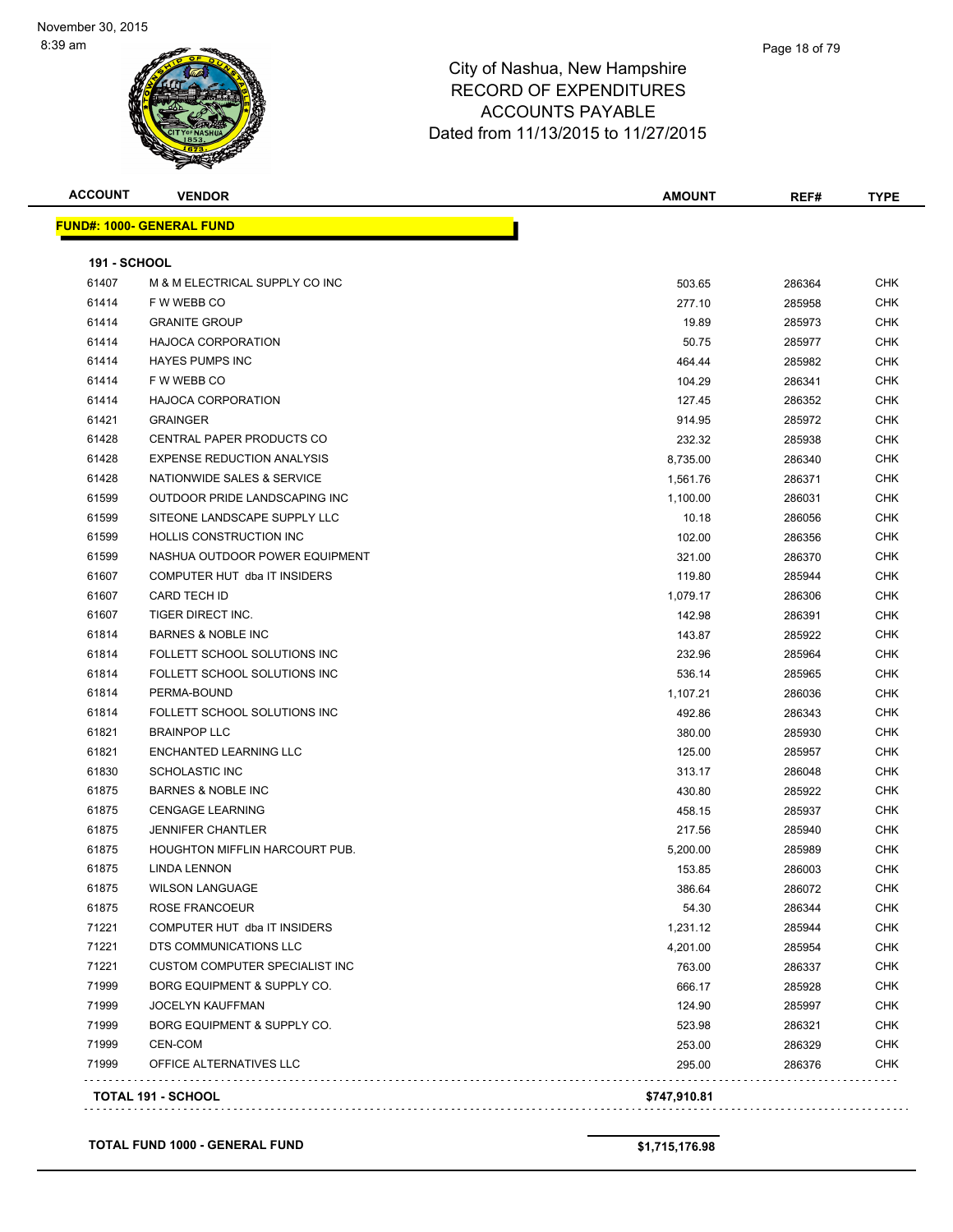City of Nashua, New Hampshire
RECORD OF EXPENDITURES
ACCOUNTS PAYABLE
Dated from 11/13/2015 to 11/27/2015

| ACCOUNT | VENDOR | AMOUNT | REF# | TYPE |
|---|---|---|---|---|
| **FUND#: 1000- GENERAL FUND** | | | | |
| **191 - SCHOOL** | | | | |
| 61407 | M & M ELECTRICAL SUPPLY CO INC | 503.65 | 286364 | CHK |
| 61414 | F W WEBB CO | 277.10 | 285958 | CHK |
| 61414 | GRANITE GROUP | 19.89 | 285973 | CHK |
| 61414 | HAJOCA CORPORATION | 50.75 | 285977 | CHK |
| 61414 | HAYES PUMPS INC | 464.44 | 285982 | CHK |
| 61414 | F W WEBB CO | 104.29 | 286341 | CHK |
| 61414 | HAJOCA CORPORATION | 127.45 | 286352 | CHK |
| 61421 | GRAINGER | 914.95 | 285972 | CHK |
| 61428 | CENTRAL PAPER PRODUCTS CO | 232.32 | 285938 | CHK |
| 61428 | EXPENSE REDUCTION ANALYSIS | 8,735.00 | 286340 | CHK |
| 61428 | NATIONWIDE SALES & SERVICE | 1,561.76 | 286371 | CHK |
| 61599 | OUTDOOR PRIDE LANDSCAPING INC | 1,100.00 | 286031 | CHK |
| 61599 | SITEONE LANDSCAPE SUPPLY LLC | 10.18 | 286056 | CHK |
| 61599 | HOLLIS CONSTRUCTION INC | 102.00 | 286356 | CHK |
| 61599 | NASHUA OUTDOOR POWER EQUIPMENT | 321.00 | 286370 | CHK |
| 61607 | COMPUTER HUT dba IT INSIDERS | 119.80 | 285944 | CHK |
| 61607 | CARD TECH ID | 1,079.17 | 286306 | CHK |
| 61607 | TIGER DIRECT INC. | 142.98 | 286391 | CHK |
| 61814 | BARNES & NOBLE INC | 143.87 | 285922 | CHK |
| 61814 | FOLLETT SCHOOL SOLUTIONS INC | 232.96 | 285964 | CHK |
| 61814 | FOLLETT SCHOOL SOLUTIONS INC | 536.14 | 285965 | CHK |
| 61814 | PERMA-BOUND | 1,107.21 | 286036 | CHK |
| 61814 | FOLLETT SCHOOL SOLUTIONS INC | 492.86 | 286343 | CHK |
| 61821 | BRAINPOP LLC | 380.00 | 285930 | CHK |
| 61821 | ENCHANTED LEARNING LLC | 125.00 | 285957 | CHK |
| 61830 | SCHOLASTIC INC | 313.17 | 286048 | CHK |
| 61875 | BARNES & NOBLE INC | 430.80 | 285922 | CHK |
| 61875 | CENGAGE LEARNING | 458.15 | 285937 | CHK |
| 61875 | JENNIFER CHANTLER | 217.56 | 285940 | CHK |
| 61875 | HOUGHTON MIFFLIN HARCOURT PUB. | 5,200.00 | 285989 | CHK |
| 61875 | LINDA LENNON | 153.85 | 286003 | CHK |
| 61875 | WILSON LANGUAGE | 386.64 | 286072 | CHK |
| 61875 | ROSE FRANCOEUR | 54.30 | 286344 | CHK |
| 71221 | COMPUTER HUT dba IT INSIDERS | 1,231.12 | 285944 | CHK |
| 71221 | DTS COMMUNICATIONS LLC | 4,201.00 | 285954 | CHK |
| 71221 | CUSTOM COMPUTER SPECIALIST INC | 763.00 | 286337 | CHK |
| 71999 | BORG EQUIPMENT & SUPPLY CO. | 666.17 | 285928 | CHK |
| 71999 | JOCELYN KAUFFMAN | 124.90 | 285997 | CHK |
| 71999 | BORG EQUIPMENT & SUPPLY CO. | 523.98 | 286321 | CHK |
| 71999 | CEN-COM | 253.00 | 286329 | CHK |
| 71999 | OFFICE ALTERNATIVES LLC | 295.00 | 286376 | CHK |
| **TOTAL 191 - SCHOOL** | | **$747,910.81** | | |
| **TOTAL FUND 1000 - GENERAL FUND** | | **$1,715,176.98** | | |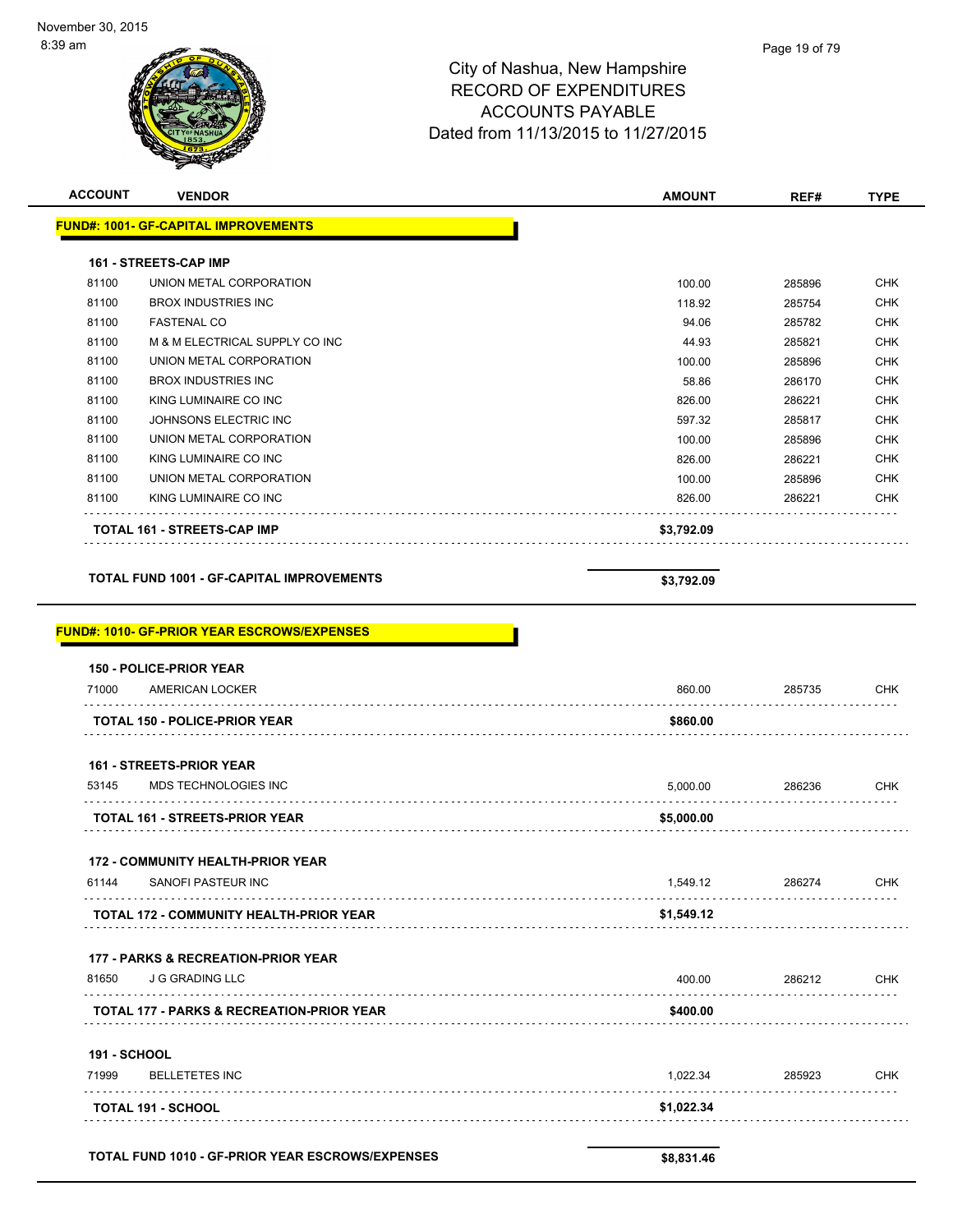# City of Nashua, New Hampshire
## RECORD OF EXPENDITURES
## ACCOUNTS PAYABLE
## Dated from 11/13/2015 to 11/27/2015

| ACCOUNT | VENDOR | AMOUNT | REF# | TYPE |
|---|---|---|---|---|
| **FUND#: 1001- GF-CAPITAL IMPROVEMENTS** | | | | |
| **161 - STREETS-CAP IMP** | | | | |
| 81100 | UNION METAL CORPORATION | 100.00 | 285896 | CHK |
| 81100 | BROX INDUSTRIES INC | 118.92 | 285754 | CHK |
| 81100 | FASTENAL CO | 94.06 | 285782 | CHK |
| 81100 | M & M ELECTRICAL SUPPLY CO INC | 44.93 | 285821 | CHK |
| 81100 | UNION METAL CORPORATION | 100.00 | 285896 | CHK |
| 81100 | BROX INDUSTRIES INC | 58.86 | 286170 | CHK |
| 81100 | KING LUMINAIRE CO INC | 826.00 | 286221 | CHK |
| 81100 | JOHNSONS ELECTRIC INC | 597.32 | 285817 | CHK |
| 81100 | UNION METAL CORPORATION | 100.00 | 285896 | CHK |
| 81100 | KING LUMINAIRE CO INC | 826.00 | 286221 | CHK |
| 81100 | UNION METAL CORPORATION | 100.00 | 285896 | CHK |
| 81100 | KING LUMINAIRE CO INC | 826.00 | 286221 | CHK |
| **TOTAL 161 - STREETS-CAP IMP** | | **$3,792.09** | | |
| **TOTAL FUND 1001 - GF-CAPITAL IMPROVEMENTS** | | **$3,792.09** | | |
| **FUND#: 1010- GF-PRIOR YEAR ESCROWS/EXPENSES** | | | | |
| **150 - POLICE-PRIOR YEAR** | | | | |
| 71000 | AMERICAN LOCKER | 860.00 | 285735 | CHK |
| **TOTAL 150 - POLICE-PRIOR YEAR** | | **$860.00** | | |
| **161 - STREETS-PRIOR YEAR** | | | | |
| 53145 | MDS TECHNOLOGIES INC | 5,000.00 | 286236 | CHK |
| **TOTAL 161 - STREETS-PRIOR YEAR** | | **$5,000.00** | | |
| **172 - COMMUNITY HEALTH-PRIOR YEAR** | | | | |
| 61144 | SANOFI PASTEUR INC | 1,549.12 | 286274 | CHK |
| **TOTAL 172 - COMMUNITY HEALTH-PRIOR YEAR** | | **$1,549.12** | | |
| **177 - PARKS & RECREATION-PRIOR YEAR** | | | | |
| 81650 | J G GRADING LLC | 400.00 | 286212 | CHK |
| **TOTAL 177 - PARKS & RECREATION-PRIOR YEAR** | | **$400.00** | | |
| **191 - SCHOOL** | | | | |
| 71999 | BELLETETES INC | 1,022.34 | 285923 | CHK |
| **TOTAL 191 - SCHOOL** | | **$1,022.34** | | |
| **TOTAL FUND 1010 - GF-PRIOR YEAR ESCROWS/EXPENSES** | | **$8,831.46** | | |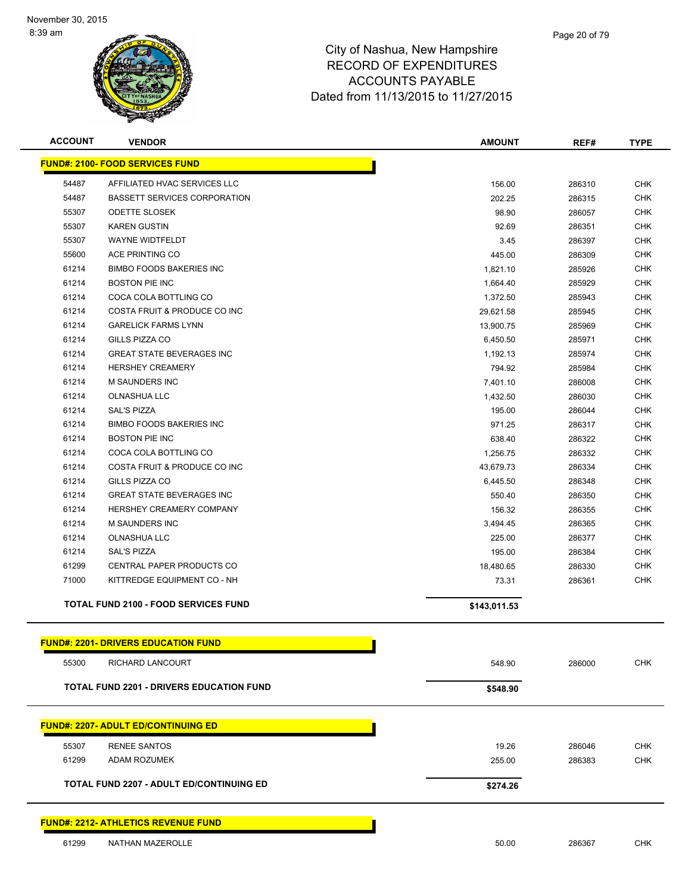# City of Nashua, New Hampshire
## RECORD OF EXPENDITURES
## ACCOUNTS PAYABLE
## Dated from 11/13/2015 to 11/27/2015

| ACCOUNT | VENDOR | AMOUNT | REF# | TYPE |
|---|---|---|---|---|
| **FUND#: 2100- FOOD SERVICES FUND** | | | | |
| 54487 | AFFILIATED HVAC SERVICES LLC | 156.00 | 286310 | CHK |
| 54487 | BASSETT SERVICES CORPORATION | 202.25 | 286315 | CHK |
| 55307 | ODETTE SLOSEK | 98.90 | 286057 | CHK |
| 55307 | KAREN GUSTIN | 92.69 | 286351 | CHK |
| 55307 | WAYNE WIDTFELDT | 3.45 | 286397 | CHK |
| 55600 | ACE PRINTING CO | 445.00 | 286309 | CHK |
| 61214 | BIMBO FOODS BAKERIES INC | 1,821.10 | 285926 | CHK |
| 61214 | BOSTON PIE INC | 1,664.40 | 285929 | CHK |
| 61214 | COCA COLA BOTTLING CO | 1,372.50 | 285943 | CHK |
| 61214 | COSTA FRUIT & PRODUCE CO INC | 29,621.58 | 285945 | CHK |
| 61214 | GARELICK FARMS LYNN | 13,900.75 | 285969 | CHK |
| 61214 | GILLS PIZZA CO | 6,450.50 | 285971 | CHK |
| 61214 | GREAT STATE BEVERAGES INC | 1,192.13 | 285974 | CHK |
| 61214 | HERSHEY CREAMERY | 794.92 | 285984 | CHK |
| 61214 | M SAUNDERS INC | 7,401.10 | 286008 | CHK |
| 61214 | OLNASHUA LLC | 1,432.50 | 286030 | CHK |
| 61214 | SAL'S PIZZA | 195.00 | 286044 | CHK |
| 61214 | BIMBO FOODS BAKERIES INC | 971.25 | 286317 | CHK |
| 61214 | BOSTON PIE INC | 638.40 | 286322 | CHK |
| 61214 | COCA COLA BOTTLING CO | 1,256.75 | 286332 | CHK |
| 61214 | COSTA FRUIT & PRODUCE CO INC | 43,679.73 | 286334 | CHK |
| 61214 | GILLS PIZZA CO | 6,445.50 | 286348 | CHK |
| 61214 | GREAT STATE BEVERAGES INC | 550.40 | 286350 | CHK |
| 61214 | HERSHEY CREAMERY COMPANY | 156.32 | 286355 | CHK |
| 61214 | M SAUNDERS INC | 3,494.45 | 286365 | CHK |
| 61214 | OLNASHUA LLC | 225.00 | 286377 | CHK |
| 61214 | SAL'S PIZZA | 195.00 | 286384 | CHK |
| 61299 | CENTRAL PAPER PRODUCTS CO | 18,480.65 | 286330 | CHK |
| 71000 | KITTREDGE EQUIPMENT CO - NH | 73.31 | 286361 | CHK |
| **TOTAL FUND 2100 - FOOD SERVICES FUND** | | **$143,011.53** | | |
| **FUND#: 2201- DRIVERS EDUCATION FUND** | | | | |
| 55300 | RICHARD LANCOURT | 548.90 | 286000 | CHK |
| **TOTAL FUND 2201 - DRIVERS EDUCATION FUND** | | **$548.90** | | |
| **FUND#: 2207- ADULT ED/CONTINUING ED** | | | | |
| 55307 | RENEE SANTOS | 19.26 | 286046 | CHK |
| 61299 | ADAM ROZUMEK | 255.00 | 286383 | CHK |
| **TOTAL FUND 2207 - ADULT ED/CONTINUING ED** | | **$274.26** | | |
| **FUND#: 2212- ATHLETICS REVENUE FUND** | | | | |
| 61299 | NATHAN MAZEROLLE | 50.00 | 286367 | CHK |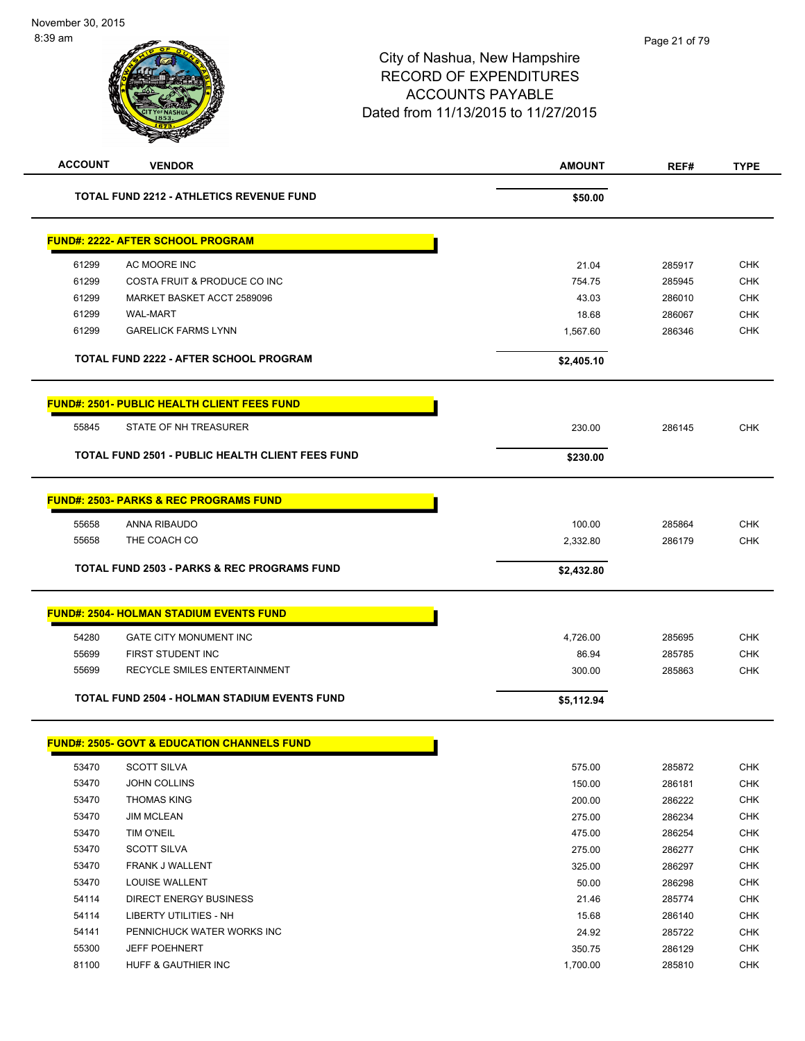# City of Nashua, New Hampshire
## RECORD OF EXPENDITURES
## ACCOUNTS PAYABLE
## Dated from 11/13/2015 to 11/27/2015

November 30, 2015
8:39 am

| ACCOUNT | VENDOR | AMOUNT | REF# | TYPE |
|---|---|---|---|---|
| | **TOTAL FUND 2212 - ATHLETICS REVENUE FUND** | **$50.00** | | |
| | **FUND#: 2222- AFTER SCHOOL PROGRAM** | | | |
| 61299 | AC MOORE INC | 21.04 | 285917 | CHK |
| 61299 | COSTA FRUIT & PRODUCE CO INC | 754.75 | 285945 | CHK |
| 61299 | MARKET BASKET ACCT 2589096 | 43.03 | 286010 | CHK |
| 61299 | WAL-MART | 18.68 | 286067 | CHK |
| 61299 | GARELICK FARMS LYNN | 1,567.60 | 286346 | CHK |
| | **TOTAL FUND 2222 - AFTER SCHOOL PROGRAM** | **$2,405.10** | | |
| | **FUND#: 2501- PUBLIC HEALTH CLIENT FEES FUND** | | | |
| 55845 | STATE OF NH TREASURER | 230.00 | 286145 | CHK |
| | **TOTAL FUND 2501 - PUBLIC HEALTH CLIENT FEES FUND** | **$230.00** | | |
| | **FUND#: 2503- PARKS & REC PROGRAMS FUND** | | | |
| 55658 | ANNA RIBAUDO | 100.00 | 285864 | CHK |
| 55658 | THE COACH CO | 2,332.80 | 286179 | CHK |
| | **TOTAL FUND 2503 - PARKS & REC PROGRAMS FUND** | **$2,432.80** | | |
| | **FUND#: 2504- HOLMAN STADIUM EVENTS FUND** | | | |
| 54280 | GATE CITY MONUMENT INC | 4,726.00 | 285695 | CHK |
| 55699 | FIRST STUDENT INC | 86.94 | 285785 | CHK |
| 55699 | RECYCLE SMILES ENTERTAINMENT | 300.00 | 285863 | CHK |
| | **TOTAL FUND 2504 - HOLMAN STADIUM EVENTS FUND** | **$5,112.94** | | |
| | **FUND#: 2505- GOVT & EDUCATION CHANNELS FUND** | | | |
| 53470 | SCOTT SILVA | 575.00 | 285872 | CHK |
| 53470 | JOHN COLLINS | 150.00 | 286181 | CHK |
| 53470 | THOMAS KING | 200.00 | 286222 | CHK |
| 53470 | JIM MCLEAN | 275.00 | 286234 | CHK |
| 53470 | TIM O'NEIL | 475.00 | 286254 | CHK |
| 53470 | SCOTT SILVA | 275.00 | 286277 | CHK |
| 53470 | FRANK J WALLENT | 325.00 | 286297 | CHK |
| 53470 | LOUISE WALLENT | 50.00 | 286298 | CHK |
| 54114 | DIRECT ENERGY BUSINESS | 21.46 | 285774 | CHK |
| 54114 | LIBERTY UTILITIES - NH | 15.68 | 286140 | CHK |
| 54141 | PENNICHUCK WATER WORKS INC | 24.92 | 285722 | CHK |
| 55300 | JEFF POEHNERT | 350.75 | 286129 | CHK |
| 81100 | HUFF & GAUTHIER INC | 1,700.00 | 285810 | CHK |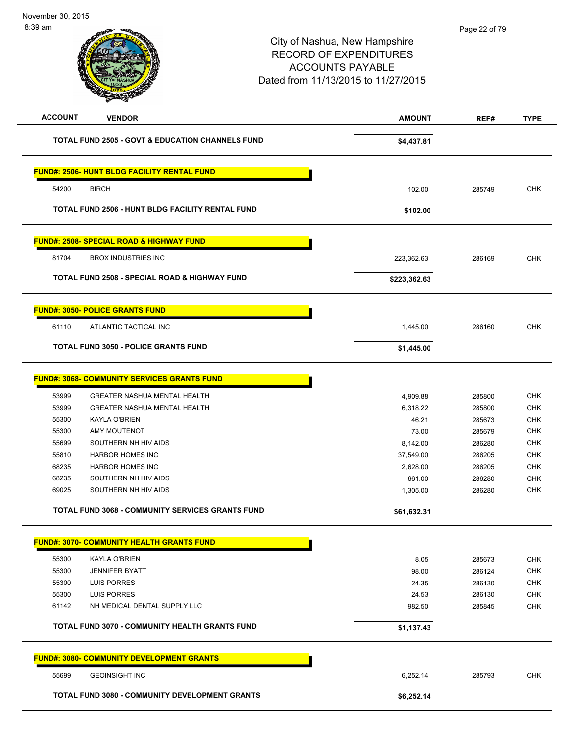City of Nashua, New Hampshire
RECORD OF EXPENDITURES
ACCOUNTS PAYABLE
Dated from 11/13/2015 to 11/27/2015

| ACCOUNT | VENDOR | AMOUNT | REF# | TYPE |
|---|---|---|---|---|
| | **TOTAL FUND 2505 - GOVT & EDUCATION CHANNELS FUND** | **$4,437.81** | | |
| | **FUND#: 2506- HUNT BLDG FACILITY RENTAL FUND** | | | |
| 54200 | BIRCH | 102.00 | 285749 | CHK |
| | **TOTAL FUND 2506 - HUNT BLDG FACILITY RENTAL FUND** | **$102.00** | | |
| | **FUND#: 2508- SPECIAL ROAD & HIGHWAY FUND** | | | |
| 81704 | BROX INDUSTRIES INC | 223,362.63 | 286169 | CHK |
| | **TOTAL FUND 2508 - SPECIAL ROAD & HIGHWAY FUND** | **$223,362.63** | | |
| | **FUND#: 3050- POLICE GRANTS FUND** | | | |
| 61110 | ATLANTIC TACTICAL INC | 1,445.00 | 286160 | CHK |
| | **TOTAL FUND 3050 - POLICE GRANTS FUND** | **$1,445.00** | | |
| | **FUND#: 3068- COMMUNITY SERVICES GRANTS FUND** | | | |
| 53999 | GREATER NASHUA MENTAL HEALTH | 4,909.88 | 285800 | CHK |
| 53999 | GREATER NASHUA MENTAL HEALTH | 6,318.22 | 285800 | CHK |
| 55300 | KAYLA O'BRIEN | 46.21 | 285673 | CHK |
| 55300 | AMY MOUTENOT | 73.00 | 285679 | CHK |
| 55699 | SOUTHERN NH HIV AIDS | 8,142.00 | 286280 | CHK |
| 55810 | HARBOR HOMES INC | 37,549.00 | 286205 | CHK |
| 68235 | HARBOR HOMES INC | 2,628.00 | 286205 | CHK |
| 68235 | SOUTHERN NH HIV AIDS | 661.00 | 286280 | CHK |
| 69025 | SOUTHERN NH HIV AIDS | 1,305.00 | 286280 | CHK |
| | **TOTAL FUND 3068 - COMMUNITY SERVICES GRANTS FUND** | **$61,632.31** | | |
| | **FUND#: 3070- COMMUNITY HEALTH GRANTS FUND** | | | |
| 55300 | KAYLA O'BRIEN | 8.05 | 285673 | CHK |
| 55300 | JENNIFER BYATT | 98.00 | 286124 | CHK |
| 55300 | LUIS PORRES | 24.35 | 286130 | CHK |
| 55300 | LUIS PORRES | 24.53 | 286130 | CHK |
| 61142 | NH MEDICAL DENTAL SUPPLY LLC | 982.50 | 285845 | CHK |
| | **TOTAL FUND 3070 - COMMUNITY HEALTH GRANTS FUND** | **$1,137.43** | | |
| | **FUND#: 3080- COMMUNITY DEVELOPMENT GRANTS** | | | |
| 55699 | GEOINSIGHT INC | 6,252.14 | 285793 | CHK |
| | **TOTAL FUND 3080 - COMMUNITY DEVELOPMENT GRANTS** | **$6,252.14** | | |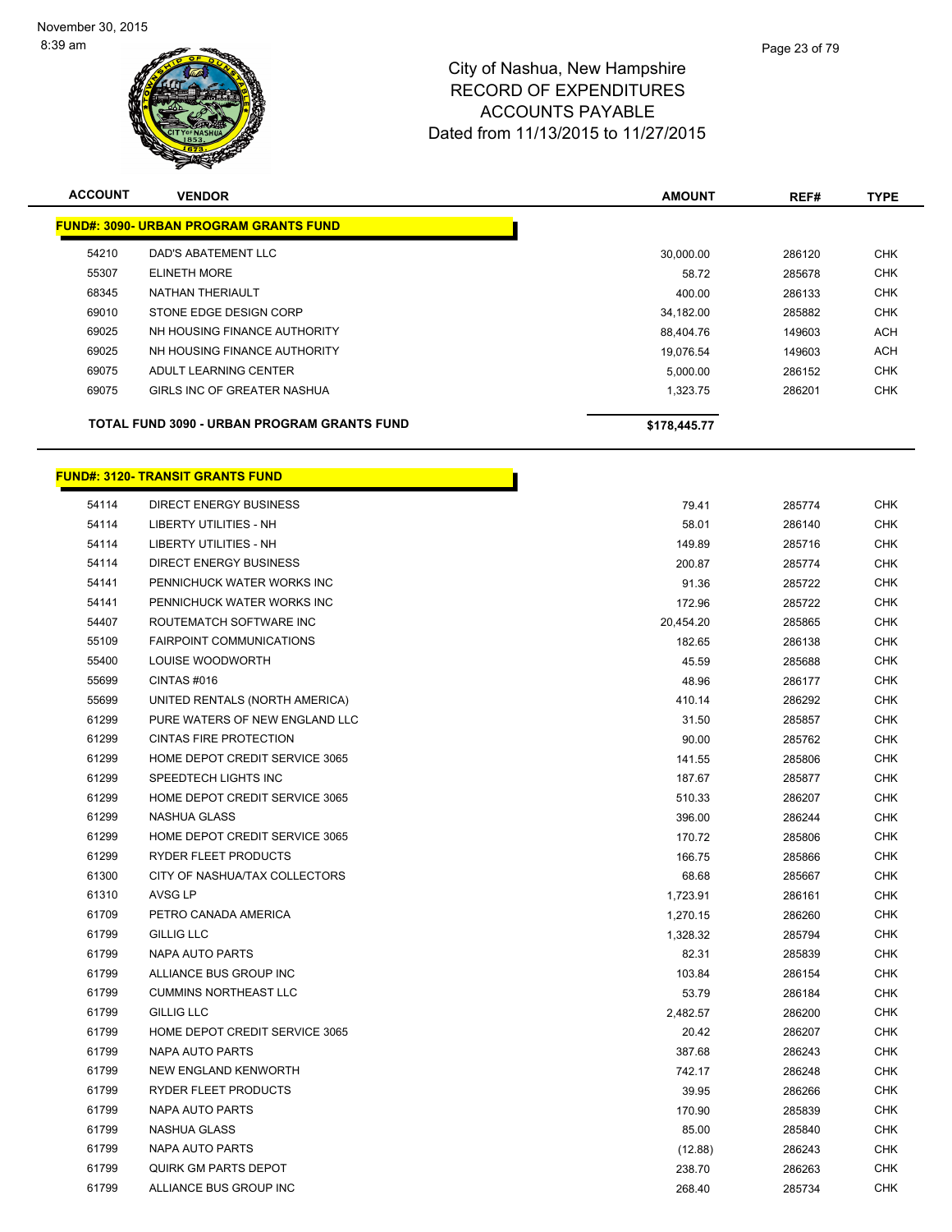City of Nashua, New Hampshire
RECORD OF EXPENDITURES
ACCOUNTS PAYABLE
Dated from 11/13/2015 to 11/27/2015

| ACCOUNT | VENDOR | AMOUNT | REF# | TYPE |
|---|---|---|---|---|
| **FUND#: 3090- URBAN PROGRAM GRANTS FUND** | | | | |
| 54210 | DAD'S ABATEMENT LLC | 30,000.00 | 286120 | CHK |
| 55307 | ELINETH MORE | 58.72 | 285678 | CHK |
| 68345 | NATHAN THERIAULT | 400.00 | 286133 | CHK |
| 69010 | STONE EDGE DESIGN CORP | 34,182.00 | 285882 | CHK |
| 69025 | NH HOUSING FINANCE AUTHORITY | 88,404.76 | 149603 | ACH |
| 69025 | NH HOUSING FINANCE AUTHORITY | 19,076.54 | 149603 | ACH |
| 69075 | ADULT LEARNING CENTER | 5,000.00 | 286152 | CHK |
| 69075 | GIRLS INC OF GREATER NASHUA | 1,323.75 | 286201 | CHK |
| **TOTAL FUND 3090 - URBAN PROGRAM GRANTS FUND** | | **$178,445.77** | | |

| ACCOUNT | VENDOR | AMOUNT | REF# | TYPE |
|---|---|---|---|---|
| **FUND#: 3120- TRANSIT GRANTS FUND** | | | | |
| 54114 | DIRECT ENERGY BUSINESS | 79.41 | 285774 | CHK |
| 54114 | LIBERTY UTILITIES - NH | 58.01 | 286140 | CHK |
| 54114 | LIBERTY UTILITIES - NH | 149.89 | 285716 | CHK |
| 54114 | DIRECT ENERGY BUSINESS | 200.87 | 285774 | CHK |
| 54141 | PENNICHUCK WATER WORKS INC | 91.36 | 285722 | CHK |
| 54141 | PENNICHUCK WATER WORKS INC | 172.96 | 285722 | CHK |
| 54407 | ROUTEMATCH SOFTWARE INC | 20,454.20 | 285865 | CHK |
| 55109 | FAIRPOINT COMMUNICATIONS | 182.65 | 286138 | CHK |
| 55400 | LOUISE WOODWORTH | 45.59 | 285688 | CHK |
| 55699 | CINTAS #016 | 48.96 | 286177 | CHK |
| 55699 | UNITED RENTALS (NORTH AMERICA) | 410.14 | 286292 | CHK |
| 61299 | PURE WATERS OF NEW ENGLAND LLC | 31.50 | 285857 | CHK |
| 61299 | CINTAS FIRE PROTECTION | 90.00 | 285762 | CHK |
| 61299 | HOME DEPOT CREDIT SERVICE 3065 | 141.55 | 285806 | CHK |
| 61299 | SPEEDTECH LIGHTS INC | 187.67 | 285877 | CHK |
| 61299 | HOME DEPOT CREDIT SERVICE 3065 | 510.33 | 286207 | CHK |
| 61299 | NASHUA GLASS | 396.00 | 286244 | CHK |
| 61299 | HOME DEPOT CREDIT SERVICE 3065 | 170.72 | 285806 | CHK |
| 61299 | RYDER FLEET PRODUCTS | 166.75 | 285866 | CHK |
| 61300 | CITY OF NASHUA/TAX COLLECTORS | 68.68 | 285667 | CHK |
| 61310 | AVSG LP | 1,723.91 | 286161 | CHK |
| 61709 | PETRO CANADA AMERICA | 1,270.15 | 286260 | CHK |
| 61799 | GILLIG LLC | 1,328.32 | 285794 | CHK |
| 61799 | NAPA AUTO PARTS | 82.31 | 285839 | CHK |
| 61799 | ALLIANCE BUS GROUP INC | 103.84 | 286154 | CHK |
| 61799 | CUMMINS NORTHEAST LLC | 53.79 | 286184 | CHK |
| 61799 | GILLIG LLC | 2,482.57 | 286200 | CHK |
| 61799 | HOME DEPOT CREDIT SERVICE 3065 | 20.42 | 286207 | CHK |
| 61799 | NAPA AUTO PARTS | 387.68 | 286243 | CHK |
| 61799 | NEW ENGLAND KENWORTH | 742.17 | 286248 | CHK |
| 61799 | RYDER FLEET PRODUCTS | 39.95 | 286266 | CHK |
| 61799 | NAPA AUTO PARTS | 170.90 | 285839 | CHK |
| 61799 | NASHUA GLASS | 85.00 | 285840 | CHK |
| 61799 | NAPA AUTO PARTS | (12.88) | 286243 | CHK |
| 61799 | QUIRK GM PARTS DEPOT | 238.70 | 286263 | CHK |
| 61799 | ALLIANCE BUS GROUP INC | 268.40 | 285734 | CHK |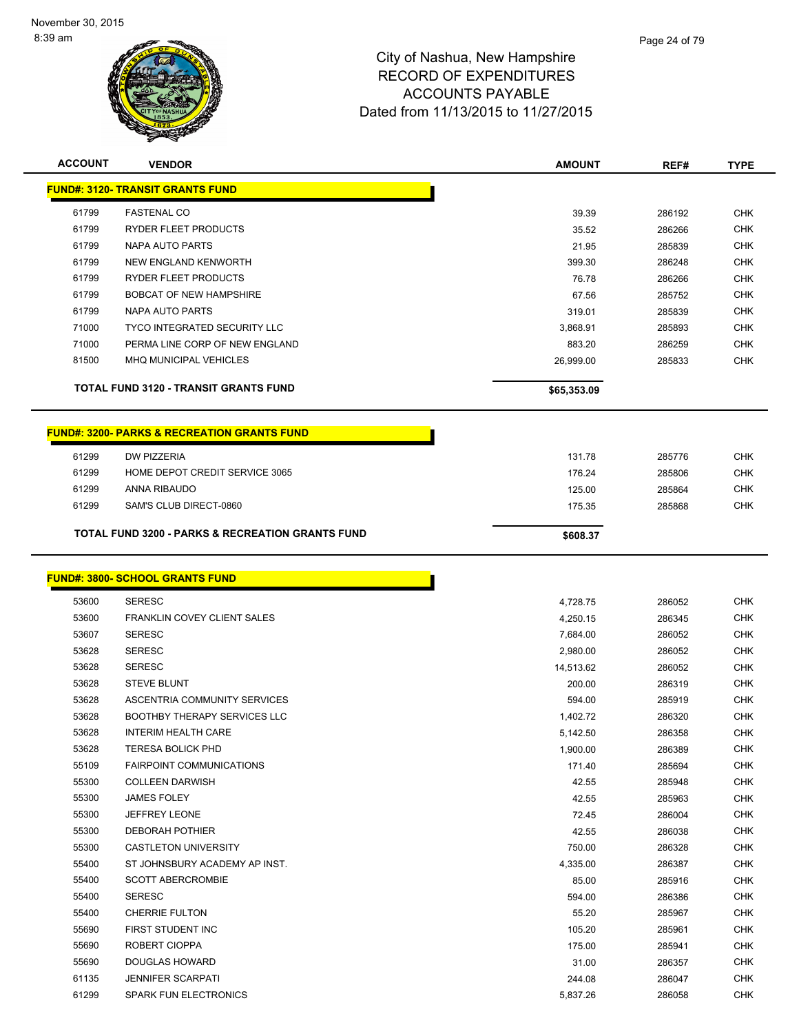# City of Nashua, New Hampshire
## RECORD OF EXPENDITURES
## ACCOUNTS PAYABLE
## Dated from 11/13/2015 to 11/27/2015

| ACCOUNT | VENDOR | AMOUNT | REF# | TYPE |
|---|---|---|---|---|
| **FUND#: 3120- TRANSIT GRANTS FUND** | | | | |
| 61799 | FASTENAL CO | 39.39 | 286192 | CHK |
| 61799 | RYDER FLEET PRODUCTS | 35.52 | 286266 | CHK |
| 61799 | NAPA AUTO PARTS | 21.95 | 285839 | CHK |
| 61799 | NEW ENGLAND KENWORTH | 399.30 | 286248 | CHK |
| 61799 | RYDER FLEET PRODUCTS | 76.78 | 286266 | CHK |
| 61799 | BOBCAT OF NEW HAMPSHIRE | 67.56 | 285752 | CHK |
| 61799 | NAPA AUTO PARTS | 319.01 | 285839 | CHK |
| 71000 | TYCO INTEGRATED SECURITY LLC | 3,868.91 | 285893 | CHK |
| 71000 | PERMA LINE CORP OF NEW ENGLAND | 883.20 | 286259 | CHK |
| 81500 | MHQ MUNICIPAL VEHICLES | 26,999.00 | 285833 | CHK |
| **TOTAL FUND 3120 - TRANSIT GRANTS FUND** | | **$65,353.09** | | |
| **FUND#: 3200- PARKS & RECREATION GRANTS FUND** | | | | |
| 61299 | DW PIZZERIA | 131.78 | 285776 | CHK |
| 61299 | HOME DEPOT CREDIT SERVICE 3065 | 176.24 | 285806 | CHK |
| 61299 | ANNA RIBAUDO | 125.00 | 285864 | CHK |
| 61299 | SAM'S CLUB DIRECT-0860 | 175.35 | 285868 | CHK |
| **TOTAL FUND 3200 - PARKS & RECREATION GRANTS FUND** | | **$608.37** | | |
| **FUND#: 3800- SCHOOL GRANTS FUND** | | | | |
| 53600 | SERESC | 4,728.75 | 286052 | CHK |
| 53600 | FRANKLIN COVEY CLIENT SALES | 4,250.15 | 286345 | CHK |
| 53607 | SERESC | 7,684.00 | 286052 | CHK |
| 53628 | SERESC | 2,980.00 | 286052 | CHK |
| 53628 | SERESC | 14,513.62 | 286052 | CHK |
| 53628 | STEVE BLUNT | 200.00 | 286319 | CHK |
| 53628 | ASCENTRIA COMMUNITY SERVICES | 594.00 | 285919 | CHK |
| 53628 | BOOTHBY THERAPY SERVICES LLC | 1,402.72 | 286320 | CHK |
| 53628 | INTERIM HEALTH CARE | 5,142.50 | 286358 | CHK |
| 53628 | TERESA BOLICK PHD | 1,900.00 | 286389 | CHK |
| 55109 | FAIRPOINT COMMUNICATIONS | 171.40 | 285694 | CHK |
| 55300 | COLLEEN DARWISH | 42.55 | 285948 | CHK |
| 55300 | JAMES FOLEY | 42.55 | 285963 | CHK |
| 55300 | JEFFREY LEONE | 72.45 | 286004 | CHK |
| 55300 | DEBORAH POTHIER | 42.55 | 286038 | CHK |
| 55300 | CASTLETON UNIVERSITY | 750.00 | 286328 | CHK |
| 55400 | ST JOHNSBURY ACADEMY AP INST. | 4,335.00 | 286387 | CHK |
| 55400 | SCOTT ABERCROMBIE | 85.00 | 285916 | CHK |
| 55400 | SERESC | 594.00 | 286386 | CHK |
| 55400 | CHERRIE FULTON | 55.20 | 285967 | CHK |
| 55690 | FIRST STUDENT INC | 105.20 | 285961 | CHK |
| 55690 | ROBERT CIOPPA | 175.00 | 285941 | CHK |
| 55690 | DOUGLAS HOWARD | 31.00 | 286357 | CHK |
| 61135 | JENNIFER SCARPATI | 244.08 | 286047 | CHK |
| 61299 | SPARK FUN ELECTRONICS | 5,837.26 | 286058 | CHK |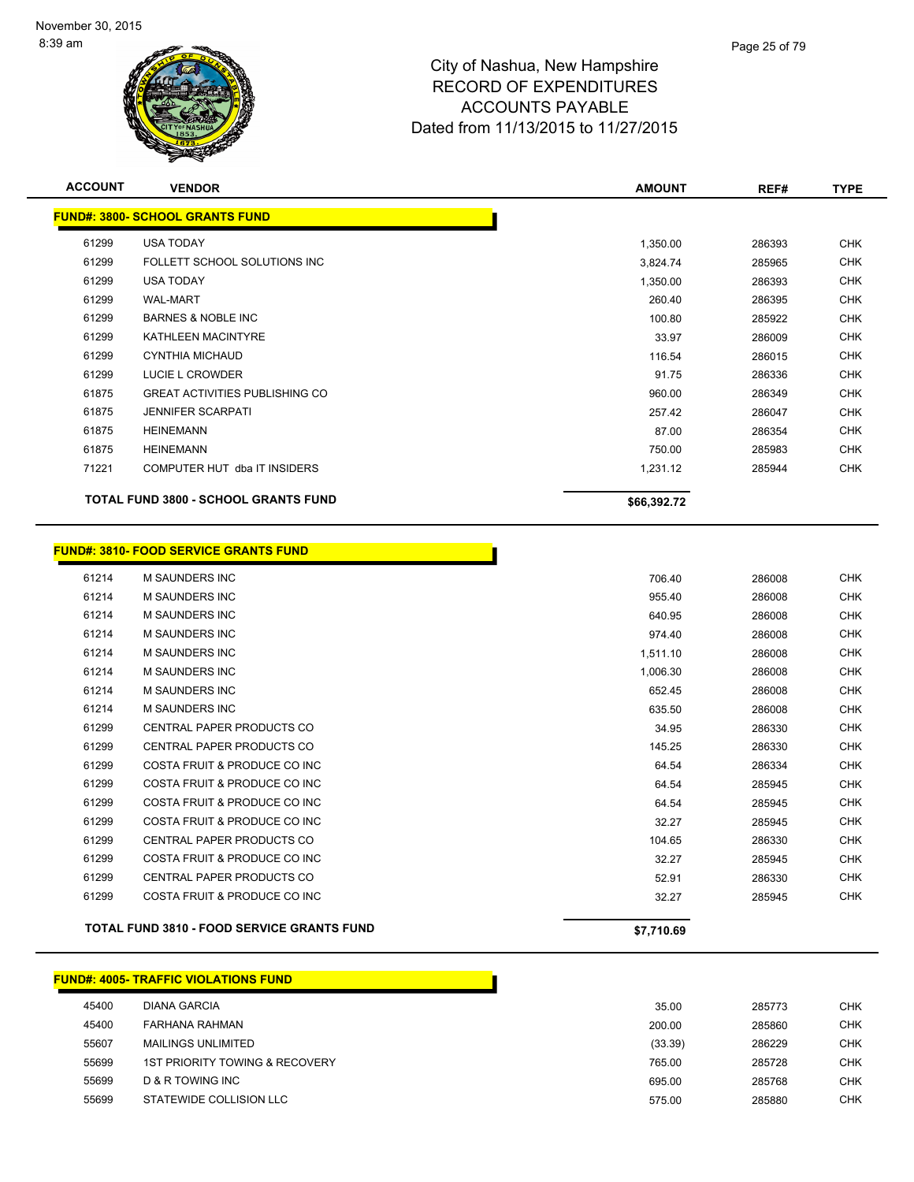# City of Nashua, New Hampshire
# RECORD OF EXPENDITURES
# ACCOUNTS PAYABLE
# Dated from 11/13/2015 to 11/27/2015

| ACCOUNT | VENDOR | AMOUNT | REF# | TYPE |
|---|---|---|---|---|
| **FUND#: 3800- SCHOOL GRANTS FUND** | | | | |
| 61299 | USA TODAY | 1,350.00 | 286393 | CHK |
| 61299 | FOLLETT SCHOOL SOLUTIONS INC | 3,824.74 | 285965 | CHK |
| 61299 | USA TODAY | 1,350.00 | 286393 | CHK |
| 61299 | WAL-MART | 260.40 | 286395 | CHK |
| 61299 | BARNES & NOBLE INC | 100.80 | 285922 | CHK |
| 61299 | KATHLEEN MACINTYRE | 33.97 | 286009 | CHK |
| 61299 | CYNTHIA MICHAUD | 116.54 | 286015 | CHK |
| 61299 | LUCIE L CROWDER | 91.75 | 286336 | CHK |
| 61875 | GREAT ACTIVITIES PUBLISHING CO | 960.00 | 286349 | CHK |
| 61875 | JENNIFER SCARPATI | 257.42 | 286047 | CHK |
| 61875 | HEINEMANN | 87.00 | 286354 | CHK |
| 61875 | HEINEMANN | 750.00 | 285983 | CHK |
| 71221 | COMPUTER HUT dba IT INSIDERS | 1,231.12 | 285944 | CHK |
| | **TOTAL FUND 3800 - SCHOOL GRANTS FUND** | **$66,392.72** | | |

| ACCOUNT | VENDOR | AMOUNT | REF# | TYPE |
|---|---|---|---|---|
| **FUND#: 3810- FOOD SERVICE GRANTS FUND** | | | | |
| 61214 | M SAUNDERS INC | 706.40 | 286008 | CHK |
| 61214 | M SAUNDERS INC | 955.40 | 286008 | CHK |
| 61214 | M SAUNDERS INC | 640.95 | 286008 | CHK |
| 61214 | M SAUNDERS INC | 974.40 | 286008 | CHK |
| 61214 | M SAUNDERS INC | 1,511.10 | 286008 | CHK |
| 61214 | M SAUNDERS INC | 1,006.30 | 286008 | CHK |
| 61214 | M SAUNDERS INC | 652.45 | 286008 | CHK |
| 61214 | M SAUNDERS INC | 635.50 | 286008 | CHK |
| 61299 | CENTRAL PAPER PRODUCTS CO | 34.95 | 286330 | CHK |
| 61299 | CENTRAL PAPER PRODUCTS CO | 145.25 | 286330 | CHK |
| 61299 | COSTA FRUIT & PRODUCE CO INC | 64.54 | 286334 | CHK |
| 61299 | COSTA FRUIT & PRODUCE CO INC | 64.54 | 285945 | CHK |
| 61299 | COSTA FRUIT & PRODUCE CO INC | 64.54 | 285945 | CHK |
| 61299 | COSTA FRUIT & PRODUCE CO INC | 32.27 | 285945 | CHK |
| 61299 | CENTRAL PAPER PRODUCTS CO | 104.65 | 286330 | CHK |
| 61299 | COSTA FRUIT & PRODUCE CO INC | 32.27 | 285945 | CHK |
| 61299 | CENTRAL PAPER PRODUCTS CO | 52.91 | 286330 | CHK |
| 61299 | COSTA FRUIT & PRODUCE CO INC | 32.27 | 285945 | CHK |
| | **TOTAL FUND 3810 - FOOD SERVICE GRANTS FUND** | **$7,710.69** | | |

| ACCOUNT | VENDOR | AMOUNT | REF# | TYPE |
|---|---|---|---|---|
| **FUND#: 4005- TRAFFIC VIOLATIONS FUND** | | | | |
| 45400 | DIANA GARCIA | 35.00 | 285773 | CHK |
| 45400 | FARHANA RAHMAN | 200.00 | 285860 | CHK |
| 55607 | MAILINGS UNLIMITED | (33.39) | 286229 | CHK |
| 55699 | 1ST PRIORITY TOWING & RECOVERY | 765.00 | 285728 | CHK |
| 55699 | D & R TOWING INC | 695.00 | 285768 | CHK |
| 55699 | STATEWIDE COLLISION LLC | 575.00 | 285880 | CHK |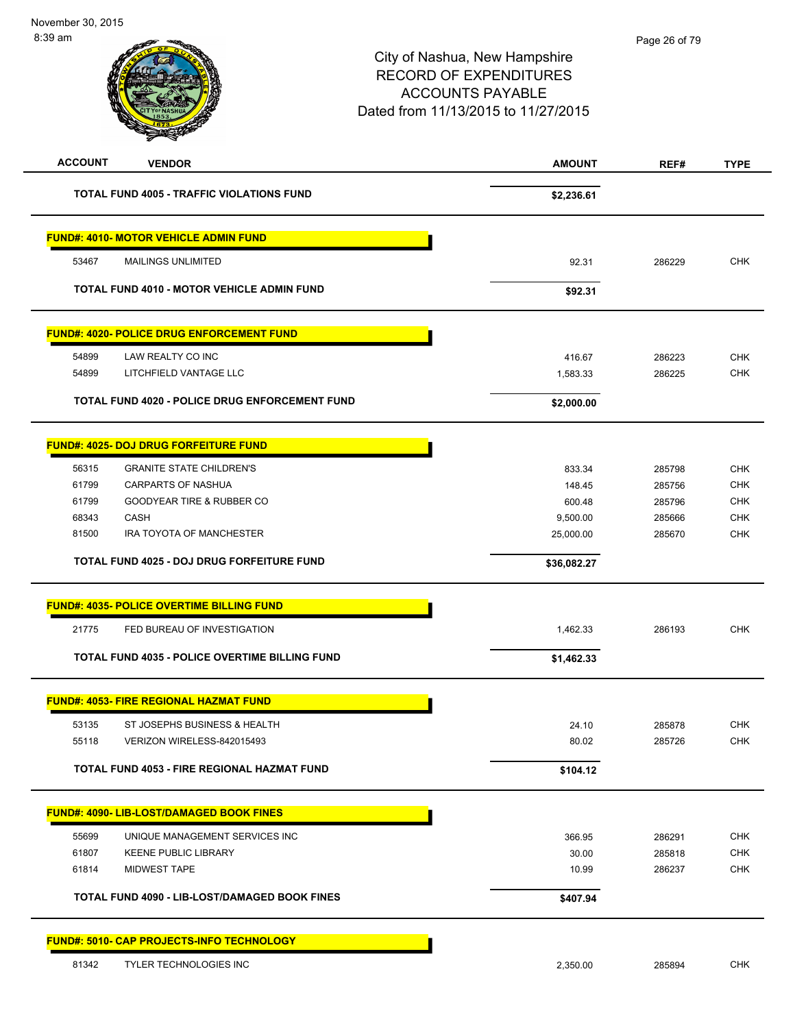# City of Nashua, New Hampshire
## RECORD OF EXPENDITURES
## ACCOUNTS PAYABLE
### Dated from 11/13/2015 to 11/27/2015

November 30, 2015
8:39 am

| ACCOUNT | VENDOR | AMOUNT | REF# | TYPE |
|---|---|---|---|---|
| | **TOTAL FUND 4005 - TRAFFIC VIOLATIONS FUND** | **$2,236.61** | | |
| | **FUND#: 4010- MOTOR VEHICLE ADMIN FUND** | | | |
| 53467 | MAILINGS UNLIMITED | 92.31 | 286229 | CHK |
| | **TOTAL FUND 4010 - MOTOR VEHICLE ADMIN FUND** | **$92.31** | | |
| | **FUND#: 4020- POLICE DRUG ENFORCEMENT FUND** | | | |
| 54899 | LAW REALTY CO INC | 416.67 | 286223 | CHK |
| 54899 | LITCHFIELD VANTAGE LLC | 1,583.33 | 286225 | CHK |
| | **TOTAL FUND 4020 - POLICE DRUG ENFORCEMENT FUND** | **$2,000.00** | | |
| | **FUND#: 4025- DOJ DRUG FORFEITURE FUND** | | | |
| 56315 | GRANITE STATE CHILDREN'S | 833.34 | 285798 | CHK |
| 61799 | CARPARTS OF NASHUA | 148.45 | 285756 | CHK |
| 61799 | GOODYEAR TIRE & RUBBER CO | 600.48 | 285796 | CHK |
| 68343 | CASH | 9,500.00 | 285666 | CHK |
| 81500 | IRA TOYOTA OF MANCHESTER | 25,000.00 | 285670 | CHK |
| | **TOTAL FUND 4025 - DOJ DRUG FORFEITURE FUND** | **$36,082.27** | | |
| | **FUND#: 4035- POLICE OVERTIME BILLING FUND** | | | |
| 21775 | FED BUREAU OF INVESTIGATION | 1,462.33 | 286193 | CHK |
| | **TOTAL FUND 4035 - POLICE OVERTIME BILLING FUND** | **$1,462.33** | | |
| | **FUND#: 4053- FIRE REGIONAL HAZMAT FUND** | | | |
| 53135 | ST JOSEPHS BUSINESS & HEALTH | 24.10 | 285878 | CHK |
| 55118 | VERIZON WIRELESS-842015493 | 80.02 | 285726 | CHK |
| | **TOTAL FUND 4053 - FIRE REGIONAL HAZMAT FUND** | **$104.12** | | |
| | **FUND#: 4090- LIB-LOST/DAMAGED BOOK FINES** | | | |
| 55699 | UNIQUE MANAGEMENT SERVICES INC | 366.95 | 286291 | CHK |
| 61807 | KEENE PUBLIC LIBRARY | 30.00 | 285818 | CHK |
| 61814 | MIDWEST TAPE | 10.99 | 286237 | CHK |
| | **TOTAL FUND 4090 - LIB-LOST/DAMAGED BOOK FINES** | **$407.94** | | |
| | **FUND#: 5010- CAP PROJECTS-INFO TECHNOLOGY** | | | |
| 81342 | TYLER TECHNOLOGIES INC | 2,350.00 | 285894 | CHK |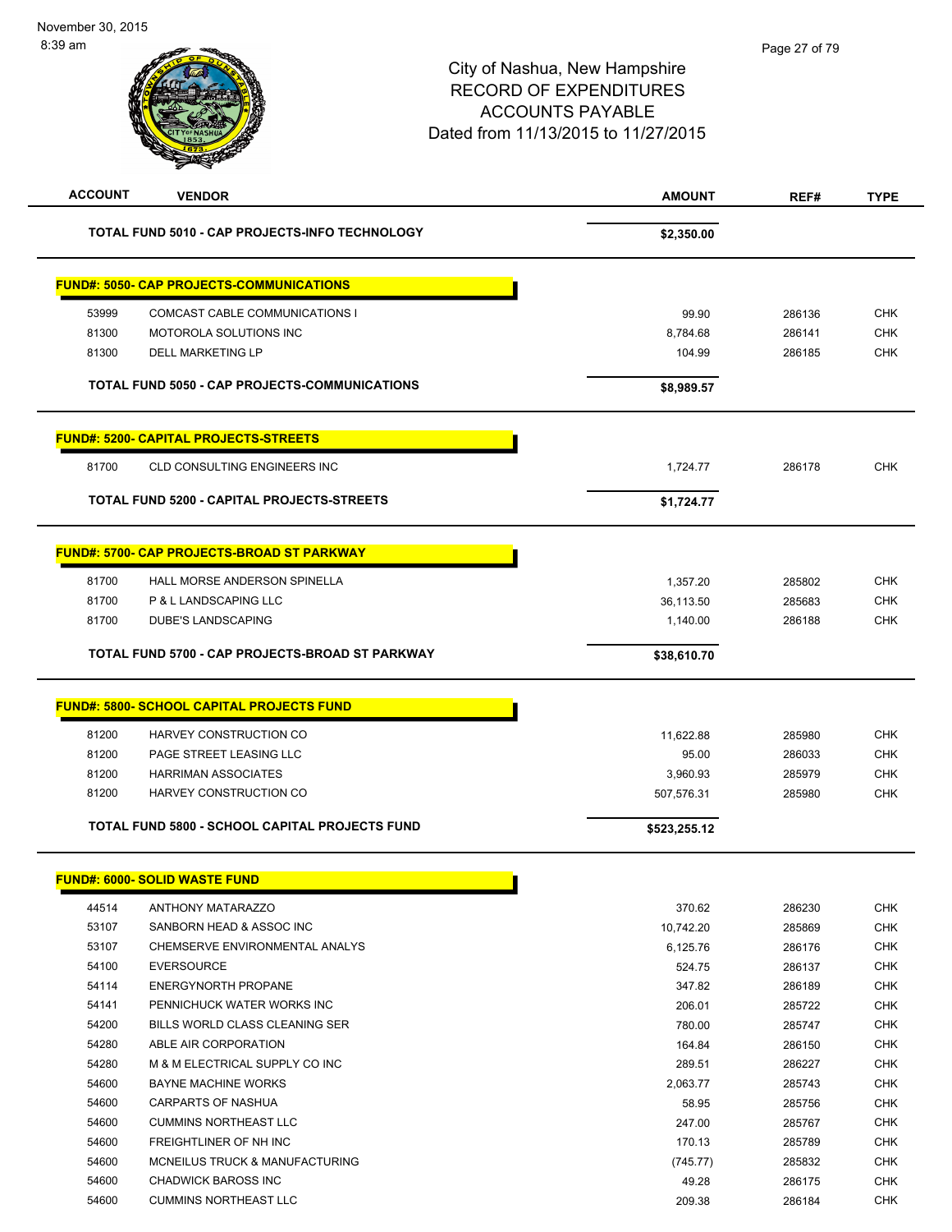November 30, 2015
8:39 am

# City of Nashua, New Hampshire
## RECORD OF EXPENDITURES
## ACCOUNTS PAYABLE
### Dated from 11/13/2015 to 11/27/2015

| ACCOUNT | VENDOR | AMOUNT | REF# | TYPE |
|---|---|---|---|---|
| | **TOTAL FUND 5010 - CAP PROJECTS-INFO TECHNOLOGY** | **$2,350.00** | | |
| | **FUND#: 5050- CAP PROJECTS-COMMUNICATIONS** | | | |
| 53999 | COMCAST CABLE COMMUNICATIONS I | 99.90 | 286136 | CHK |
| 81300 | MOTOROLA SOLUTIONS INC | 8,784.68 | 286141 | CHK |
| 81300 | DELL MARKETING LP | 104.99 | 286185 | CHK |
| | **TOTAL FUND 5050 - CAP PROJECTS-COMMUNICATIONS** | **$8,989.57** | | |
| | **FUND#: 5200- CAPITAL PROJECTS-STREETS** | | | |
| 81700 | CLD CONSULTING ENGINEERS INC | 1,724.77 | 286178 | CHK |
| | **TOTAL FUND 5200 - CAPITAL PROJECTS-STREETS** | **$1,724.77** | | |
| | **FUND#: 5700- CAP PROJECTS-BROAD ST PARKWAY** | | | |
| 81700 | HALL MORSE ANDERSON SPINELLA | 1,357.20 | 285802 | CHK |
| 81700 | P & L LANDSCAPING LLC | 36,113.50 | 285683 | CHK |
| 81700 | DUBE'S LANDSCAPING | 1,140.00 | 286188 | CHK |
| | **TOTAL FUND 5700 - CAP PROJECTS-BROAD ST PARKWAY** | **$38,610.70** | | |
| | **FUND#: 5800- SCHOOL CAPITAL PROJECTS FUND** | | | |
| 81200 | HARVEY CONSTRUCTION CO | 11,622.88 | 285980 | CHK |
| 81200 | PAGE STREET LEASING LLC | 95.00 | 286033 | CHK |
| 81200 | HARRIMAN ASSOCIATES | 3,960.93 | 285979 | CHK |
| 81200 | HARVEY CONSTRUCTION CO | 507,576.31 | 285980 | CHK |
| | **TOTAL FUND 5800 - SCHOOL CAPITAL PROJECTS FUND** | **$523,255.12** | | |
| | **FUND#: 6000- SOLID WASTE FUND** | | | |
| 44514 | ANTHONY MATARAZZO | 370.62 | 286230 | CHK |
| 53107 | SANBORN HEAD & ASSOC INC | 10,742.20 | 285869 | CHK |
| 53107 | CHEMSERVE ENVIRONMENTAL ANALYS | 6,125.76 | 286176 | CHK |
| 54100 | EVERSOURCE | 524.75 | 286137 | CHK |
| 54114 | ENERGYNORTH PROPANE | 347.82 | 286189 | CHK |
| 54141 | PENNICHUCK WATER WORKS INC | 206.01 | 285722 | CHK |
| 54200 | BILLS WORLD CLASS CLEANING SER | 780.00 | 285747 | CHK |
| 54280 | ABLE AIR CORPORATION | 164.84 | 286150 | CHK |
| 54280 | M & M ELECTRICAL SUPPLY CO INC | 289.51 | 286227 | CHK |
| 54600 | BAYNE MACHINE WORKS | 2,063.77 | 285743 | CHK |
| 54600 | CARPARTS OF NASHUA | 58.95 | 285756 | CHK |
| 54600 | CUMMINS NORTHEAST LLC | 247.00 | 285767 | CHK |
| 54600 | FREIGHTLINER OF NH INC | 170.13 | 285789 | CHK |
| 54600 | MCNEILUS TRUCK & MANUFACTURING | (745.77) | 285832 | CHK |
| 54600 | CHADWICK BAROSS INC | 49.28 | 286175 | CHK |
| 54600 | CUMMINS NORTHEAST LLC | 209.38 | 286184 | CHK |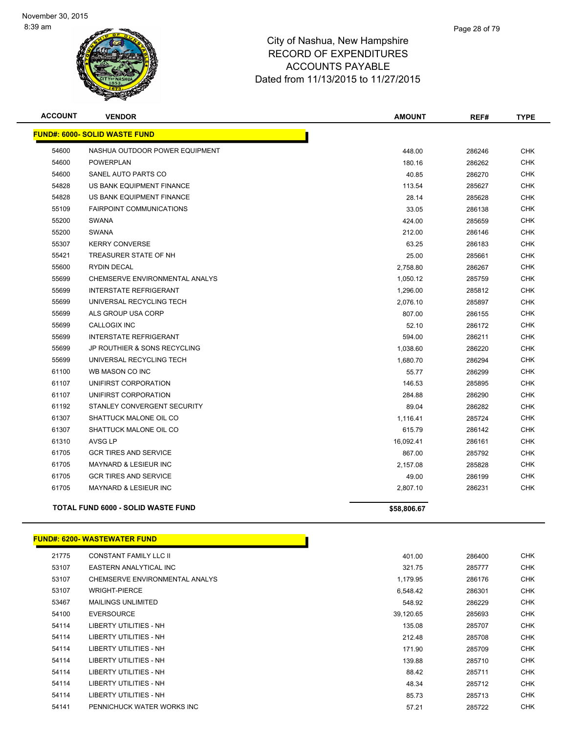# City of Nashua, New Hampshire
## RECORD OF EXPENDITURES
## ACCOUNTS PAYABLE
## Dated from 11/13/2015 to 11/27/2015

| ACCOUNT | VENDOR | AMOUNT | REF# | TYPE |
|---|---|---|---|---|
| **FUND#: 6000- SOLID WASTE FUND** | | | | |
| 54600 | NASHUA OUTDOOR POWER EQUIPMENT | 448.00 | 286246 | CHK |
| 54600 | POWERPLAN | 180.16 | 286262 | CHK |
| 54600 | SANEL AUTO PARTS CO | 40.85 | 286270 | CHK |
| 54828 | US BANK EQUIPMENT FINANCE | 113.54 | 285627 | CHK |
| 54828 | US BANK EQUIPMENT FINANCE | 28.14 | 285628 | CHK |
| 55109 | FAIRPOINT COMMUNICATIONS | 33.05 | 286138 | CHK |
| 55200 | SWANA | 424.00 | 285659 | CHK |
| 55200 | SWANA | 212.00 | 286146 | CHK |
| 55307 | KERRY CONVERSE | 63.25 | 286183 | CHK |
| 55421 | TREASURER STATE OF NH | 25.00 | 285661 | CHK |
| 55600 | RYDIN DECAL | 2,758.80 | 286267 | CHK |
| 55699 | CHEMSERVE ENVIRONMENTAL ANALYS | 1,050.12 | 285759 | CHK |
| 55699 | INTERSTATE REFRIGERANT | 1,296.00 | 285812 | CHK |
| 55699 | UNIVERSAL RECYCLING TECH | 2,076.10 | 285897 | CHK |
| 55699 | ALS GROUP USA CORP | 807.00 | 286155 | CHK |
| 55699 | CALLOGIX INC | 52.10 | 286172 | CHK |
| 55699 | INTERSTATE REFRIGERANT | 594.00 | 286211 | CHK |
| 55699 | JP ROUTHIER & SONS RECYCLING | 1,038.60 | 286220 | CHK |
| 55699 | UNIVERSAL RECYCLING TECH | 1,680.70 | 286294 | CHK |
| 61100 | WB MASON CO INC | 55.77 | 286299 | CHK |
| 61107 | UNIFIRST CORPORATION | 146.53 | 285895 | CHK |
| 61107 | UNIFIRST CORPORATION | 284.88 | 286290 | CHK |
| 61192 | STANLEY CONVERGENT SECURITY | 89.04 | 286282 | CHK |
| 61307 | SHATTUCK MALONE OIL CO | 1,116.41 | 285724 | CHK |
| 61307 | SHATTUCK MALONE OIL CO | 615.79 | 286142 | CHK |
| 61310 | AVSG LP | 16,092.41 | 286161 | CHK |
| 61705 | GCR TIRES AND SERVICE | 867.00 | 285792 | CHK |
| 61705 | MAYNARD & LESIEUR INC | 2,157.08 | 285828 | CHK |
| 61705 | GCR TIRES AND SERVICE | 49.00 | 286199 | CHK |
| 61705 | MAYNARD & LESIEUR INC | 2,807.10 | 286231 | CHK |
| **TOTAL FUND 6000 - SOLID WASTE FUND** | | **$58,806.67** | | |
| **FUND#: 6200- WASTEWATER FUND** | | | | |
| 21775 | CONSTANT FAMILY LLC II | 401.00 | 286400 | CHK |
| 53107 | EASTERN ANALYTICAL INC | 321.75 | 285777 | CHK |
| 53107 | CHEMSERVE ENVIRONMENTAL ANALYS | 1,179.95 | 286176 | CHK |
| 53107 | WRIGHT-PIERCE | 6,548.42 | 286301 | CHK |
| 53467 | MAILINGS UNLIMITED | 548.92 | 286229 | CHK |
| 54100 | EVERSOURCE | 39,120.65 | 285693 | CHK |
| 54114 | LIBERTY UTILITIES - NH | 135.08 | 285707 | CHK |
| 54114 | LIBERTY UTILITIES - NH | 212.48 | 285708 | CHK |
| 54114 | LIBERTY UTILITIES - NH | 171.90 | 285709 | CHK |
| 54114 | LIBERTY UTILITIES - NH | 139.88 | 285710 | CHK |
| 54114 | LIBERTY UTILITIES - NH | 88.42 | 285711 | CHK |
| 54114 | LIBERTY UTILITIES - NH | 48.34 | 285712 | CHK |
| 54114 | LIBERTY UTILITIES - NH | 85.73 | 285713 | CHK |
| 54141 | PENNICHUCK WATER WORKS INC | 57.21 | 285722 | CHK |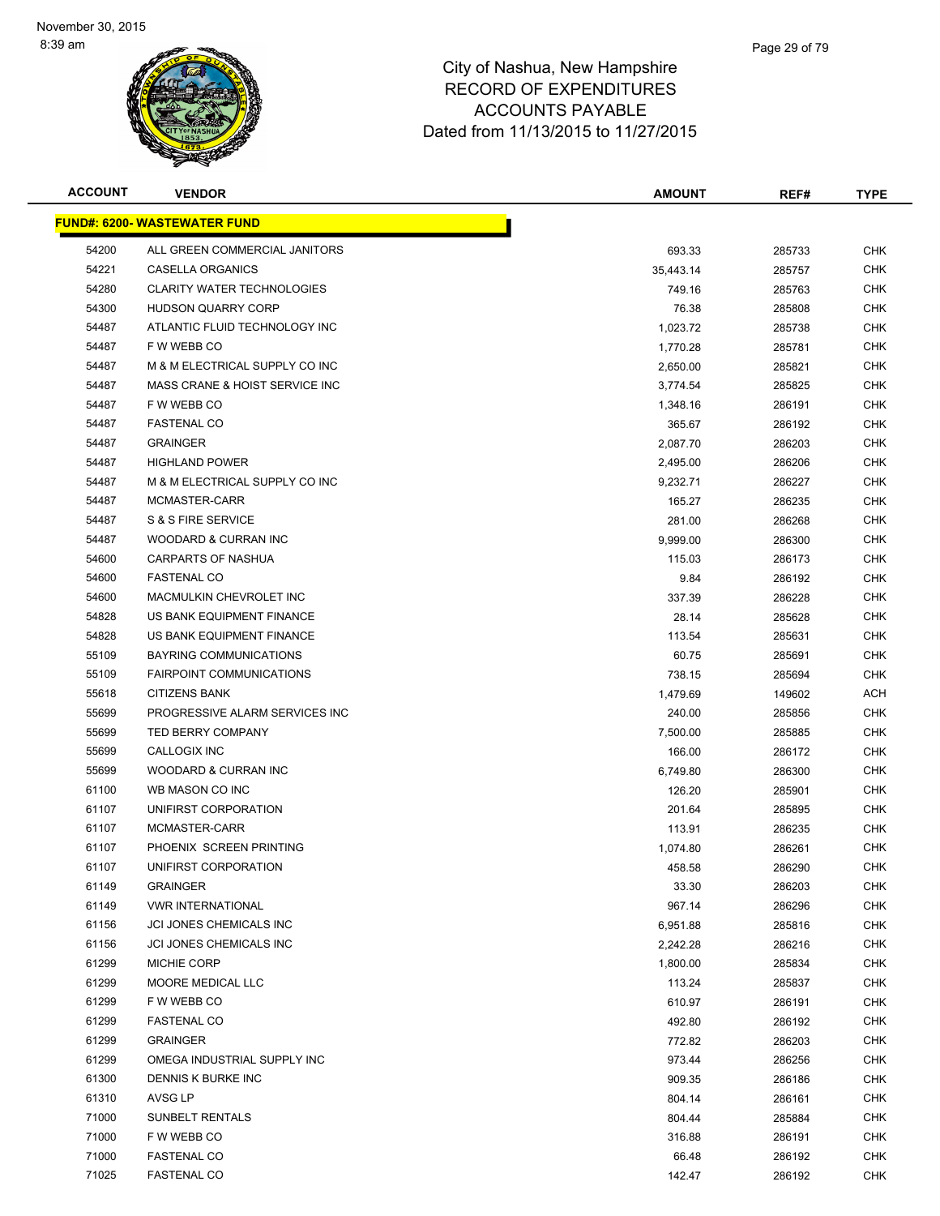# City of Nashua, New Hampshire
## RECORD OF EXPENDITURES
## ACCOUNTS PAYABLE
## Dated from 11/13/2015 to 11/27/2015

November 30, 2015
8:39 am

| ACCOUNT | VENDOR | AMOUNT | REF# | TYPE |
|---|---|---|---|---|
| **FUND#: 6200- WASTEWATER FUND** | | | | |
| 54200 | ALL GREEN COMMERCIAL JANITORS | 693.33 | 285733 | CHK |
| 54221 | CASELLA ORGANICS | 35,443.14 | 285757 | CHK |
| 54280 | CLARITY WATER TECHNOLOGIES | 749.16 | 285763 | CHK |
| 54300 | HUDSON QUARRY CORP | 76.38 | 285808 | CHK |
| 54487 | ATLANTIC FLUID TECHNOLOGY INC | 1,023.72 | 285738 | CHK |
| 54487 | F W WEBB CO | 1,770.28 | 285781 | CHK |
| 54487 | M & M ELECTRICAL SUPPLY CO INC | 2,650.00 | 285821 | CHK |
| 54487 | MASS CRANE & HOIST SERVICE INC | 3,774.54 | 285825 | CHK |
| 54487 | F W WEBB CO | 1,348.16 | 286191 | CHK |
| 54487 | FASTENAL CO | 365.67 | 286192 | CHK |
| 54487 | GRAINGER | 2,087.70 | 286203 | CHK |
| 54487 | HIGHLAND POWER | 2,495.00 | 286206 | CHK |
| 54487 | M & M ELECTRICAL SUPPLY CO INC | 9,232.71 | 286227 | CHK |
| 54487 | MCMASTER-CARR | 165.27 | 286235 | CHK |
| 54487 | S & S FIRE SERVICE | 281.00 | 286268 | CHK |
| 54487 | WOODARD & CURRAN INC | 9,999.00 | 286300 | CHK |
| 54600 | CARPARTS OF NASHUA | 115.03 | 286173 | CHK |
| 54600 | FASTENAL CO | 9.84 | 286192 | CHK |
| 54600 | MACMULKIN CHEVROLET INC | 337.39 | 286228 | CHK |
| 54828 | US BANK EQUIPMENT FINANCE | 28.14 | 285628 | CHK |
| 54828 | US BANK EQUIPMENT FINANCE | 113.54 | 285631 | CHK |
| 55109 | BAYRING COMMUNICATIONS | 60.75 | 285691 | CHK |
| 55109 | FAIRPOINT COMMUNICATIONS | 738.15 | 285694 | CHK |
| 55618 | CITIZENS BANK | 1,479.69 | 149602 | ACH |
| 55699 | PROGRESSIVE ALARM SERVICES INC | 240.00 | 285856 | CHK |
| 55699 | TED BERRY COMPANY | 7,500.00 | 285885 | CHK |
| 55699 | CALLOGIX INC | 166.00 | 286172 | CHK |
| 55699 | WOODARD & CURRAN INC | 6,749.80 | 286300 | CHK |
| 61100 | WB MASON CO INC | 126.20 | 285901 | CHK |
| 61107 | UNIFIRST CORPORATION | 201.64 | 285895 | CHK |
| 61107 | MCMASTER-CARR | 113.91 | 286235 | CHK |
| 61107 | PHOENIX SCREEN PRINTING | 1,074.80 | 286261 | CHK |
| 61107 | UNIFIRST CORPORATION | 458.58 | 286290 | CHK |
| 61149 | GRAINGER | 33.30 | 286203 | CHK |
| 61149 | VWR INTERNATIONAL | 967.14 | 286296 | CHK |
| 61156 | JCI JONES CHEMICALS INC | 6,951.88 | 285816 | CHK |
| 61156 | JCI JONES CHEMICALS INC | 2,242.28 | 286216 | CHK |
| 61299 | MICHIE CORP | 1,800.00 | 285834 | CHK |
| 61299 | MOORE MEDICAL LLC | 113.24 | 285837 | CHK |
| 61299 | F W WEBB CO | 610.97 | 286191 | CHK |
| 61299 | FASTENAL CO | 492.80 | 286192 | CHK |
| 61299 | GRAINGER | 772.82 | 286203 | CHK |
| 61299 | OMEGA INDUSTRIAL SUPPLY INC | 973.44 | 286256 | CHK |
| 61300 | DENNIS K BURKE INC | 909.35 | 286186 | CHK |
| 61310 | AVSG LP | 804.14 | 286161 | CHK |
| 71000 | SUNBELT RENTALS | 804.44 | 285884 | CHK |
| 71000 | F W WEBB CO | 316.88 | 286191 | CHK |
| 71000 | FASTENAL CO | 66.48 | 286192 | CHK |
| 71025 | FASTENAL CO | 142.47 | 286192 | CHK |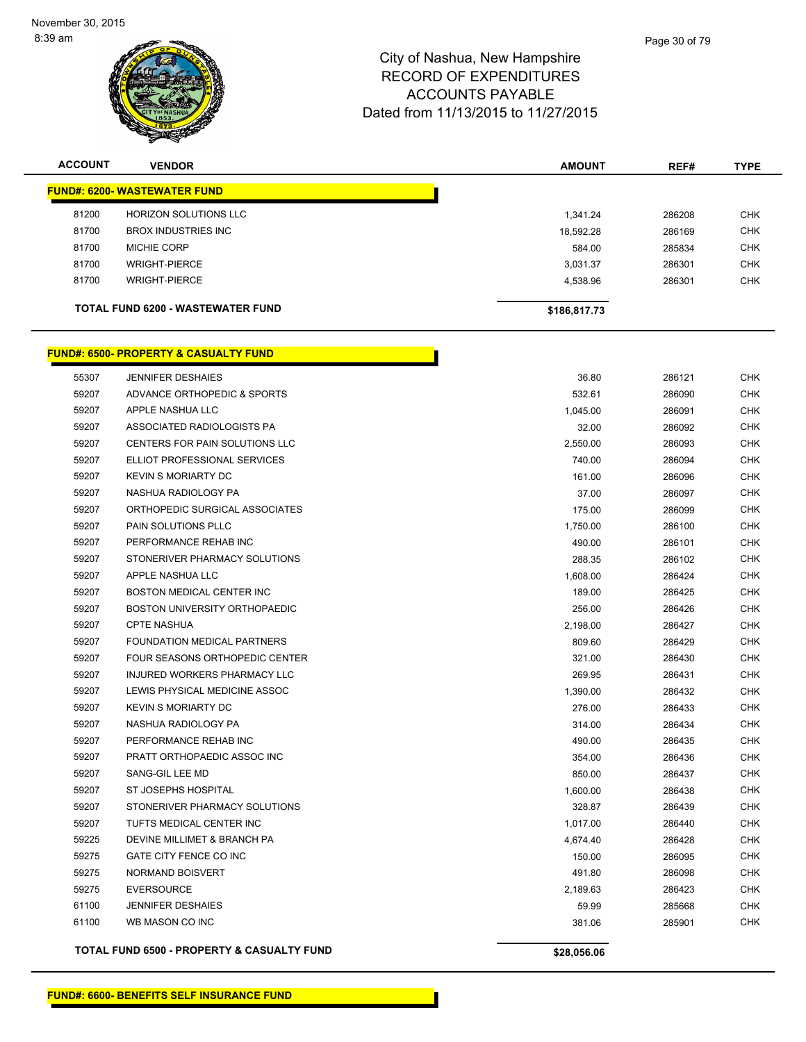# City of Nashua, New Hampshire
# RECORD OF EXPENDITURES
# ACCOUNTS PAYABLE
# Dated from 11/13/2015 to 11/27/2015

| ACCOUNT | VENDOR | AMOUNT | REF# | TYPE |
|---|---|---|---|---|
| **FUND#: 6200- WASTEWATER FUND** | | | | |
| 81200 | HORIZON SOLUTIONS LLC | 1,341.24 | 286208 | CHK |
| 81700 | BROX INDUSTRIES INC | 18,592.28 | 286169 | CHK |
| 81700 | MICHIE CORP | 584.00 | 285834 | CHK |
| 81700 | WRIGHT-PIERCE | 3,031.37 | 286301 | CHK |
| 81700 | WRIGHT-PIERCE | 4,538.96 | 286301 | CHK |
| | **TOTAL FUND 6200 - WASTEWATER FUND** | **$186,817.73** | | |

| ACCOUNT | VENDOR | AMOUNT | REF# | TYPE |
|---|---|---|---|---|
| **FUND#: 6500- PROPERTY & CASUALTY FUND** | | | | |
| 55307 | JENNIFER DESHAIES | 36.80 | 286121 | CHK |
| 59207 | ADVANCE ORTHOPEDIC & SPORTS | 532.61 | 286090 | CHK |
| 59207 | APPLE NASHUA LLC | 1,045.00 | 286091 | CHK |
| 59207 | ASSOCIATED RADIOLOGISTS PA | 32.00 | 286092 | CHK |
| 59207 | CENTERS FOR PAIN SOLUTIONS LLC | 2,550.00 | 286093 | CHK |
| 59207 | ELLIOT PROFESSIONAL SERVICES | 740.00 | 286094 | CHK |
| 59207 | KEVIN S MORIARTY DC | 161.00 | 286096 | CHK |
| 59207 | NASHUA RADIOLOGY PA | 37.00 | 286097 | CHK |
| 59207 | ORTHOPEDIC SURGICAL ASSOCIATES | 175.00 | 286099 | CHK |
| 59207 | PAIN SOLUTIONS PLLC | 1,750.00 | 286100 | CHK |
| 59207 | PERFORMANCE REHAB INC | 490.00 | 286101 | CHK |
| 59207 | STONERIVER PHARMACY SOLUTIONS | 288.35 | 286102 | CHK |
| 59207 | APPLE NASHUA LLC | 1,608.00 | 286424 | CHK |
| 59207 | BOSTON MEDICAL CENTER INC | 189.00 | 286425 | CHK |
| 59207 | BOSTON UNIVERSITY ORTHOPAEDIC | 256.00 | 286426 | CHK |
| 59207 | CPTE NASHUA | 2,198.00 | 286427 | CHK |
| 59207 | FOUNDATION MEDICAL PARTNERS | 809.60 | 286429 | CHK |
| 59207 | FOUR SEASONS ORTHOPEDIC CENTER | 321.00 | 286430 | CHK |
| 59207 | INJURED WORKERS PHARMACY LLC | 269.95 | 286431 | CHK |
| 59207 | LEWIS PHYSICAL MEDICINE ASSOC | 1,390.00 | 286432 | CHK |
| 59207 | KEVIN S MORIARTY DC | 276.00 | 286433 | CHK |
| 59207 | NASHUA RADIOLOGY PA | 314.00 | 286434 | CHK |
| 59207 | PERFORMANCE REHAB INC | 490.00 | 286435 | CHK |
| 59207 | PRATT ORTHOPAEDIC ASSOC INC | 354.00 | 286436 | CHK |
| 59207 | SANG-GIL LEE MD | 850.00 | 286437 | CHK |
| 59207 | ST JOSEPHS HOSPITAL | 1,600.00 | 286438 | CHK |
| 59207 | STONERIVER PHARMACY SOLUTIONS | 328.87 | 286439 | CHK |
| 59207 | TUFTS MEDICAL CENTER INC | 1,017.00 | 286440 | CHK |
| 59225 | DEVINE MILLIMET & BRANCH PA | 4,674.40 | 286428 | CHK |
| 59275 | GATE CITY FENCE CO INC | 150.00 | 286095 | CHK |
| 59275 | NORMAND BOISVERT | 491.80 | 286098 | CHK |
| 59275 | EVERSOURCE | 2,189.63 | 286423 | CHK |
| 61100 | JENNIFER DESHAIES | 59.99 | 285668 | CHK |
| 61100 | WB MASON CO INC | 381.06 | 285901 | CHK |
| | **TOTAL FUND 6500 - PROPERTY & CASUALTY FUND** | **$28,056.06** | | |

**FUND#: 6600- BENEFITS SELF INSURANCE FUND**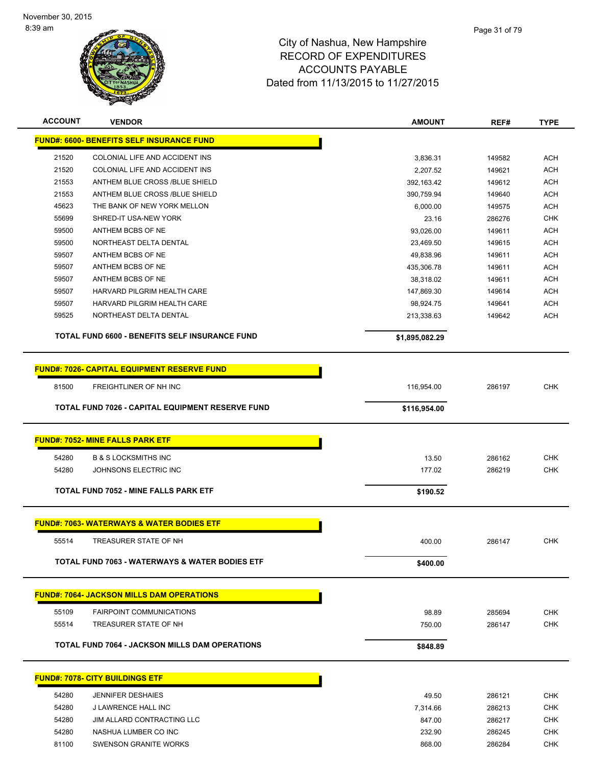# City of Nashua, New Hampshire
## RECORD OF EXPENDITURES
## ACCOUNTS PAYABLE
### Dated from 11/13/2015 to 11/27/2015

| ACCOUNT | VENDOR | AMOUNT | REF# | TYPE |
|---|---|---|---|---|
| **FUND#: 6600- BENEFITS SELF INSURANCE FUND** | | | | |
| 21520 | COLONIAL LIFE AND ACCIDENT INS | 3,836.31 | 149582 | ACH |
| 21520 | COLONIAL LIFE AND ACCIDENT INS | 2,207.52 | 149621 | ACH |
| 21553 | ANTHEM BLUE CROSS /BLUE SHIELD | 392,163.42 | 149612 | ACH |
| 21553 | ANTHEM BLUE CROSS /BLUE SHIELD | 390,759.94 | 149640 | ACH |
| 45623 | THE BANK OF NEW YORK MELLON | 6,000.00 | 149575 | ACH |
| 55699 | SHRED-IT USA-NEW YORK | 23.16 | 286276 | CHK |
| 59500 | ANTHEM BCBS OF NE | 93,026.00 | 149611 | ACH |
| 59500 | NORTHEAST DELTA DENTAL | 23,469.50 | 149615 | ACH |
| 59507 | ANTHEM BCBS OF NE | 49,838.96 | 149611 | ACH |
| 59507 | ANTHEM BCBS OF NE | 435,306.78 | 149611 | ACH |
| 59507 | ANTHEM BCBS OF NE | 38,318.02 | 149611 | ACH |
| 59507 | HARVARD PILGRIM HEALTH CARE | 147,869.30 | 149614 | ACH |
| 59507 | HARVARD PILGRIM HEALTH CARE | 98,924.75 | 149641 | ACH |
| 59525 | NORTHEAST DELTA DENTAL | 213,338.63 | 149642 | ACH |
| | **TOTAL FUND 6600 - BENEFITS SELF INSURANCE FUND** | **$1,895,082.29** | | |
| **FUND#: 7026- CAPITAL EQUIPMENT RESERVE FUND** | | | | |
| 81500 | FREIGHTLINER OF NH INC | 116,954.00 | 286197 | CHK |
| | **TOTAL FUND 7026 - CAPITAL EQUIPMENT RESERVE FUND** | **$116,954.00** | | |
| **FUND#: 7052- MINE FALLS PARK ETF** | | | | |
| 54280 | B & S LOCKSMITHS INC | 13.50 | 286162 | CHK |
| 54280 | JOHNSONS ELECTRIC INC | 177.02 | 286219 | CHK |
| | **TOTAL FUND 7052 - MINE FALLS PARK ETF** | **$190.52** | | |
| **FUND#: 7063- WATERWAYS & WATER BODIES ETF** | | | | |
| 55514 | TREASURER STATE OF NH | 400.00 | 286147 | CHK |
| | **TOTAL FUND 7063 - WATERWAYS & WATER BODIES ETF** | **$400.00** | | |
| **FUND#: 7064- JACKSON MILLS DAM OPERATIONS** | | | | |
| 55109 | FAIRPOINT COMMUNICATIONS | 98.89 | 285694 | CHK |
| 55514 | TREASURER STATE OF NH | 750.00 | 286147 | CHK |
| | **TOTAL FUND 7064 - JACKSON MILLS DAM OPERATIONS** | **$848.89** | | |
| **FUND#: 7078- CITY BUILDINGS ETF** | | | | |
| 54280 | JENNIFER DESHAIES | 49.50 | 286121 | CHK |
| 54280 | J LAWRENCE HALL INC | 7,314.66 | 286213 | CHK |
| 54280 | JIM ALLARD CONTRACTING LLC | 847.00 | 286217 | CHK |
| 54280 | NASHUA LUMBER CO INC | 232.90 | 286245 | CHK |
| 81100 | SWENSON GRANITE WORKS | 868.00 | 286284 | CHK |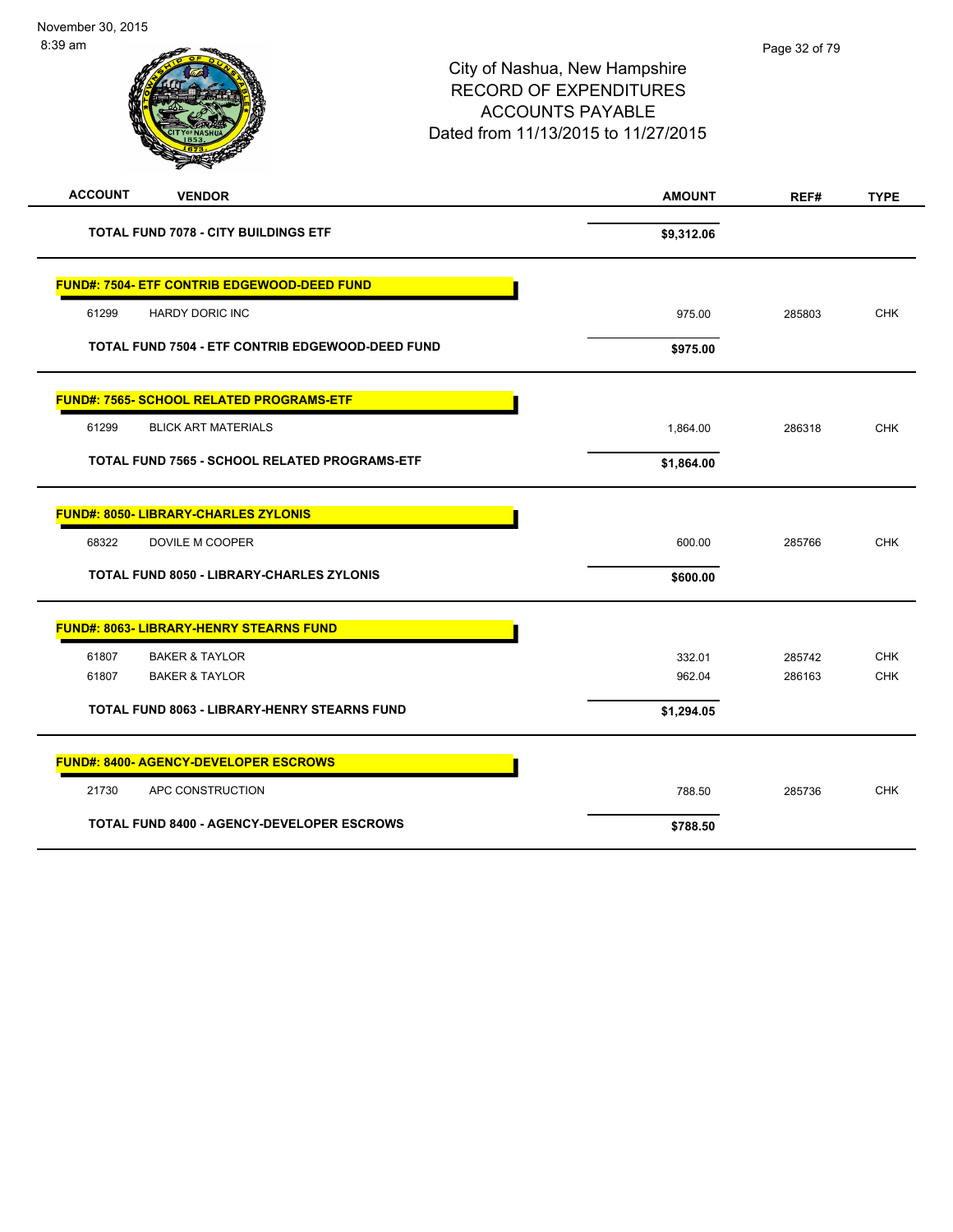# City of Nashua, New Hampshire
## RECORD OF EXPENDITURES
## ACCOUNTS PAYABLE
## Dated from 11/13/2015 to 11/27/2015

| ACCOUNT | VENDOR | AMOUNT | REF# | TYPE |
|---|---|---|---|---|
| | **TOTAL FUND 7078 - CITY BUILDINGS ETF** | **$9,312.06** | | |
| **FUND#: 7504- ETF CONTRIB EDGEWOOD-DEED FUND** | | | | |
| 61299 | HARDY DORIC INC | 975.00 | 285803 | CHK |
| | **TOTAL FUND 7504 - ETF CONTRIB EDGEWOOD-DEED FUND** | **$975.00** | | |
| **FUND#: 7565- SCHOOL RELATED PROGRAMS-ETF** | | | | |
| 61299 | BLICK ART MATERIALS | 1,864.00 | 286318 | CHK |
| | **TOTAL FUND 7565 - SCHOOL RELATED PROGRAMS-ETF** | **$1,864.00** | | |
| **FUND#: 8050- LIBRARY-CHARLES ZYLONIS** | | | | |
| 68322 | DOVILE M COOPER | 600.00 | 285766 | CHK |
| | **TOTAL FUND 8050 - LIBRARY-CHARLES ZYLONIS** | **$600.00** | | |
| **FUND#: 8063- LIBRARY-HENRY STEARNS FUND** | | | | |
| 61807 | BAKER & TAYLOR | 332.01 | 285742 | CHK |
| 61807 | BAKER & TAYLOR | 962.04 | 286163 | CHK |
| | **TOTAL FUND 8063 - LIBRARY-HENRY STEARNS FUND** | **$1,294.05** | | |
| **FUND#: 8400- AGENCY-DEVELOPER ESCROWS** | | | | |
| 21730 | APC CONSTRUCTION | 788.50 | 285736 | CHK |
| | **TOTAL FUND 8400 - AGENCY-DEVELOPER ESCROWS** | **$788.50** | | |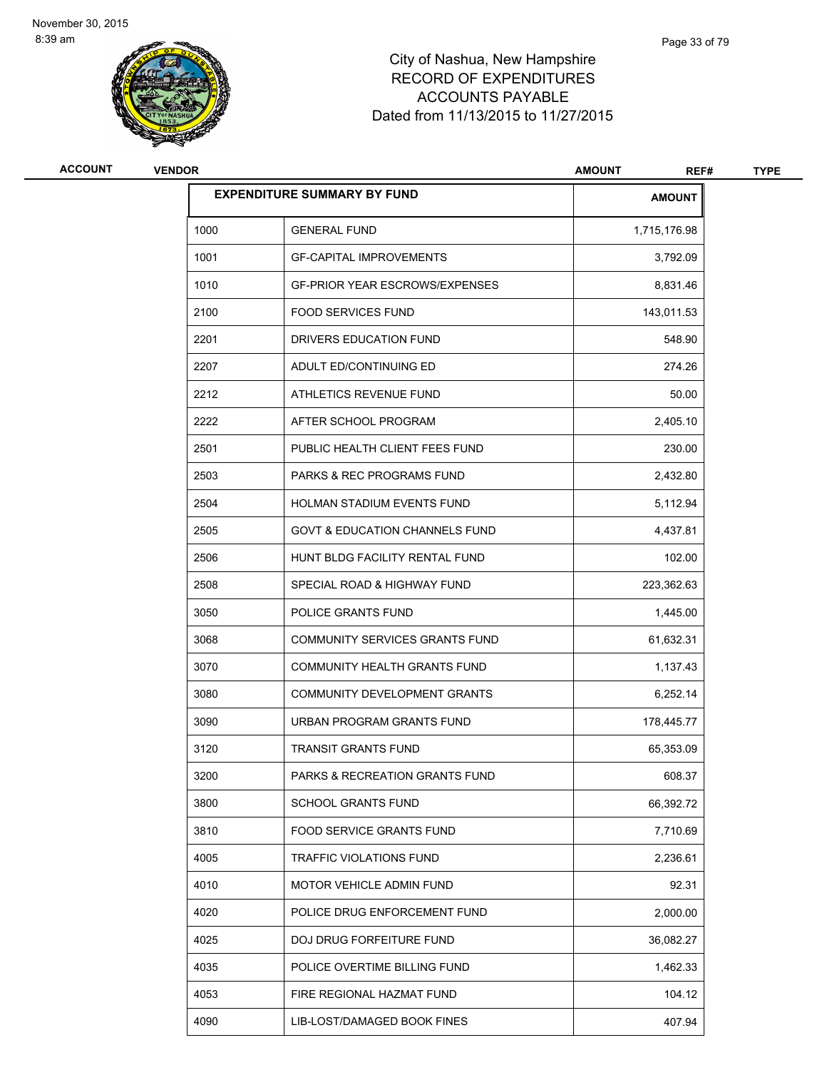# City of Nashua, New Hampshire
## RECORD OF EXPENDITURES
## ACCOUNTS PAYABLE
## Dated from 11/13/2015 to 11/27/2015

| ACCOUNT | VENDOR | AMOUNT | REF# | TYPE |
|---|---|---|---|---|

| EXPENDITURE SUMMARY BY FUND | | AMOUNT |
|---|---|---|
| 1000 | GENERAL FUND | 1,715,176.98 |
| 1001 | GF-CAPITAL IMPROVEMENTS | 3,792.09 |
| 1010 | GF-PRIOR YEAR ESCROWS/EXPENSES | 8,831.46 |
| 2100 | FOOD SERVICES FUND | 143,011.53 |
| 2201 | DRIVERS EDUCATION FUND | 548.90 |
| 2207 | ADULT ED/CONTINUING ED | 274.26 |
| 2212 | ATHLETICS REVENUE FUND | 50.00 |
| 2222 | AFTER SCHOOL PROGRAM | 2,405.10 |
| 2501 | PUBLIC HEALTH CLIENT FEES FUND | 230.00 |
| 2503 | PARKS & REC PROGRAMS FUND | 2,432.80 |
| 2504 | HOLMAN STADIUM EVENTS FUND | 5,112.94 |
| 2505 | GOVT & EDUCATION CHANNELS FUND | 4,437.81 |
| 2506 | HUNT BLDG FACILITY RENTAL FUND | 102.00 |
| 2508 | SPECIAL ROAD & HIGHWAY FUND | 223,362.63 |
| 3050 | POLICE GRANTS FUND | 1,445.00 |
| 3068 | COMMUNITY SERVICES GRANTS FUND | 61,632.31 |
| 3070 | COMMUNITY HEALTH GRANTS FUND | 1,137.43 |
| 3080 | COMMUNITY DEVELOPMENT GRANTS | 6,252.14 |
| 3090 | URBAN PROGRAM GRANTS FUND | 178,445.77 |
| 3120 | TRANSIT GRANTS FUND | 65,353.09 |
| 3200 | PARKS & RECREATION GRANTS FUND | 608.37 |
| 3800 | SCHOOL GRANTS FUND | 66,392.72 |
| 3810 | FOOD SERVICE GRANTS FUND | 7,710.69 |
| 4005 | TRAFFIC VIOLATIONS FUND | 2,236.61 |
| 4010 | MOTOR VEHICLE ADMIN FUND | 92.31 |
| 4020 | POLICE DRUG ENFORCEMENT FUND | 2,000.00 |
| 4025 | DOJ DRUG FORFEITURE FUND | 36,082.27 |
| 4035 | POLICE OVERTIME BILLING FUND | 1,462.33 |
| 4053 | FIRE REGIONAL HAZMAT FUND | 104.12 |
| 4090 | LIB-LOST/DAMAGED BOOK FINES | 407.94 |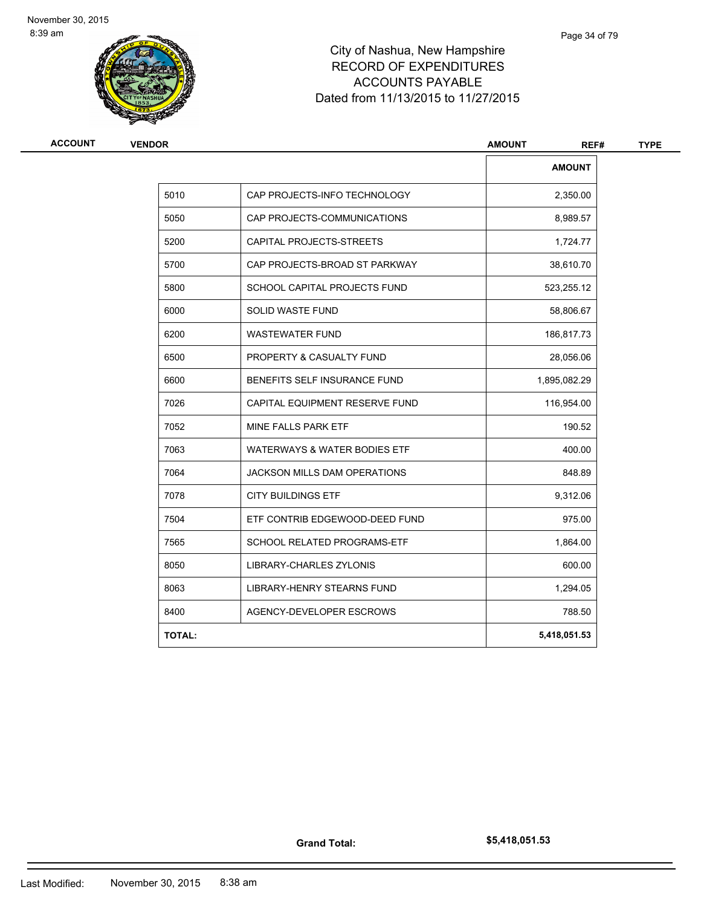City of Nashua, New Hampshire
RECORD OF EXPENDITURES
ACCOUNTS PAYABLE
Dated from 11/13/2015 to 11/27/2015

| ACCOUNT | VENDOR | AMOUNT | REF# | TYPE |
|---|---|---|---|---|

| | | AMOUNT |
|---|---|---|
| 5010 | CAP PROJECTS-INFO TECHNOLOGY | 2,350.00 |
| 5050 | CAP PROJECTS-COMMUNICATIONS | 8,989.57 |
| 5200 | CAPITAL PROJECTS-STREETS | 1,724.77 |
| 5700 | CAP PROJECTS-BROAD ST PARKWAY | 38,610.70 |
| 5800 | SCHOOL CAPITAL PROJECTS FUND | 523,255.12 |
| 6000 | SOLID WASTE FUND | 58,806.67 |
| 6200 | WASTEWATER FUND | 186,817.73 |
| 6500 | PROPERTY & CASUALTY FUND | 28,056.06 |
| 6600 | BENEFITS SELF INSURANCE FUND | 1,895,082.29 |
| 7026 | CAPITAL EQUIPMENT RESERVE FUND | 116,954.00 |
| 7052 | MINE FALLS PARK ETF | 190.52 |
| 7063 | WATERWAYS & WATER BODIES ETF | 400.00 |
| 7064 | JACKSON MILLS DAM OPERATIONS | 848.89 |
| 7078 | CITY BUILDINGS ETF | 9,312.06 |
| 7504 | ETF CONTRIB EDGEWOOD-DEED FUND | 975.00 |
| 7565 | SCHOOL RELATED PROGRAMS-ETF | 1,864.00 |
| 8050 | LIBRARY-CHARLES ZYLONIS | 600.00 |
| 8063 | LIBRARY-HENRY STEARNS FUND | 1,294.05 |
| 8400 | AGENCY-DEVELOPER ESCROWS | 788.50 |
| **TOTAL:** | | **5,418,051.53** |

**Grand Total:** **$5,418,051.53**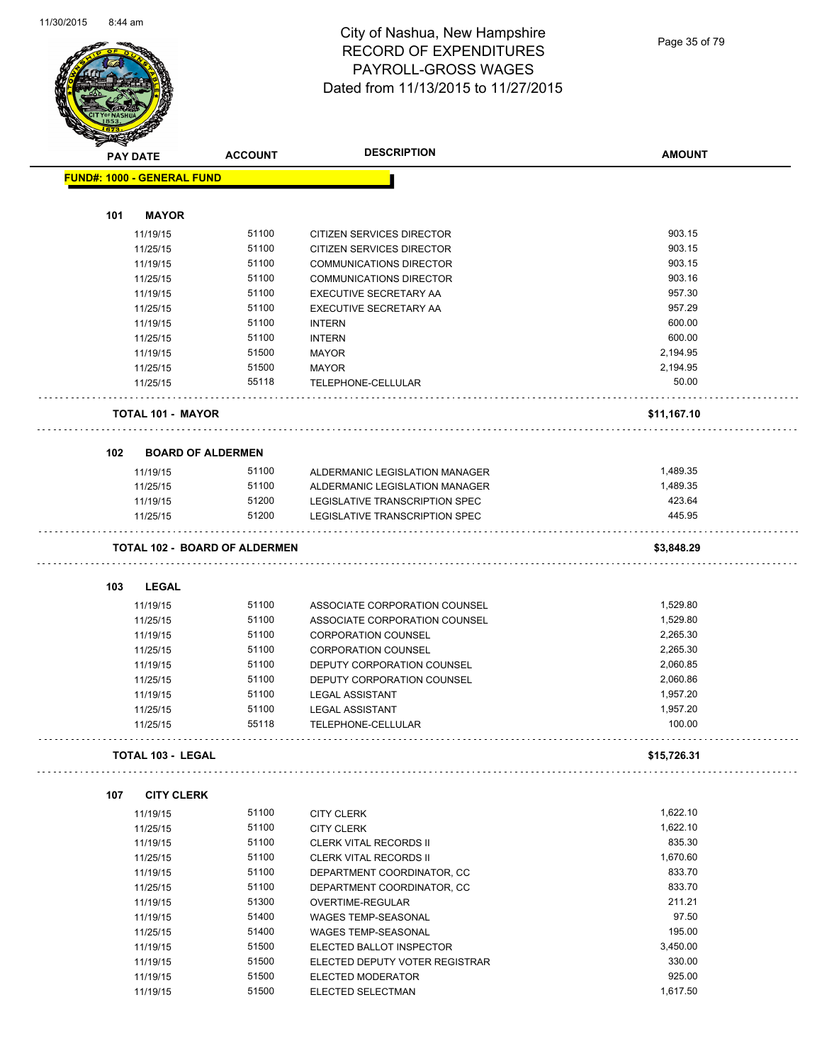# City of Nashua, New Hampshire
# RECORD OF EXPENDITURES
# PAYROLL-GROSS WAGES
# Dated from 11/13/2015 to 11/27/2015

| PAY DATE | ACCOUNT | DESCRIPTION | AMOUNT |
|---|---|---|---|
| **FUND#: 1000 - GENERAL FUND** | | | |
| **101 MAYOR** | | | |
| 11/19/15 | 51100 | CITIZEN SERVICES DIRECTOR | 903.15 |
| 11/25/15 | 51100 | CITIZEN SERVICES DIRECTOR | 903.15 |
| 11/19/15 | 51100 | COMMUNICATIONS DIRECTOR | 903.15 |
| 11/25/15 | 51100 | COMMUNICATIONS DIRECTOR | 903.16 |
| 11/19/15 | 51100 | EXECUTIVE SECRETARY AA | 957.30 |
| 11/25/15 | 51100 | EXECUTIVE SECRETARY AA | 957.29 |
| 11/19/15 | 51100 | INTERN | 600.00 |
| 11/25/15 | 51100 | INTERN | 600.00 |
| 11/19/15 | 51500 | MAYOR | 2,194.95 |
| 11/25/15 | 51500 | MAYOR | 2,194.95 |
| 11/25/15 | 55118 | TELEPHONE-CELLULAR | 50.00 |
| **TOTAL 101 - MAYOR** | | | **$11,167.10** |
| **102 BOARD OF ALDERMEN** | | | |
| 11/19/15 | 51100 | ALDERMANIC LEGISLATION MANAGER | 1,489.35 |
| 11/25/15 | 51100 | ALDERMANIC LEGISLATION MANAGER | 1,489.35 |
| 11/19/15 | 51200 | LEGISLATIVE TRANSCRIPTION SPEC | 423.64 |
| 11/25/15 | 51200 | LEGISLATIVE TRANSCRIPTION SPEC | 445.95 |
| **TOTAL 102 - BOARD OF ALDERMEN** | | | **$3,848.29** |
| **103 LEGAL** | | | |
| 11/19/15 | 51100 | ASSOCIATE CORPORATION COUNSEL | 1,529.80 |
| 11/25/15 | 51100 | ASSOCIATE CORPORATION COUNSEL | 1,529.80 |
| 11/19/15 | 51100 | CORPORATION COUNSEL | 2,265.30 |
| 11/25/15 | 51100 | CORPORATION COUNSEL | 2,265.30 |
| 11/19/15 | 51100 | DEPUTY CORPORATION COUNSEL | 2,060.85 |
| 11/25/15 | 51100 | DEPUTY CORPORATION COUNSEL | 2,060.86 |
| 11/19/15 | 51100 | LEGAL ASSISTANT | 1,957.20 |
| 11/25/15 | 51100 | LEGAL ASSISTANT | 1,957.20 |
| 11/25/15 | 55118 | TELEPHONE-CELLULAR | 100.00 |
| **TOTAL 103 - LEGAL** | | | **$15,726.31** |
| **107 CITY CLERK** | | | |
| 11/19/15 | 51100 | CITY CLERK | 1,622.10 |
| 11/25/15 | 51100 | CITY CLERK | 1,622.10 |
| 11/19/15 | 51100 | CLERK VITAL RECORDS II | 835.30 |
| 11/25/15 | 51100 | CLERK VITAL RECORDS II | 1,670.60 |
| 11/19/15 | 51100 | DEPARTMENT COORDINATOR, CC | 833.70 |
| 11/25/15 | 51100 | DEPARTMENT COORDINATOR, CC | 833.70 |
| 11/19/15 | 51300 | OVERTIME-REGULAR | 211.21 |
| 11/19/15 | 51400 | WAGES TEMP-SEASONAL | 97.50 |
| 11/25/15 | 51400 | WAGES TEMP-SEASONAL | 195.00 |
| 11/19/15 | 51500 | ELECTED BALLOT INSPECTOR | 3,450.00 |
| 11/19/15 | 51500 | ELECTED DEPUTY VOTER REGISTRAR | 330.00 |
| 11/19/15 | 51500 | ELECTED MODERATOR | 925.00 |
| 11/19/15 | 51500 | ELECTED SELECTMAN | 1,617.50 |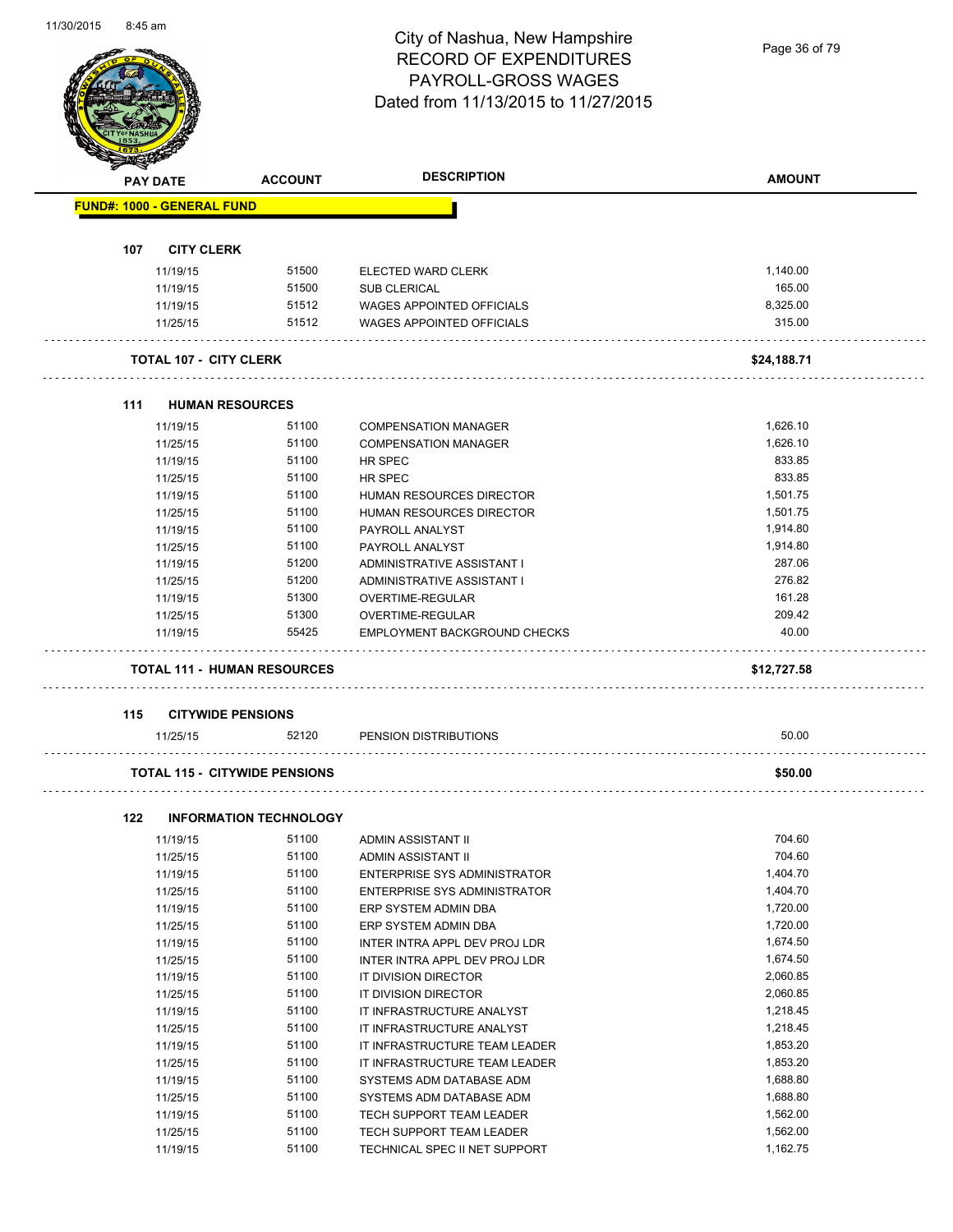# City of Nashua, New Hampshire
## RECORD OF EXPENDITURES
## PAYROLL-GROSS WAGES
## Dated from 11/13/2015 to 11/27/2015

| PAY DATE | ACCOUNT | DESCRIPTION | AMOUNT |
|---|---|---|---|
| **FUND#: 1000 - GENERAL FUND** | | | |
| **107 CITY CLERK** | | | |
| 11/19/15 | 51500 | ELECTED WARD CLERK | 1,140.00 |
| 11/19/15 | 51500 | SUB CLERICAL | 165.00 |
| 11/19/15 | 51512 | WAGES APPOINTED OFFICIALS | 8,325.00 |
| 11/25/15 | 51512 | WAGES APPOINTED OFFICIALS | 315.00 |
| **TOTAL 107 - CITY CLERK** | | | **$24,188.71** |
| **111 HUMAN RESOURCES** | | | |
| 11/19/15 | 51100 | COMPENSATION MANAGER | 1,626.10 |
| 11/25/15 | 51100 | COMPENSATION MANAGER | 1,626.10 |
| 11/19/15 | 51100 | HR SPEC | 833.85 |
| 11/25/15 | 51100 | HR SPEC | 833.85 |
| 11/19/15 | 51100 | HUMAN RESOURCES DIRECTOR | 1,501.75 |
| 11/25/15 | 51100 | HUMAN RESOURCES DIRECTOR | 1,501.75 |
| 11/19/15 | 51100 | PAYROLL ANALYST | 1,914.80 |
| 11/25/15 | 51100 | PAYROLL ANALYST | 1,914.80 |
| 11/19/15 | 51200 | ADMINISTRATIVE ASSISTANT I | 287.06 |
| 11/25/15 | 51200 | ADMINISTRATIVE ASSISTANT I | 276.82 |
| 11/19/15 | 51300 | OVERTIME-REGULAR | 161.28 |
| 11/25/15 | 51300 | OVERTIME-REGULAR | 209.42 |
| 11/19/15 | 55425 | EMPLOYMENT BACKGROUND CHECKS | 40.00 |
| **TOTAL 111 - HUMAN RESOURCES** | | | **$12,727.58** |
| **115 CITYWIDE PENSIONS** | | | |
| 11/25/15 | 52120 | PENSION DISTRIBUTIONS | 50.00 |
| **TOTAL 115 - CITYWIDE PENSIONS** | | | **$50.00** |
| **122 INFORMATION TECHNOLOGY** | | | |
| 11/19/15 | 51100 | ADMIN ASSISTANT II | 704.60 |
| 11/25/15 | 51100 | ADMIN ASSISTANT II | 704.60 |
| 11/19/15 | 51100 | ENTERPRISE SYS ADMINISTRATOR | 1,404.70 |
| 11/25/15 | 51100 | ENTERPRISE SYS ADMINISTRATOR | 1,404.70 |
| 11/19/15 | 51100 | ERP SYSTEM ADMIN DBA | 1,720.00 |
| 11/25/15 | 51100 | ERP SYSTEM ADMIN DBA | 1,720.00 |
| 11/19/15 | 51100 | INTER INTRA APPL DEV PROJ LDR | 1,674.50 |
| 11/25/15 | 51100 | INTER INTRA APPL DEV PROJ LDR | 1,674.50 |
| 11/19/15 | 51100 | IT DIVISION DIRECTOR | 2,060.85 |
| 11/25/15 | 51100 | IT DIVISION DIRECTOR | 2,060.85 |
| 11/19/15 | 51100 | IT INFRASTRUCTURE ANALYST | 1,218.45 |
| 11/25/15 | 51100 | IT INFRASTRUCTURE ANALYST | 1,218.45 |
| 11/19/15 | 51100 | IT INFRASTRUCTURE TEAM LEADER | 1,853.20 |
| 11/25/15 | 51100 | IT INFRASTRUCTURE TEAM LEADER | 1,853.20 |
| 11/19/15 | 51100 | SYSTEMS ADM DATABASE ADM | 1,688.80 |
| 11/25/15 | 51100 | SYSTEMS ADM DATABASE ADM | 1,688.80 |
| 11/19/15 | 51100 | TECH SUPPORT TEAM LEADER | 1,562.00 |
| 11/25/15 | 51100 | TECH SUPPORT TEAM LEADER | 1,562.00 |
| 11/19/15 | 51100 | TECHNICAL SPEC II NET SUPPORT | 1,162.75 |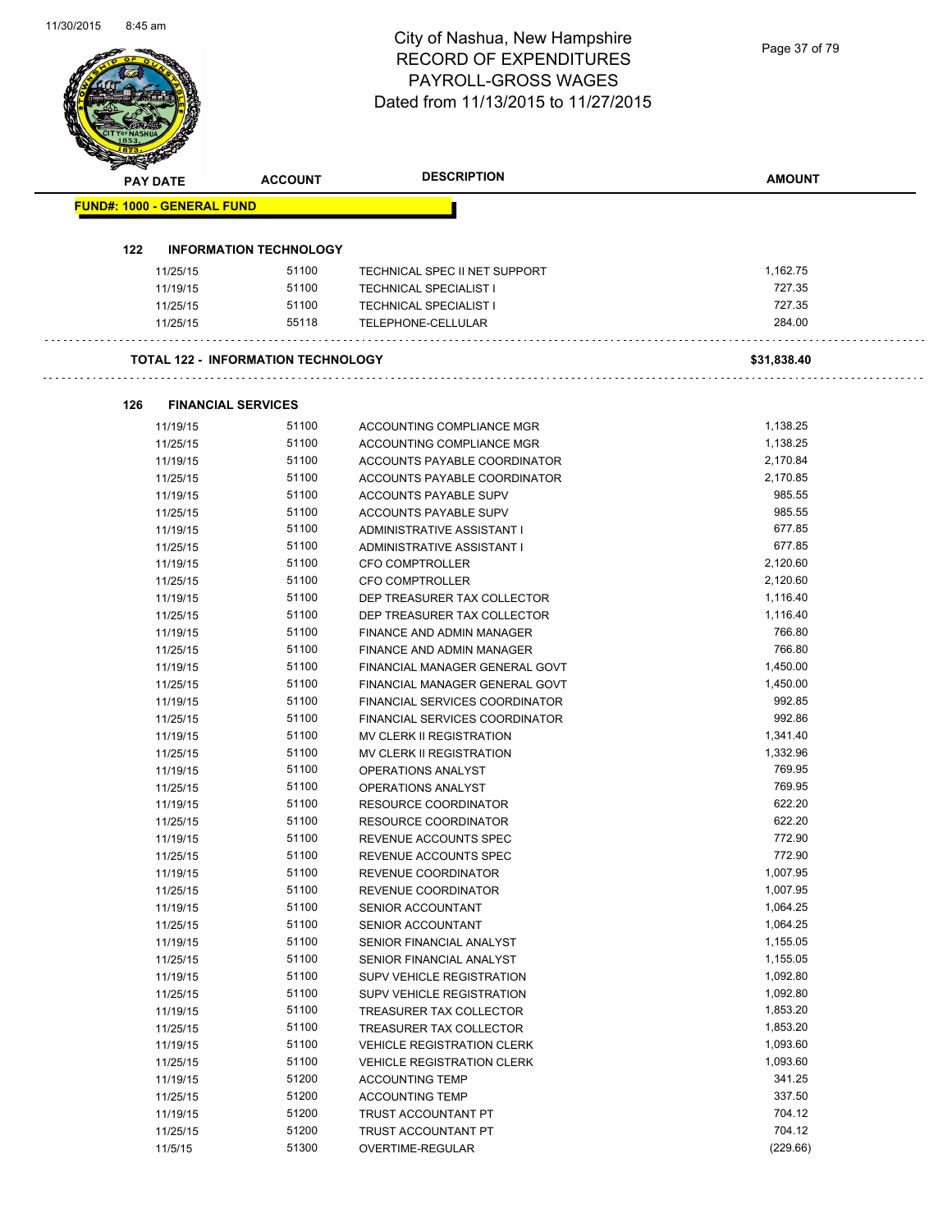# City of Nashua, New Hampshire
## RECORD OF EXPENDITURES
## PAYROLL-GROSS WAGES
## Dated from 11/13/2015 to 11/27/2015

| PAY DATE | ACCOUNT | DESCRIPTION | AMOUNT |
|---|---|---|---|
| **FUND#: 1000 - GENERAL FUND** | | | |
| **122 INFORMATION TECHNOLOGY** | | | |
| 11/25/15 | 51100 | TECHNICAL SPEC II NET SUPPORT | 1,162.75 |
| 11/19/15 | 51100 | TECHNICAL SPECIALIST I | 727.35 |
| 11/25/15 | 51100 | TECHNICAL SPECIALIST I | 727.35 |
| 11/25/15 | 55118 | TELEPHONE-CELLULAR | 284.00 |
| **TOTAL 122 - INFORMATION TECHNOLOGY** | | | **$31,838.40** |
| **126 FINANCIAL SERVICES** | | | |
| 11/19/15 | 51100 | ACCOUNTING COMPLIANCE MGR | 1,138.25 |
| 11/25/15 | 51100 | ACCOUNTING COMPLIANCE MGR | 1,138.25 |
| 11/19/15 | 51100 | ACCOUNTS PAYABLE COORDINATOR | 2,170.84 |
| 11/25/15 | 51100 | ACCOUNTS PAYABLE COORDINATOR | 2,170.85 |
| 11/19/15 | 51100 | ACCOUNTS PAYABLE SUPV | 985.55 |
| 11/25/15 | 51100 | ACCOUNTS PAYABLE SUPV | 985.55 |
| 11/19/15 | 51100 | ADMINISTRATIVE ASSISTANT I | 677.85 |
| 11/25/15 | 51100 | ADMINISTRATIVE ASSISTANT I | 677.85 |
| 11/19/15 | 51100 | CFO COMPTROLLER | 2,120.60 |
| 11/25/15 | 51100 | CFO COMPTROLLER | 2,120.60 |
| 11/19/15 | 51100 | DEP TREASURER TAX COLLECTOR | 1,116.40 |
| 11/25/15 | 51100 | DEP TREASURER TAX COLLECTOR | 1,116.40 |
| 11/19/15 | 51100 | FINANCE AND ADMIN MANAGER | 766.80 |
| 11/25/15 | 51100 | FINANCE AND ADMIN MANAGER | 766.80 |
| 11/19/15 | 51100 | FINANCIAL MANAGER GENERAL GOVT | 1,450.00 |
| 11/25/15 | 51100 | FINANCIAL MANAGER GENERAL GOVT | 1,450.00 |
| 11/19/15 | 51100 | FINANCIAL SERVICES COORDINATOR | 992.85 |
| 11/25/15 | 51100 | FINANCIAL SERVICES COORDINATOR | 992.86 |
| 11/19/15 | 51100 | MV CLERK II REGISTRATION | 1,341.40 |
| 11/25/15 | 51100 | MV CLERK II REGISTRATION | 1,332.96 |
| 11/19/15 | 51100 | OPERATIONS ANALYST | 769.95 |
| 11/25/15 | 51100 | OPERATIONS ANALYST | 769.95 |
| 11/19/15 | 51100 | RESOURCE COORDINATOR | 622.20 |
| 11/25/15 | 51100 | RESOURCE COORDINATOR | 622.20 |
| 11/19/15 | 51100 | REVENUE ACCOUNTS SPEC | 772.90 |
| 11/25/15 | 51100 | REVENUE ACCOUNTS SPEC | 772.90 |
| 11/19/15 | 51100 | REVENUE COORDINATOR | 1,007.95 |
| 11/25/15 | 51100 | REVENUE COORDINATOR | 1,007.95 |
| 11/19/15 | 51100 | SENIOR ACCOUNTANT | 1,064.25 |
| 11/25/15 | 51100 | SENIOR ACCOUNTANT | 1,064.25 |
| 11/19/15 | 51100 | SENIOR FINANCIAL ANALYST | 1,155.05 |
| 11/25/15 | 51100 | SENIOR FINANCIAL ANALYST | 1,155.05 |
| 11/19/15 | 51100 | SUPV VEHICLE REGISTRATION | 1,092.80 |
| 11/25/15 | 51100 | SUPV VEHICLE REGISTRATION | 1,092.80 |
| 11/19/15 | 51100 | TREASURER TAX COLLECTOR | 1,853.20 |
| 11/25/15 | 51100 | TREASURER TAX COLLECTOR | 1,853.20 |
| 11/19/15 | 51100 | VEHICLE REGISTRATION CLERK | 1,093.60 |
| 11/25/15 | 51100 | VEHICLE REGISTRATION CLERK | 1,093.60 |
| 11/19/15 | 51200 | ACCOUNTING TEMP | 341.25 |
| 11/25/15 | 51200 | ACCOUNTING TEMP | 337.50 |
| 11/19/15 | 51200 | TRUST ACCOUNTANT PT | 704.12 |
| 11/25/15 | 51200 | TRUST ACCOUNTANT PT | 704.12 |
| 11/5/15 | 51300 | OVERTIME-REGULAR | (229.66) |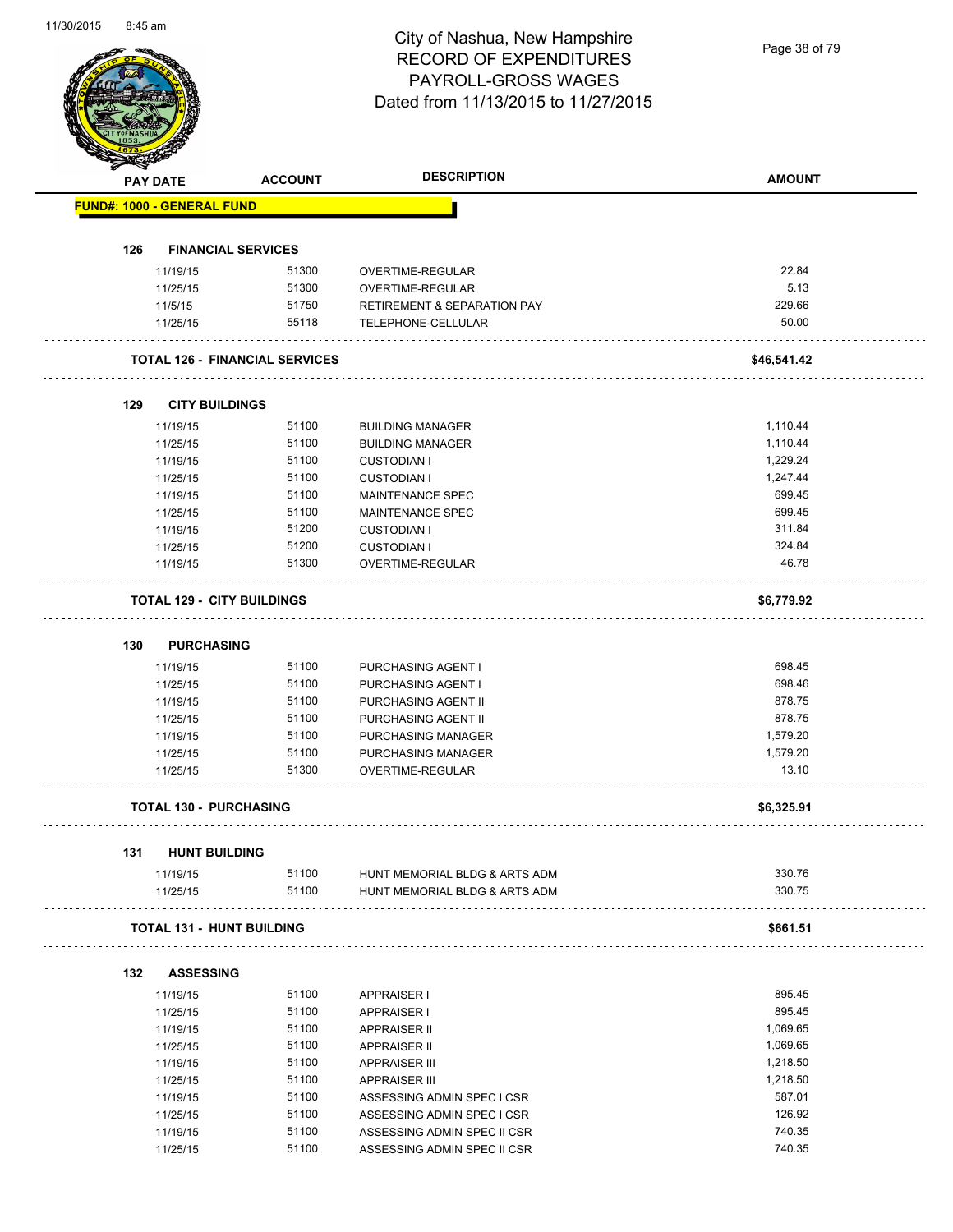# City of Nashua, New Hampshire
## RECORD OF EXPENDITURES
## PAYROLL-GROSS WAGES
## Dated from 11/13/2015 to 11/27/2015

| PAY DATE | ACCOUNT | DESCRIPTION | AMOUNT |
|---|---|---|---|

**FUND#: 1000 - GENERAL FUND**

### 126 FINANCIAL SERVICES

| PAY DATE | ACCOUNT | DESCRIPTION | AMOUNT |
|---|---|---|---|
| 11/19/15 | 51300 | OVERTIME-REGULAR | 22.84 |
| 11/25/15 | 51300 | OVERTIME-REGULAR | 5.13 |
| 11/5/15 | 51750 | RETIREMENT & SEPARATION PAY | 229.66 |
| 11/25/15 | 55118 | TELEPHONE-CELLULAR | 50.00 |
| **TOTAL 126 - FINANCIAL SERVICES** | | | **$46,541.42** |

### 129 CITY BUILDINGS

| PAY DATE | ACCOUNT | DESCRIPTION | AMOUNT |
|---|---|---|---|
| 11/19/15 | 51100 | BUILDING MANAGER | 1,110.44 |
| 11/25/15 | 51100 | BUILDING MANAGER | 1,110.44 |
| 11/19/15 | 51100 | CUSTODIAN I | 1,229.24 |
| 11/25/15 | 51100 | CUSTODIAN I | 1,247.44 |
| 11/19/15 | 51100 | MAINTENANCE SPEC | 699.45 |
| 11/25/15 | 51100 | MAINTENANCE SPEC | 699.45 |
| 11/19/15 | 51200 | CUSTODIAN I | 311.84 |
| 11/25/15 | 51200 | CUSTODIAN I | 324.84 |
| 11/19/15 | 51300 | OVERTIME-REGULAR | 46.78 |
| **TOTAL 129 - CITY BUILDINGS** | | | **$6,779.92** |

### 130 PURCHASING

| PAY DATE | ACCOUNT | DESCRIPTION | AMOUNT |
|---|---|---|---|
| 11/19/15 | 51100 | PURCHASING AGENT I | 698.45 |
| 11/25/15 | 51100 | PURCHASING AGENT I | 698.46 |
| 11/19/15 | 51100 | PURCHASING AGENT II | 878.75 |
| 11/25/15 | 51100 | PURCHASING AGENT II | 878.75 |
| 11/19/15 | 51100 | PURCHASING MANAGER | 1,579.20 |
| 11/25/15 | 51100 | PURCHASING MANAGER | 1,579.20 |
| 11/25/15 | 51300 | OVERTIME-REGULAR | 13.10 |
| **TOTAL 130 - PURCHASING** | | | **$6,325.91** |

### 131 HUNT BUILDING

| PAY DATE | ACCOUNT | DESCRIPTION | AMOUNT |
|---|---|---|---|
| 11/19/15 | 51100 | HUNT MEMORIAL BLDG & ARTS ADM | 330.76 |
| 11/25/15 | 51100 | HUNT MEMORIAL BLDG & ARTS ADM | 330.75 |
| **TOTAL 131 - HUNT BUILDING** | | | **$661.51** |

### 132 ASSESSING

| PAY DATE | ACCOUNT | DESCRIPTION | AMOUNT |
|---|---|---|---|
| 11/19/15 | 51100 | APPRAISER I | 895.45 |
| 11/25/15 | 51100 | APPRAISER I | 895.45 |
| 11/19/15 | 51100 | APPRAISER II | 1,069.65 |
| 11/25/15 | 51100 | APPRAISER II | 1,069.65 |
| 11/19/15 | 51100 | APPRAISER III | 1,218.50 |
| 11/25/15 | 51100 | APPRAISER III | 1,218.50 |
| 11/19/15 | 51100 | ASSESSING ADMIN SPEC I CSR | 587.01 |
| 11/25/15 | 51100 | ASSESSING ADMIN SPEC I CSR | 126.92 |
| 11/19/15 | 51100 | ASSESSING ADMIN SPEC II CSR | 740.35 |
| 11/25/15 | 51100 | ASSESSING ADMIN SPEC II CSR | 740.35 |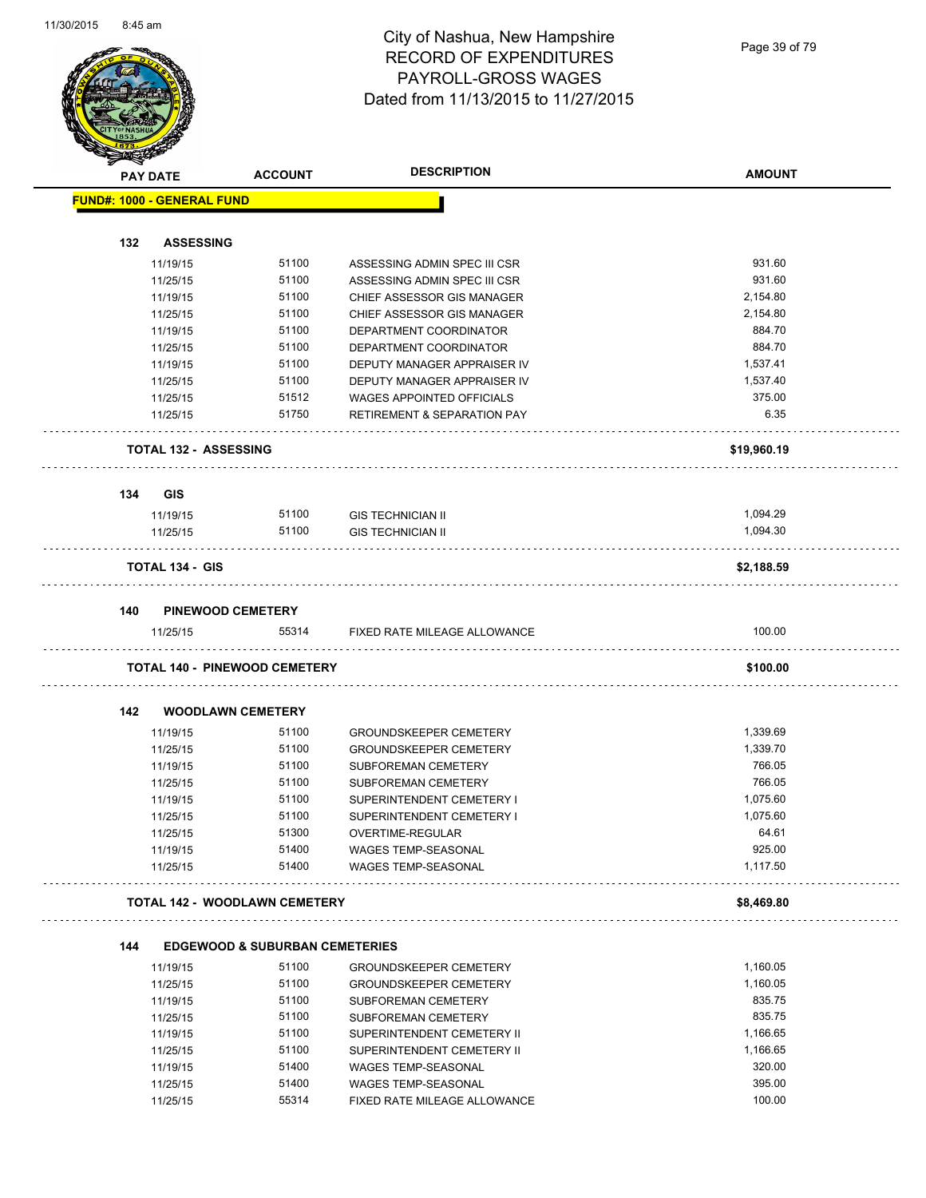# City of Nashua, New Hampshire
## RECORD OF EXPENDITURES
## PAYROLL-GROSS WAGES
### Dated from 11/13/2015 to 11/27/2015

| PAY DATE | ACCOUNT | DESCRIPTION | AMOUNT |
|---|---|---|---|
| **FUND#: 1000 - GENERAL FUND** | | | |
| **132 ASSESSING** | | | |
| 11/19/15 | 51100 | ASSESSING ADMIN SPEC III CSR | 931.60 |
| 11/25/15 | 51100 | ASSESSING ADMIN SPEC III CSR | 931.60 |
| 11/19/15 | 51100 | CHIEF ASSESSOR GIS MANAGER | 2,154.80 |
| 11/25/15 | 51100 | CHIEF ASSESSOR GIS MANAGER | 2,154.80 |
| 11/19/15 | 51100 | DEPARTMENT COORDINATOR | 884.70 |
| 11/25/15 | 51100 | DEPARTMENT COORDINATOR | 884.70 |
| 11/19/15 | 51100 | DEPUTY MANAGER APPRAISER IV | 1,537.41 |
| 11/25/15 | 51100 | DEPUTY MANAGER APPRAISER IV | 1,537.40 |
| 11/25/15 | 51512 | WAGES APPOINTED OFFICIALS | 375.00 |
| 11/25/15 | 51750 | RETIREMENT & SEPARATION PAY | 6.35 |
| **TOTAL 132 - ASSESSING** | | | **$19,960.19** |
| **134 GIS** | | | |
| 11/19/15 | 51100 | GIS TECHNICIAN II | 1,094.29 |
| 11/25/15 | 51100 | GIS TECHNICIAN II | 1,094.30 |
| **TOTAL 134 - GIS** | | | **$2,188.59** |
| **140 PINEWOOD CEMETERY** | | | |
| 11/25/15 | 55314 | FIXED RATE MILEAGE ALLOWANCE | 100.00 |
| **TOTAL 140 - PINEWOOD CEMETERY** | | | **$100.00** |
| **142 WOODLAWN CEMETERY** | | | |
| 11/19/15 | 51100 | GROUNDSKEEPER CEMETERY | 1,339.69 |
| 11/25/15 | 51100 | GROUNDSKEEPER CEMETERY | 1,339.70 |
| 11/19/15 | 51100 | SUBFOREMAN CEMETERY | 766.05 |
| 11/25/15 | 51100 | SUBFOREMAN CEMETERY | 766.05 |
| 11/19/15 | 51100 | SUPERINTENDENT CEMETERY I | 1,075.60 |
| 11/25/15 | 51100 | SUPERINTENDENT CEMETERY I | 1,075.60 |
| 11/25/15 | 51300 | OVERTIME-REGULAR | 64.61 |
| 11/19/15 | 51400 | WAGES TEMP-SEASONAL | 925.00 |
| 11/25/15 | 51400 | WAGES TEMP-SEASONAL | 1,117.50 |
| **TOTAL 142 - WOODLAWN CEMETERY** | | | **$8,469.80** |
| **144 EDGEWOOD & SUBURBAN CEMETERIES** | | | |
| 11/19/15 | 51100 | GROUNDSKEEPER CEMETERY | 1,160.05 |
| 11/25/15 | 51100 | GROUNDSKEEPER CEMETERY | 1,160.05 |
| 11/19/15 | 51100 | SUBFOREMAN CEMETERY | 835.75 |
| 11/25/15 | 51100 | SUBFOREMAN CEMETERY | 835.75 |
| 11/19/15 | 51100 | SUPERINTENDENT CEMETERY II | 1,166.65 |
| 11/25/15 | 51100 | SUPERINTENDENT CEMETERY II | 1,166.65 |
| 11/19/15 | 51400 | WAGES TEMP-SEASONAL | 320.00 |
| 11/25/15 | 51400 | WAGES TEMP-SEASONAL | 395.00 |
| 11/25/15 | 55314 | FIXED RATE MILEAGE ALLOWANCE | 100.00 |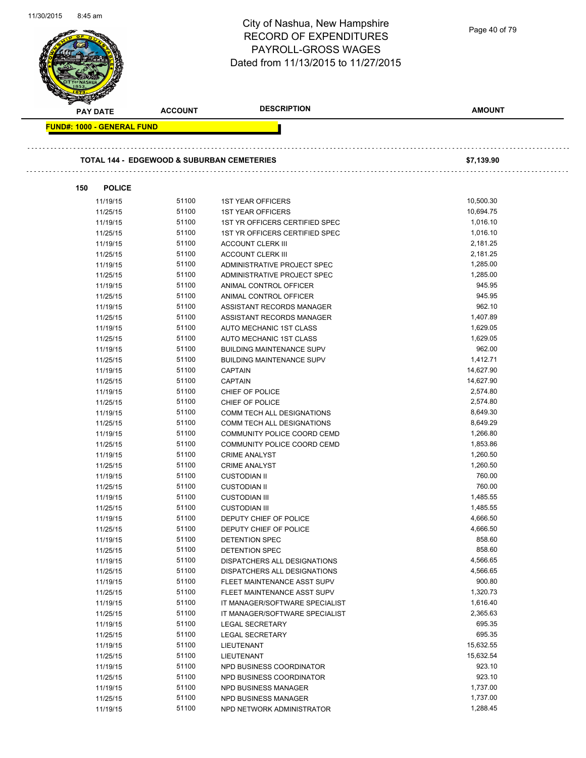# City of Nashua, New Hampshire
## RECORD OF EXPENDITURES
## PAYROLL-GROSS WAGES
## Dated from 11/13/2015 to 11/27/2015

| PAY DATE | ACCOUNT | DESCRIPTION | AMOUNT |
|---|---|---|---|

**FUND#: 1000 - GENERAL FUND**

**TOTAL 144 - EDGEWOOD & SUBURBAN CEMETERIES** **$7,139.90**

**150 POLICE**

| PAY DATE | ACCOUNT | DESCRIPTION | AMOUNT |
|---|---|---|---|
| 11/19/15 | 51100 | 1ST YEAR OFFICERS | 10,500.30 |
| 11/25/15 | 51100 | 1ST YEAR OFFICERS | 10,694.75 |
| 11/19/15 | 51100 | 1ST YR OFFICERS CERTIFIED SPEC | 1,016.10 |
| 11/25/15 | 51100 | 1ST YR OFFICERS CERTIFIED SPEC | 1,016.10 |
| 11/19/15 | 51100 | ACCOUNT CLERK III | 2,181.25 |
| 11/25/15 | 51100 | ACCOUNT CLERK III | 2,181.25 |
| 11/19/15 | 51100 | ADMINISTRATIVE PROJECT SPEC | 1,285.00 |
| 11/25/15 | 51100 | ADMINISTRATIVE PROJECT SPEC | 1,285.00 |
| 11/19/15 | 51100 | ANIMAL CONTROL OFFICER | 945.95 |
| 11/25/15 | 51100 | ANIMAL CONTROL OFFICER | 945.95 |
| 11/19/15 | 51100 | ASSISTANT RECORDS MANAGER | 962.10 |
| 11/25/15 | 51100 | ASSISTANT RECORDS MANAGER | 1,407.89 |
| 11/19/15 | 51100 | AUTO MECHANIC 1ST CLASS | 1,629.05 |
| 11/25/15 | 51100 | AUTO MECHANIC 1ST CLASS | 1,629.05 |
| 11/19/15 | 51100 | BUILDING MAINTENANCE SUPV | 962.00 |
| 11/25/15 | 51100 | BUILDING MAINTENANCE SUPV | 1,412.71 |
| 11/19/15 | 51100 | CAPTAIN | 14,627.90 |
| 11/25/15 | 51100 | CAPTAIN | 14,627.90 |
| 11/19/15 | 51100 | CHIEF OF POLICE | 2,574.80 |
| 11/25/15 | 51100 | CHIEF OF POLICE | 2,574.80 |
| 11/19/15 | 51100 | COMM TECH ALL DESIGNATIONS | 8,649.30 |
| 11/25/15 | 51100 | COMM TECH ALL DESIGNATIONS | 8,649.29 |
| 11/19/15 | 51100 | COMMUNITY POLICE COORD CEMD | 1,266.80 |
| 11/25/15 | 51100 | COMMUNITY POLICE COORD CEMD | 1,853.86 |
| 11/19/15 | 51100 | CRIME ANALYST | 1,260.50 |
| 11/25/15 | 51100 | CRIME ANALYST | 1,260.50 |
| 11/19/15 | 51100 | CUSTODIAN II | 760.00 |
| 11/25/15 | 51100 | CUSTODIAN II | 760.00 |
| 11/19/15 | 51100 | CUSTODIAN III | 1,485.55 |
| 11/25/15 | 51100 | CUSTODIAN III | 1,485.55 |
| 11/19/15 | 51100 | DEPUTY CHIEF OF POLICE | 4,666.50 |
| 11/25/15 | 51100 | DEPUTY CHIEF OF POLICE | 4,666.50 |
| 11/19/15 | 51100 | DETENTION SPEC | 858.60 |
| 11/25/15 | 51100 | DETENTION SPEC | 858.60 |
| 11/19/15 | 51100 | DISPATCHERS ALL DESIGNATIONS | 4,566.65 |
| 11/25/15 | 51100 | DISPATCHERS ALL DESIGNATIONS | 4,566.65 |
| 11/19/15 | 51100 | FLEET MAINTENANCE ASST SUPV | 900.80 |
| 11/25/15 | 51100 | FLEET MAINTENANCE ASST SUPV | 1,320.73 |
| 11/19/15 | 51100 | IT MANAGER/SOFTWARE SPECIALIST | 1,616.40 |
| 11/25/15 | 51100 | IT MANAGER/SOFTWARE SPECIALIST | 2,365.63 |
| 11/19/15 | 51100 | LEGAL SECRETARY | 695.35 |
| 11/25/15 | 51100 | LEGAL SECRETARY | 695.35 |
| 11/19/15 | 51100 | LIEUTENANT | 15,632.55 |
| 11/25/15 | 51100 | LIEUTENANT | 15,632.54 |
| 11/19/15 | 51100 | NPD BUSINESS COORDINATOR | 923.10 |
| 11/25/15 | 51100 | NPD BUSINESS COORDINATOR | 923.10 |
| 11/19/15 | 51100 | NPD BUSINESS MANAGER | 1,737.00 |
| 11/25/15 | 51100 | NPD BUSINESS MANAGER | 1,737.00 |
| 11/19/15 | 51100 | NPD NETWORK ADMINISTRATOR | 1,288.45 |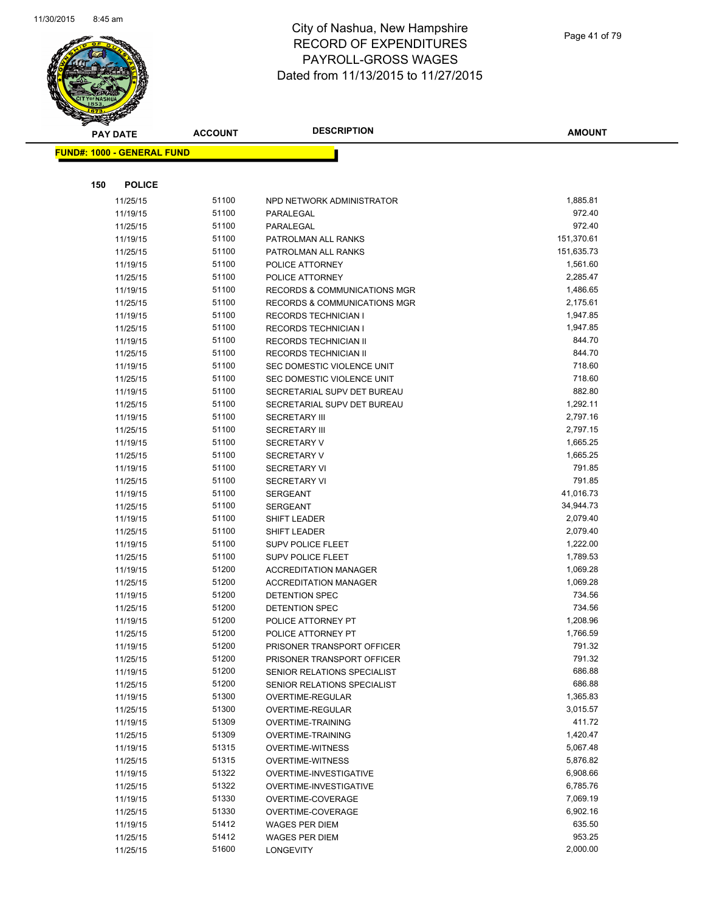# City of Nashua, New Hampshire
# RECORD OF EXPENDITURES
# PAYROLL-GROSS WAGES
# Dated from 11/13/2015 to 11/27/2015

**FUND#: 1000 - GENERAL FUND**

**150 POLICE**

| PAY DATE | ACCOUNT | DESCRIPTION | AMOUNT |
|---|---|---|---|
| 11/25/15 | 51100 | NPD NETWORK ADMINISTRATOR | 1,885.81 |
| 11/19/15 | 51100 | PARALEGAL | 972.40 |
| 11/25/15 | 51100 | PARALEGAL | 972.40 |
| 11/19/15 | 51100 | PATROLMAN ALL RANKS | 151,370.61 |
| 11/25/15 | 51100 | PATROLMAN ALL RANKS | 151,635.73 |
| 11/19/15 | 51100 | POLICE ATTORNEY | 1,561.60 |
| 11/25/15 | 51100 | POLICE ATTORNEY | 2,285.47 |
| 11/19/15 | 51100 | RECORDS & COMMUNICATIONS MGR | 1,486.65 |
| 11/25/15 | 51100 | RECORDS & COMMUNICATIONS MGR | 2,175.61 |
| 11/19/15 | 51100 | RECORDS TECHNICIAN I | 1,947.85 |
| 11/25/15 | 51100 | RECORDS TECHNICIAN I | 1,947.85 |
| 11/19/15 | 51100 | RECORDS TECHNICIAN II | 844.70 |
| 11/25/15 | 51100 | RECORDS TECHNICIAN II | 844.70 |
| 11/19/15 | 51100 | SEC DOMESTIC VIOLENCE UNIT | 718.60 |
| 11/25/15 | 51100 | SEC DOMESTIC VIOLENCE UNIT | 718.60 |
| 11/19/15 | 51100 | SECRETARIAL SUPV DET BUREAU | 882.80 |
| 11/25/15 | 51100 | SECRETARIAL SUPV DET BUREAU | 1,292.11 |
| 11/19/15 | 51100 | SECRETARY III | 2,797.16 |
| 11/25/15 | 51100 | SECRETARY III | 2,797.15 |
| 11/19/15 | 51100 | SECRETARY V | 1,665.25 |
| 11/25/15 | 51100 | SECRETARY V | 1,665.25 |
| 11/19/15 | 51100 | SECRETARY VI | 791.85 |
| 11/25/15 | 51100 | SECRETARY VI | 791.85 |
| 11/19/15 | 51100 | SERGEANT | 41,016.73 |
| 11/25/15 | 51100 | SERGEANT | 34,944.73 |
| 11/19/15 | 51100 | SHIFT LEADER | 2,079.40 |
| 11/25/15 | 51100 | SHIFT LEADER | 2,079.40 |
| 11/19/15 | 51100 | SUPV POLICE FLEET | 1,222.00 |
| 11/25/15 | 51100 | SUPV POLICE FLEET | 1,789.53 |
| 11/19/15 | 51200 | ACCREDITATION MANAGER | 1,069.28 |
| 11/25/15 | 51200 | ACCREDITATION MANAGER | 1,069.28 |
| 11/19/15 | 51200 | DETENTION SPEC | 734.56 |
| 11/25/15 | 51200 | DETENTION SPEC | 734.56 |
| 11/19/15 | 51200 | POLICE ATTORNEY PT | 1,208.96 |
| 11/25/15 | 51200 | POLICE ATTORNEY PT | 1,766.59 |
| 11/19/15 | 51200 | PRISONER TRANSPORT OFFICER | 791.32 |
| 11/25/15 | 51200 | PRISONER TRANSPORT OFFICER | 791.32 |
| 11/19/15 | 51200 | SENIOR RELATIONS SPECIALIST | 686.88 |
| 11/25/15 | 51200 | SENIOR RELATIONS SPECIALIST | 686.88 |
| 11/19/15 | 51300 | OVERTIME-REGULAR | 1,365.83 |
| 11/25/15 | 51300 | OVERTIME-REGULAR | 3,015.57 |
| 11/19/15 | 51309 | OVERTIME-TRAINING | 411.72 |
| 11/25/15 | 51309 | OVERTIME-TRAINING | 1,420.47 |
| 11/19/15 | 51315 | OVERTIME-WITNESS | 5,067.48 |
| 11/25/15 | 51315 | OVERTIME-WITNESS | 5,876.82 |
| 11/19/15 | 51322 | OVERTIME-INVESTIGATIVE | 6,908.66 |
| 11/25/15 | 51322 | OVERTIME-INVESTIGATIVE | 6,785.76 |
| 11/19/15 | 51330 | OVERTIME-COVERAGE | 7,069.19 |
| 11/25/15 | 51330 | OVERTIME-COVERAGE | 6,902.16 |
| 11/19/15 | 51412 | WAGES PER DIEM | 635.50 |
| 11/25/15 | 51412 | WAGES PER DIEM | 953.25 |
| 11/25/15 | 51600 | LONGEVITY | 2,000.00 |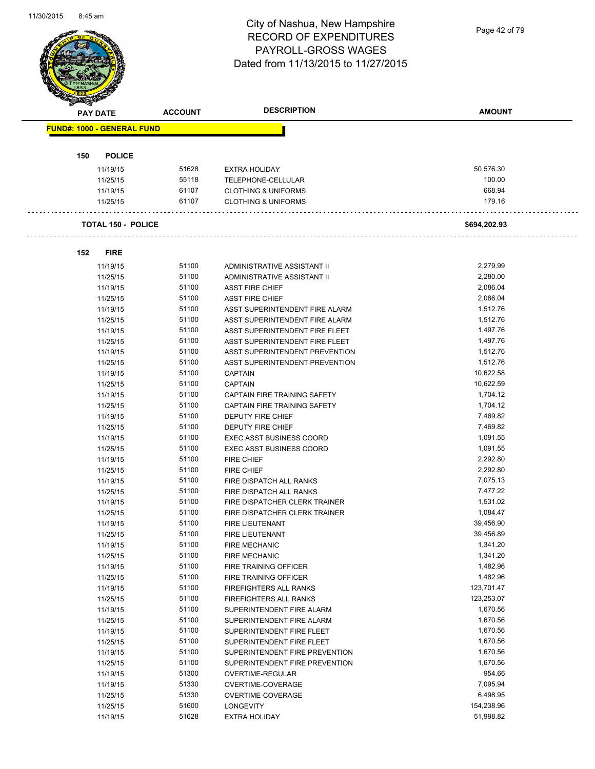# City of Nashua, New Hampshire
# RECORD OF EXPENDITURES
# PAYROLL-GROSS WAGES
# Dated from 11/13/2015 to 11/27/2015

| PAY DATE | ACCOUNT | DESCRIPTION | AMOUNT |
|---|---|---|---|
| **FUND#: 1000 - GENERAL FUND** | | | |
| **150 POLICE** | | | |
| 11/19/15 | 51628 | EXTRA HOLIDAY | 50,576.30 |
| 11/25/15 | 55118 | TELEPHONE-CELLULAR | 100.00 |
| 11/19/15 | 61107 | CLOTHING & UNIFORMS | 668.94 |
| 11/25/15 | 61107 | CLOTHING & UNIFORMS | 179.16 |
| **TOTAL 150 - POLICE** | | | **$694,202.93** |
| **152 FIRE** | | | |
| 11/19/15 | 51100 | ADMINISTRATIVE ASSISTANT II | 2,279.99 |
| 11/25/15 | 51100 | ADMINISTRATIVE ASSISTANT II | 2,280.00 |
| 11/19/15 | 51100 | ASST FIRE CHIEF | 2,086.04 |
| 11/25/15 | 51100 | ASST FIRE CHIEF | 2,086.04 |
| 11/19/15 | 51100 | ASST SUPERINTENDENT FIRE ALARM | 1,512.76 |
| 11/25/15 | 51100 | ASST SUPERINTENDENT FIRE ALARM | 1,512.76 |
| 11/19/15 | 51100 | ASST SUPERINTENDENT FIRE FLEET | 1,497.76 |
| 11/25/15 | 51100 | ASST SUPERINTENDENT FIRE FLEET | 1,497.76 |
| 11/19/15 | 51100 | ASST SUPERINTENDENT PREVENTION | 1,512.76 |
| 11/25/15 | 51100 | ASST SUPERINTENDENT PREVENTION | 1,512.76 |
| 11/19/15 | 51100 | CAPTAIN | 10,622.58 |
| 11/25/15 | 51100 | CAPTAIN | 10,622.59 |
| 11/19/15 | 51100 | CAPTAIN FIRE TRAINING SAFETY | 1,704.12 |
| 11/25/15 | 51100 | CAPTAIN FIRE TRAINING SAFETY | 1,704.12 |
| 11/19/15 | 51100 | DEPUTY FIRE CHIEF | 7,469.82 |
| 11/25/15 | 51100 | DEPUTY FIRE CHIEF | 7,469.82 |
| 11/19/15 | 51100 | EXEC ASST BUSINESS COORD | 1,091.55 |
| 11/25/15 | 51100 | EXEC ASST BUSINESS COORD | 1,091.55 |
| 11/19/15 | 51100 | FIRE CHIEF | 2,292.80 |
| 11/25/15 | 51100 | FIRE CHIEF | 2,292.80 |
| 11/19/15 | 51100 | FIRE DISPATCH ALL RANKS | 7,075.13 |
| 11/25/15 | 51100 | FIRE DISPATCH ALL RANKS | 7,477.22 |
| 11/19/15 | 51100 | FIRE DISPATCHER CLERK TRAINER | 1,531.02 |
| 11/25/15 | 51100 | FIRE DISPATCHER CLERK TRAINER | 1,084.47 |
| 11/19/15 | 51100 | FIRE LIEUTENANT | 39,456.90 |
| 11/25/15 | 51100 | FIRE LIEUTENANT | 39,456.89 |
| 11/19/15 | 51100 | FIRE MECHANIC | 1,341.20 |
| 11/25/15 | 51100 | FIRE MECHANIC | 1,341.20 |
| 11/19/15 | 51100 | FIRE TRAINING OFFICER | 1,482.96 |
| 11/25/15 | 51100 | FIRE TRAINING OFFICER | 1,482.96 |
| 11/19/15 | 51100 | FIREFIGHTERS ALL RANKS | 123,701.47 |
| 11/25/15 | 51100 | FIREFIGHTERS ALL RANKS | 123,253.07 |
| 11/19/15 | 51100 | SUPERINTENDENT FIRE ALARM | 1,670.56 |
| 11/25/15 | 51100 | SUPERINTENDENT FIRE ALARM | 1,670.56 |
| 11/19/15 | 51100 | SUPERINTENDENT FIRE FLEET | 1,670.56 |
| 11/25/15 | 51100 | SUPERINTENDENT FIRE FLEET | 1,670.56 |
| 11/19/15 | 51100 | SUPERINTENDENT FIRE PREVENTION | 1,670.56 |
| 11/25/15 | 51100 | SUPERINTENDENT FIRE PREVENTION | 1,670.56 |
| 11/19/15 | 51300 | OVERTIME-REGULAR | 954.66 |
| 11/19/15 | 51330 | OVERTIME-COVERAGE | 7,095.94 |
| 11/25/15 | 51330 | OVERTIME-COVERAGE | 6,498.95 |
| 11/25/15 | 51600 | LONGEVITY | 154,238.96 |
| 11/19/15 | 51628 | EXTRA HOLIDAY | 51,998.82 |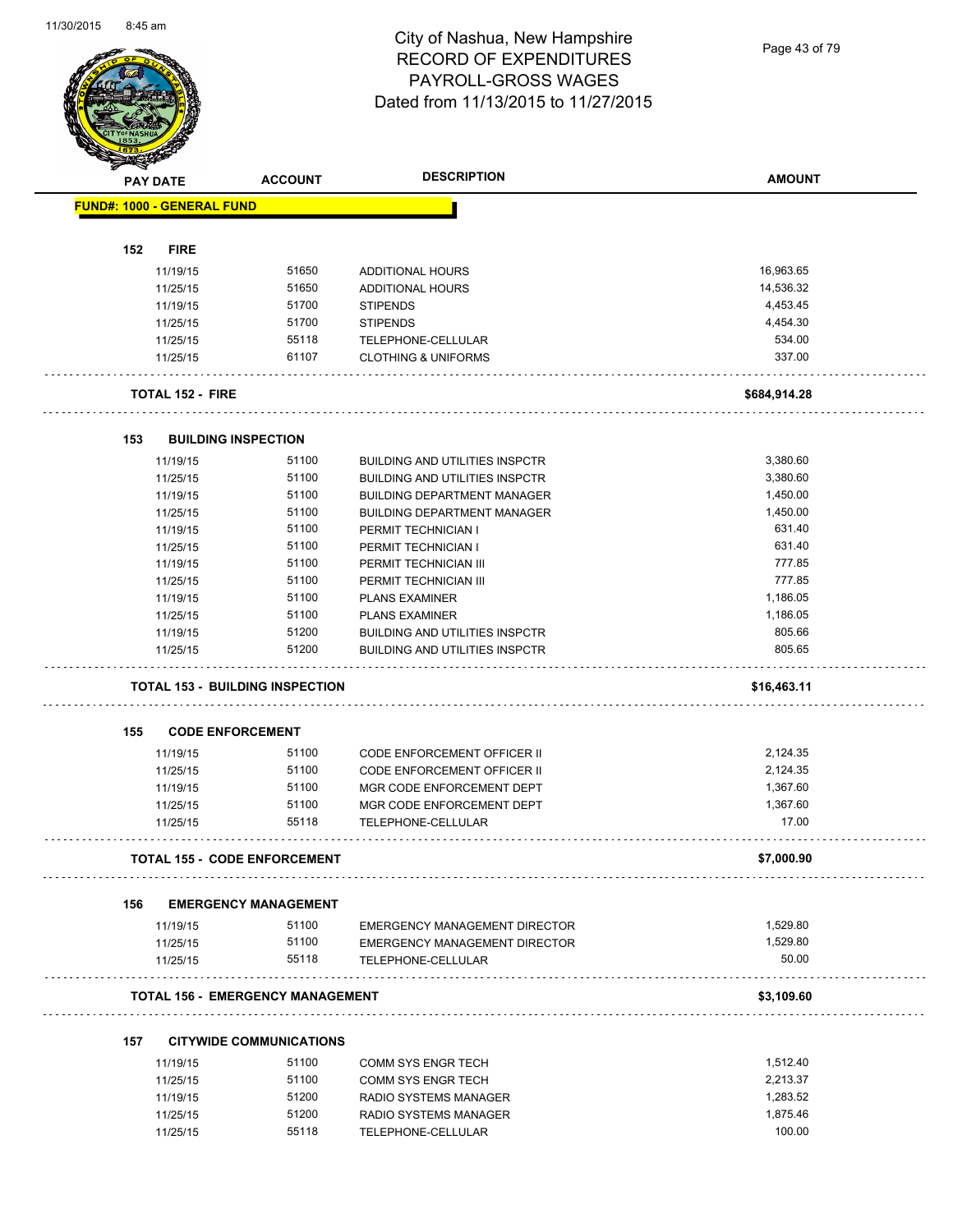# City of Nashua, New Hampshire
## RECORD OF EXPENDITURES
## PAYROLL-GROSS WAGES
## Dated from 11/13/2015 to 11/27/2015

| PAY DATE | ACCOUNT | DESCRIPTION | AMOUNT |
|---|---|---|---|
| **FUND#: 1000 - GENERAL FUND** | | | |
| **152 FIRE** | | | |
| 11/19/15 | 51650 | ADDITIONAL HOURS | 16,963.65 |
| 11/25/15 | 51650 | ADDITIONAL HOURS | 14,536.32 |
| 11/19/15 | 51700 | STIPENDS | 4,453.45 |
| 11/25/15 | 51700 | STIPENDS | 4,454.30 |
| 11/25/15 | 55118 | TELEPHONE-CELLULAR | 534.00 |
| 11/25/15 | 61107 | CLOTHING & UNIFORMS | 337.00 |
| **TOTAL 152 - FIRE** | | | **$684,914.28** |
| **153 BUILDING INSPECTION** | | | |
| 11/19/15 | 51100 | BUILDING AND UTILITIES INSPCTR | 3,380.60 |
| 11/25/15 | 51100 | BUILDING AND UTILITIES INSPCTR | 3,380.60 |
| 11/19/15 | 51100 | BUILDING DEPARTMENT MANAGER | 1,450.00 |
| 11/25/15 | 51100 | BUILDING DEPARTMENT MANAGER | 1,450.00 |
| 11/19/15 | 51100 | PERMIT TECHNICIAN I | 631.40 |
| 11/25/15 | 51100 | PERMIT TECHNICIAN I | 631.40 |
| 11/19/15 | 51100 | PERMIT TECHNICIAN III | 777.85 |
| 11/25/15 | 51100 | PERMIT TECHNICIAN III | 777.85 |
| 11/19/15 | 51100 | PLANS EXAMINER | 1,186.05 |
| 11/25/15 | 51100 | PLANS EXAMINER | 1,186.05 |
| 11/19/15 | 51200 | BUILDING AND UTILITIES INSPCTR | 805.66 |
| 11/25/15 | 51200 | BUILDING AND UTILITIES INSPCTR | 805.65 |
| **TOTAL 153 - BUILDING INSPECTION** | | | **$16,463.11** |
| **155 CODE ENFORCEMENT** | | | |
| 11/19/15 | 51100 | CODE ENFORCEMENT OFFICER II | 2,124.35 |
| 11/25/15 | 51100 | CODE ENFORCEMENT OFFICER II | 2,124.35 |
| 11/19/15 | 51100 | MGR CODE ENFORCEMENT DEPT | 1,367.60 |
| 11/25/15 | 51100 | MGR CODE ENFORCEMENT DEPT | 1,367.60 |
| 11/25/15 | 55118 | TELEPHONE-CELLULAR | 17.00 |
| **TOTAL 155 - CODE ENFORCEMENT** | | | **$7,000.90** |
| **156 EMERGENCY MANAGEMENT** | | | |
| 11/19/15 | 51100 | EMERGENCY MANAGEMENT DIRECTOR | 1,529.80 |
| 11/25/15 | 51100 | EMERGENCY MANAGEMENT DIRECTOR | 1,529.80 |
| 11/25/15 | 55118 | TELEPHONE-CELLULAR | 50.00 |
| **TOTAL 156 - EMERGENCY MANAGEMENT** | | | **$3,109.60** |
| **157 CITYWIDE COMMUNICATIONS** | | | |
| 11/19/15 | 51100 | COMM SYS ENGR TECH | 1,512.40 |
| 11/25/15 | 51100 | COMM SYS ENGR TECH | 2,213.37 |
| 11/19/15 | 51200 | RADIO SYSTEMS MANAGER | 1,283.52 |
| 11/25/15 | 51200 | RADIO SYSTEMS MANAGER | 1,875.46 |
| 11/25/15 | 55118 | TELEPHONE-CELLULAR | 100.00 |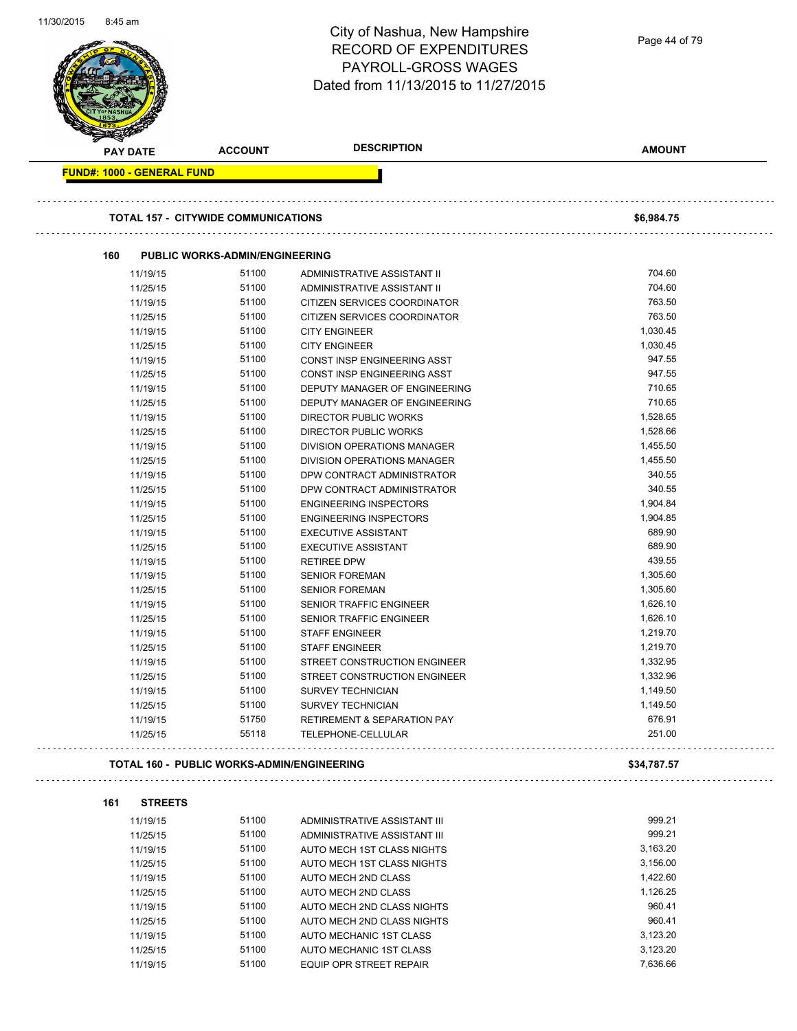# City of Nashua, New Hampshire
# RECORD OF EXPENDITURES
# PAYROLL-GROSS WAGES
# Dated from 11/13/2015 to 11/27/2015

**FUND#: 1000 - GENERAL FUND**

| PAY DATE | ACCOUNT | DESCRIPTION | AMOUNT |
|---|---|---|---|
| **TOTAL 157 - CITYWIDE COMMUNICATIONS** | | | **$6,984.75** |
| **160 PUBLIC WORKS-ADMIN/ENGINEERING** | | | |
| 11/19/15 | 51100 | ADMINISTRATIVE ASSISTANT II | 704.60 |
| 11/25/15 | 51100 | ADMINISTRATIVE ASSISTANT II | 704.60 |
| 11/19/15 | 51100 | CITIZEN SERVICES COORDINATOR | 763.50 |
| 11/25/15 | 51100 | CITIZEN SERVICES COORDINATOR | 763.50 |
| 11/19/15 | 51100 | CITY ENGINEER | 1,030.45 |
| 11/25/15 | 51100 | CITY ENGINEER | 1,030.45 |
| 11/19/15 | 51100 | CONST INSP ENGINEERING ASST | 947.55 |
| 11/25/15 | 51100 | CONST INSP ENGINEERING ASST | 947.55 |
| 11/19/15 | 51100 | DEPUTY MANAGER OF ENGINEERING | 710.65 |
| 11/25/15 | 51100 | DEPUTY MANAGER OF ENGINEERING | 710.65 |
| 11/19/15 | 51100 | DIRECTOR PUBLIC WORKS | 1,528.65 |
| 11/25/15 | 51100 | DIRECTOR PUBLIC WORKS | 1,528.66 |
| 11/19/15 | 51100 | DIVISION OPERATIONS MANAGER | 1,455.50 |
| 11/25/15 | 51100 | DIVISION OPERATIONS MANAGER | 1,455.50 |
| 11/19/15 | 51100 | DPW CONTRACT ADMINISTRATOR | 340.55 |
| 11/25/15 | 51100 | DPW CONTRACT ADMINISTRATOR | 340.55 |
| 11/19/15 | 51100 | ENGINEERING INSPECTORS | 1,904.84 |
| 11/25/15 | 51100 | ENGINEERING INSPECTORS | 1,904.85 |
| 11/19/15 | 51100 | EXECUTIVE ASSISTANT | 689.90 |
| 11/25/15 | 51100 | EXECUTIVE ASSISTANT | 689.90 |
| 11/19/15 | 51100 | RETIREE DPW | 439.55 |
| 11/19/15 | 51100 | SENIOR FOREMAN | 1,305.60 |
| 11/25/15 | 51100 | SENIOR FOREMAN | 1,305.60 |
| 11/19/15 | 51100 | SENIOR TRAFFIC ENGINEER | 1,626.10 |
| 11/25/15 | 51100 | SENIOR TRAFFIC ENGINEER | 1,626.10 |
| 11/19/15 | 51100 | STAFF ENGINEER | 1,219.70 |
| 11/25/15 | 51100 | STAFF ENGINEER | 1,219.70 |
| 11/19/15 | 51100 | STREET CONSTRUCTION ENGINEER | 1,332.95 |
| 11/25/15 | 51100 | STREET CONSTRUCTION ENGINEER | 1,332.96 |
| 11/19/15 | 51100 | SURVEY TECHNICIAN | 1,149.50 |
| 11/25/15 | 51100 | SURVEY TECHNICIAN | 1,149.50 |
| 11/19/15 | 51750 | RETIREMENT & SEPARATION PAY | 676.91 |
| 11/25/15 | 55118 | TELEPHONE-CELLULAR | 251.00 |
| **TOTAL 160 - PUBLIC WORKS-ADMIN/ENGINEERING** | | | **$34,787.57** |
| **161 STREETS** | | | |
| 11/19/15 | 51100 | ADMINISTRATIVE ASSISTANT III | 999.21 |
| 11/25/15 | 51100 | ADMINISTRATIVE ASSISTANT III | 999.21 |
| 11/19/15 | 51100 | AUTO MECH 1ST CLASS NIGHTS | 3,163.20 |
| 11/25/15 | 51100 | AUTO MECH 1ST CLASS NIGHTS | 3,156.00 |
| 11/19/15 | 51100 | AUTO MECH 2ND CLASS | 1,422.60 |
| 11/25/15 | 51100 | AUTO MECH 2ND CLASS | 1,126.25 |
| 11/19/15 | 51100 | AUTO MECH 2ND CLASS NIGHTS | 960.41 |
| 11/25/15 | 51100 | AUTO MECH 2ND CLASS NIGHTS | 960.41 |
| 11/19/15 | 51100 | AUTO MECHANIC 1ST CLASS | 3,123.20 |
| 11/25/15 | 51100 | AUTO MECHANIC 1ST CLASS | 3,123.20 |
| 11/19/15 | 51100 | EQUIP OPR STREET REPAIR | 7,636.66 |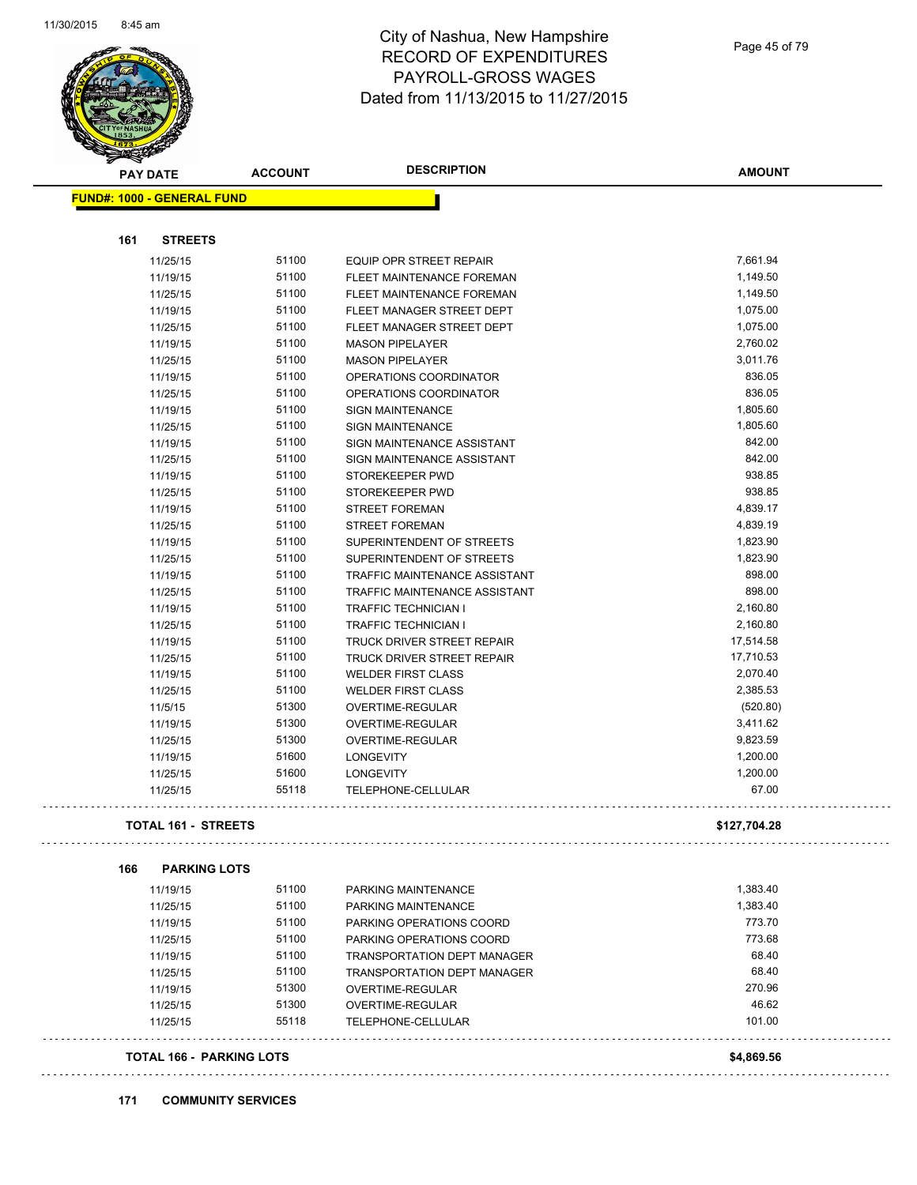# City of Nashua, New Hampshire
# RECORD OF EXPENDITURES
# PAYROLL-GROSS WAGES
# Dated from 11/13/2015 to 11/27/2015

| PAY DATE | ACCOUNT | DESCRIPTION | AMOUNT |
|---|---|---|---|

**FUND#: 1000 - GENERAL FUND**

### 161 STREETS

| PAY DATE | ACCOUNT | DESCRIPTION | AMOUNT |
|---|---|---|---|
| 11/25/15 | 51100 | EQUIP OPR STREET REPAIR | 7,661.94 |
| 11/19/15 | 51100 | FLEET MAINTENANCE FOREMAN | 1,149.50 |
| 11/25/15 | 51100 | FLEET MAINTENANCE FOREMAN | 1,149.50 |
| 11/19/15 | 51100 | FLEET MANAGER STREET DEPT | 1,075.00 |
| 11/25/15 | 51100 | FLEET MANAGER STREET DEPT | 1,075.00 |
| 11/19/15 | 51100 | MASON PIPELAYER | 2,760.02 |
| 11/25/15 | 51100 | MASON PIPELAYER | 3,011.76 |
| 11/19/15 | 51100 | OPERATIONS COORDINATOR | 836.05 |
| 11/25/15 | 51100 | OPERATIONS COORDINATOR | 836.05 |
| 11/19/15 | 51100 | SIGN MAINTENANCE | 1,805.60 |
| 11/25/15 | 51100 | SIGN MAINTENANCE | 1,805.60 |
| 11/19/15 | 51100 | SIGN MAINTENANCE ASSISTANT | 842.00 |
| 11/25/15 | 51100 | SIGN MAINTENANCE ASSISTANT | 842.00 |
| 11/19/15 | 51100 | STOREKEEPER PWD | 938.85 |
| 11/25/15 | 51100 | STOREKEEPER PWD | 938.85 |
| 11/19/15 | 51100 | STREET FOREMAN | 4,839.17 |
| 11/25/15 | 51100 | STREET FOREMAN | 4,839.19 |
| 11/19/15 | 51100 | SUPERINTENDENT OF STREETS | 1,823.90 |
| 11/25/15 | 51100 | SUPERINTENDENT OF STREETS | 1,823.90 |
| 11/19/15 | 51100 | TRAFFIC MAINTENANCE ASSISTANT | 898.00 |
| 11/25/15 | 51100 | TRAFFIC MAINTENANCE ASSISTANT | 898.00 |
| 11/19/15 | 51100 | TRAFFIC TECHNICIAN I | 2,160.80 |
| 11/25/15 | 51100 | TRAFFIC TECHNICIAN I | 2,160.80 |
| 11/19/15 | 51100 | TRUCK DRIVER STREET REPAIR | 17,514.58 |
| 11/25/15 | 51100 | TRUCK DRIVER STREET REPAIR | 17,710.53 |
| 11/19/15 | 51100 | WELDER FIRST CLASS | 2,070.40 |
| 11/25/15 | 51100 | WELDER FIRST CLASS | 2,385.53 |
| 11/5/15 | 51300 | OVERTIME-REGULAR | (520.80) |
| 11/19/15 | 51300 | OVERTIME-REGULAR | 3,411.62 |
| 11/25/15 | 51300 | OVERTIME-REGULAR | 9,823.59 |
| 11/19/15 | 51600 | LONGEVITY | 1,200.00 |
| 11/25/15 | 51600 | LONGEVITY | 1,200.00 |
| 11/25/15 | 55118 | TELEPHONE-CELLULAR | 67.00 |

**TOTAL 161 - STREETS** **$127,704.28**

### 166 PARKING LOTS

| PAY DATE | ACCOUNT | DESCRIPTION | AMOUNT |
|---|---|---|---|
| 11/19/15 | 51100 | PARKING MAINTENANCE | 1,383.40 |
| 11/25/15 | 51100 | PARKING MAINTENANCE | 1,383.40 |
| 11/19/15 | 51100 | PARKING OPERATIONS COORD | 773.70 |
| 11/25/15 | 51100 | PARKING OPERATIONS COORD | 773.68 |
| 11/19/15 | 51100 | TRANSPORTATION DEPT MANAGER | 68.40 |
| 11/25/15 | 51100 | TRANSPORTATION DEPT MANAGER | 68.40 |
| 11/19/15 | 51300 | OVERTIME-REGULAR | 270.96 |
| 11/25/15 | 51300 | OVERTIME-REGULAR | 46.62 |
| 11/25/15 | 55118 | TELEPHONE-CELLULAR | 101.00 |

**TOTAL 166 - PARKING LOTS** **$4,869.56**

### 171 COMMUNITY SERVICES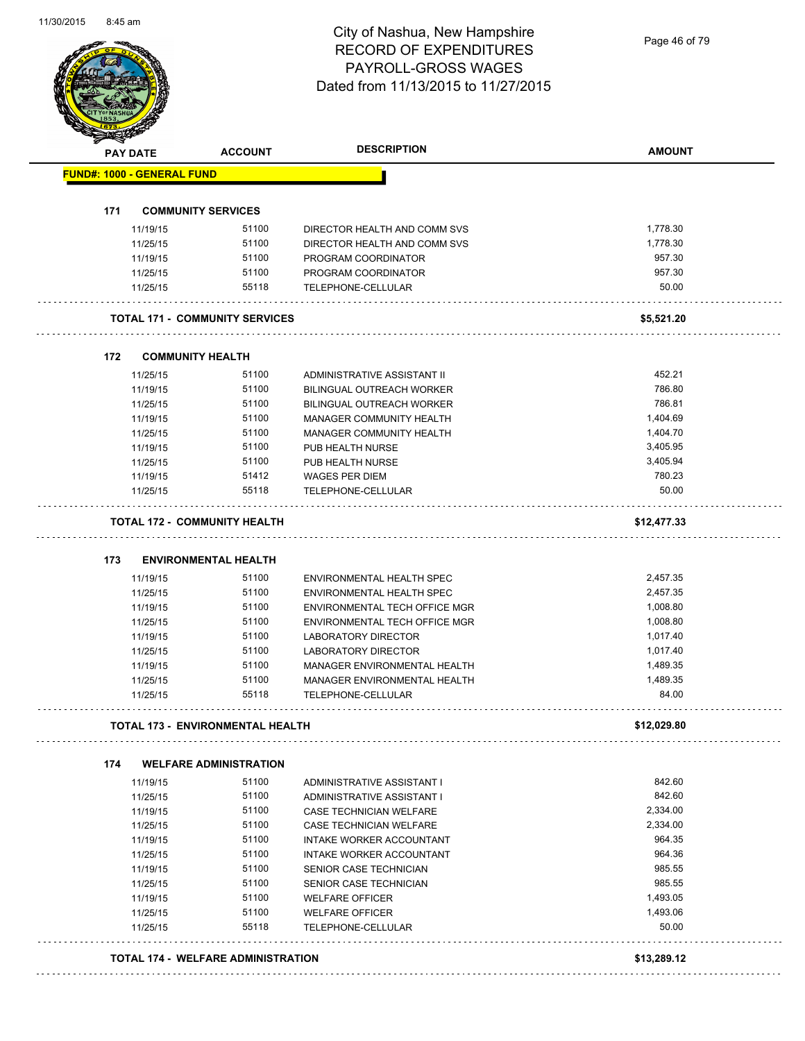# City of Nashua, New Hampshire
## RECORD OF EXPENDITURES
## PAYROLL-GROSS WAGES
## Dated from 11/13/2015 to 11/27/2015

| PAY DATE | ACCOUNT | DESCRIPTION | AMOUNT |
|---|---|---|---|
| **FUND#: 1000 - GENERAL FUND** | | | |
| **171 COMMUNITY SERVICES** | | | |
| 11/19/15 | 51100 | DIRECTOR HEALTH AND COMM SVS | 1,778.30 |
| 11/25/15 | 51100 | DIRECTOR HEALTH AND COMM SVS | 1,778.30 |
| 11/19/15 | 51100 | PROGRAM COORDINATOR | 957.30 |
| 11/25/15 | 51100 | PROGRAM COORDINATOR | 957.30 |
| 11/25/15 | 55118 | TELEPHONE-CELLULAR | 50.00 |
| **TOTAL 171 - COMMUNITY SERVICES** | | | **$5,521.20** |
| **172 COMMUNITY HEALTH** | | | |
| 11/25/15 | 51100 | ADMINISTRATIVE ASSISTANT II | 452.21 |
| 11/19/15 | 51100 | BILINGUAL OUTREACH WORKER | 786.80 |
| 11/25/15 | 51100 | BILINGUAL OUTREACH WORKER | 786.81 |
| 11/19/15 | 51100 | MANAGER COMMUNITY HEALTH | 1,404.69 |
| 11/25/15 | 51100 | MANAGER COMMUNITY HEALTH | 1,404.70 |
| 11/19/15 | 51100 | PUB HEALTH NURSE | 3,405.95 |
| 11/25/15 | 51100 | PUB HEALTH NURSE | 3,405.94 |
| 11/19/15 | 51412 | WAGES PER DIEM | 780.23 |
| 11/25/15 | 55118 | TELEPHONE-CELLULAR | 50.00 |
| **TOTAL 172 - COMMUNITY HEALTH** | | | **$12,477.33** |
| **173 ENVIRONMENTAL HEALTH** | | | |
| 11/19/15 | 51100 | ENVIRONMENTAL HEALTH SPEC | 2,457.35 |
| 11/25/15 | 51100 | ENVIRONMENTAL HEALTH SPEC | 2,457.35 |
| 11/19/15 | 51100 | ENVIRONMENTAL TECH OFFICE MGR | 1,008.80 |
| 11/25/15 | 51100 | ENVIRONMENTAL TECH OFFICE MGR | 1,008.80 |
| 11/19/15 | 51100 | LABORATORY DIRECTOR | 1,017.40 |
| 11/25/15 | 51100 | LABORATORY DIRECTOR | 1,017.40 |
| 11/19/15 | 51100 | MANAGER ENVIRONMENTAL HEALTH | 1,489.35 |
| 11/25/15 | 51100 | MANAGER ENVIRONMENTAL HEALTH | 1,489.35 |
| 11/25/15 | 55118 | TELEPHONE-CELLULAR | 84.00 |
| **TOTAL 173 - ENVIRONMENTAL HEALTH** | | | **$12,029.80** |
| **174 WELFARE ADMINISTRATION** | | | |
| 11/19/15 | 51100 | ADMINISTRATIVE ASSISTANT I | 842.60 |
| 11/25/15 | 51100 | ADMINISTRATIVE ASSISTANT I | 842.60 |
| 11/19/15 | 51100 | CASE TECHNICIAN WELFARE | 2,334.00 |
| 11/25/15 | 51100 | CASE TECHNICIAN WELFARE | 2,334.00 |
| 11/19/15 | 51100 | INTAKE WORKER ACCOUNTANT | 964.35 |
| 11/25/15 | 51100 | INTAKE WORKER ACCOUNTANT | 964.36 |
| 11/19/15 | 51100 | SENIOR CASE TECHNICIAN | 985.55 |
| 11/25/15 | 51100 | SENIOR CASE TECHNICIAN | 985.55 |
| 11/19/15 | 51100 | WELFARE OFFICER | 1,493.05 |
| 11/25/15 | 51100 | WELFARE OFFICER | 1,493.06 |
| 11/25/15 | 55118 | TELEPHONE-CELLULAR | 50.00 |
| **TOTAL 174 - WELFARE ADMINISTRATION** | | | **$13,289.12** |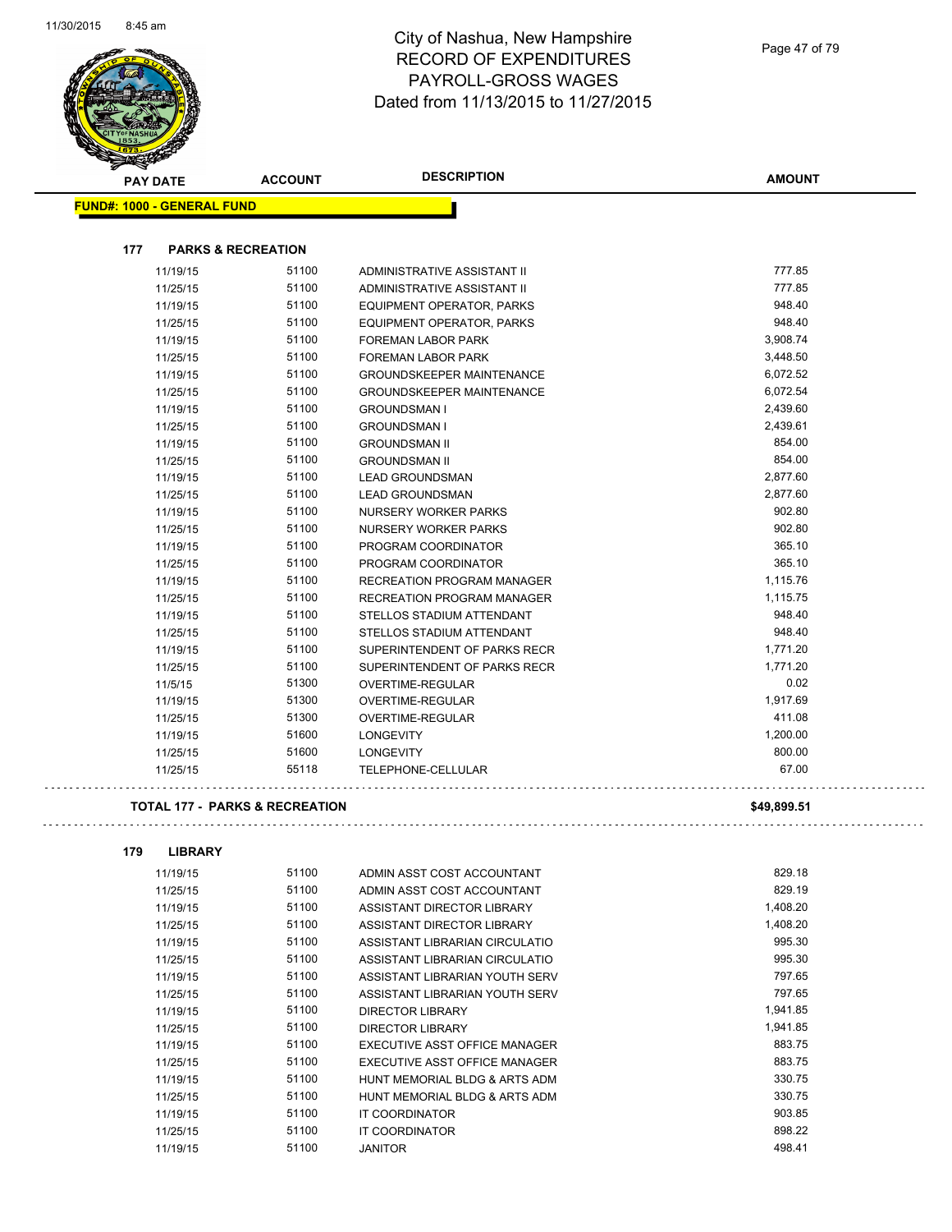# City of Nashua, New Hampshire
# RECORD OF EXPENDITURES
# PAYROLL-GROSS WAGES
# Dated from 11/13/2015 to 11/27/2015

| PAY DATE | ACCOUNT | DESCRIPTION | AMOUNT |
|---|---|---|---|

**FUND#: 1000 - GENERAL FUND**

### 177 PARKS & RECREATION

| PAY DATE | ACCOUNT | DESCRIPTION | AMOUNT |
|---|---|---|---|
| 11/19/15 | 51100 | ADMINISTRATIVE ASSISTANT II | 777.85 |
| 11/25/15 | 51100 | ADMINISTRATIVE ASSISTANT II | 777.85 |
| 11/19/15 | 51100 | EQUIPMENT OPERATOR, PARKS | 948.40 |
| 11/25/15 | 51100 | EQUIPMENT OPERATOR, PARKS | 948.40 |
| 11/19/15 | 51100 | FOREMAN LABOR PARK | 3,908.74 |
| 11/25/15 | 51100 | FOREMAN LABOR PARK | 3,448.50 |
| 11/19/15 | 51100 | GROUNDSKEEPER MAINTENANCE | 6,072.52 |
| 11/25/15 | 51100 | GROUNDSKEEPER MAINTENANCE | 6,072.54 |
| 11/19/15 | 51100 | GROUNDSMAN I | 2,439.60 |
| 11/25/15 | 51100 | GROUNDSMAN I | 2,439.61 |
| 11/19/15 | 51100 | GROUNDSMAN II | 854.00 |
| 11/25/15 | 51100 | GROUNDSMAN II | 854.00 |
| 11/19/15 | 51100 | LEAD GROUNDSMAN | 2,877.60 |
| 11/25/15 | 51100 | LEAD GROUNDSMAN | 2,877.60 |
| 11/19/15 | 51100 | NURSERY WORKER PARKS | 902.80 |
| 11/25/15 | 51100 | NURSERY WORKER PARKS | 902.80 |
| 11/19/15 | 51100 | PROGRAM COORDINATOR | 365.10 |
| 11/25/15 | 51100 | PROGRAM COORDINATOR | 365.10 |
| 11/19/15 | 51100 | RECREATION PROGRAM MANAGER | 1,115.76 |
| 11/25/15 | 51100 | RECREATION PROGRAM MANAGER | 1,115.75 |
| 11/19/15 | 51100 | STELLOS STADIUM ATTENDANT | 948.40 |
| 11/25/15 | 51100 | STELLOS STADIUM ATTENDANT | 948.40 |
| 11/19/15 | 51100 | SUPERINTENDENT OF PARKS RECR | 1,771.20 |
| 11/25/15 | 51100 | SUPERINTENDENT OF PARKS RECR | 1,771.20 |
| 11/5/15 | 51300 | OVERTIME-REGULAR | 0.02 |
| 11/19/15 | 51300 | OVERTIME-REGULAR | 1,917.69 |
| 11/25/15 | 51300 | OVERTIME-REGULAR | 411.08 |
| 11/19/15 | 51600 | LONGEVITY | 1,200.00 |
| 11/25/15 | 51600 | LONGEVITY | 800.00 |
| 11/25/15 | 55118 | TELEPHONE-CELLULAR | 67.00 |

**TOTAL 177 - PARKS & RECREATION** **$49,899.51**

### 179 LIBRARY

| PAY DATE | ACCOUNT | DESCRIPTION | AMOUNT |
|---|---|---|---|
| 11/19/15 | 51100 | ADMIN ASST COST ACCOUNTANT | 829.18 |
| 11/25/15 | 51100 | ADMIN ASST COST ACCOUNTANT | 829.19 |
| 11/19/15 | 51100 | ASSISTANT DIRECTOR LIBRARY | 1,408.20 |
| 11/25/15 | 51100 | ASSISTANT DIRECTOR LIBRARY | 1,408.20 |
| 11/19/15 | 51100 | ASSISTANT LIBRARIAN CIRCULATIO | 995.30 |
| 11/25/15 | 51100 | ASSISTANT LIBRARIAN CIRCULATIO | 995.30 |
| 11/19/15 | 51100 | ASSISTANT LIBRARIAN YOUTH SERV | 797.65 |
| 11/25/15 | 51100 | ASSISTANT LIBRARIAN YOUTH SERV | 797.65 |
| 11/19/15 | 51100 | DIRECTOR LIBRARY | 1,941.85 |
| 11/25/15 | 51100 | DIRECTOR LIBRARY | 1,941.85 |
| 11/19/15 | 51100 | EXECUTIVE ASST OFFICE MANAGER | 883.75 |
| 11/25/15 | 51100 | EXECUTIVE ASST OFFICE MANAGER | 883.75 |
| 11/19/15 | 51100 | HUNT MEMORIAL BLDG & ARTS ADM | 330.75 |
| 11/25/15 | 51100 | HUNT MEMORIAL BLDG & ARTS ADM | 330.75 |
| 11/19/15 | 51100 | IT COORDINATOR | 903.85 |
| 11/25/15 | 51100 | IT COORDINATOR | 898.22 |
| 11/19/15 | 51100 | JANITOR | 498.41 |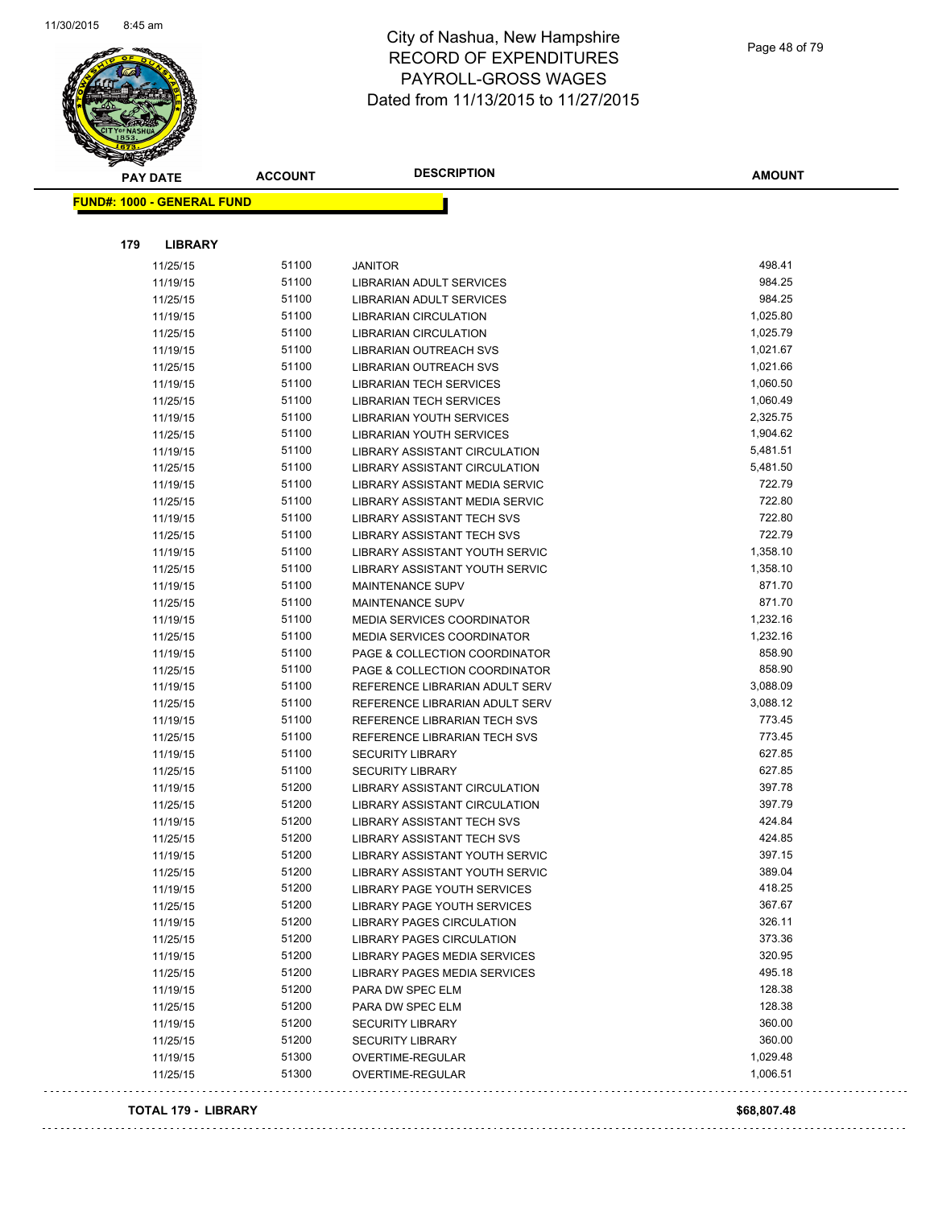# City of Nashua, New Hampshire
# RECORD OF EXPENDITURES
# PAYROLL-GROSS WAGES
# Dated from 11/13/2015 to 11/27/2015

**FUND#: 1000 - GENERAL FUND**

**179 LIBRARY**

| PAY DATE | ACCOUNT | DESCRIPTION | AMOUNT |
|---|---|---|---|
| 11/25/15 | 51100 | JANITOR | 498.41 |
| 11/19/15 | 51100 | LIBRARIAN ADULT SERVICES | 984.25 |
| 11/25/15 | 51100 | LIBRARIAN ADULT SERVICES | 984.25 |
| 11/19/15 | 51100 | LIBRARIAN CIRCULATION | 1,025.80 |
| 11/25/15 | 51100 | LIBRARIAN CIRCULATION | 1,025.79 |
| 11/19/15 | 51100 | LIBRARIAN OUTREACH SVS | 1,021.67 |
| 11/25/15 | 51100 | LIBRARIAN OUTREACH SVS | 1,021.66 |
| 11/19/15 | 51100 | LIBRARIAN TECH SERVICES | 1,060.50 |
| 11/25/15 | 51100 | LIBRARIAN TECH SERVICES | 1,060.49 |
| 11/19/15 | 51100 | LIBRARIAN YOUTH SERVICES | 2,325.75 |
| 11/25/15 | 51100 | LIBRARIAN YOUTH SERVICES | 1,904.62 |
| 11/19/15 | 51100 | LIBRARY ASSISTANT CIRCULATION | 5,481.51 |
| 11/25/15 | 51100 | LIBRARY ASSISTANT CIRCULATION | 5,481.50 |
| 11/19/15 | 51100 | LIBRARY ASSISTANT MEDIA SERVIC | 722.79 |
| 11/25/15 | 51100 | LIBRARY ASSISTANT MEDIA SERVIC | 722.80 |
| 11/19/15 | 51100 | LIBRARY ASSISTANT TECH SVS | 722.80 |
| 11/25/15 | 51100 | LIBRARY ASSISTANT TECH SVS | 722.79 |
| 11/19/15 | 51100 | LIBRARY ASSISTANT YOUTH SERVIC | 1,358.10 |
| 11/25/15 | 51100 | LIBRARY ASSISTANT YOUTH SERVIC | 1,358.10 |
| 11/19/15 | 51100 | MAINTENANCE SUPV | 871.70 |
| 11/25/15 | 51100 | MAINTENANCE SUPV | 871.70 |
| 11/19/15 | 51100 | MEDIA SERVICES COORDINATOR | 1,232.16 |
| 11/25/15 | 51100 | MEDIA SERVICES COORDINATOR | 1,232.16 |
| 11/19/15 | 51100 | PAGE & COLLECTION COORDINATOR | 858.90 |
| 11/25/15 | 51100 | PAGE & COLLECTION COORDINATOR | 858.90 |
| 11/19/15 | 51100 | REFERENCE LIBRARIAN ADULT SERV | 3,088.09 |
| 11/25/15 | 51100 | REFERENCE LIBRARIAN ADULT SERV | 3,088.12 |
| 11/19/15 | 51100 | REFERENCE LIBRARIAN TECH SVS | 773.45 |
| 11/25/15 | 51100 | REFERENCE LIBRARIAN TECH SVS | 773.45 |
| 11/19/15 | 51100 | SECURITY LIBRARY | 627.85 |
| 11/25/15 | 51100 | SECURITY LIBRARY | 627.85 |
| 11/19/15 | 51200 | LIBRARY ASSISTANT CIRCULATION | 397.78 |
| 11/25/15 | 51200 | LIBRARY ASSISTANT CIRCULATION | 397.79 |
| 11/19/15 | 51200 | LIBRARY ASSISTANT TECH SVS | 424.84 |
| 11/25/15 | 51200 | LIBRARY ASSISTANT TECH SVS | 424.85 |
| 11/19/15 | 51200 | LIBRARY ASSISTANT YOUTH SERVIC | 397.15 |
| 11/25/15 | 51200 | LIBRARY ASSISTANT YOUTH SERVIC | 389.04 |
| 11/19/15 | 51200 | LIBRARY PAGE YOUTH SERVICES | 418.25 |
| 11/25/15 | 51200 | LIBRARY PAGE YOUTH SERVICES | 367.67 |
| 11/19/15 | 51200 | LIBRARY PAGES CIRCULATION | 326.11 |
| 11/25/15 | 51200 | LIBRARY PAGES CIRCULATION | 373.36 |
| 11/19/15 | 51200 | LIBRARY PAGES MEDIA SERVICES | 320.95 |
| 11/25/15 | 51200 | LIBRARY PAGES MEDIA SERVICES | 495.18 |
| 11/19/15 | 51200 | PARA DW SPEC ELM | 128.38 |
| 11/25/15 | 51200 | PARA DW SPEC ELM | 128.38 |
| 11/19/15 | 51200 | SECURITY LIBRARY | 360.00 |
| 11/25/15 | 51200 | SECURITY LIBRARY | 360.00 |
| 11/19/15 | 51300 | OVERTIME-REGULAR | 1,029.48 |
| 11/25/15 | 51300 | OVERTIME-REGULAR | 1,006.51 |

**TOTAL 179 - LIBRARY** **$68,807.48**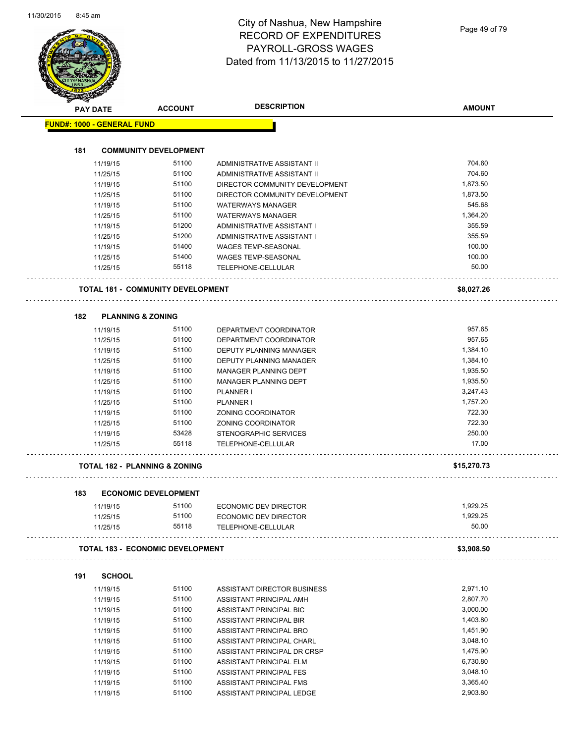# City of Nashua, New Hampshire
# RECORD OF EXPENDITURES
# PAYROLL-GROSS WAGES
# Dated from 11/13/2015 to 11/27/2015

| PAY DATE | ACCOUNT | DESCRIPTION | AMOUNT |
|---|---|---|---|
| **FUND#: 1000 - GENERAL FUND** | | | |
| **181 COMMUNITY DEVELOPMENT** | | | |
| 11/19/15 | 51100 | ADMINISTRATIVE ASSISTANT II | 704.60 |
| 11/25/15 | 51100 | ADMINISTRATIVE ASSISTANT II | 704.60 |
| 11/19/15 | 51100 | DIRECTOR COMMUNITY DEVELOPMENT | 1,873.50 |
| 11/25/15 | 51100 | DIRECTOR COMMUNITY DEVELOPMENT | 1,873.50 |
| 11/19/15 | 51100 | WATERWAYS MANAGER | 545.68 |
| 11/25/15 | 51100 | WATERWAYS MANAGER | 1,364.20 |
| 11/19/15 | 51200 | ADMINISTRATIVE ASSISTANT I | 355.59 |
| 11/25/15 | 51200 | ADMINISTRATIVE ASSISTANT I | 355.59 |
| 11/19/15 | 51400 | WAGES TEMP-SEASONAL | 100.00 |
| 11/25/15 | 51400 | WAGES TEMP-SEASONAL | 100.00 |
| 11/25/15 | 55118 | TELEPHONE-CELLULAR | 50.00 |
| **TOTAL 181 - COMMUNITY DEVELOPMENT** | | | **$8,027.26** |
| **182 PLANNING & ZONING** | | | |
| 11/19/15 | 51100 | DEPARTMENT COORDINATOR | 957.65 |
| 11/25/15 | 51100 | DEPARTMENT COORDINATOR | 957.65 |
| 11/19/15 | 51100 | DEPUTY PLANNING MANAGER | 1,384.10 |
| 11/25/15 | 51100 | DEPUTY PLANNING MANAGER | 1,384.10 |
| 11/19/15 | 51100 | MANAGER PLANNING DEPT | 1,935.50 |
| 11/25/15 | 51100 | MANAGER PLANNING DEPT | 1,935.50 |
| 11/19/15 | 51100 | PLANNER I | 3,247.43 |
| 11/25/15 | 51100 | PLANNER I | 1,757.20 |
| 11/19/15 | 51100 | ZONING COORDINATOR | 722.30 |
| 11/25/15 | 51100 | ZONING COORDINATOR | 722.30 |
| 11/19/15 | 53428 | STENOGRAPHIC SERVICES | 250.00 |
| 11/25/15 | 55118 | TELEPHONE-CELLULAR | 17.00 |
| **TOTAL 182 - PLANNING & ZONING** | | | **$15,270.73** |
| **183 ECONOMIC DEVELOPMENT** | | | |
| 11/19/15 | 51100 | ECONOMIC DEV DIRECTOR | 1,929.25 |
| 11/25/15 | 51100 | ECONOMIC DEV DIRECTOR | 1,929.25 |
| 11/25/15 | 55118 | TELEPHONE-CELLULAR | 50.00 |
| **TOTAL 183 - ECONOMIC DEVELOPMENT** | | | **$3,908.50** |
| **191 SCHOOL** | | | |
| 11/19/15 | 51100 | ASSISTANT DIRECTOR BUSINESS | 2,971.10 |
| 11/19/15 | 51100 | ASSISTANT PRINCIPAL AMH | 2,807.70 |
| 11/19/15 | 51100 | ASSISTANT PRINCIPAL BIC | 3,000.00 |
| 11/19/15 | 51100 | ASSISTANT PRINCIPAL BIR | 1,403.80 |
| 11/19/15 | 51100 | ASSISTANT PRINCIPAL BRO | 1,451.90 |
| 11/19/15 | 51100 | ASSISTANT PRINCIPAL CHARL | 3,048.10 |
| 11/19/15 | 51100 | ASSISTANT PRINCIPAL DR CRSP | 1,475.90 |
| 11/19/15 | 51100 | ASSISTANT PRINCIPAL ELM | 6,730.80 |
| 11/19/15 | 51100 | ASSISTANT PRINCIPAL FES | 3,048.10 |
| 11/19/15 | 51100 | ASSISTANT PRINCIPAL FMS | 3,365.40 |
| 11/19/15 | 51100 | ASSISTANT PRINCIPAL LEDGE | 2,903.80 |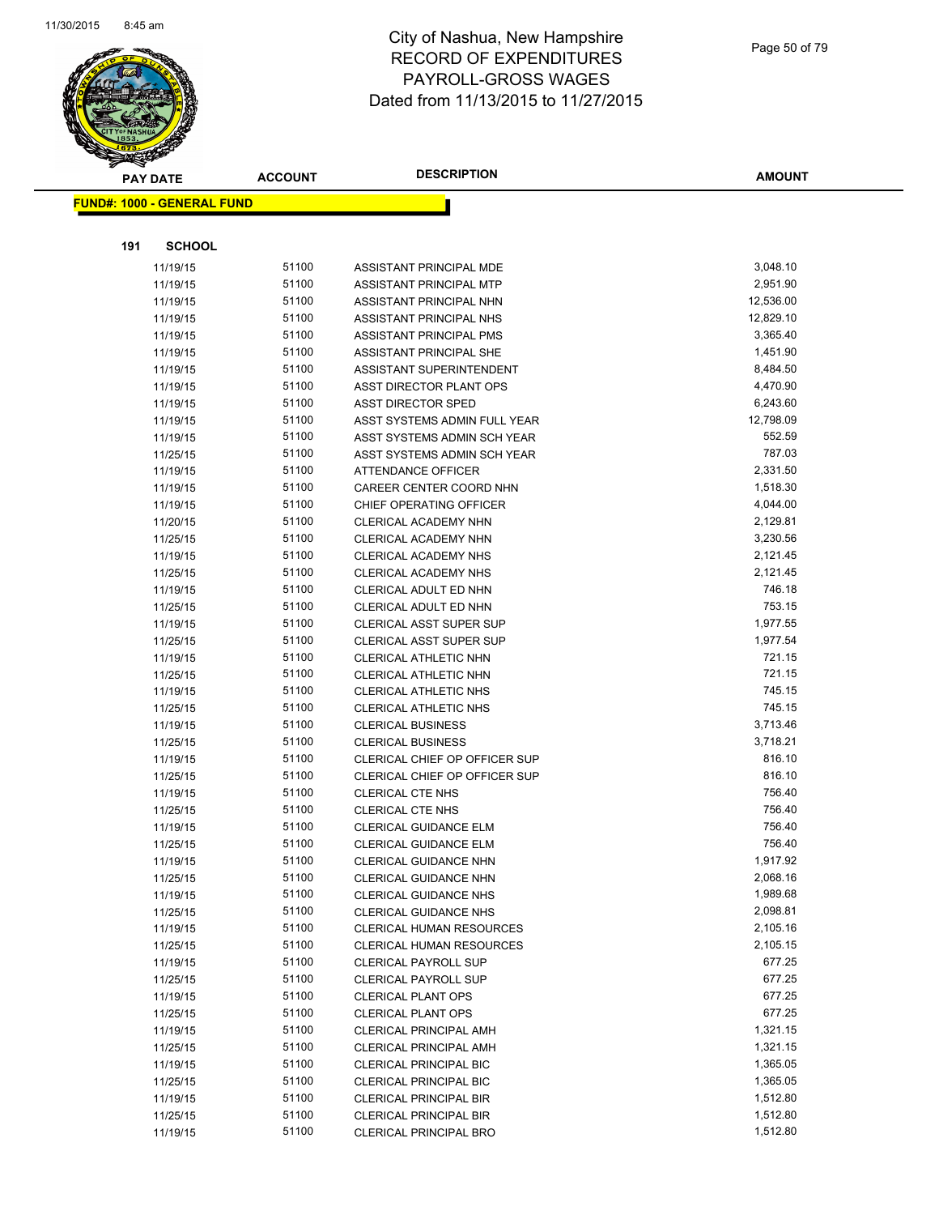# City of Nashua, New Hampshire
## RECORD OF EXPENDITURES
## PAYROLL-GROSS WAGES
## Dated from 11/13/2015 to 11/27/2015

**FUND#: 1000 - GENERAL FUND**

**191 SCHOOL**

| PAY DATE | ACCOUNT | DESCRIPTION | AMOUNT |
|---|---|---|---|
| 11/19/15 | 51100 | ASSISTANT PRINCIPAL MDE | 3,048.10 |
| 11/19/15 | 51100 | ASSISTANT PRINCIPAL MTP | 2,951.90 |
| 11/19/15 | 51100 | ASSISTANT PRINCIPAL NHN | 12,536.00 |
| 11/19/15 | 51100 | ASSISTANT PRINCIPAL NHS | 12,829.10 |
| 11/19/15 | 51100 | ASSISTANT PRINCIPAL PMS | 3,365.40 |
| 11/19/15 | 51100 | ASSISTANT PRINCIPAL SHE | 1,451.90 |
| 11/19/15 | 51100 | ASSISTANT SUPERINTENDENT | 8,484.50 |
| 11/19/15 | 51100 | ASST DIRECTOR PLANT OPS | 4,470.90 |
| 11/19/15 | 51100 | ASST DIRECTOR SPED | 6,243.60 |
| 11/19/15 | 51100 | ASST SYSTEMS ADMIN FULL YEAR | 12,798.09 |
| 11/19/15 | 51100 | ASST SYSTEMS ADMIN SCH YEAR | 552.59 |
| 11/25/15 | 51100 | ASST SYSTEMS ADMIN SCH YEAR | 787.03 |
| 11/19/15 | 51100 | ATTENDANCE OFFICER | 2,331.50 |
| 11/19/15 | 51100 | CAREER CENTER COORD NHN | 1,518.30 |
| 11/19/15 | 51100 | CHIEF OPERATING OFFICER | 4,044.00 |
| 11/20/15 | 51100 | CLERICAL ACADEMY NHN | 2,129.81 |
| 11/25/15 | 51100 | CLERICAL ACADEMY NHN | 3,230.56 |
| 11/19/15 | 51100 | CLERICAL ACADEMY NHS | 2,121.45 |
| 11/25/15 | 51100 | CLERICAL ACADEMY NHS | 2,121.45 |
| 11/19/15 | 51100 | CLERICAL ADULT ED NHN | 746.18 |
| 11/25/15 | 51100 | CLERICAL ADULT ED NHN | 753.15 |
| 11/19/15 | 51100 | CLERICAL ASST SUPER SUP | 1,977.55 |
| 11/25/15 | 51100 | CLERICAL ASST SUPER SUP | 1,977.54 |
| 11/19/15 | 51100 | CLERICAL ATHLETIC NHN | 721.15 |
| 11/25/15 | 51100 | CLERICAL ATHLETIC NHN | 721.15 |
| 11/19/15 | 51100 | CLERICAL ATHLETIC NHS | 745.15 |
| 11/25/15 | 51100 | CLERICAL ATHLETIC NHS | 745.15 |
| 11/19/15 | 51100 | CLERICAL BUSINESS | 3,713.46 |
| 11/25/15 | 51100 | CLERICAL BUSINESS | 3,718.21 |
| 11/19/15 | 51100 | CLERICAL CHIEF OP OFFICER SUP | 816.10 |
| 11/25/15 | 51100 | CLERICAL CHIEF OP OFFICER SUP | 816.10 |
| 11/19/15 | 51100 | CLERICAL CTE NHS | 756.40 |
| 11/25/15 | 51100 | CLERICAL CTE NHS | 756.40 |
| 11/19/15 | 51100 | CLERICAL GUIDANCE ELM | 756.40 |
| 11/25/15 | 51100 | CLERICAL GUIDANCE ELM | 756.40 |
| 11/19/15 | 51100 | CLERICAL GUIDANCE NHN | 1,917.92 |
| 11/25/15 | 51100 | CLERICAL GUIDANCE NHN | 2,068.16 |
| 11/19/15 | 51100 | CLERICAL GUIDANCE NHS | 1,989.68 |
| 11/25/15 | 51100 | CLERICAL GUIDANCE NHS | 2,098.81 |
| 11/19/15 | 51100 | CLERICAL HUMAN RESOURCES | 2,105.16 |
| 11/25/15 | 51100 | CLERICAL HUMAN RESOURCES | 2,105.15 |
| 11/19/15 | 51100 | CLERICAL PAYROLL SUP | 677.25 |
| 11/25/15 | 51100 | CLERICAL PAYROLL SUP | 677.25 |
| 11/19/15 | 51100 | CLERICAL PLANT OPS | 677.25 |
| 11/25/15 | 51100 | CLERICAL PLANT OPS | 677.25 |
| 11/19/15 | 51100 | CLERICAL PRINCIPAL AMH | 1,321.15 |
| 11/25/15 | 51100 | CLERICAL PRINCIPAL AMH | 1,321.15 |
| 11/19/15 | 51100 | CLERICAL PRINCIPAL BIC | 1,365.05 |
| 11/25/15 | 51100 | CLERICAL PRINCIPAL BIC | 1,365.05 |
| 11/19/15 | 51100 | CLERICAL PRINCIPAL BIR | 1,512.80 |
| 11/25/15 | 51100 | CLERICAL PRINCIPAL BIR | 1,512.80 |
| 11/19/15 | 51100 | CLERICAL PRINCIPAL BRO | 1,512.80 |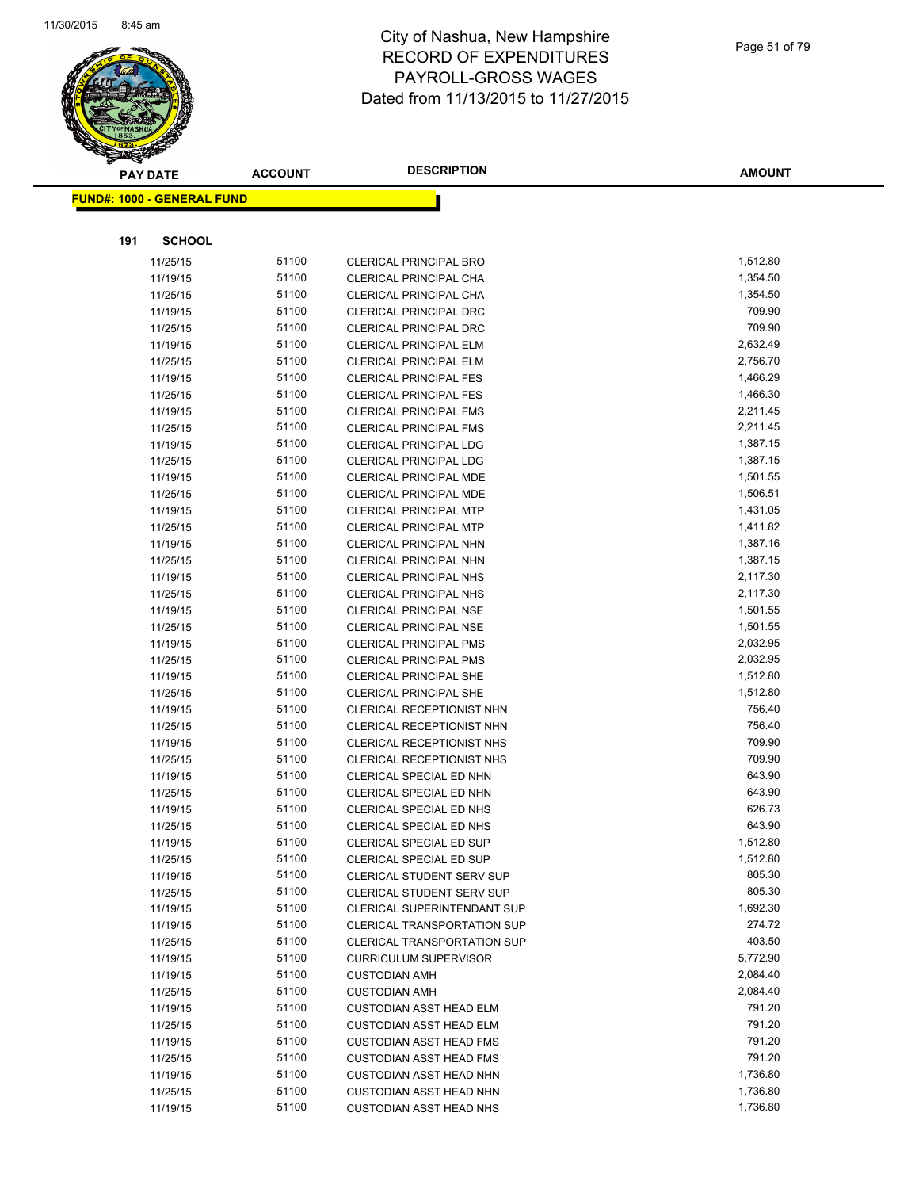# City of Nashua, New Hampshire
# RECORD OF EXPENDITURES
# PAYROLL-GROSS WAGES
# Dated from 11/13/2015 to 11/27/2015

**FUND#: 1000 - GENERAL FUND**

**191 SCHOOL**

| PAY DATE | ACCOUNT | DESCRIPTION | AMOUNT |
|---|---|---|---|
| 11/25/15 | 51100 | CLERICAL PRINCIPAL BRO | 1,512.80 |
| 11/19/15 | 51100 | CLERICAL PRINCIPAL CHA | 1,354.50 |
| 11/25/15 | 51100 | CLERICAL PRINCIPAL CHA | 1,354.50 |
| 11/19/15 | 51100 | CLERICAL PRINCIPAL DRC | 709.90 |
| 11/25/15 | 51100 | CLERICAL PRINCIPAL DRC | 709.90 |
| 11/19/15 | 51100 | CLERICAL PRINCIPAL ELM | 2,632.49 |
| 11/25/15 | 51100 | CLERICAL PRINCIPAL ELM | 2,756.70 |
| 11/19/15 | 51100 | CLERICAL PRINCIPAL FES | 1,466.29 |
| 11/25/15 | 51100 | CLERICAL PRINCIPAL FES | 1,466.30 |
| 11/19/15 | 51100 | CLERICAL PRINCIPAL FMS | 2,211.45 |
| 11/25/15 | 51100 | CLERICAL PRINCIPAL FMS | 2,211.45 |
| 11/19/15 | 51100 | CLERICAL PRINCIPAL LDG | 1,387.15 |
| 11/25/15 | 51100 | CLERICAL PRINCIPAL LDG | 1,387.15 |
| 11/19/15 | 51100 | CLERICAL PRINCIPAL MDE | 1,501.55 |
| 11/25/15 | 51100 | CLERICAL PRINCIPAL MDE | 1,506.51 |
| 11/19/15 | 51100 | CLERICAL PRINCIPAL MTP | 1,431.05 |
| 11/25/15 | 51100 | CLERICAL PRINCIPAL MTP | 1,411.82 |
| 11/19/15 | 51100 | CLERICAL PRINCIPAL NHN | 1,387.16 |
| 11/25/15 | 51100 | CLERICAL PRINCIPAL NHN | 1,387.15 |
| 11/19/15 | 51100 | CLERICAL PRINCIPAL NHS | 2,117.30 |
| 11/25/15 | 51100 | CLERICAL PRINCIPAL NHS | 2,117.30 |
| 11/19/15 | 51100 | CLERICAL PRINCIPAL NSE | 1,501.55 |
| 11/25/15 | 51100 | CLERICAL PRINCIPAL NSE | 1,501.55 |
| 11/19/15 | 51100 | CLERICAL PRINCIPAL PMS | 2,032.95 |
| 11/25/15 | 51100 | CLERICAL PRINCIPAL PMS | 2,032.95 |
| 11/19/15 | 51100 | CLERICAL PRINCIPAL SHE | 1,512.80 |
| 11/25/15 | 51100 | CLERICAL PRINCIPAL SHE | 1,512.80 |
| 11/19/15 | 51100 | CLERICAL RECEPTIONIST NHN | 756.40 |
| 11/25/15 | 51100 | CLERICAL RECEPTIONIST NHN | 756.40 |
| 11/19/15 | 51100 | CLERICAL RECEPTIONIST NHS | 709.90 |
| 11/25/15 | 51100 | CLERICAL RECEPTIONIST NHS | 709.90 |
| 11/19/15 | 51100 | CLERICAL SPECIAL ED NHN | 643.90 |
| 11/25/15 | 51100 | CLERICAL SPECIAL ED NHN | 643.90 |
| 11/19/15 | 51100 | CLERICAL SPECIAL ED NHS | 626.73 |
| 11/25/15 | 51100 | CLERICAL SPECIAL ED NHS | 643.90 |
| 11/19/15 | 51100 | CLERICAL SPECIAL ED SUP | 1,512.80 |
| 11/25/15 | 51100 | CLERICAL SPECIAL ED SUP | 1,512.80 |
| 11/19/15 | 51100 | CLERICAL STUDENT SERV SUP | 805.30 |
| 11/25/15 | 51100 | CLERICAL STUDENT SERV SUP | 805.30 |
| 11/19/15 | 51100 | CLERICAL SUPERINTENDANT SUP | 1,692.30 |
| 11/19/15 | 51100 | CLERICAL TRANSPORTATION SUP | 274.72 |
| 11/25/15 | 51100 | CLERICAL TRANSPORTATION SUP | 403.50 |
| 11/19/15 | 51100 | CURRICULUM SUPERVISOR | 5,772.90 |
| 11/19/15 | 51100 | CUSTODIAN AMH | 2,084.40 |
| 11/25/15 | 51100 | CUSTODIAN AMH | 2,084.40 |
| 11/19/15 | 51100 | CUSTODIAN ASST HEAD ELM | 791.20 |
| 11/25/15 | 51100 | CUSTODIAN ASST HEAD ELM | 791.20 |
| 11/19/15 | 51100 | CUSTODIAN ASST HEAD FMS | 791.20 |
| 11/25/15 | 51100 | CUSTODIAN ASST HEAD FMS | 791.20 |
| 11/19/15 | 51100 | CUSTODIAN ASST HEAD NHN | 1,736.80 |
| 11/25/15 | 51100 | CUSTODIAN ASST HEAD NHN | 1,736.80 |
| 11/19/15 | 51100 | CUSTODIAN ASST HEAD NHS | 1,736.80 |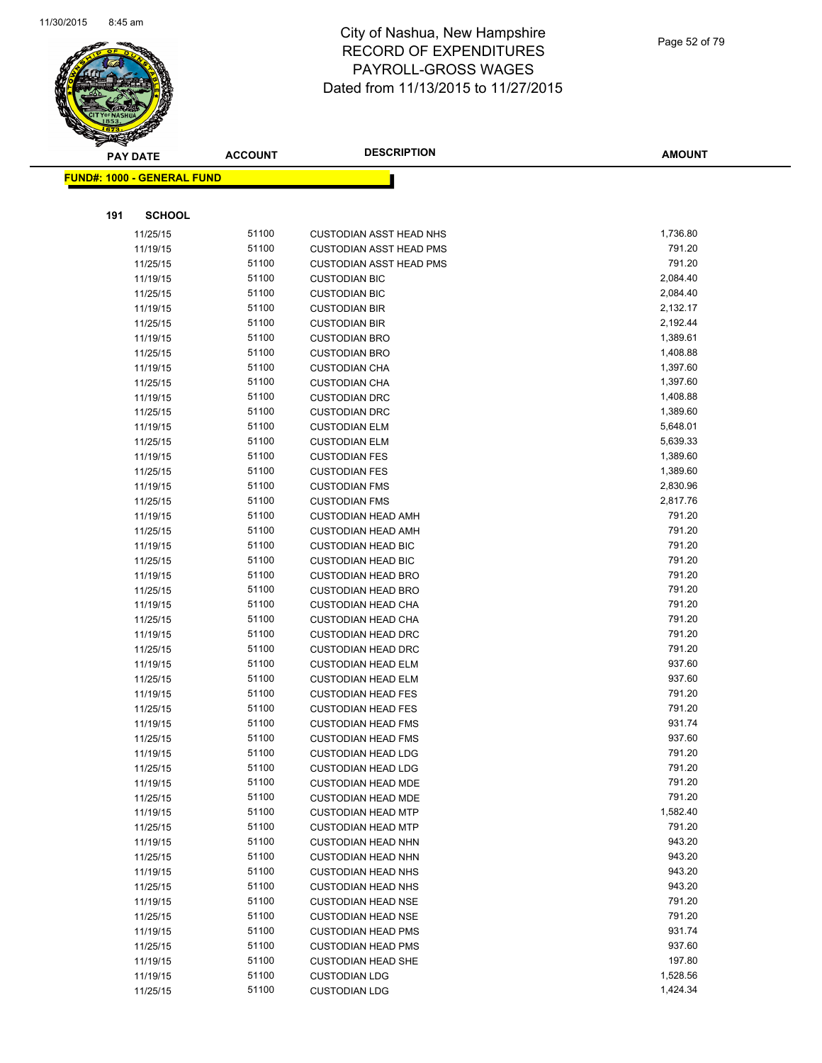# City of Nashua, New Hampshire
# RECORD OF EXPENDITURES
# PAYROLL-GROSS WAGES
# Dated from 11/13/2015 to 11/27/2015

**FUND#: 1000 - GENERAL FUND**

**191 SCHOOL**

| PAY DATE | ACCOUNT | DESCRIPTION | AMOUNT |
|---|---|---|---|
| 11/25/15 | 51100 | CUSTODIAN ASST HEAD NHS | 1,736.80 |
| 11/19/15 | 51100 | CUSTODIAN ASST HEAD PMS | 791.20 |
| 11/25/15 | 51100 | CUSTODIAN ASST HEAD PMS | 791.20 |
| 11/19/15 | 51100 | CUSTODIAN BIC | 2,084.40 |
| 11/25/15 | 51100 | CUSTODIAN BIC | 2,084.40 |
| 11/19/15 | 51100 | CUSTODIAN BIR | 2,132.17 |
| 11/25/15 | 51100 | CUSTODIAN BIR | 2,192.44 |
| 11/19/15 | 51100 | CUSTODIAN BRO | 1,389.61 |
| 11/25/15 | 51100 | CUSTODIAN BRO | 1,408.88 |
| 11/19/15 | 51100 | CUSTODIAN CHA | 1,397.60 |
| 11/25/15 | 51100 | CUSTODIAN CHA | 1,397.60 |
| 11/19/15 | 51100 | CUSTODIAN DRC | 1,408.88 |
| 11/25/15 | 51100 | CUSTODIAN DRC | 1,389.60 |
| 11/19/15 | 51100 | CUSTODIAN ELM | 5,648.01 |
| 11/25/15 | 51100 | CUSTODIAN ELM | 5,639.33 |
| 11/19/15 | 51100 | CUSTODIAN FES | 1,389.60 |
| 11/25/15 | 51100 | CUSTODIAN FES | 1,389.60 |
| 11/19/15 | 51100 | CUSTODIAN FMS | 2,830.96 |
| 11/25/15 | 51100 | CUSTODIAN FMS | 2,817.76 |
| 11/19/15 | 51100 | CUSTODIAN HEAD AMH | 791.20 |
| 11/25/15 | 51100 | CUSTODIAN HEAD AMH | 791.20 |
| 11/19/15 | 51100 | CUSTODIAN HEAD BIC | 791.20 |
| 11/25/15 | 51100 | CUSTODIAN HEAD BIC | 791.20 |
| 11/19/15 | 51100 | CUSTODIAN HEAD BRO | 791.20 |
| 11/25/15 | 51100 | CUSTODIAN HEAD BRO | 791.20 |
| 11/19/15 | 51100 | CUSTODIAN HEAD CHA | 791.20 |
| 11/25/15 | 51100 | CUSTODIAN HEAD CHA | 791.20 |
| 11/19/15 | 51100 | CUSTODIAN HEAD DRC | 791.20 |
| 11/25/15 | 51100 | CUSTODIAN HEAD DRC | 791.20 |
| 11/19/15 | 51100 | CUSTODIAN HEAD ELM | 937.60 |
| 11/25/15 | 51100 | CUSTODIAN HEAD ELM | 937.60 |
| 11/19/15 | 51100 | CUSTODIAN HEAD FES | 791.20 |
| 11/25/15 | 51100 | CUSTODIAN HEAD FES | 791.20 |
| 11/19/15 | 51100 | CUSTODIAN HEAD FMS | 931.74 |
| 11/25/15 | 51100 | CUSTODIAN HEAD FMS | 937.60 |
| 11/19/15 | 51100 | CUSTODIAN HEAD LDG | 791.20 |
| 11/25/15 | 51100 | CUSTODIAN HEAD LDG | 791.20 |
| 11/19/15 | 51100 | CUSTODIAN HEAD MDE | 791.20 |
| 11/25/15 | 51100 | CUSTODIAN HEAD MDE | 791.20 |
| 11/19/15 | 51100 | CUSTODIAN HEAD MTP | 1,582.40 |
| 11/25/15 | 51100 | CUSTODIAN HEAD MTP | 791.20 |
| 11/19/15 | 51100 | CUSTODIAN HEAD NHN | 943.20 |
| 11/25/15 | 51100 | CUSTODIAN HEAD NHN | 943.20 |
| 11/19/15 | 51100 | CUSTODIAN HEAD NHS | 943.20 |
| 11/25/15 | 51100 | CUSTODIAN HEAD NHS | 943.20 |
| 11/19/15 | 51100 | CUSTODIAN HEAD NSE | 791.20 |
| 11/25/15 | 51100 | CUSTODIAN HEAD NSE | 791.20 |
| 11/19/15 | 51100 | CUSTODIAN HEAD PMS | 931.74 |
| 11/25/15 | 51100 | CUSTODIAN HEAD PMS | 937.60 |
| 11/19/15 | 51100 | CUSTODIAN HEAD SHE | 197.80 |
| 11/19/15 | 51100 | CUSTODIAN LDG | 1,528.56 |
| 11/25/15 | 51100 | CUSTODIAN LDG | 1,424.34 |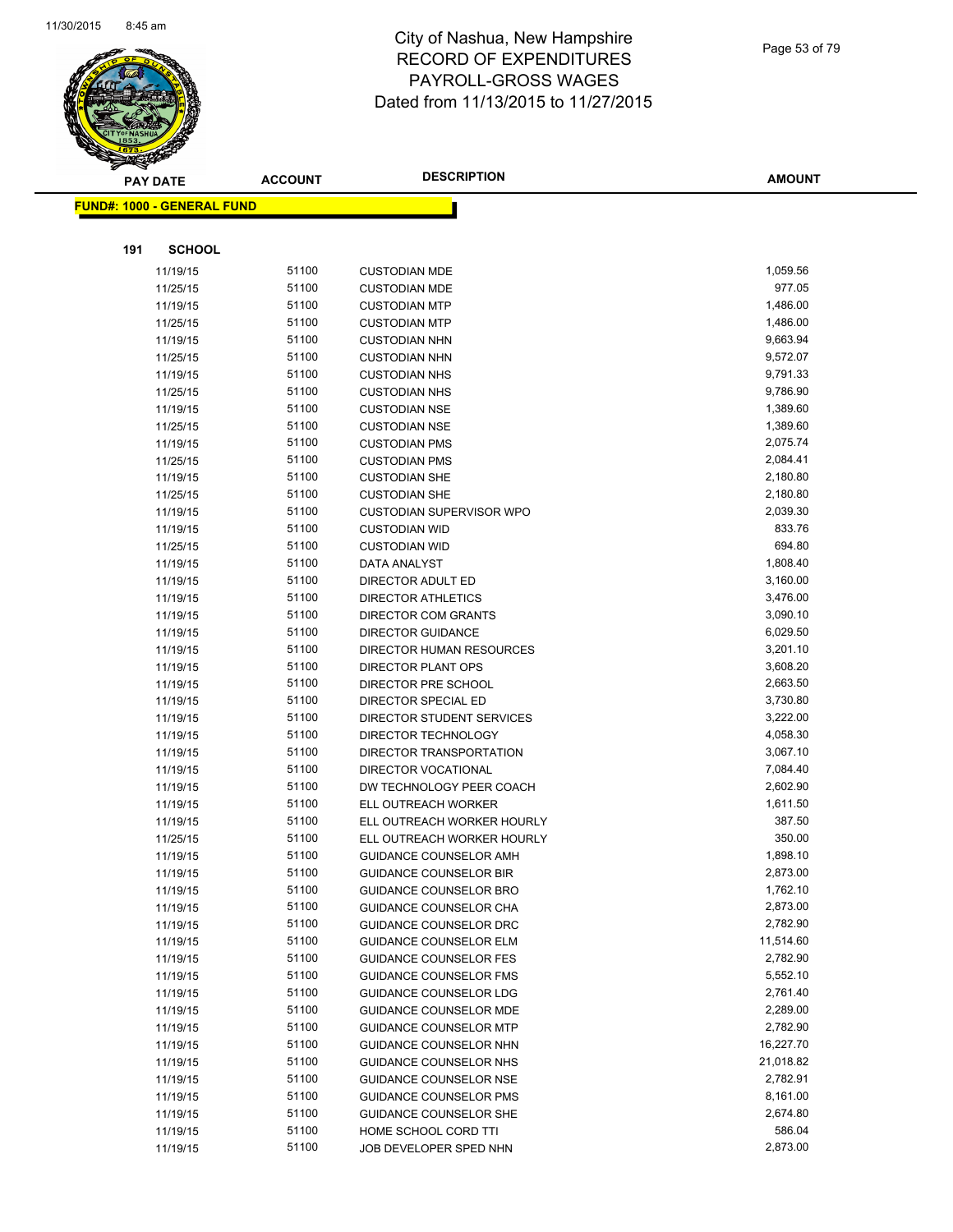# City of Nashua, New Hampshire
## RECORD OF EXPENDITURES
## PAYROLL-GROSS WAGES
## Dated from 11/13/2015 to 11/27/2015

| PAY DATE | ACCOUNT | DESCRIPTION | AMOUNT |
|---|---|---|---|

**FUND#: 1000 - GENERAL FUND**

**191 SCHOOL**

| PAY DATE | ACCOUNT | DESCRIPTION | AMOUNT |
|---|---|---|---|
| 11/19/15 | 51100 | CUSTODIAN MDE | 1,059.56 |
| 11/25/15 | 51100 | CUSTODIAN MDE | 977.05 |
| 11/19/15 | 51100 | CUSTODIAN MTP | 1,486.00 |
| 11/25/15 | 51100 | CUSTODIAN MTP | 1,486.00 |
| 11/19/15 | 51100 | CUSTODIAN NHN | 9,663.94 |
| 11/25/15 | 51100 | CUSTODIAN NHN | 9,572.07 |
| 11/19/15 | 51100 | CUSTODIAN NHS | 9,791.33 |
| 11/25/15 | 51100 | CUSTODIAN NHS | 9,786.90 |
| 11/19/15 | 51100 | CUSTODIAN NSE | 1,389.60 |
| 11/25/15 | 51100 | CUSTODIAN NSE | 1,389.60 |
| 11/19/15 | 51100 | CUSTODIAN PMS | 2,075.74 |
| 11/25/15 | 51100 | CUSTODIAN PMS | 2,084.41 |
| 11/19/15 | 51100 | CUSTODIAN SHE | 2,180.80 |
| 11/25/15 | 51100 | CUSTODIAN SHE | 2,180.80 |
| 11/19/15 | 51100 | CUSTODIAN SUPERVISOR WPO | 2,039.30 |
| 11/19/15 | 51100 | CUSTODIAN WID | 833.76 |
| 11/25/15 | 51100 | CUSTODIAN WID | 694.80 |
| 11/19/15 | 51100 | DATA ANALYST | 1,808.40 |
| 11/19/15 | 51100 | DIRECTOR ADULT ED | 3,160.00 |
| 11/19/15 | 51100 | DIRECTOR ATHLETICS | 3,476.00 |
| 11/19/15 | 51100 | DIRECTOR COM GRANTS | 3,090.10 |
| 11/19/15 | 51100 | DIRECTOR GUIDANCE | 6,029.50 |
| 11/19/15 | 51100 | DIRECTOR HUMAN RESOURCES | 3,201.10 |
| 11/19/15 | 51100 | DIRECTOR PLANT OPS | 3,608.20 |
| 11/19/15 | 51100 | DIRECTOR PRE SCHOOL | 2,663.50 |
| 11/19/15 | 51100 | DIRECTOR SPECIAL ED | 3,730.80 |
| 11/19/15 | 51100 | DIRECTOR STUDENT SERVICES | 3,222.00 |
| 11/19/15 | 51100 | DIRECTOR TECHNOLOGY | 4,058.30 |
| 11/19/15 | 51100 | DIRECTOR TRANSPORTATION | 3,067.10 |
| 11/19/15 | 51100 | DIRECTOR VOCATIONAL | 7,084.40 |
| 11/19/15 | 51100 | DW TECHNOLOGY PEER COACH | 2,602.90 |
| 11/19/15 | 51100 | ELL OUTREACH WORKER | 1,611.50 |
| 11/19/15 | 51100 | ELL OUTREACH WORKER HOURLY | 387.50 |
| 11/25/15 | 51100 | ELL OUTREACH WORKER HOURLY | 350.00 |
| 11/19/15 | 51100 | GUIDANCE COUNSELOR AMH | 1,898.10 |
| 11/19/15 | 51100 | GUIDANCE COUNSELOR BIR | 2,873.00 |
| 11/19/15 | 51100 | GUIDANCE COUNSELOR BRO | 1,762.10 |
| 11/19/15 | 51100 | GUIDANCE COUNSELOR CHA | 2,873.00 |
| 11/19/15 | 51100 | GUIDANCE COUNSELOR DRC | 2,782.90 |
| 11/19/15 | 51100 | GUIDANCE COUNSELOR ELM | 11,514.60 |
| 11/19/15 | 51100 | GUIDANCE COUNSELOR FES | 2,782.90 |
| 11/19/15 | 51100 | GUIDANCE COUNSELOR FMS | 5,552.10 |
| 11/19/15 | 51100 | GUIDANCE COUNSELOR LDG | 2,761.40 |
| 11/19/15 | 51100 | GUIDANCE COUNSELOR MDE | 2,289.00 |
| 11/19/15 | 51100 | GUIDANCE COUNSELOR MTP | 2,782.90 |
| 11/19/15 | 51100 | GUIDANCE COUNSELOR NHN | 16,227.70 |
| 11/19/15 | 51100 | GUIDANCE COUNSELOR NHS | 21,018.82 |
| 11/19/15 | 51100 | GUIDANCE COUNSELOR NSE | 2,782.91 |
| 11/19/15 | 51100 | GUIDANCE COUNSELOR PMS | 8,161.00 |
| 11/19/15 | 51100 | GUIDANCE COUNSELOR SHE | 2,674.80 |
| 11/19/15 | 51100 | HOME SCHOOL CORD TTI | 586.04 |
| 11/19/15 | 51100 | JOB DEVELOPER SPED NHN | 2,873.00 |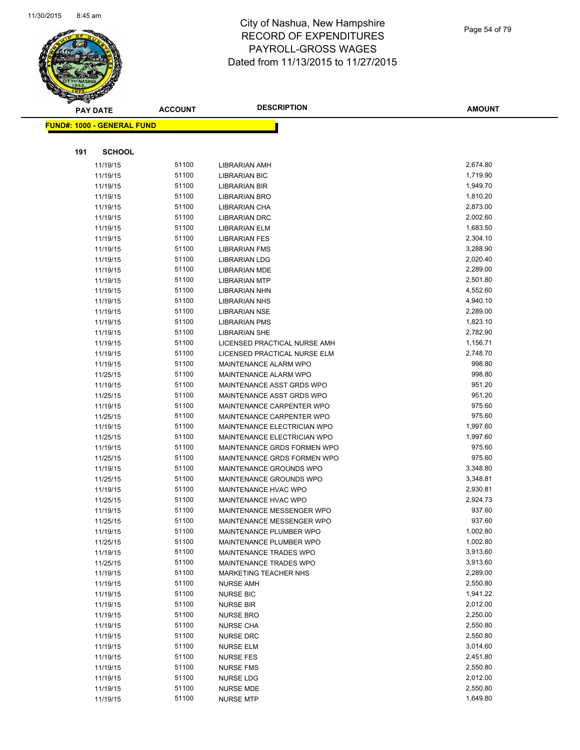# City of Nashua, New Hampshire
# RECORD OF EXPENDITURES
# PAYROLL-GROSS WAGES
# Dated from 11/13/2015 to 11/27/2015

**FUND#: 1000 - GENERAL FUND**

**191 SCHOOL**

| PAY DATE | ACCOUNT | DESCRIPTION | AMOUNT |
|---|---|---|---|
| 11/19/15 | 51100 | LIBRARIAN AMH | 2,674.80 |
| 11/19/15 | 51100 | LIBRARIAN BIC | 1,719.90 |
| 11/19/15 | 51100 | LIBRARIAN BIR | 1,949.70 |
| 11/19/15 | 51100 | LIBRARIAN BRO | 1,810.20 |
| 11/19/15 | 51100 | LIBRARIAN CHA | 2,873.00 |
| 11/19/15 | 51100 | LIBRARIAN DRC | 2,002.60 |
| 11/19/15 | 51100 | LIBRARIAN ELM | 1,683.50 |
| 11/19/15 | 51100 | LIBRARIAN FES | 2,304.10 |
| 11/19/15 | 51100 | LIBRARIAN FMS | 3,288.90 |
| 11/19/15 | 51100 | LIBRARIAN LDG | 2,020.40 |
| 11/19/15 | 51100 | LIBRARIAN MDE | 2,289.00 |
| 11/19/15 | 51100 | LIBRARIAN MTP | 2,501.80 |
| 11/19/15 | 51100 | LIBRARIAN NHN | 4,552.60 |
| 11/19/15 | 51100 | LIBRARIAN NHS | 4,940.10 |
| 11/19/15 | 51100 | LIBRARIAN NSE | 2,289.00 |
| 11/19/15 | 51100 | LIBRARIAN PMS | 1,823.10 |
| 11/19/15 | 51100 | LIBRARIAN SHE | 2,782.90 |
| 11/19/15 | 51100 | LICENSED PRACTICAL NURSE AMH | 1,156.71 |
| 11/19/15 | 51100 | LICENSED PRACTICAL NURSE ELM | 2,748.70 |
| 11/19/15 | 51100 | MAINTENANCE ALARM WPO | 998.80 |
| 11/25/15 | 51100 | MAINTENANCE ALARM WPO | 998.80 |
| 11/19/15 | 51100 | MAINTENANCE ASST GRDS WPO | 951.20 |
| 11/25/15 | 51100 | MAINTENANCE ASST GRDS WPO | 951.20 |
| 11/19/15 | 51100 | MAINTENANCE CARPENTER WPO | 975.60 |
| 11/25/15 | 51100 | MAINTENANCE CARPENTER WPO | 975.60 |
| 11/19/15 | 51100 | MAINTENANCE ELECTRICIAN WPO | 1,997.60 |
| 11/25/15 | 51100 | MAINTENANCE ELECTRICIAN WPO | 1,997.60 |
| 11/19/15 | 51100 | MAINTENANCE GRDS FORMEN WPO | 975.60 |
| 11/25/15 | 51100 | MAINTENANCE GRDS FORMEN WPO | 975.60 |
| 11/19/15 | 51100 | MAINTENANCE GROUNDS WPO | 3,348.80 |
| 11/25/15 | 51100 | MAINTENANCE GROUNDS WPO | 3,348.81 |
| 11/19/15 | 51100 | MAINTENANCE HVAC WPO | 2,930.81 |
| 11/25/15 | 51100 | MAINTENANCE HVAC WPO | 2,924.73 |
| 11/19/15 | 51100 | MAINTENANCE MESSENGER WPO | 937.60 |
| 11/25/15 | 51100 | MAINTENANCE MESSENGER WPO | 937.60 |
| 11/19/15 | 51100 | MAINTENANCE PLUMBER WPO | 1,002.80 |
| 11/25/15 | 51100 | MAINTENANCE PLUMBER WPO | 1,002.80 |
| 11/19/15 | 51100 | MAINTENANCE TRADES WPO | 3,913.60 |
| 11/25/15 | 51100 | MAINTENANCE TRADES WPO | 3,913.60 |
| 11/19/15 | 51100 | MARKETING TEACHER NHS | 2,289.00 |
| 11/19/15 | 51100 | NURSE AMH | 2,550.80 |
| 11/19/15 | 51100 | NURSE BIC | 1,941.22 |
| 11/19/15 | 51100 | NURSE BIR | 2,012.00 |
| 11/19/15 | 51100 | NURSE BRO | 2,250.00 |
| 11/19/15 | 51100 | NURSE CHA | 2,550.80 |
| 11/19/15 | 51100 | NURSE DRC | 2,550.80 |
| 11/19/15 | 51100 | NURSE ELM | 3,014.60 |
| 11/19/15 | 51100 | NURSE FES | 2,451.80 |
| 11/19/15 | 51100 | NURSE FMS | 2,550.80 |
| 11/19/15 | 51100 | NURSE LDG | 2,012.00 |
| 11/19/15 | 51100 | NURSE MDE | 2,550.80 |
| 11/19/15 | 51100 | NURSE MTP | 1,649.80 |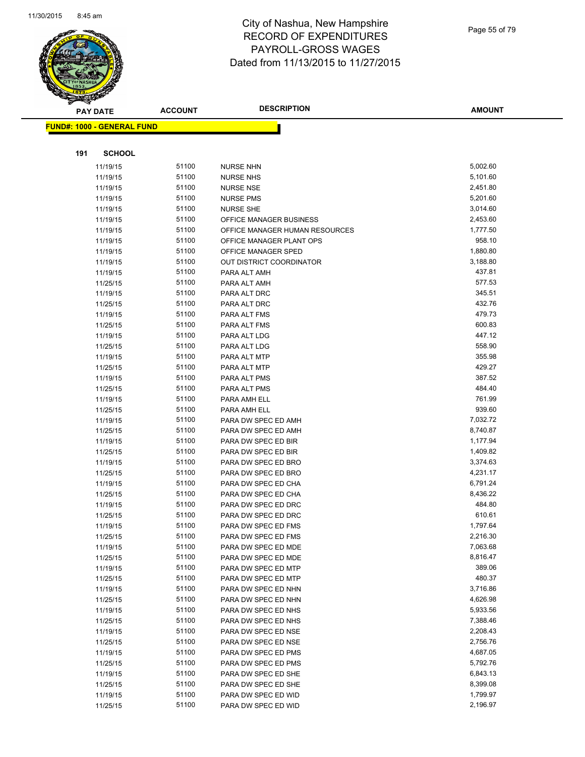# City of Nashua, New Hampshire
# RECORD OF EXPENDITURES
# PAYROLL-GROSS WAGES
# Dated from 11/13/2015 to 11/27/2015

**FUND#: 1000 - GENERAL FUND**

**191 SCHOOL**

| PAY DATE | ACCOUNT | DESCRIPTION | AMOUNT |
|---|---|---|---|
| 11/19/15 | 51100 | NURSE NHN | 5,002.60 |
| 11/19/15 | 51100 | NURSE NHS | 5,101.60 |
| 11/19/15 | 51100 | NURSE NSE | 2,451.80 |
| 11/19/15 | 51100 | NURSE PMS | 5,201.60 |
| 11/19/15 | 51100 | NURSE SHE | 3,014.60 |
| 11/19/15 | 51100 | OFFICE MANAGER BUSINESS | 2,453.60 |
| 11/19/15 | 51100 | OFFICE MANAGER HUMAN RESOURCES | 1,777.50 |
| 11/19/15 | 51100 | OFFICE MANAGER PLANT OPS | 958.10 |
| 11/19/15 | 51100 | OFFICE MANAGER SPED | 1,880.80 |
| 11/19/15 | 51100 | OUT DISTRICT COORDINATOR | 3,188.80 |
| 11/19/15 | 51100 | PARA ALT AMH | 437.81 |
| 11/25/15 | 51100 | PARA ALT AMH | 577.53 |
| 11/19/15 | 51100 | PARA ALT DRC | 345.51 |
| 11/25/15 | 51100 | PARA ALT DRC | 432.76 |
| 11/19/15 | 51100 | PARA ALT FMS | 479.73 |
| 11/25/15 | 51100 | PARA ALT FMS | 600.83 |
| 11/19/15 | 51100 | PARA ALT LDG | 447.12 |
| 11/25/15 | 51100 | PARA ALT LDG | 558.90 |
| 11/19/15 | 51100 | PARA ALT MTP | 355.98 |
| 11/25/15 | 51100 | PARA ALT MTP | 429.27 |
| 11/19/15 | 51100 | PARA ALT PMS | 387.52 |
| 11/25/15 | 51100 | PARA ALT PMS | 484.40 |
| 11/19/15 | 51100 | PARA AMH ELL | 761.99 |
| 11/25/15 | 51100 | PARA AMH ELL | 939.60 |
| 11/19/15 | 51100 | PARA DW SPEC ED AMH | 7,032.72 |
| 11/25/15 | 51100 | PARA DW SPEC ED AMH | 8,740.87 |
| 11/19/15 | 51100 | PARA DW SPEC ED BIR | 1,177.94 |
| 11/25/15 | 51100 | PARA DW SPEC ED BIR | 1,409.82 |
| 11/19/15 | 51100 | PARA DW SPEC ED BRO | 3,374.63 |
| 11/25/15 | 51100 | PARA DW SPEC ED BRO | 4,231.17 |
| 11/19/15 | 51100 | PARA DW SPEC ED CHA | 6,791.24 |
| 11/25/15 | 51100 | PARA DW SPEC ED CHA | 8,436.22 |
| 11/19/15 | 51100 | PARA DW SPEC ED DRC | 484.80 |
| 11/25/15 | 51100 | PARA DW SPEC ED DRC | 610.61 |
| 11/19/15 | 51100 | PARA DW SPEC ED FMS | 1,797.64 |
| 11/25/15 | 51100 | PARA DW SPEC ED FMS | 2,216.30 |
| 11/19/15 | 51100 | PARA DW SPEC ED MDE | 7,063.68 |
| 11/25/15 | 51100 | PARA DW SPEC ED MDE | 8,816.47 |
| 11/19/15 | 51100 | PARA DW SPEC ED MTP | 389.06 |
| 11/25/15 | 51100 | PARA DW SPEC ED MTP | 480.37 |
| 11/19/15 | 51100 | PARA DW SPEC ED NHN | 3,716.86 |
| 11/25/15 | 51100 | PARA DW SPEC ED NHN | 4,626.98 |
| 11/19/15 | 51100 | PARA DW SPEC ED NHS | 5,933.56 |
| 11/25/15 | 51100 | PARA DW SPEC ED NHS | 7,388.46 |
| 11/19/15 | 51100 | PARA DW SPEC ED NSE | 2,208.43 |
| 11/25/15 | 51100 | PARA DW SPEC ED NSE | 2,756.76 |
| 11/19/15 | 51100 | PARA DW SPEC ED PMS | 4,687.05 |
| 11/25/15 | 51100 | PARA DW SPEC ED PMS | 5,792.76 |
| 11/19/15 | 51100 | PARA DW SPEC ED SHE | 6,843.13 |
| 11/25/15 | 51100 | PARA DW SPEC ED SHE | 8,399.08 |
| 11/19/15 | 51100 | PARA DW SPEC ED WID | 1,799.97 |
| 11/25/15 | 51100 | PARA DW SPEC ED WID | 2,196.97 |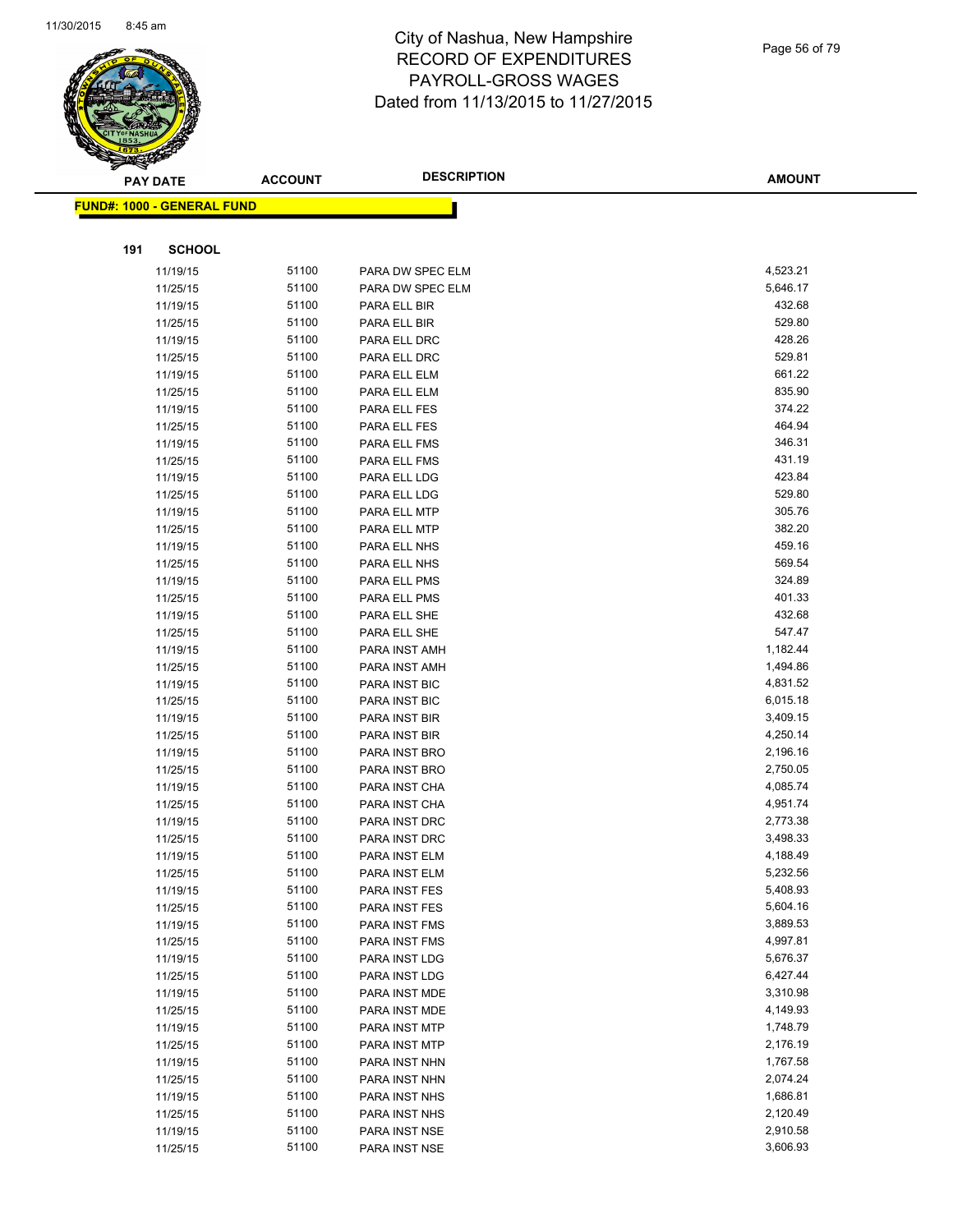# City of Nashua, New Hampshire
## RECORD OF EXPENDITURES
## PAYROLL-GROSS WAGES
## Dated from 11/13/2015 to 11/27/2015

| PAY DATE | ACCOUNT | DESCRIPTION | AMOUNT |
|---|---|---|---|

**FUND#: 1000 - GENERAL FUND**

**191 SCHOOL**

| PAY DATE | ACCOUNT | DESCRIPTION | AMOUNT |
|---|---|---|---|
| 11/19/15 | 51100 | PARA DW SPEC ELM | 4,523.21 |
| 11/25/15 | 51100 | PARA DW SPEC ELM | 5,646.17 |
| 11/19/15 | 51100 | PARA ELL BIR | 432.68 |
| 11/25/15 | 51100 | PARA ELL BIR | 529.80 |
| 11/19/15 | 51100 | PARA ELL DRC | 428.26 |
| 11/25/15 | 51100 | PARA ELL DRC | 529.81 |
| 11/19/15 | 51100 | PARA ELL ELM | 661.22 |
| 11/25/15 | 51100 | PARA ELL ELM | 835.90 |
| 11/19/15 | 51100 | PARA ELL FES | 374.22 |
| 11/25/15 | 51100 | PARA ELL FES | 464.94 |
| 11/19/15 | 51100 | PARA ELL FMS | 346.31 |
| 11/25/15 | 51100 | PARA ELL FMS | 431.19 |
| 11/19/15 | 51100 | PARA ELL LDG | 423.84 |
| 11/25/15 | 51100 | PARA ELL LDG | 529.80 |
| 11/19/15 | 51100 | PARA ELL MTP | 305.76 |
| 11/25/15 | 51100 | PARA ELL MTP | 382.20 |
| 11/19/15 | 51100 | PARA ELL NHS | 459.16 |
| 11/25/15 | 51100 | PARA ELL NHS | 569.54 |
| 11/19/15 | 51100 | PARA ELL PMS | 324.89 |
| 11/25/15 | 51100 | PARA ELL PMS | 401.33 |
| 11/19/15 | 51100 | PARA ELL SHE | 432.68 |
| 11/25/15 | 51100 | PARA ELL SHE | 547.47 |
| 11/19/15 | 51100 | PARA INST AMH | 1,182.44 |
| 11/25/15 | 51100 | PARA INST AMH | 1,494.86 |
| 11/19/15 | 51100 | PARA INST BIC | 4,831.52 |
| 11/25/15 | 51100 | PARA INST BIC | 6,015.18 |
| 11/19/15 | 51100 | PARA INST BIR | 3,409.15 |
| 11/25/15 | 51100 | PARA INST BIR | 4,250.14 |
| 11/19/15 | 51100 | PARA INST BRO | 2,196.16 |
| 11/25/15 | 51100 | PARA INST BRO | 2,750.05 |
| 11/19/15 | 51100 | PARA INST CHA | 4,085.74 |
| 11/25/15 | 51100 | PARA INST CHA | 4,951.74 |
| 11/19/15 | 51100 | PARA INST DRC | 2,773.38 |
| 11/25/15 | 51100 | PARA INST DRC | 3,498.33 |
| 11/19/15 | 51100 | PARA INST ELM | 4,188.49 |
| 11/25/15 | 51100 | PARA INST ELM | 5,232.56 |
| 11/19/15 | 51100 | PARA INST FES | 5,408.93 |
| 11/25/15 | 51100 | PARA INST FES | 5,604.16 |
| 11/19/15 | 51100 | PARA INST FMS | 3,889.53 |
| 11/25/15 | 51100 | PARA INST FMS | 4,997.81 |
| 11/19/15 | 51100 | PARA INST LDG | 5,676.37 |
| 11/25/15 | 51100 | PARA INST LDG | 6,427.44 |
| 11/19/15 | 51100 | PARA INST MDE | 3,310.98 |
| 11/25/15 | 51100 | PARA INST MDE | 4,149.93 |
| 11/19/15 | 51100 | PARA INST MTP | 1,748.79 |
| 11/25/15 | 51100 | PARA INST MTP | 2,176.19 |
| 11/19/15 | 51100 | PARA INST NHN | 1,767.58 |
| 11/25/15 | 51100 | PARA INST NHN | 2,074.24 |
| 11/19/15 | 51100 | PARA INST NHS | 1,686.81 |
| 11/25/15 | 51100 | PARA INST NHS | 2,120.49 |
| 11/19/15 | 51100 | PARA INST NSE | 2,910.58 |
| 11/25/15 | 51100 | PARA INST NSE | 3,606.93 |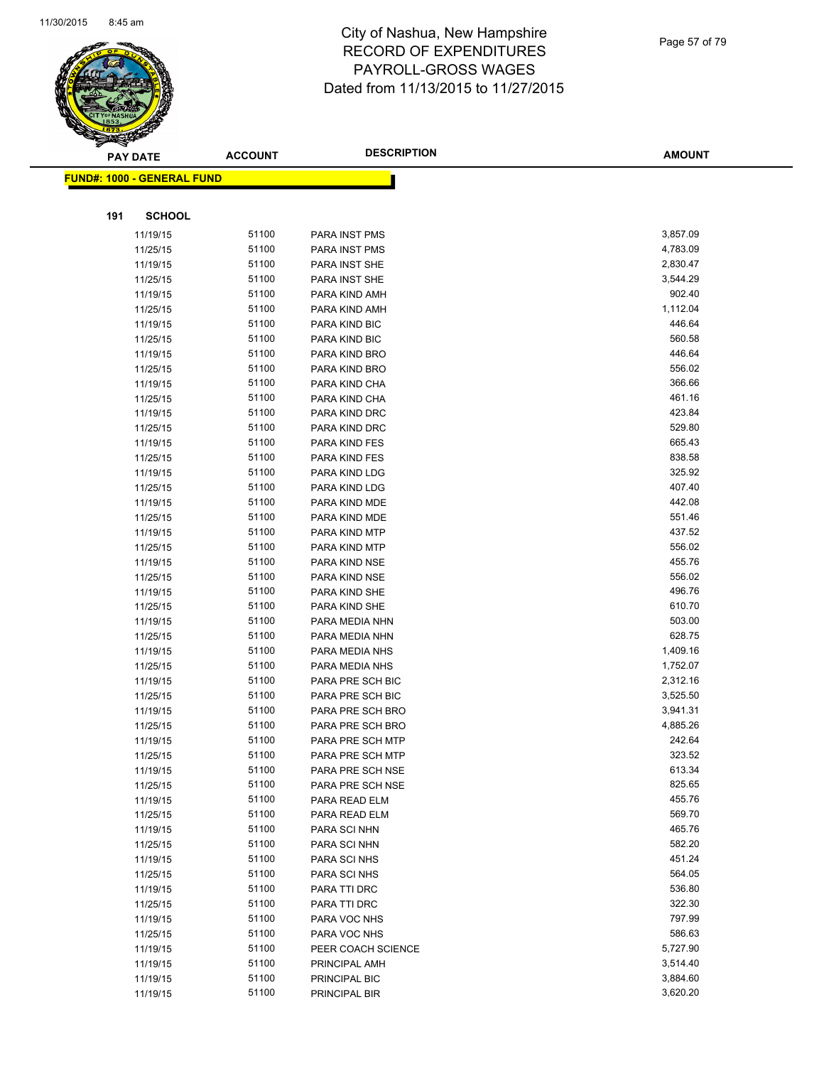# City of Nashua, New Hampshire
## RECORD OF EXPENDITURES
## PAYROLL-GROSS WAGES
## Dated from 11/13/2015 to 11/27/2015

**FUND#: 1000 - GENERAL FUND**

**191 SCHOOL**

| PAY DATE | ACCOUNT | DESCRIPTION | AMOUNT |
|---|---|---|---|
| 11/19/15 | 51100 | PARA INST PMS | 3,857.09 |
| 11/25/15 | 51100 | PARA INST PMS | 4,783.09 |
| 11/19/15 | 51100 | PARA INST SHE | 2,830.47 |
| 11/25/15 | 51100 | PARA INST SHE | 3,544.29 |
| 11/19/15 | 51100 | PARA KIND AMH | 902.40 |
| 11/25/15 | 51100 | PARA KIND AMH | 1,112.04 |
| 11/19/15 | 51100 | PARA KIND BIC | 446.64 |
| 11/25/15 | 51100 | PARA KIND BIC | 560.58 |
| 11/19/15 | 51100 | PARA KIND BRO | 446.64 |
| 11/25/15 | 51100 | PARA KIND BRO | 556.02 |
| 11/19/15 | 51100 | PARA KIND CHA | 366.66 |
| 11/25/15 | 51100 | PARA KIND CHA | 461.16 |
| 11/19/15 | 51100 | PARA KIND DRC | 423.84 |
| 11/25/15 | 51100 | PARA KIND DRC | 529.80 |
| 11/19/15 | 51100 | PARA KIND FES | 665.43 |
| 11/25/15 | 51100 | PARA KIND FES | 838.58 |
| 11/19/15 | 51100 | PARA KIND LDG | 325.92 |
| 11/25/15 | 51100 | PARA KIND LDG | 407.40 |
| 11/19/15 | 51100 | PARA KIND MDE | 442.08 |
| 11/25/15 | 51100 | PARA KIND MDE | 551.46 |
| 11/19/15 | 51100 | PARA KIND MTP | 437.52 |
| 11/25/15 | 51100 | PARA KIND MTP | 556.02 |
| 11/19/15 | 51100 | PARA KIND NSE | 455.76 |
| 11/25/15 | 51100 | PARA KIND NSE | 556.02 |
| 11/19/15 | 51100 | PARA KIND SHE | 496.76 |
| 11/25/15 | 51100 | PARA KIND SHE | 610.70 |
| 11/19/15 | 51100 | PARA MEDIA NHN | 503.00 |
| 11/25/15 | 51100 | PARA MEDIA NHN | 628.75 |
| 11/19/15 | 51100 | PARA MEDIA NHS | 1,409.16 |
| 11/25/15 | 51100 | PARA MEDIA NHS | 1,752.07 |
| 11/19/15 | 51100 | PARA PRE SCH BIC | 2,312.16 |
| 11/25/15 | 51100 | PARA PRE SCH BIC | 3,525.50 |
| 11/19/15 | 51100 | PARA PRE SCH BRO | 3,941.31 |
| 11/25/15 | 51100 | PARA PRE SCH BRO | 4,885.26 |
| 11/19/15 | 51100 | PARA PRE SCH MTP | 242.64 |
| 11/25/15 | 51100 | PARA PRE SCH MTP | 323.52 |
| 11/19/15 | 51100 | PARA PRE SCH NSE | 613.34 |
| 11/25/15 | 51100 | PARA PRE SCH NSE | 825.65 |
| 11/19/15 | 51100 | PARA READ ELM | 455.76 |
| 11/25/15 | 51100 | PARA READ ELM | 569.70 |
| 11/19/15 | 51100 | PARA SCI NHN | 465.76 |
| 11/25/15 | 51100 | PARA SCI NHN | 582.20 |
| 11/19/15 | 51100 | PARA SCI NHS | 451.24 |
| 11/25/15 | 51100 | PARA SCI NHS | 564.05 |
| 11/19/15 | 51100 | PARA TTI DRC | 536.80 |
| 11/25/15 | 51100 | PARA TTI DRC | 322.30 |
| 11/19/15 | 51100 | PARA VOC NHS | 797.99 |
| 11/25/15 | 51100 | PARA VOC NHS | 586.63 |
| 11/19/15 | 51100 | PEER COACH SCIENCE | 5,727.90 |
| 11/19/15 | 51100 | PRINCIPAL AMH | 3,514.40 |
| 11/19/15 | 51100 | PRINCIPAL BIC | 3,884.60 |
| 11/19/15 | 51100 | PRINCIPAL BIR | 3,620.20 |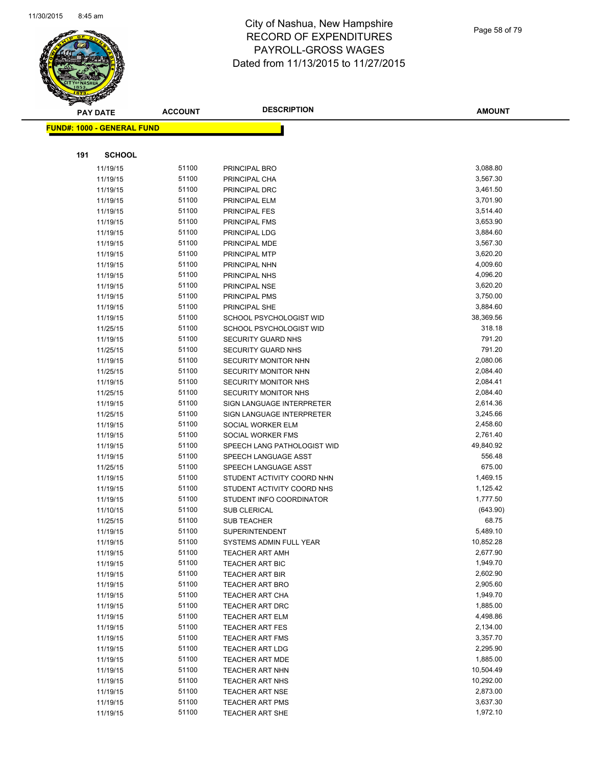# City of Nashua, New Hampshire
# RECORD OF EXPENDITURES
# PAYROLL-GROSS WAGES
# Dated from 11/13/2015 to 11/27/2015

**FUND#: 1000 - GENERAL FUND**

**191 SCHOOL**

| PAY DATE | ACCOUNT | DESCRIPTION | AMOUNT |
|---|---|---|---|
| 11/19/15 | 51100 | PRINCIPAL BRO | 3,088.80 |
| 11/19/15 | 51100 | PRINCIPAL CHA | 3,567.30 |
| 11/19/15 | 51100 | PRINCIPAL DRC | 3,461.50 |
| 11/19/15 | 51100 | PRINCIPAL ELM | 3,701.90 |
| 11/19/15 | 51100 | PRINCIPAL FES | 3,514.40 |
| 11/19/15 | 51100 | PRINCIPAL FMS | 3,653.90 |
| 11/19/15 | 51100 | PRINCIPAL LDG | 3,884.60 |
| 11/19/15 | 51100 | PRINCIPAL MDE | 3,567.30 |
| 11/19/15 | 51100 | PRINCIPAL MTP | 3,620.20 |
| 11/19/15 | 51100 | PRINCIPAL NHN | 4,009.60 |
| 11/19/15 | 51100 | PRINCIPAL NHS | 4,096.20 |
| 11/19/15 | 51100 | PRINCIPAL NSE | 3,620.20 |
| 11/19/15 | 51100 | PRINCIPAL PMS | 3,750.00 |
| 11/19/15 | 51100 | PRINCIPAL SHE | 3,884.60 |
| 11/19/15 | 51100 | SCHOOL PSYCHOLOGIST WID | 38,369.56 |
| 11/25/15 | 51100 | SCHOOL PSYCHOLOGIST WID | 318.18 |
| 11/19/15 | 51100 | SECURITY GUARD NHS | 791.20 |
| 11/25/15 | 51100 | SECURITY GUARD NHS | 791.20 |
| 11/19/15 | 51100 | SECURITY MONITOR NHN | 2,080.06 |
| 11/25/15 | 51100 | SECURITY MONITOR NHN | 2,084.40 |
| 11/19/15 | 51100 | SECURITY MONITOR NHS | 2,084.41 |
| 11/25/15 | 51100 | SECURITY MONITOR NHS | 2,084.40 |
| 11/19/15 | 51100 | SIGN LANGUAGE INTERPRETER | 2,614.36 |
| 11/25/15 | 51100 | SIGN LANGUAGE INTERPRETER | 3,245.66 |
| 11/19/15 | 51100 | SOCIAL WORKER ELM | 2,458.60 |
| 11/19/15 | 51100 | SOCIAL WORKER FMS | 2,761.40 |
| 11/19/15 | 51100 | SPEECH LANG PATHOLOGIST WID | 49,840.92 |
| 11/19/15 | 51100 | SPEECH LANGUAGE ASST | 556.48 |
| 11/25/15 | 51100 | SPEECH LANGUAGE ASST | 675.00 |
| 11/19/15 | 51100 | STUDENT ACTIVITY COORD NHN | 1,469.15 |
| 11/19/15 | 51100 | STUDENT ACTIVITY COORD NHS | 1,125.42 |
| 11/19/15 | 51100 | STUDENT INFO COORDINATOR | 1,777.50 |
| 11/10/15 | 51100 | SUB CLERICAL | (643.90) |
| 11/25/15 | 51100 | SUB TEACHER | 68.75 |
| 11/19/15 | 51100 | SUPERINTENDENT | 5,489.10 |
| 11/19/15 | 51100 | SYSTEMS ADMIN FULL YEAR | 10,852.28 |
| 11/19/15 | 51100 | TEACHER ART AMH | 2,677.90 |
| 11/19/15 | 51100 | TEACHER ART BIC | 1,949.70 |
| 11/19/15 | 51100 | TEACHER ART BIR | 2,602.90 |
| 11/19/15 | 51100 | TEACHER ART BRO | 2,905.60 |
| 11/19/15 | 51100 | TEACHER ART CHA | 1,949.70 |
| 11/19/15 | 51100 | TEACHER ART DRC | 1,885.00 |
| 11/19/15 | 51100 | TEACHER ART ELM | 4,498.86 |
| 11/19/15 | 51100 | TEACHER ART FES | 2,134.00 |
| 11/19/15 | 51100 | TEACHER ART FMS | 3,357.70 |
| 11/19/15 | 51100 | TEACHER ART LDG | 2,295.90 |
| 11/19/15 | 51100 | TEACHER ART MDE | 1,885.00 |
| 11/19/15 | 51100 | TEACHER ART NHN | 10,504.49 |
| 11/19/15 | 51100 | TEACHER ART NHS | 10,292.00 |
| 11/19/15 | 51100 | TEACHER ART NSE | 2,873.00 |
| 11/19/15 | 51100 | TEACHER ART PMS | 3,637.30 |
| 11/19/15 | 51100 | TEACHER ART SHE | 1,972.10 |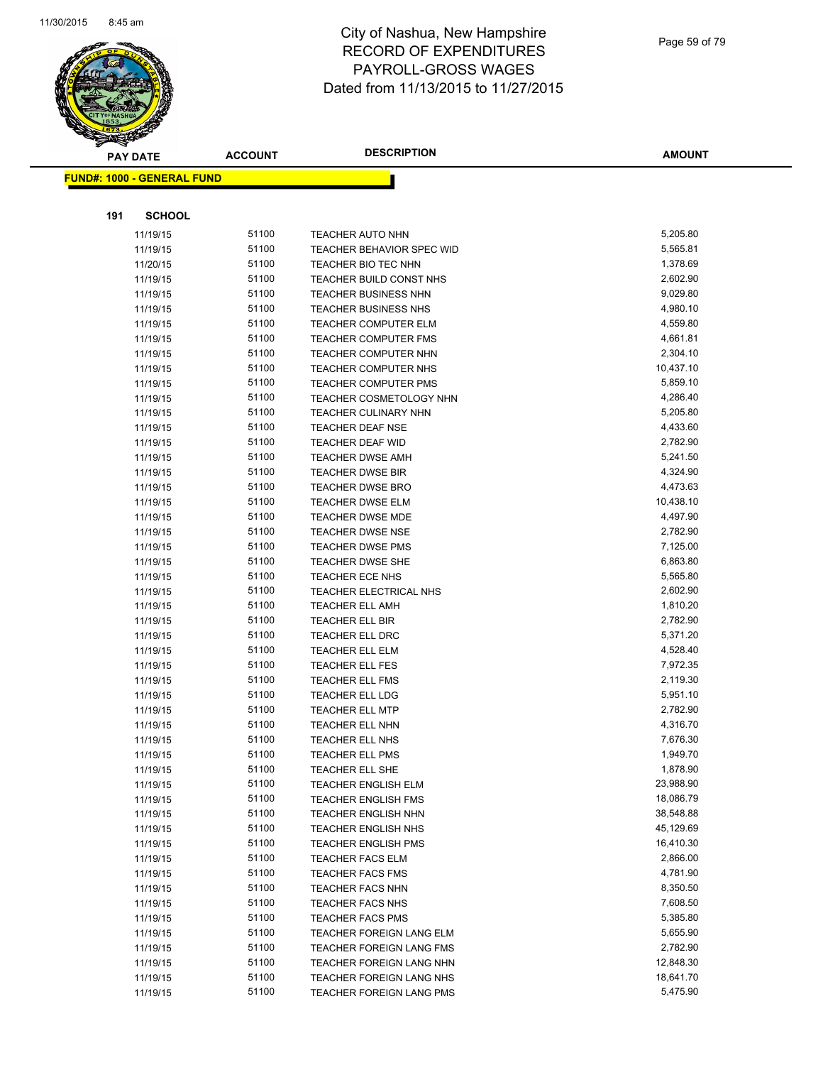# City of Nashua, New Hampshire
# RECORD OF EXPENDITURES
# PAYROLL-GROSS WAGES
# Dated from 11/13/2015 to 11/27/2015

**FUND#: 1000 - GENERAL FUND**

**191 SCHOOL**

| PAY DATE | ACCOUNT | DESCRIPTION | AMOUNT |
|---|---|---|---|
| 11/19/15 | 51100 | TEACHER AUTO NHN | 5,205.80 |
| 11/19/15 | 51100 | TEACHER BEHAVIOR SPEC WID | 5,565.81 |
| 11/20/15 | 51100 | TEACHER BIO TEC NHN | 1,378.69 |
| 11/19/15 | 51100 | TEACHER BUILD CONST NHS | 2,602.90 |
| 11/19/15 | 51100 | TEACHER BUSINESS NHN | 9,029.80 |
| 11/19/15 | 51100 | TEACHER BUSINESS NHS | 4,980.10 |
| 11/19/15 | 51100 | TEACHER COMPUTER ELM | 4,559.80 |
| 11/19/15 | 51100 | TEACHER COMPUTER FMS | 4,661.81 |
| 11/19/15 | 51100 | TEACHER COMPUTER NHN | 2,304.10 |
| 11/19/15 | 51100 | TEACHER COMPUTER NHS | 10,437.10 |
| 11/19/15 | 51100 | TEACHER COMPUTER PMS | 5,859.10 |
| 11/19/15 | 51100 | TEACHER COSMETOLOGY NHN | 4,286.40 |
| 11/19/15 | 51100 | TEACHER CULINARY NHN | 5,205.80 |
| 11/19/15 | 51100 | TEACHER DEAF NSE | 4,433.60 |
| 11/19/15 | 51100 | TEACHER DEAF WID | 2,782.90 |
| 11/19/15 | 51100 | TEACHER DWSE AMH | 5,241.50 |
| 11/19/15 | 51100 | TEACHER DWSE BIR | 4,324.90 |
| 11/19/15 | 51100 | TEACHER DWSE BRO | 4,473.63 |
| 11/19/15 | 51100 | TEACHER DWSE ELM | 10,438.10 |
| 11/19/15 | 51100 | TEACHER DWSE MDE | 4,497.90 |
| 11/19/15 | 51100 | TEACHER DWSE NSE | 2,782.90 |
| 11/19/15 | 51100 | TEACHER DWSE PMS | 7,125.00 |
| 11/19/15 | 51100 | TEACHER DWSE SHE | 6,863.80 |
| 11/19/15 | 51100 | TEACHER ECE NHS | 5,565.80 |
| 11/19/15 | 51100 | TEACHER ELECTRICAL NHS | 2,602.90 |
| 11/19/15 | 51100 | TEACHER ELL AMH | 1,810.20 |
| 11/19/15 | 51100 | TEACHER ELL BIR | 2,782.90 |
| 11/19/15 | 51100 | TEACHER ELL DRC | 5,371.20 |
| 11/19/15 | 51100 | TEACHER ELL ELM | 4,528.40 |
| 11/19/15 | 51100 | TEACHER ELL FES | 7,972.35 |
| 11/19/15 | 51100 | TEACHER ELL FMS | 2,119.30 |
| 11/19/15 | 51100 | TEACHER ELL LDG | 5,951.10 |
| 11/19/15 | 51100 | TEACHER ELL MTP | 2,782.90 |
| 11/19/15 | 51100 | TEACHER ELL NHN | 4,316.70 |
| 11/19/15 | 51100 | TEACHER ELL NHS | 7,676.30 |
| 11/19/15 | 51100 | TEACHER ELL PMS | 1,949.70 |
| 11/19/15 | 51100 | TEACHER ELL SHE | 1,878.90 |
| 11/19/15 | 51100 | TEACHER ENGLISH ELM | 23,988.90 |
| 11/19/15 | 51100 | TEACHER ENGLISH FMS | 18,086.79 |
| 11/19/15 | 51100 | TEACHER ENGLISH NHN | 38,548.88 |
| 11/19/15 | 51100 | TEACHER ENGLISH NHS | 45,129.69 |
| 11/19/15 | 51100 | TEACHER ENGLISH PMS | 16,410.30 |
| 11/19/15 | 51100 | TEACHER FACS ELM | 2,866.00 |
| 11/19/15 | 51100 | TEACHER FACS FMS | 4,781.90 |
| 11/19/15 | 51100 | TEACHER FACS NHN | 8,350.50 |
| 11/19/15 | 51100 | TEACHER FACS NHS | 7,608.50 |
| 11/19/15 | 51100 | TEACHER FACS PMS | 5,385.80 |
| 11/19/15 | 51100 | TEACHER FOREIGN LANG ELM | 5,655.90 |
| 11/19/15 | 51100 | TEACHER FOREIGN LANG FMS | 2,782.90 |
| 11/19/15 | 51100 | TEACHER FOREIGN LANG NHN | 12,848.30 |
| 11/19/15 | 51100 | TEACHER FOREIGN LANG NHS | 18,641.70 |
| 11/19/15 | 51100 | TEACHER FOREIGN LANG PMS | 5,475.90 |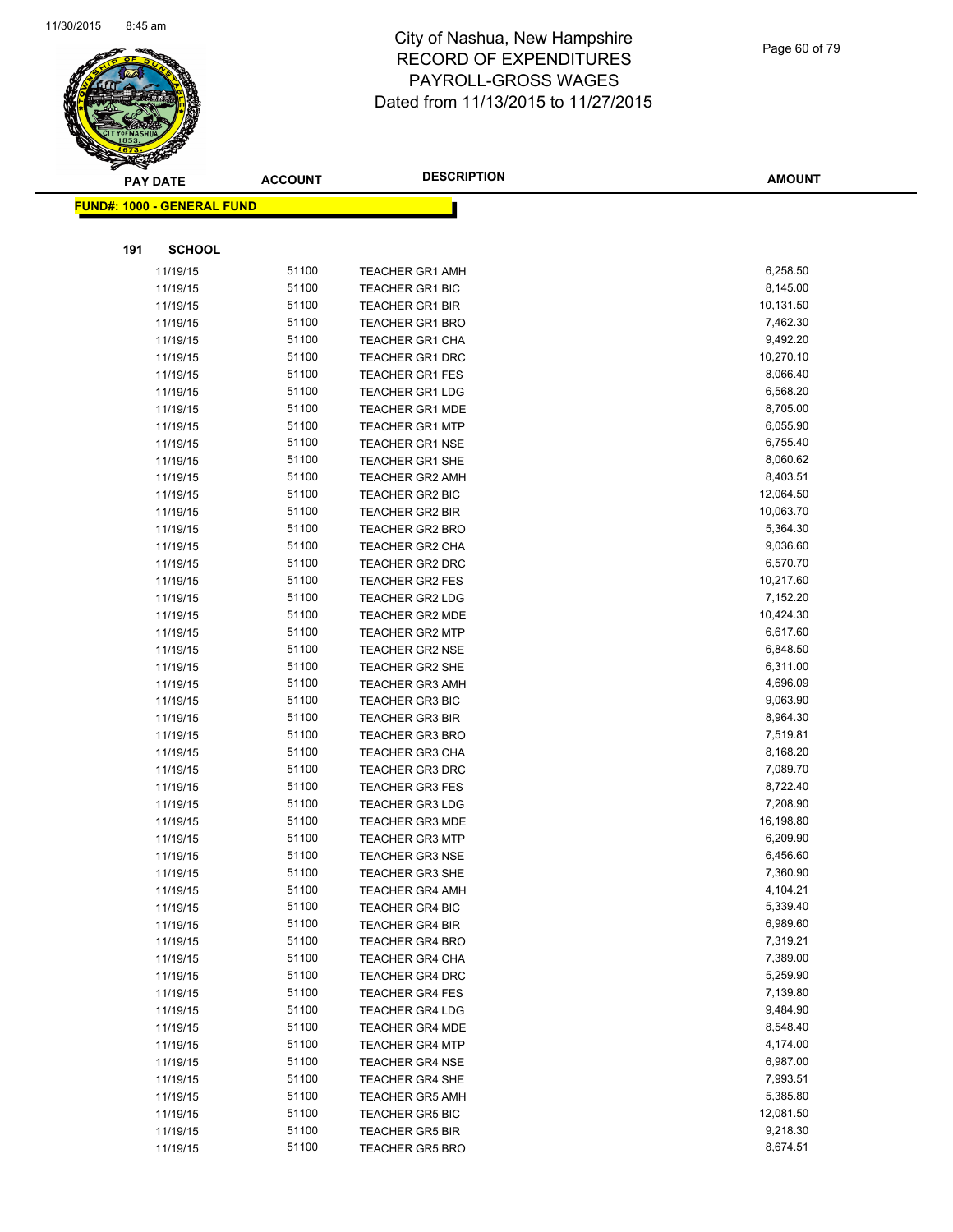# City of Nashua, New Hampshire
# RECORD OF EXPENDITURES
# PAYROLL-GROSS WAGES
# Dated from 11/13/2015 to 11/27/2015

**FUND#: 1000 - GENERAL FUND**

**191 SCHOOL**

| PAY DATE | ACCOUNT | DESCRIPTION | AMOUNT |
|---|---|---|---|
| 11/19/15 | 51100 | TEACHER GR1 AMH | 6,258.50 |
| 11/19/15 | 51100 | TEACHER GR1 BIC | 8,145.00 |
| 11/19/15 | 51100 | TEACHER GR1 BIR | 10,131.50 |
| 11/19/15 | 51100 | TEACHER GR1 BRO | 7,462.30 |
| 11/19/15 | 51100 | TEACHER GR1 CHA | 9,492.20 |
| 11/19/15 | 51100 | TEACHER GR1 DRC | 10,270.10 |
| 11/19/15 | 51100 | TEACHER GR1 FES | 8,066.40 |
| 11/19/15 | 51100 | TEACHER GR1 LDG | 6,568.20 |
| 11/19/15 | 51100 | TEACHER GR1 MDE | 8,705.00 |
| 11/19/15 | 51100 | TEACHER GR1 MTP | 6,055.90 |
| 11/19/15 | 51100 | TEACHER GR1 NSE | 6,755.40 |
| 11/19/15 | 51100 | TEACHER GR1 SHE | 8,060.62 |
| 11/19/15 | 51100 | TEACHER GR2 AMH | 8,403.51 |
| 11/19/15 | 51100 | TEACHER GR2 BIC | 12,064.50 |
| 11/19/15 | 51100 | TEACHER GR2 BIR | 10,063.70 |
| 11/19/15 | 51100 | TEACHER GR2 BRO | 5,364.30 |
| 11/19/15 | 51100 | TEACHER GR2 CHA | 9,036.60 |
| 11/19/15 | 51100 | TEACHER GR2 DRC | 6,570.70 |
| 11/19/15 | 51100 | TEACHER GR2 FES | 10,217.60 |
| 11/19/15 | 51100 | TEACHER GR2 LDG | 7,152.20 |
| 11/19/15 | 51100 | TEACHER GR2 MDE | 10,424.30 |
| 11/19/15 | 51100 | TEACHER GR2 MTP | 6,617.60 |
| 11/19/15 | 51100 | TEACHER GR2 NSE | 6,848.50 |
| 11/19/15 | 51100 | TEACHER GR2 SHE | 6,311.00 |
| 11/19/15 | 51100 | TEACHER GR3 AMH | 4,696.09 |
| 11/19/15 | 51100 | TEACHER GR3 BIC | 9,063.90 |
| 11/19/15 | 51100 | TEACHER GR3 BIR | 8,964.30 |
| 11/19/15 | 51100 | TEACHER GR3 BRO | 7,519.81 |
| 11/19/15 | 51100 | TEACHER GR3 CHA | 8,168.20 |
| 11/19/15 | 51100 | TEACHER GR3 DRC | 7,089.70 |
| 11/19/15 | 51100 | TEACHER GR3 FES | 8,722.40 |
| 11/19/15 | 51100 | TEACHER GR3 LDG | 7,208.90 |
| 11/19/15 | 51100 | TEACHER GR3 MDE | 16,198.80 |
| 11/19/15 | 51100 | TEACHER GR3 MTP | 6,209.90 |
| 11/19/15 | 51100 | TEACHER GR3 NSE | 6,456.60 |
| 11/19/15 | 51100 | TEACHER GR3 SHE | 7,360.90 |
| 11/19/15 | 51100 | TEACHER GR4 AMH | 4,104.21 |
| 11/19/15 | 51100 | TEACHER GR4 BIC | 5,339.40 |
| 11/19/15 | 51100 | TEACHER GR4 BIR | 6,989.60 |
| 11/19/15 | 51100 | TEACHER GR4 BRO | 7,319.21 |
| 11/19/15 | 51100 | TEACHER GR4 CHA | 7,389.00 |
| 11/19/15 | 51100 | TEACHER GR4 DRC | 5,259.90 |
| 11/19/15 | 51100 | TEACHER GR4 FES | 7,139.80 |
| 11/19/15 | 51100 | TEACHER GR4 LDG | 9,484.90 |
| 11/19/15 | 51100 | TEACHER GR4 MDE | 8,548.40 |
| 11/19/15 | 51100 | TEACHER GR4 MTP | 4,174.00 |
| 11/19/15 | 51100 | TEACHER GR4 NSE | 6,987.00 |
| 11/19/15 | 51100 | TEACHER GR4 SHE | 7,993.51 |
| 11/19/15 | 51100 | TEACHER GR5 AMH | 5,385.80 |
| 11/19/15 | 51100 | TEACHER GR5 BIC | 12,081.50 |
| 11/19/15 | 51100 | TEACHER GR5 BIR | 9,218.30 |
| 11/19/15 | 51100 | TEACHER GR5 BRO | 8,674.51 |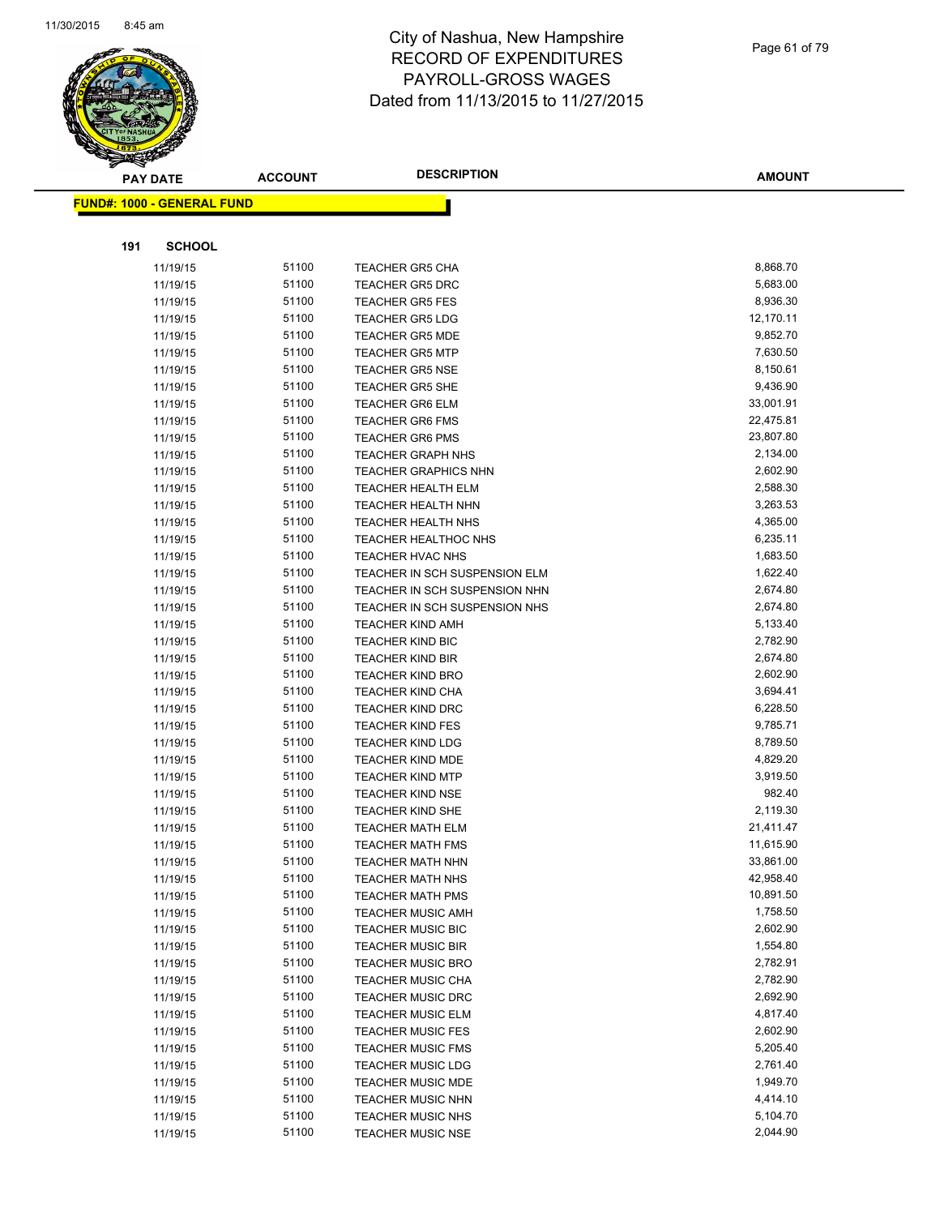# City of Nashua, New Hampshire
## RECORD OF EXPENDITURES
## PAYROLL-GROSS WAGES
## Dated from 11/13/2015 to 11/27/2015

**FUND#: 1000 - GENERAL FUND**

**191 SCHOOL**

| PAY DATE | ACCOUNT | DESCRIPTION | AMOUNT |
|---|---|---|---|
| 11/19/15 | 51100 | TEACHER GR5 CHA | 8,868.70 |
| 11/19/15 | 51100 | TEACHER GR5 DRC | 5,683.00 |
| 11/19/15 | 51100 | TEACHER GR5 FES | 8,936.30 |
| 11/19/15 | 51100 | TEACHER GR5 LDG | 12,170.11 |
| 11/19/15 | 51100 | TEACHER GR5 MDE | 9,852.70 |
| 11/19/15 | 51100 | TEACHER GR5 MTP | 7,630.50 |
| 11/19/15 | 51100 | TEACHER GR5 NSE | 8,150.61 |
| 11/19/15 | 51100 | TEACHER GR5 SHE | 9,436.90 |
| 11/19/15 | 51100 | TEACHER GR6 ELM | 33,001.91 |
| 11/19/15 | 51100 | TEACHER GR6 FMS | 22,475.81 |
| 11/19/15 | 51100 | TEACHER GR6 PMS | 23,807.80 |
| 11/19/15 | 51100 | TEACHER GRAPH NHS | 2,134.00 |
| 11/19/15 | 51100 | TEACHER GRAPHICS NHN | 2,602.90 |
| 11/19/15 | 51100 | TEACHER HEALTH ELM | 2,588.30 |
| 11/19/15 | 51100 | TEACHER HEALTH NHN | 3,263.53 |
| 11/19/15 | 51100 | TEACHER HEALTH NHS | 4,365.00 |
| 11/19/15 | 51100 | TEACHER HEALTHOC NHS | 6,235.11 |
| 11/19/15 | 51100 | TEACHER HVAC NHS | 1,683.50 |
| 11/19/15 | 51100 | TEACHER IN SCH SUSPENSION ELM | 1,622.40 |
| 11/19/15 | 51100 | TEACHER IN SCH SUSPENSION NHN | 2,674.80 |
| 11/19/15 | 51100 | TEACHER IN SCH SUSPENSION NHS | 2,674.80 |
| 11/19/15 | 51100 | TEACHER KIND AMH | 5,133.40 |
| 11/19/15 | 51100 | TEACHER KIND BIC | 2,782.90 |
| 11/19/15 | 51100 | TEACHER KIND BIR | 2,674.80 |
| 11/19/15 | 51100 | TEACHER KIND BRO | 2,602.90 |
| 11/19/15 | 51100 | TEACHER KIND CHA | 3,694.41 |
| 11/19/15 | 51100 | TEACHER KIND DRC | 6,228.50 |
| 11/19/15 | 51100 | TEACHER KIND FES | 9,785.71 |
| 11/19/15 | 51100 | TEACHER KIND LDG | 8,789.50 |
| 11/19/15 | 51100 | TEACHER KIND MDE | 4,829.20 |
| 11/19/15 | 51100 | TEACHER KIND MTP | 3,919.50 |
| 11/19/15 | 51100 | TEACHER KIND NSE | 982.40 |
| 11/19/15 | 51100 | TEACHER KIND SHE | 2,119.30 |
| 11/19/15 | 51100 | TEACHER MATH ELM | 21,411.47 |
| 11/19/15 | 51100 | TEACHER MATH FMS | 11,615.90 |
| 11/19/15 | 51100 | TEACHER MATH NHN | 33,861.00 |
| 11/19/15 | 51100 | TEACHER MATH NHS | 42,958.40 |
| 11/19/15 | 51100 | TEACHER MATH PMS | 10,891.50 |
| 11/19/15 | 51100 | TEACHER MUSIC AMH | 1,758.50 |
| 11/19/15 | 51100 | TEACHER MUSIC BIC | 2,602.90 |
| 11/19/15 | 51100 | TEACHER MUSIC BIR | 1,554.80 |
| 11/19/15 | 51100 | TEACHER MUSIC BRO | 2,782.91 |
| 11/19/15 | 51100 | TEACHER MUSIC CHA | 2,782.90 |
| 11/19/15 | 51100 | TEACHER MUSIC DRC | 2,692.90 |
| 11/19/15 | 51100 | TEACHER MUSIC ELM | 4,817.40 |
| 11/19/15 | 51100 | TEACHER MUSIC FES | 2,602.90 |
| 11/19/15 | 51100 | TEACHER MUSIC FMS | 5,205.40 |
| 11/19/15 | 51100 | TEACHER MUSIC LDG | 2,761.40 |
| 11/19/15 | 51100 | TEACHER MUSIC MDE | 1,949.70 |
| 11/19/15 | 51100 | TEACHER MUSIC NHN | 4,414.10 |
| 11/19/15 | 51100 | TEACHER MUSIC NHS | 5,104.70 |
| 11/19/15 | 51100 | TEACHER MUSIC NSE | 2,044.90 |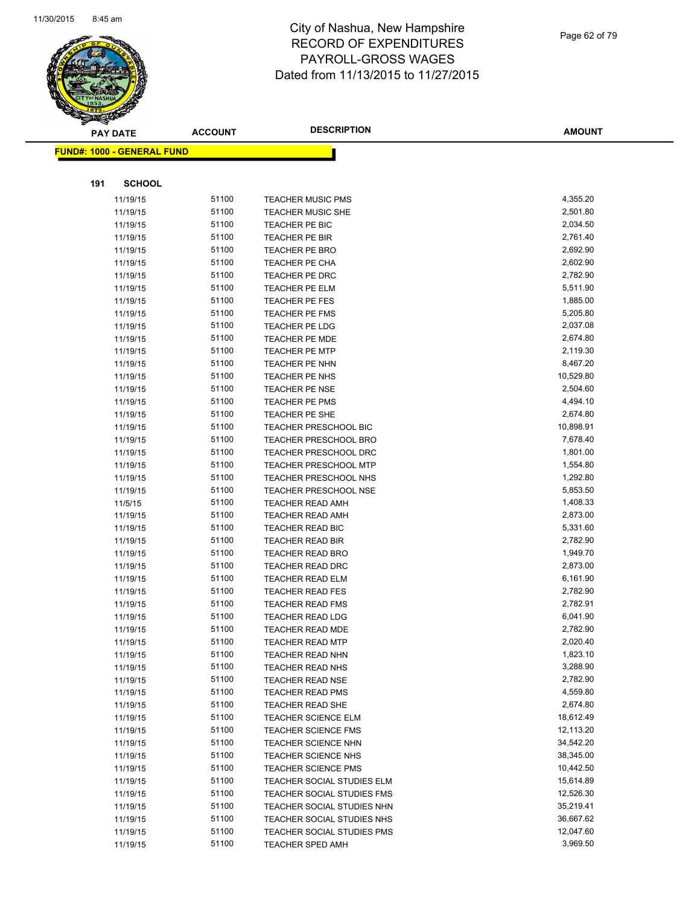# City of Nashua, New Hampshire
## RECORD OF EXPENDITURES
## PAYROLL-GROSS WAGES
## Dated from 11/13/2015 to 11/27/2015

**FUND#: 1000 - GENERAL FUND**

**191 SCHOOL**

| PAY DATE | ACCOUNT | DESCRIPTION | AMOUNT |
|---|---|---|---|
| 11/19/15 | 51100 | TEACHER MUSIC PMS | 4,355.20 |
| 11/19/15 | 51100 | TEACHER MUSIC SHE | 2,501.80 |
| 11/19/15 | 51100 | TEACHER PE BIC | 2,034.50 |
| 11/19/15 | 51100 | TEACHER PE BIR | 2,761.40 |
| 11/19/15 | 51100 | TEACHER PE BRO | 2,692.90 |
| 11/19/15 | 51100 | TEACHER PE CHA | 2,602.90 |
| 11/19/15 | 51100 | TEACHER PE DRC | 2,782.90 |
| 11/19/15 | 51100 | TEACHER PE ELM | 5,511.90 |
| 11/19/15 | 51100 | TEACHER PE FES | 1,885.00 |
| 11/19/15 | 51100 | TEACHER PE FMS | 5,205.80 |
| 11/19/15 | 51100 | TEACHER PE LDG | 2,037.08 |
| 11/19/15 | 51100 | TEACHER PE MDE | 2,674.80 |
| 11/19/15 | 51100 | TEACHER PE MTP | 2,119.30 |
| 11/19/15 | 51100 | TEACHER PE NHN | 8,467.20 |
| 11/19/15 | 51100 | TEACHER PE NHS | 10,529.80 |
| 11/19/15 | 51100 | TEACHER PE NSE | 2,504.60 |
| 11/19/15 | 51100 | TEACHER PE PMS | 4,494.10 |
| 11/19/15 | 51100 | TEACHER PE SHE | 2,674.80 |
| 11/19/15 | 51100 | TEACHER PRESCHOOL BIC | 10,898.91 |
| 11/19/15 | 51100 | TEACHER PRESCHOOL BRO | 7,678.40 |
| 11/19/15 | 51100 | TEACHER PRESCHOOL DRC | 1,801.00 |
| 11/19/15 | 51100 | TEACHER PRESCHOOL MTP | 1,554.80 |
| 11/19/15 | 51100 | TEACHER PRESCHOOL NHS | 1,292.80 |
| 11/19/15 | 51100 | TEACHER PRESCHOOL NSE | 5,853.50 |
| 11/5/15 | 51100 | TEACHER READ AMH | 1,408.33 |
| 11/19/15 | 51100 | TEACHER READ AMH | 2,873.00 |
| 11/19/15 | 51100 | TEACHER READ BIC | 5,331.60 |
| 11/19/15 | 51100 | TEACHER READ BIR | 2,782.90 |
| 11/19/15 | 51100 | TEACHER READ BRO | 1,949.70 |
| 11/19/15 | 51100 | TEACHER READ DRC | 2,873.00 |
| 11/19/15 | 51100 | TEACHER READ ELM | 6,161.90 |
| 11/19/15 | 51100 | TEACHER READ FES | 2,782.90 |
| 11/19/15 | 51100 | TEACHER READ FMS | 2,782.91 |
| 11/19/15 | 51100 | TEACHER READ LDG | 6,041.90 |
| 11/19/15 | 51100 | TEACHER READ MDE | 2,782.90 |
| 11/19/15 | 51100 | TEACHER READ MTP | 2,020.40 |
| 11/19/15 | 51100 | TEACHER READ NHN | 1,823.10 |
| 11/19/15 | 51100 | TEACHER READ NHS | 3,288.90 |
| 11/19/15 | 51100 | TEACHER READ NSE | 2,782.90 |
| 11/19/15 | 51100 | TEACHER READ PMS | 4,559.80 |
| 11/19/15 | 51100 | TEACHER READ SHE | 2,674.80 |
| 11/19/15 | 51100 | TEACHER SCIENCE ELM | 18,612.49 |
| 11/19/15 | 51100 | TEACHER SCIENCE FMS | 12,113.20 |
| 11/19/15 | 51100 | TEACHER SCIENCE NHN | 34,542.20 |
| 11/19/15 | 51100 | TEACHER SCIENCE NHS | 38,345.00 |
| 11/19/15 | 51100 | TEACHER SCIENCE PMS | 10,442.50 |
| 11/19/15 | 51100 | TEACHER SOCIAL STUDIES ELM | 15,614.89 |
| 11/19/15 | 51100 | TEACHER SOCIAL STUDIES FMS | 12,526.30 |
| 11/19/15 | 51100 | TEACHER SOCIAL STUDIES NHN | 35,219.41 |
| 11/19/15 | 51100 | TEACHER SOCIAL STUDIES NHS | 36,667.62 |
| 11/19/15 | 51100 | TEACHER SOCIAL STUDIES PMS | 12,047.60 |
| 11/19/15 | 51100 | TEACHER SPED AMH | 3,969.50 |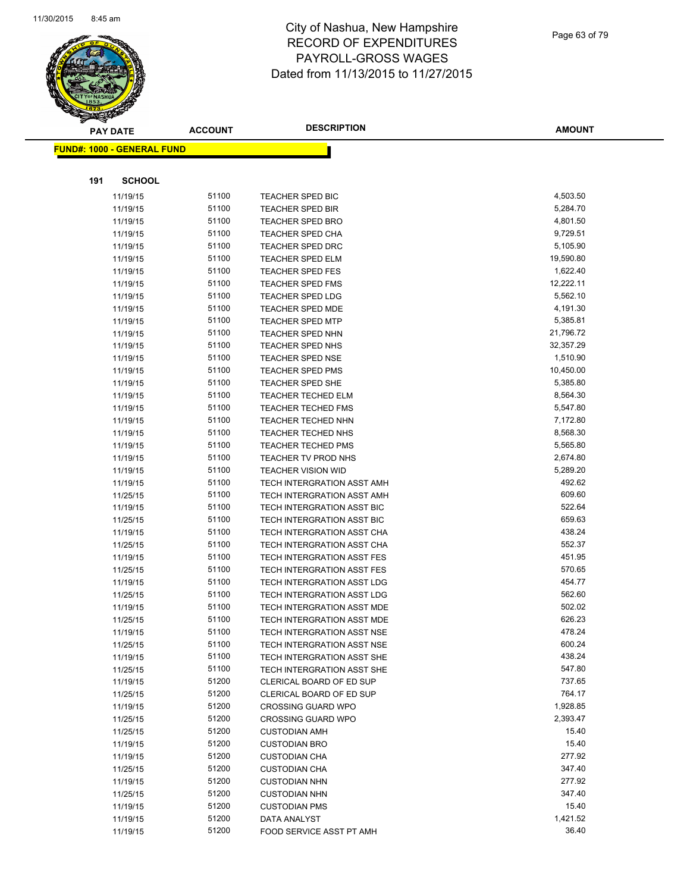# City of Nashua, New Hampshire
# RECORD OF EXPENDITURES
# PAYROLL-GROSS WAGES
# Dated from 11/13/2015 to 11/27/2015

**FUND#: 1000 - GENERAL FUND**

**191 SCHOOL**

| PAY DATE | ACCOUNT | DESCRIPTION | AMOUNT |
|---|---|---|---|
| 11/19/15 | 51100 | TEACHER SPED BIC | 4,503.50 |
| 11/19/15 | 51100 | TEACHER SPED BIR | 5,284.70 |
| 11/19/15 | 51100 | TEACHER SPED BRO | 4,801.50 |
| 11/19/15 | 51100 | TEACHER SPED CHA | 9,729.51 |
| 11/19/15 | 51100 | TEACHER SPED DRC | 5,105.90 |
| 11/19/15 | 51100 | TEACHER SPED ELM | 19,590.80 |
| 11/19/15 | 51100 | TEACHER SPED FES | 1,622.40 |
| 11/19/15 | 51100 | TEACHER SPED FMS | 12,222.11 |
| 11/19/15 | 51100 | TEACHER SPED LDG | 5,562.10 |
| 11/19/15 | 51100 | TEACHER SPED MDE | 4,191.30 |
| 11/19/15 | 51100 | TEACHER SPED MTP | 5,385.81 |
| 11/19/15 | 51100 | TEACHER SPED NHN | 21,796.72 |
| 11/19/15 | 51100 | TEACHER SPED NHS | 32,357.29 |
| 11/19/15 | 51100 | TEACHER SPED NSE | 1,510.90 |
| 11/19/15 | 51100 | TEACHER SPED PMS | 10,450.00 |
| 11/19/15 | 51100 | TEACHER SPED SHE | 5,385.80 |
| 11/19/15 | 51100 | TEACHER TECHED ELM | 8,564.30 |
| 11/19/15 | 51100 | TEACHER TECHED FMS | 5,547.80 |
| 11/19/15 | 51100 | TEACHER TECHED NHN | 7,172.80 |
| 11/19/15 | 51100 | TEACHER TECHED NHS | 8,568.30 |
| 11/19/15 | 51100 | TEACHER TECHED PMS | 5,565.80 |
| 11/19/15 | 51100 | TEACHER TV PROD NHS | 2,674.80 |
| 11/19/15 | 51100 | TEACHER VISION WID | 5,289.20 |
| 11/19/15 | 51100 | TECH INTERGRATION ASST AMH | 492.62 |
| 11/25/15 | 51100 | TECH INTERGRATION ASST AMH | 609.60 |
| 11/19/15 | 51100 | TECH INTERGRATION ASST BIC | 522.64 |
| 11/25/15 | 51100 | TECH INTERGRATION ASST BIC | 659.63 |
| 11/19/15 | 51100 | TECH INTERGRATION ASST CHA | 438.24 |
| 11/25/15 | 51100 | TECH INTERGRATION ASST CHA | 552.37 |
| 11/19/15 | 51100 | TECH INTERGRATION ASST FES | 451.95 |
| 11/25/15 | 51100 | TECH INTERGRATION ASST FES | 570.65 |
| 11/19/15 | 51100 | TECH INTERGRATION ASST LDG | 454.77 |
| 11/25/15 | 51100 | TECH INTERGRATION ASST LDG | 562.60 |
| 11/19/15 | 51100 | TECH INTERGRATION ASST MDE | 502.02 |
| 11/25/15 | 51100 | TECH INTERGRATION ASST MDE | 626.23 |
| 11/19/15 | 51100 | TECH INTERGRATION ASST NSE | 478.24 |
| 11/25/15 | 51100 | TECH INTERGRATION ASST NSE | 600.24 |
| 11/19/15 | 51100 | TECH INTERGRATION ASST SHE | 438.24 |
| 11/25/15 | 51100 | TECH INTERGRATION ASST SHE | 547.80 |
| 11/19/15 | 51200 | CLERICAL BOARD OF ED SUP | 737.65 |
| 11/25/15 | 51200 | CLERICAL BOARD OF ED SUP | 764.17 |
| 11/19/15 | 51200 | CROSSING GUARD WPO | 1,928.85 |
| 11/25/15 | 51200 | CROSSING GUARD WPO | 2,393.47 |
| 11/25/15 | 51200 | CUSTODIAN AMH | 15.40 |
| 11/19/15 | 51200 | CUSTODIAN BRO | 15.40 |
| 11/19/15 | 51200 | CUSTODIAN CHA | 277.92 |
| 11/25/15 | 51200 | CUSTODIAN CHA | 347.40 |
| 11/19/15 | 51200 | CUSTODIAN NHN | 277.92 |
| 11/25/15 | 51200 | CUSTODIAN NHN | 347.40 |
| 11/19/15 | 51200 | CUSTODIAN PMS | 15.40 |
| 11/19/15 | 51200 | DATA ANALYST | 1,421.52 |
| 11/19/15 | 51200 | FOOD SERVICE ASST PT AMH | 36.40 |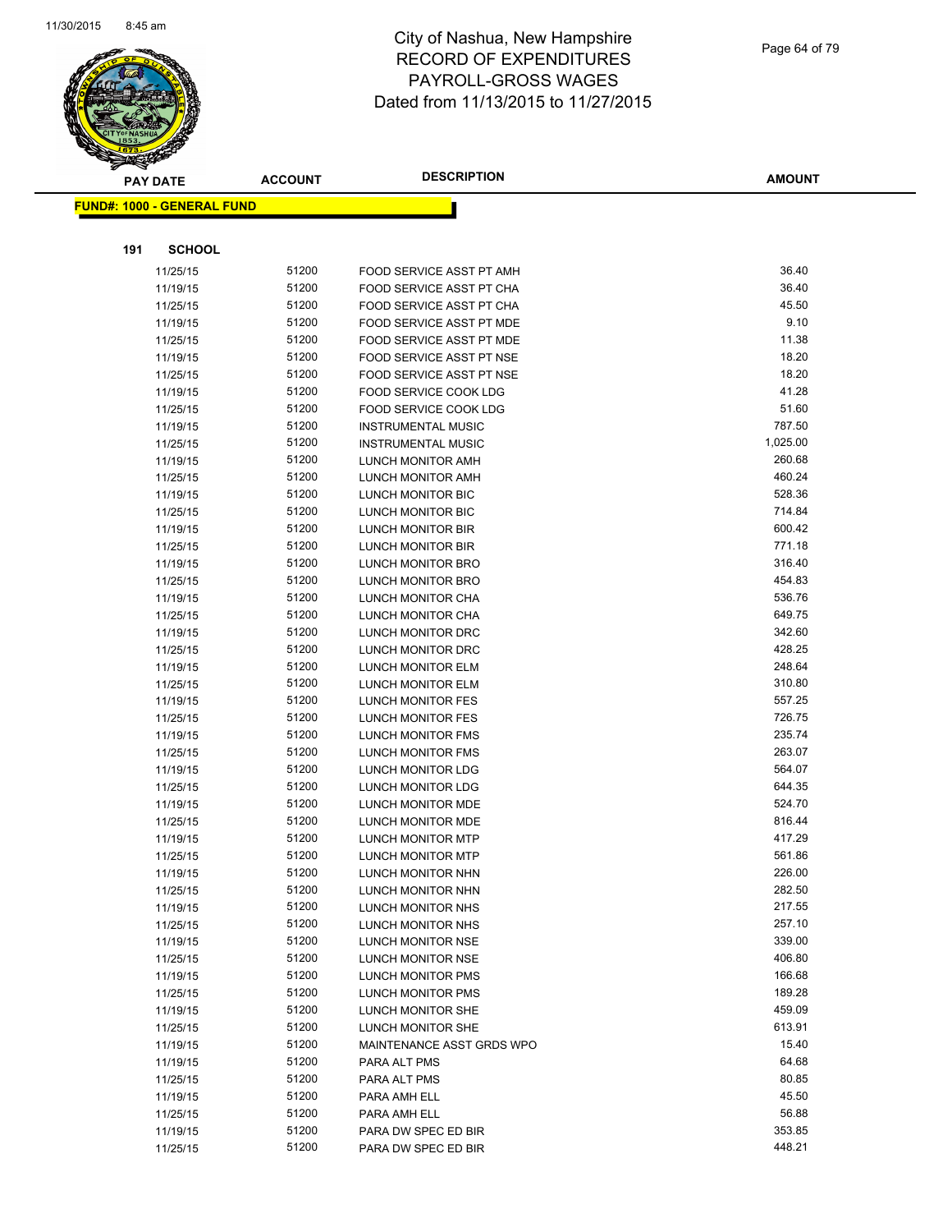# City of Nashua, New Hampshire
# RECORD OF EXPENDITURES
# PAYROLL-GROSS WAGES
# Dated from 11/13/2015 to 11/27/2015

**FUND#: 1000 - GENERAL FUND**

**191 SCHOOL**

| PAY DATE | ACCOUNT | DESCRIPTION | AMOUNT |
|---|---|---|---|
| 11/25/15 | 51200 | FOOD SERVICE ASST PT AMH | 36.40 |
| 11/19/15 | 51200 | FOOD SERVICE ASST PT CHA | 36.40 |
| 11/25/15 | 51200 | FOOD SERVICE ASST PT CHA | 45.50 |
| 11/19/15 | 51200 | FOOD SERVICE ASST PT MDE | 9.10 |
| 11/25/15 | 51200 | FOOD SERVICE ASST PT MDE | 11.38 |
| 11/19/15 | 51200 | FOOD SERVICE ASST PT NSE | 18.20 |
| 11/25/15 | 51200 | FOOD SERVICE ASST PT NSE | 18.20 |
| 11/19/15 | 51200 | FOOD SERVICE COOK LDG | 41.28 |
| 11/25/15 | 51200 | FOOD SERVICE COOK LDG | 51.60 |
| 11/19/15 | 51200 | INSTRUMENTAL MUSIC | 787.50 |
| 11/25/15 | 51200 | INSTRUMENTAL MUSIC | 1,025.00 |
| 11/19/15 | 51200 | LUNCH MONITOR AMH | 260.68 |
| 11/25/15 | 51200 | LUNCH MONITOR AMH | 460.24 |
| 11/19/15 | 51200 | LUNCH MONITOR BIC | 528.36 |
| 11/25/15 | 51200 | LUNCH MONITOR BIC | 714.84 |
| 11/19/15 | 51200 | LUNCH MONITOR BIR | 600.42 |
| 11/25/15 | 51200 | LUNCH MONITOR BIR | 771.18 |
| 11/19/15 | 51200 | LUNCH MONITOR BRO | 316.40 |
| 11/25/15 | 51200 | LUNCH MONITOR BRO | 454.83 |
| 11/19/15 | 51200 | LUNCH MONITOR CHA | 536.76 |
| 11/25/15 | 51200 | LUNCH MONITOR CHA | 649.75 |
| 11/19/15 | 51200 | LUNCH MONITOR DRC | 342.60 |
| 11/25/15 | 51200 | LUNCH MONITOR DRC | 428.25 |
| 11/19/15 | 51200 | LUNCH MONITOR ELM | 248.64 |
| 11/25/15 | 51200 | LUNCH MONITOR ELM | 310.80 |
| 11/19/15 | 51200 | LUNCH MONITOR FES | 557.25 |
| 11/25/15 | 51200 | LUNCH MONITOR FES | 726.75 |
| 11/19/15 | 51200 | LUNCH MONITOR FMS | 235.74 |
| 11/25/15 | 51200 | LUNCH MONITOR FMS | 263.07 |
| 11/19/15 | 51200 | LUNCH MONITOR LDG | 564.07 |
| 11/25/15 | 51200 | LUNCH MONITOR LDG | 644.35 |
| 11/19/15 | 51200 | LUNCH MONITOR MDE | 524.70 |
| 11/25/15 | 51200 | LUNCH MONITOR MDE | 816.44 |
| 11/19/15 | 51200 | LUNCH MONITOR MTP | 417.29 |
| 11/25/15 | 51200 | LUNCH MONITOR MTP | 561.86 |
| 11/19/15 | 51200 | LUNCH MONITOR NHN | 226.00 |
| 11/25/15 | 51200 | LUNCH MONITOR NHN | 282.50 |
| 11/19/15 | 51200 | LUNCH MONITOR NHS | 217.55 |
| 11/25/15 | 51200 | LUNCH MONITOR NHS | 257.10 |
| 11/19/15 | 51200 | LUNCH MONITOR NSE | 339.00 |
| 11/25/15 | 51200 | LUNCH MONITOR NSE | 406.80 |
| 11/19/15 | 51200 | LUNCH MONITOR PMS | 166.68 |
| 11/25/15 | 51200 | LUNCH MONITOR PMS | 189.28 |
| 11/19/15 | 51200 | LUNCH MONITOR SHE | 459.09 |
| 11/25/15 | 51200 | LUNCH MONITOR SHE | 613.91 |
| 11/19/15 | 51200 | MAINTENANCE ASST GRDS WPO | 15.40 |
| 11/19/15 | 51200 | PARA ALT PMS | 64.68 |
| 11/25/15 | 51200 | PARA ALT PMS | 80.85 |
| 11/19/15 | 51200 | PARA AMH ELL | 45.50 |
| 11/25/15 | 51200 | PARA AMH ELL | 56.88 |
| 11/19/15 | 51200 | PARA DW SPEC ED BIR | 353.85 |
| 11/25/15 | 51200 | PARA DW SPEC ED BIR | 448.21 |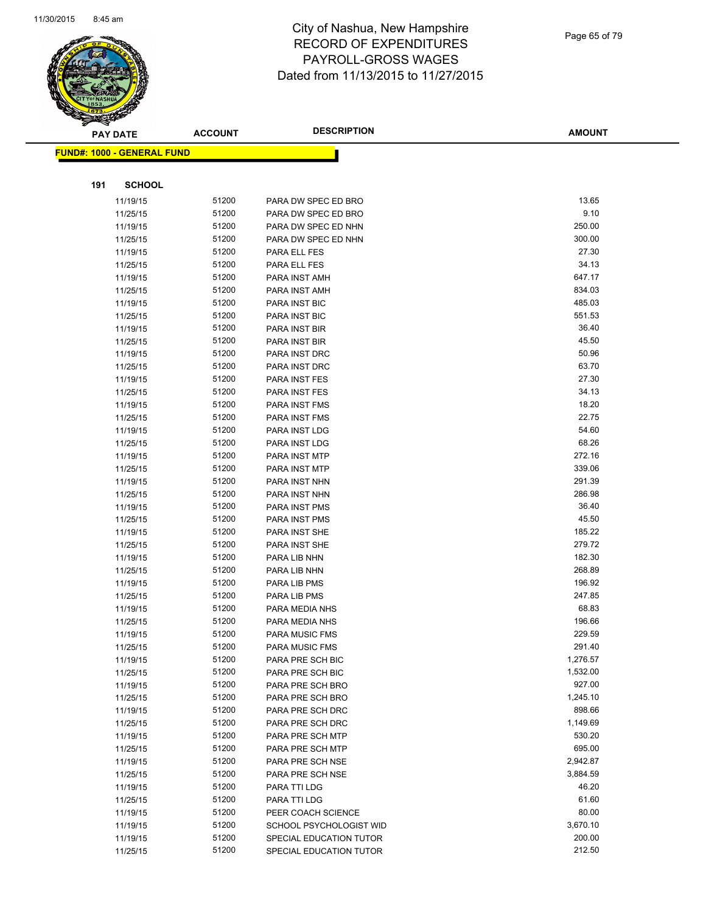# City of Nashua, New Hampshire
# RECORD OF EXPENDITURES
# PAYROLL-GROSS WAGES
# Dated from 11/13/2015 to 11/27/2015

**FUND#: 1000 - GENERAL FUND**

**191 SCHOOL**

| PAY DATE | ACCOUNT | DESCRIPTION | AMOUNT |
|---|---|---|---|
| 11/19/15 | 51200 | PARA DW SPEC ED BRO | 13.65 |
| 11/25/15 | 51200 | PARA DW SPEC ED BRO | 9.10 |
| 11/19/15 | 51200 | PARA DW SPEC ED NHN | 250.00 |
| 11/25/15 | 51200 | PARA DW SPEC ED NHN | 300.00 |
| 11/19/15 | 51200 | PARA ELL FES | 27.30 |
| 11/25/15 | 51200 | PARA ELL FES | 34.13 |
| 11/19/15 | 51200 | PARA INST AMH | 647.17 |
| 11/25/15 | 51200 | PARA INST AMH | 834.03 |
| 11/19/15 | 51200 | PARA INST BIC | 485.03 |
| 11/25/15 | 51200 | PARA INST BIC | 551.53 |
| 11/19/15 | 51200 | PARA INST BIR | 36.40 |
| 11/25/15 | 51200 | PARA INST BIR | 45.50 |
| 11/19/15 | 51200 | PARA INST DRC | 50.96 |
| 11/25/15 | 51200 | PARA INST DRC | 63.70 |
| 11/19/15 | 51200 | PARA INST FES | 27.30 |
| 11/25/15 | 51200 | PARA INST FES | 34.13 |
| 11/19/15 | 51200 | PARA INST FMS | 18.20 |
| 11/25/15 | 51200 | PARA INST FMS | 22.75 |
| 11/19/15 | 51200 | PARA INST LDG | 54.60 |
| 11/25/15 | 51200 | PARA INST LDG | 68.26 |
| 11/19/15 | 51200 | PARA INST MTP | 272.16 |
| 11/25/15 | 51200 | PARA INST MTP | 339.06 |
| 11/19/15 | 51200 | PARA INST NHN | 291.39 |
| 11/25/15 | 51200 | PARA INST NHN | 286.98 |
| 11/19/15 | 51200 | PARA INST PMS | 36.40 |
| 11/25/15 | 51200 | PARA INST PMS | 45.50 |
| 11/19/15 | 51200 | PARA INST SHE | 185.22 |
| 11/25/15 | 51200 | PARA INST SHE | 279.72 |
| 11/19/15 | 51200 | PARA LIB NHN | 182.30 |
| 11/25/15 | 51200 | PARA LIB NHN | 268.89 |
| 11/19/15 | 51200 | PARA LIB PMS | 196.92 |
| 11/25/15 | 51200 | PARA LIB PMS | 247.85 |
| 11/19/15 | 51200 | PARA MEDIA NHS | 68.83 |
| 11/25/15 | 51200 | PARA MEDIA NHS | 196.66 |
| 11/19/15 | 51200 | PARA MUSIC FMS | 229.59 |
| 11/25/15 | 51200 | PARA MUSIC FMS | 291.40 |
| 11/19/15 | 51200 | PARA PRE SCH BIC | 1,276.57 |
| 11/25/15 | 51200 | PARA PRE SCH BIC | 1,532.00 |
| 11/19/15 | 51200 | PARA PRE SCH BRO | 927.00 |
| 11/25/15 | 51200 | PARA PRE SCH BRO | 1,245.10 |
| 11/19/15 | 51200 | PARA PRE SCH DRC | 898.66 |
| 11/25/15 | 51200 | PARA PRE SCH DRC | 1,149.69 |
| 11/19/15 | 51200 | PARA PRE SCH MTP | 530.20 |
| 11/25/15 | 51200 | PARA PRE SCH MTP | 695.00 |
| 11/19/15 | 51200 | PARA PRE SCH NSE | 2,942.87 |
| 11/25/15 | 51200 | PARA PRE SCH NSE | 3,884.59 |
| 11/19/15 | 51200 | PARA TTI LDG | 46.20 |
| 11/25/15 | 51200 | PARA TTI LDG | 61.60 |
| 11/19/15 | 51200 | PEER COACH SCIENCE | 80.00 |
| 11/19/15 | 51200 | SCHOOL PSYCHOLOGIST WID | 3,670.10 |
| 11/19/15 | 51200 | SPECIAL EDUCATION TUTOR | 200.00 |
| 11/25/15 | 51200 | SPECIAL EDUCATION TUTOR | 212.50 |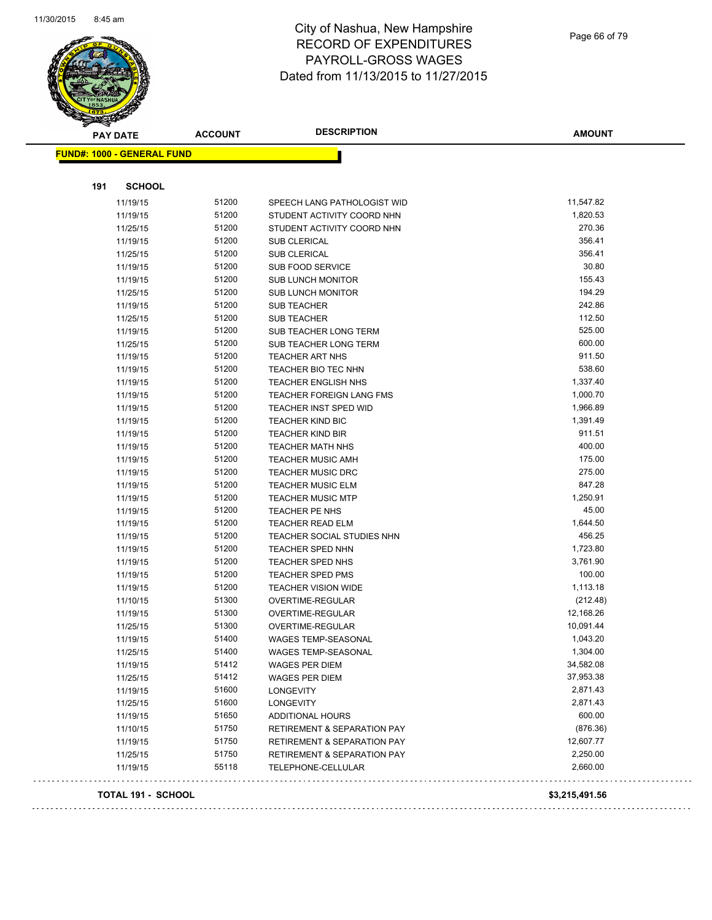# City of Nashua, New Hampshire
## RECORD OF EXPENDITURES
## PAYROLL-GROSS WAGES
## Dated from 11/13/2015 to 11/27/2015

**FUND#: 1000 - GENERAL FUND**

**191 SCHOOL**

| PAY DATE | ACCOUNT | DESCRIPTION | AMOUNT |
|---|---|---|---|
| 11/19/15 | 51200 | SPEECH LANG PATHOLOGIST WID | 11,547.82 |
| 11/19/15 | 51200 | STUDENT ACTIVITY COORD NHN | 1,820.53 |
| 11/25/15 | 51200 | STUDENT ACTIVITY COORD NHN | 270.36 |
| 11/19/15 | 51200 | SUB CLERICAL | 356.41 |
| 11/25/15 | 51200 | SUB CLERICAL | 356.41 |
| 11/19/15 | 51200 | SUB FOOD SERVICE | 30.80 |
| 11/19/15 | 51200 | SUB LUNCH MONITOR | 155.43 |
| 11/25/15 | 51200 | SUB LUNCH MONITOR | 194.29 |
| 11/19/15 | 51200 | SUB TEACHER | 242.86 |
| 11/25/15 | 51200 | SUB TEACHER | 112.50 |
| 11/19/15 | 51200 | SUB TEACHER LONG TERM | 525.00 |
| 11/25/15 | 51200 | SUB TEACHER LONG TERM | 600.00 |
| 11/19/15 | 51200 | TEACHER ART NHS | 911.50 |
| 11/19/15 | 51200 | TEACHER BIO TEC NHN | 538.60 |
| 11/19/15 | 51200 | TEACHER ENGLISH NHS | 1,337.40 |
| 11/19/15 | 51200 | TEACHER FOREIGN LANG FMS | 1,000.70 |
| 11/19/15 | 51200 | TEACHER INST SPED WID | 1,966.89 |
| 11/19/15 | 51200 | TEACHER KIND BIC | 1,391.49 |
| 11/19/15 | 51200 | TEACHER KIND BIR | 911.51 |
| 11/19/15 | 51200 | TEACHER MATH NHS | 400.00 |
| 11/19/15 | 51200 | TEACHER MUSIC AMH | 175.00 |
| 11/19/15 | 51200 | TEACHER MUSIC DRC | 275.00 |
| 11/19/15 | 51200 | TEACHER MUSIC ELM | 847.28 |
| 11/19/15 | 51200 | TEACHER MUSIC MTP | 1,250.91 |
| 11/19/15 | 51200 | TEACHER PE NHS | 45.00 |
| 11/19/15 | 51200 | TEACHER READ ELM | 1,644.50 |
| 11/19/15 | 51200 | TEACHER SOCIAL STUDIES NHN | 456.25 |
| 11/19/15 | 51200 | TEACHER SPED NHN | 1,723.80 |
| 11/19/15 | 51200 | TEACHER SPED NHS | 3,761.90 |
| 11/19/15 | 51200 | TEACHER SPED PMS | 100.00 |
| 11/19/15 | 51200 | TEACHER VISION WIDE | 1,113.18 |
| 11/10/15 | 51300 | OVERTIME-REGULAR | (212.48) |
| 11/19/15 | 51300 | OVERTIME-REGULAR | 12,168.26 |
| 11/25/15 | 51300 | OVERTIME-REGULAR | 10,091.44 |
| 11/19/15 | 51400 | WAGES TEMP-SEASONAL | 1,043.20 |
| 11/25/15 | 51400 | WAGES TEMP-SEASONAL | 1,304.00 |
| 11/19/15 | 51412 | WAGES PER DIEM | 34,582.08 |
| 11/25/15 | 51412 | WAGES PER DIEM | 37,953.38 |
| 11/19/15 | 51600 | LONGEVITY | 2,871.43 |
| 11/25/15 | 51600 | LONGEVITY | 2,871.43 |
| 11/19/15 | 51650 | ADDITIONAL HOURS | 600.00 |
| 11/10/15 | 51750 | RETIREMENT & SEPARATION PAY | (876.36) |
| 11/19/15 | 51750 | RETIREMENT & SEPARATION PAY | 12,607.77 |
| 11/25/15 | 51750 | RETIREMENT & SEPARATION PAY | 2,250.00 |
| 11/19/15 | 55118 | TELEPHONE-CELLULAR | 2,660.00 |

**TOTAL 191 - SCHOOL** **$3,215,491.56**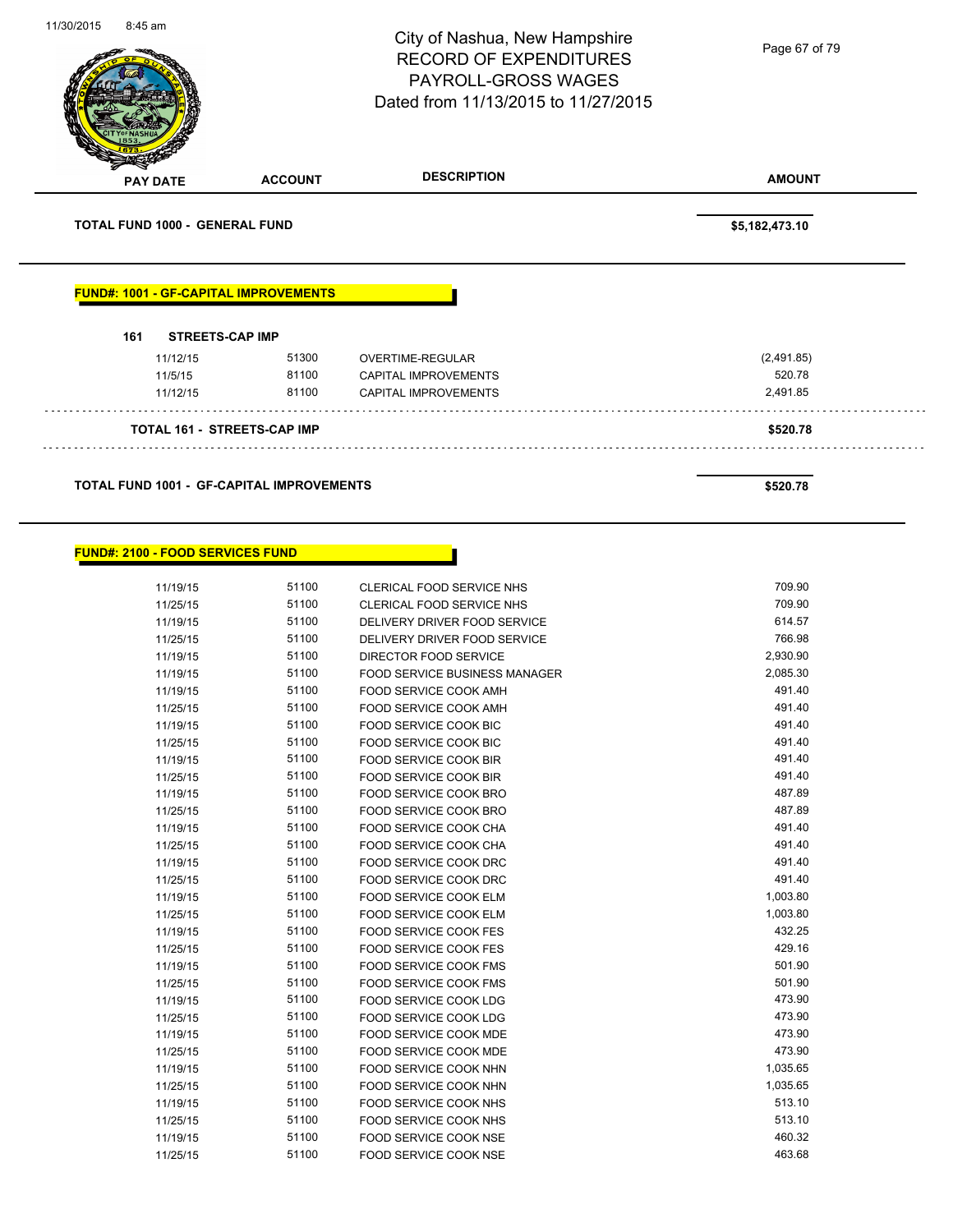# City of Nashua, New Hampshire
## RECORD OF EXPENDITURES
## PAYROLL-GROSS WAGES
## Dated from 11/13/2015 to 11/27/2015

| PAY DATE | ACCOUNT | DESCRIPTION | AMOUNT |
|---|---|---|---|
| **TOTAL FUND 1000 - GENERAL FUND** | | | **$5,182,473.10** |

**FUND#: 1001 - GF-CAPITAL IMPROVEMENTS**

**161 STREETS-CAP IMP**

| PAY DATE | ACCOUNT | DESCRIPTION | AMOUNT |
|---|---|---|---|
| 11/12/15 | 51300 | OVERTIME-REGULAR | (2,491.85) |
| 11/5/15 | 81100 | CAPITAL IMPROVEMENTS | 520.78 |
| 11/12/15 | 81100 | CAPITAL IMPROVEMENTS | 2,491.85 |
| **TOTAL 161 - STREETS-CAP IMP** | | | **$520.78** |
| **TOTAL FUND 1001 - GF-CAPITAL IMPROVEMENTS** | | | **$520.78** |

**FUND#: 2100 - FOOD SERVICES FUND**

| PAY DATE | ACCOUNT | DESCRIPTION | AMOUNT |
|---|---|---|---|
| 11/19/15 | 51100 | CLERICAL FOOD SERVICE NHS | 709.90 |
| 11/25/15 | 51100 | CLERICAL FOOD SERVICE NHS | 709.90 |
| 11/19/15 | 51100 | DELIVERY DRIVER FOOD SERVICE | 614.57 |
| 11/25/15 | 51100 | DELIVERY DRIVER FOOD SERVICE | 766.98 |
| 11/19/15 | 51100 | DIRECTOR FOOD SERVICE | 2,930.90 |
| 11/19/15 | 51100 | FOOD SERVICE BUSINESS MANAGER | 2,085.30 |
| 11/19/15 | 51100 | FOOD SERVICE COOK AMH | 491.40 |
| 11/25/15 | 51100 | FOOD SERVICE COOK AMH | 491.40 |
| 11/19/15 | 51100 | FOOD SERVICE COOK BIC | 491.40 |
| 11/25/15 | 51100 | FOOD SERVICE COOK BIC | 491.40 |
| 11/19/15 | 51100 | FOOD SERVICE COOK BIR | 491.40 |
| 11/25/15 | 51100 | FOOD SERVICE COOK BIR | 491.40 |
| 11/19/15 | 51100 | FOOD SERVICE COOK BRO | 487.89 |
| 11/25/15 | 51100 | FOOD SERVICE COOK BRO | 487.89 |
| 11/19/15 | 51100 | FOOD SERVICE COOK CHA | 491.40 |
| 11/25/15 | 51100 | FOOD SERVICE COOK CHA | 491.40 |
| 11/19/15 | 51100 | FOOD SERVICE COOK DRC | 491.40 |
| 11/25/15 | 51100 | FOOD SERVICE COOK DRC | 491.40 |
| 11/19/15 | 51100 | FOOD SERVICE COOK ELM | 1,003.80 |
| 11/25/15 | 51100 | FOOD SERVICE COOK ELM | 1,003.80 |
| 11/19/15 | 51100 | FOOD SERVICE COOK FES | 432.25 |
| 11/25/15 | 51100 | FOOD SERVICE COOK FES | 429.16 |
| 11/19/15 | 51100 | FOOD SERVICE COOK FMS | 501.90 |
| 11/25/15 | 51100 | FOOD SERVICE COOK FMS | 501.90 |
| 11/19/15 | 51100 | FOOD SERVICE COOK LDG | 473.90 |
| 11/25/15 | 51100 | FOOD SERVICE COOK LDG | 473.90 |
| 11/19/15 | 51100 | FOOD SERVICE COOK MDE | 473.90 |
| 11/25/15 | 51100 | FOOD SERVICE COOK MDE | 473.90 |
| 11/19/15 | 51100 | FOOD SERVICE COOK NHN | 1,035.65 |
| 11/25/15 | 51100 | FOOD SERVICE COOK NHN | 1,035.65 |
| 11/19/15 | 51100 | FOOD SERVICE COOK NHS | 513.10 |
| 11/25/15 | 51100 | FOOD SERVICE COOK NHS | 513.10 |
| 11/19/15 | 51100 | FOOD SERVICE COOK NSE | 460.32 |
| 11/25/15 | 51100 | FOOD SERVICE COOK NSE | 463.68 |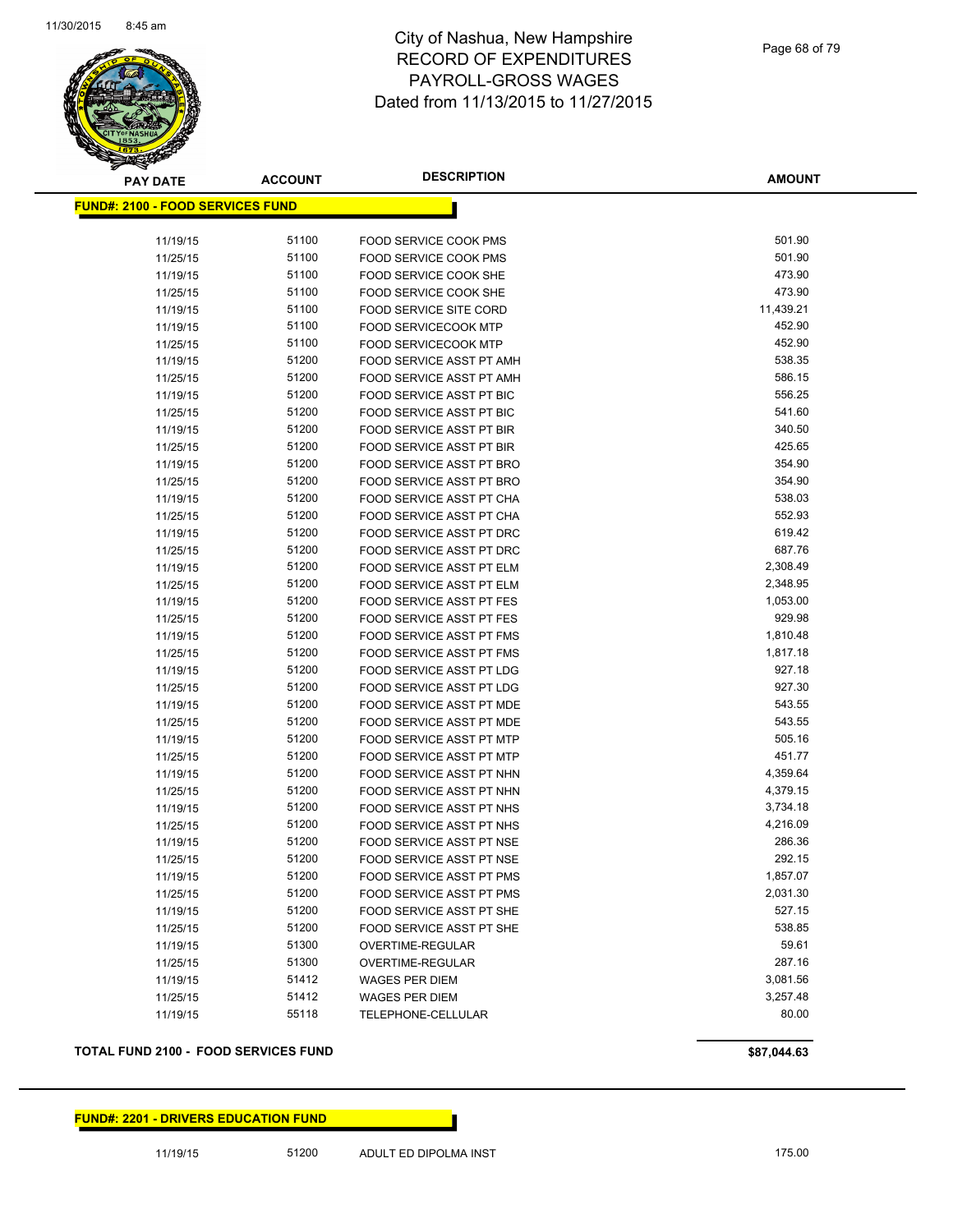# City of Nashua, New Hampshire
# RECORD OF EXPENDITURES
# PAYROLL-GROSS WAGES
# Dated from 11/13/2015 to 11/27/2015

| PAY DATE | ACCOUNT | DESCRIPTION | AMOUNT |
|---|---|---|---|

**FUND#: 2100 - FOOD SERVICES FUND**

| PAY DATE | ACCOUNT | DESCRIPTION | AMOUNT |
|---|---|---|---|
| 11/19/15 | 51100 | FOOD SERVICE COOK PMS | 501.90 |
| 11/25/15 | 51100 | FOOD SERVICE COOK PMS | 501.90 |
| 11/19/15 | 51100 | FOOD SERVICE COOK SHE | 473.90 |
| 11/25/15 | 51100 | FOOD SERVICE COOK SHE | 473.90 |
| 11/19/15 | 51100 | FOOD SERVICE SITE CORD | 11,439.21 |
| 11/19/15 | 51100 | FOOD SERVICECOOK MTP | 452.90 |
| 11/25/15 | 51100 | FOOD SERVICECOOK MTP | 452.90 |
| 11/19/15 | 51200 | FOOD SERVICE ASST PT AMH | 538.35 |
| 11/25/15 | 51200 | FOOD SERVICE ASST PT AMH | 586.15 |
| 11/19/15 | 51200 | FOOD SERVICE ASST PT BIC | 556.25 |
| 11/25/15 | 51200 | FOOD SERVICE ASST PT BIC | 541.60 |
| 11/19/15 | 51200 | FOOD SERVICE ASST PT BIR | 340.50 |
| 11/25/15 | 51200 | FOOD SERVICE ASST PT BIR | 425.65 |
| 11/19/15 | 51200 | FOOD SERVICE ASST PT BRO | 354.90 |
| 11/25/15 | 51200 | FOOD SERVICE ASST PT BRO | 354.90 |
| 11/19/15 | 51200 | FOOD SERVICE ASST PT CHA | 538.03 |
| 11/25/15 | 51200 | FOOD SERVICE ASST PT CHA | 552.93 |
| 11/19/15 | 51200 | FOOD SERVICE ASST PT DRC | 619.42 |
| 11/25/15 | 51200 | FOOD SERVICE ASST PT DRC | 687.76 |
| 11/19/15 | 51200 | FOOD SERVICE ASST PT ELM | 2,308.49 |
| 11/25/15 | 51200 | FOOD SERVICE ASST PT ELM | 2,348.95 |
| 11/19/15 | 51200 | FOOD SERVICE ASST PT FES | 1,053.00 |
| 11/25/15 | 51200 | FOOD SERVICE ASST PT FES | 929.98 |
| 11/19/15 | 51200 | FOOD SERVICE ASST PT FMS | 1,810.48 |
| 11/25/15 | 51200 | FOOD SERVICE ASST PT FMS | 1,817.18 |
| 11/19/15 | 51200 | FOOD SERVICE ASST PT LDG | 927.18 |
| 11/25/15 | 51200 | FOOD SERVICE ASST PT LDG | 927.30 |
| 11/19/15 | 51200 | FOOD SERVICE ASST PT MDE | 543.55 |
| 11/25/15 | 51200 | FOOD SERVICE ASST PT MDE | 543.55 |
| 11/19/15 | 51200 | FOOD SERVICE ASST PT MTP | 505.16 |
| 11/25/15 | 51200 | FOOD SERVICE ASST PT MTP | 451.77 |
| 11/19/15 | 51200 | FOOD SERVICE ASST PT NHN | 4,359.64 |
| 11/25/15 | 51200 | FOOD SERVICE ASST PT NHN | 4,379.15 |
| 11/19/15 | 51200 | FOOD SERVICE ASST PT NHS | 3,734.18 |
| 11/25/15 | 51200 | FOOD SERVICE ASST PT NHS | 4,216.09 |
| 11/19/15 | 51200 | FOOD SERVICE ASST PT NSE | 286.36 |
| 11/25/15 | 51200 | FOOD SERVICE ASST PT NSE | 292.15 |
| 11/19/15 | 51200 | FOOD SERVICE ASST PT PMS | 1,857.07 |
| 11/25/15 | 51200 | FOOD SERVICE ASST PT PMS | 2,031.30 |
| 11/19/15 | 51200 | FOOD SERVICE ASST PT SHE | 527.15 |
| 11/25/15 | 51200 | FOOD SERVICE ASST PT SHE | 538.85 |
| 11/19/15 | 51300 | OVERTIME-REGULAR | 59.61 |
| 11/25/15 | 51300 | OVERTIME-REGULAR | 287.16 |
| 11/19/15 | 51412 | WAGES PER DIEM | 3,081.56 |
| 11/25/15 | 51412 | WAGES PER DIEM | 3,257.48 |
| 11/19/15 | 55118 | TELEPHONE-CELLULAR | 80.00 |

**TOTAL FUND 2100 - FOOD SERVICES FUND** **$87,044.63**

**FUND#: 2201 - DRIVERS EDUCATION FUND**

| PAY DATE | ACCOUNT | DESCRIPTION | AMOUNT |
|---|---|---|---|
| 11/19/15 | 51200 | ADULT ED DIPOLMA INST | 175.00 |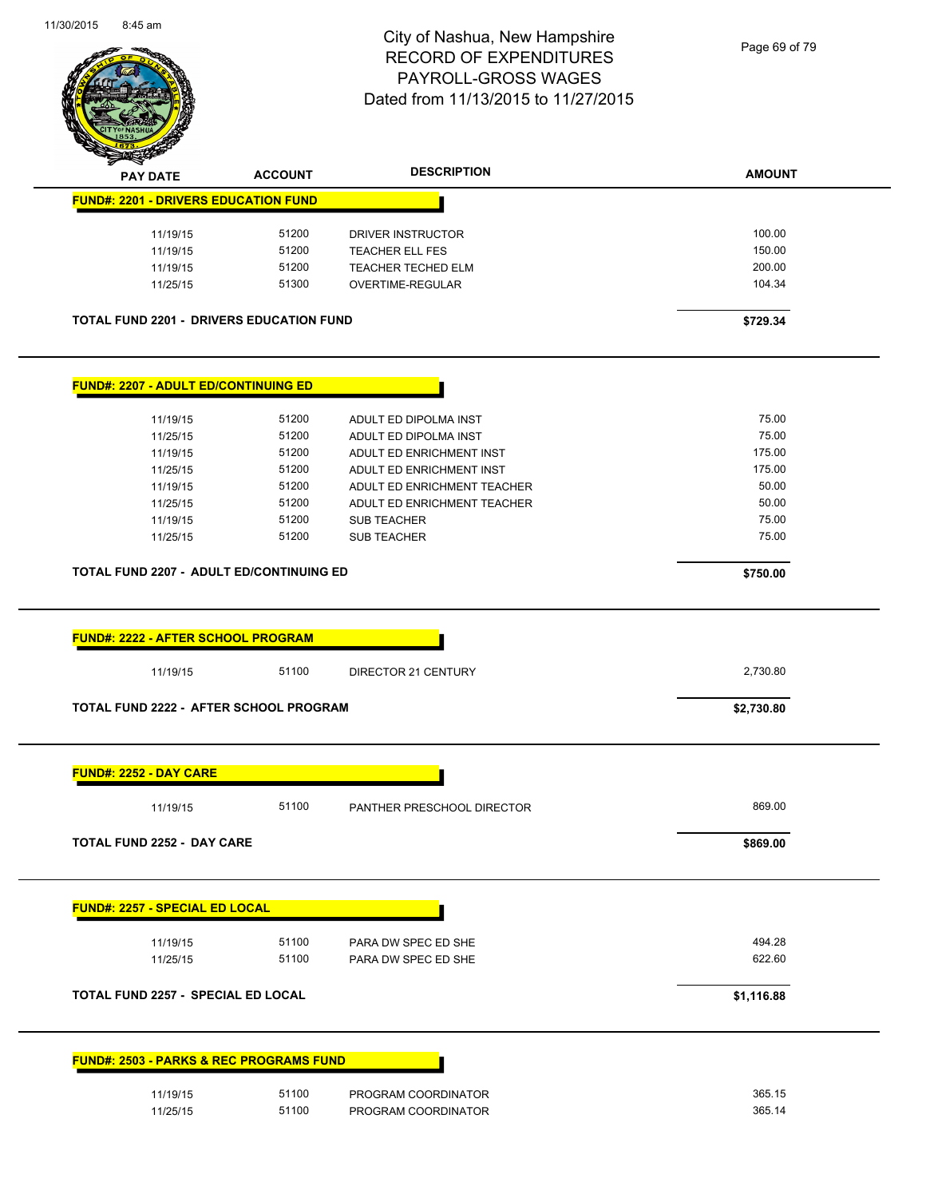# City of Nashua, New Hampshire
## RECORD OF EXPENDITURES
## PAYROLL-GROSS WAGES
## Dated from 11/13/2015 to 11/27/2015

| PAY DATE | ACCOUNT | DESCRIPTION | AMOUNT |
|---|---|---|---|
| **FUND#: 2201 - DRIVERS EDUCATION FUND** | | | |
| 11/19/15 | 51200 | DRIVER INSTRUCTOR | 100.00 |
| 11/19/15 | 51200 | TEACHER ELL FES | 150.00 |
| 11/19/15 | 51200 | TEACHER TECHED ELM | 200.00 |
| 11/25/15 | 51300 | OVERTIME-REGULAR | 104.34 |
| **TOTAL FUND 2201 - DRIVERS EDUCATION FUND** | | | **$729.34** |
| **FUND#: 2207 - ADULT ED/CONTINUING ED** | | | |
| 11/19/15 | 51200 | ADULT ED DIPOLMA INST | 75.00 |
| 11/25/15 | 51200 | ADULT ED DIPOLMA INST | 75.00 |
| 11/19/15 | 51200 | ADULT ED ENRICHMENT INST | 175.00 |
| 11/25/15 | 51200 | ADULT ED ENRICHMENT INST | 175.00 |
| 11/19/15 | 51200 | ADULT ED ENRICHMENT TEACHER | 50.00 |
| 11/25/15 | 51200 | ADULT ED ENRICHMENT TEACHER | 50.00 |
| 11/19/15 | 51200 | SUB TEACHER | 75.00 |
| 11/25/15 | 51200 | SUB TEACHER | 75.00 |
| **TOTAL FUND 2207 - ADULT ED/CONTINUING ED** | | | **$750.00** |
| **FUND#: 2222 - AFTER SCHOOL PROGRAM** | | | |
| 11/19/15 | 51100 | DIRECTOR 21 CENTURY | 2,730.80 |
| **TOTAL FUND 2222 - AFTER SCHOOL PROGRAM** | | | **$2,730.80** |
| **FUND#: 2252 - DAY CARE** | | | |
| 11/19/15 | 51100 | PANTHER PRESCHOOL DIRECTOR | 869.00 |
| **TOTAL FUND 2252 - DAY CARE** | | | **$869.00** |
| **FUND#: 2257 - SPECIAL ED LOCAL** | | | |
| 11/19/15 | 51100 | PARA DW SPEC ED SHE | 494.28 |
| 11/25/15 | 51100 | PARA DW SPEC ED SHE | 622.60 |
| **TOTAL FUND 2257 - SPECIAL ED LOCAL** | | | **$1,116.88** |
| **FUND#: 2503 - PARKS & REC PROGRAMS FUND** | | | |
| 11/19/15 | 51100 | PROGRAM COORDINATOR | 365.15 |
| 11/25/15 | 51100 | PROGRAM COORDINATOR | 365.14 |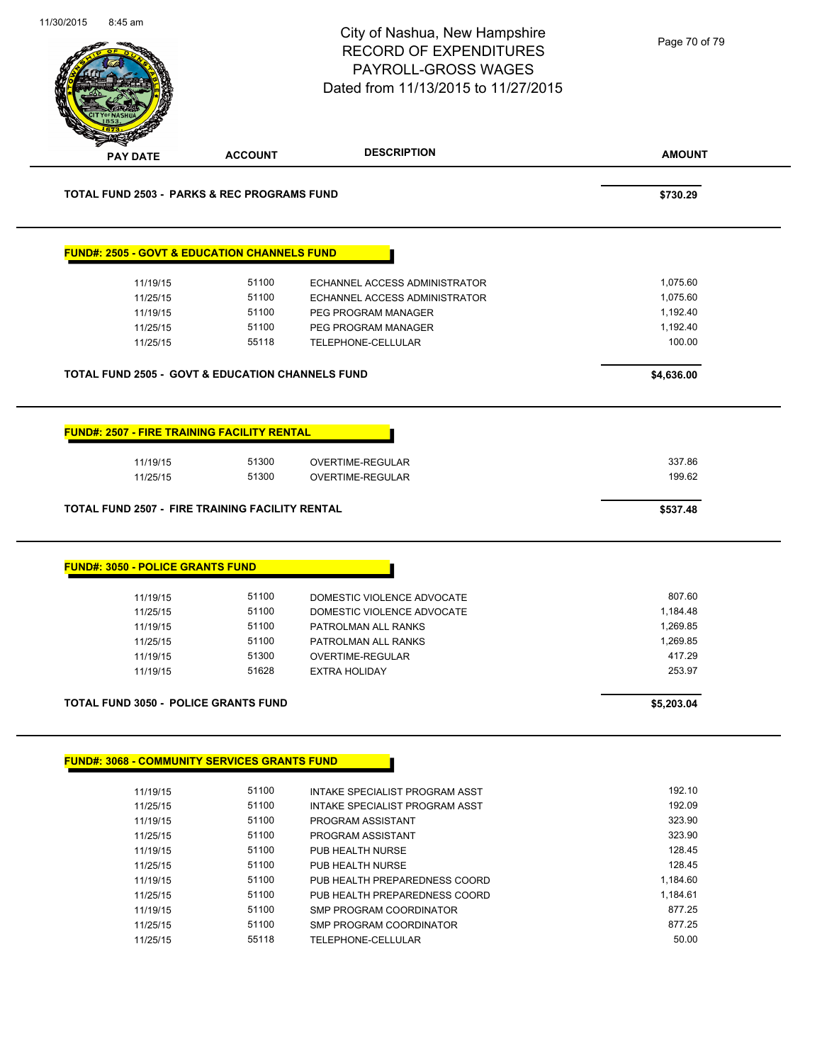# City of Nashua, New Hampshire
## RECORD OF EXPENDITURES
## PAYROLL-GROSS WAGES
## Dated from 11/13/2015 to 11/27/2015

| PAY DATE | ACCOUNT | DESCRIPTION | AMOUNT |
|---|---|---|---|
| **TOTAL FUND 2503 - PARKS & REC PROGRAMS FUND** | | | **$730.29** |

**FUND#: 2505 - GOVT & EDUCATION CHANNELS FUND**

| PAY DATE | ACCOUNT | DESCRIPTION | AMOUNT |
|---|---|---|---|
| 11/19/15 | 51100 | ECHANNEL ACCESS ADMINISTRATOR | 1,075.60 |
| 11/25/15 | 51100 | ECHANNEL ACCESS ADMINISTRATOR | 1,075.60 |
| 11/19/15 | 51100 | PEG PROGRAM MANAGER | 1,192.40 |
| 11/25/15 | 51100 | PEG PROGRAM MANAGER | 1,192.40 |
| 11/25/15 | 55118 | TELEPHONE-CELLULAR | 100.00 |
| **TOTAL FUND 2505 - GOVT & EDUCATION CHANNELS FUND** | | | **$4,636.00** |

**FUND#: 2507 - FIRE TRAINING FACILITY RENTAL**

| PAY DATE | ACCOUNT | DESCRIPTION | AMOUNT |
|---|---|---|---|
| 11/19/15 | 51300 | OVERTIME-REGULAR | 337.86 |
| 11/25/15 | 51300 | OVERTIME-REGULAR | 199.62 |
| **TOTAL FUND 2507 - FIRE TRAINING FACILITY RENTAL** | | | **$537.48** |

**FUND#: 3050 - POLICE GRANTS FUND**

| PAY DATE | ACCOUNT | DESCRIPTION | AMOUNT |
|---|---|---|---|
| 11/19/15 | 51100 | DOMESTIC VIOLENCE ADVOCATE | 807.60 |
| 11/25/15 | 51100 | DOMESTIC VIOLENCE ADVOCATE | 1,184.48 |
| 11/19/15 | 51100 | PATROLMAN ALL RANKS | 1,269.85 |
| 11/25/15 | 51100 | PATROLMAN ALL RANKS | 1,269.85 |
| 11/19/15 | 51300 | OVERTIME-REGULAR | 417.29 |
| 11/19/15 | 51628 | EXTRA HOLIDAY | 253.97 |
| **TOTAL FUND 3050 - POLICE GRANTS FUND** | | | **$5,203.04** |

**FUND#: 3068 - COMMUNITY SERVICES GRANTS FUND**

| PAY DATE | ACCOUNT | DESCRIPTION | AMOUNT |
|---|---|---|---|
| 11/19/15 | 51100 | INTAKE SPECIALIST PROGRAM ASST | 192.10 |
| 11/25/15 | 51100 | INTAKE SPECIALIST PROGRAM ASST | 192.09 |
| 11/19/15 | 51100 | PROGRAM ASSISTANT | 323.90 |
| 11/25/15 | 51100 | PROGRAM ASSISTANT | 323.90 |
| 11/19/15 | 51100 | PUB HEALTH NURSE | 128.45 |
| 11/25/15 | 51100 | PUB HEALTH NURSE | 128.45 |
| 11/19/15 | 51100 | PUB HEALTH PREPAREDNESS COORD | 1,184.60 |
| 11/25/15 | 51100 | PUB HEALTH PREPAREDNESS COORD | 1,184.61 |
| 11/19/15 | 51100 | SMP PROGRAM COORDINATOR | 877.25 |
| 11/25/15 | 51100 | SMP PROGRAM COORDINATOR | 877.25 |
| 11/25/15 | 55118 | TELEPHONE-CELLULAR | 50.00 |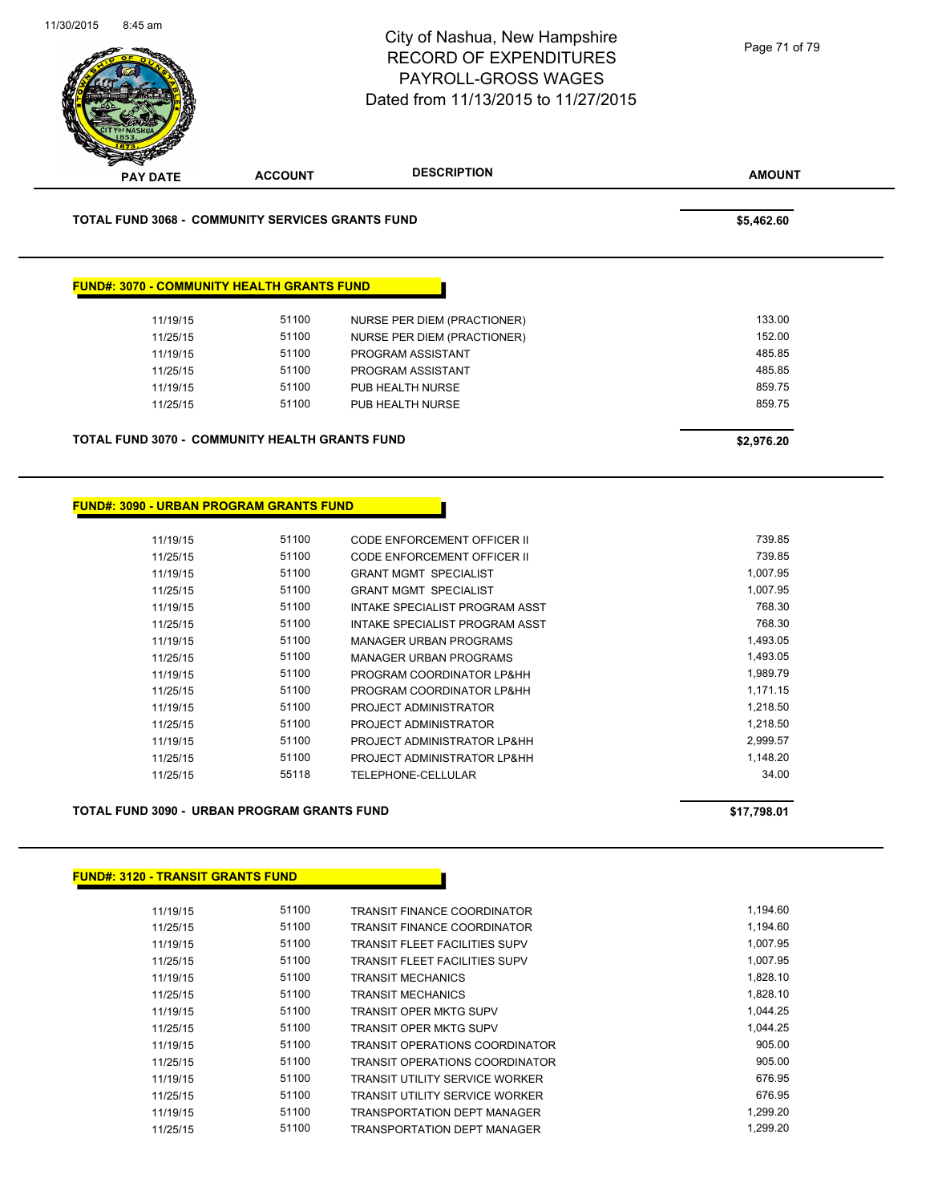# City of Nashua, New Hampshire
## RECORD OF EXPENDITURES
## PAYROLL-GROSS WAGES
## Dated from 11/13/2015 to 11/27/2015

| PAY DATE | ACCOUNT | DESCRIPTION | AMOUNT |
|---|---|---|---|

**TOTAL FUND 3068 - COMMUNITY SERVICES GRANTS FUND** **$5,462.60**

**FUND#: 3070 - COMMUNITY HEALTH GRANTS FUND**

| PAY DATE | ACCOUNT | DESCRIPTION | AMOUNT |
|---|---|---|---|
| 11/19/15 | 51100 | NURSE PER DIEM (PRACTIONER) | 133.00 |
| 11/25/15 | 51100 | NURSE PER DIEM (PRACTIONER) | 152.00 |
| 11/19/15 | 51100 | PROGRAM ASSISTANT | 485.85 |
| 11/25/15 | 51100 | PROGRAM ASSISTANT | 485.85 |
| 11/19/15 | 51100 | PUB HEALTH NURSE | 859.75 |
| 11/25/15 | 51100 | PUB HEALTH NURSE | 859.75 |

**TOTAL FUND 3070 - COMMUNITY HEALTH GRANTS FUND** **$2,976.20**

**FUND#: 3090 - URBAN PROGRAM GRANTS FUND**

| PAY DATE | ACCOUNT | DESCRIPTION | AMOUNT |
|---|---|---|---|
| 11/19/15 | 51100 | CODE ENFORCEMENT OFFICER II | 739.85 |
| 11/25/15 | 51100 | CODE ENFORCEMENT OFFICER II | 739.85 |
| 11/19/15 | 51100 | GRANT MGMT SPECIALIST | 1,007.95 |
| 11/25/15 | 51100 | GRANT MGMT SPECIALIST | 1,007.95 |
| 11/19/15 | 51100 | INTAKE SPECIALIST PROGRAM ASST | 768.30 |
| 11/25/15 | 51100 | INTAKE SPECIALIST PROGRAM ASST | 768.30 |
| 11/19/15 | 51100 | MANAGER URBAN PROGRAMS | 1,493.05 |
| 11/25/15 | 51100 | MANAGER URBAN PROGRAMS | 1,493.05 |
| 11/19/15 | 51100 | PROGRAM COORDINATOR LP&HH | 1,989.79 |
| 11/25/15 | 51100 | PROGRAM COORDINATOR LP&HH | 1,171.15 |
| 11/19/15 | 51100 | PROJECT ADMINISTRATOR | 1,218.50 |
| 11/25/15 | 51100 | PROJECT ADMINISTRATOR | 1,218.50 |
| 11/19/15 | 51100 | PROJECT ADMINISTRATOR LP&HH | 2,999.57 |
| 11/25/15 | 51100 | PROJECT ADMINISTRATOR LP&HH | 1,148.20 |
| 11/25/15 | 55118 | TELEPHONE-CELLULAR | 34.00 |

**TOTAL FUND 3090 - URBAN PROGRAM GRANTS FUND** **$17,798.01**

**FUND#: 3120 - TRANSIT GRANTS FUND**

| PAY DATE | ACCOUNT | DESCRIPTION | AMOUNT |
|---|---|---|---|
| 11/19/15 | 51100 | TRANSIT FINANCE COORDINATOR | 1,194.60 |
| 11/25/15 | 51100 | TRANSIT FINANCE COORDINATOR | 1,194.60 |
| 11/19/15 | 51100 | TRANSIT FLEET FACILITIES SUPV | 1,007.95 |
| 11/25/15 | 51100 | TRANSIT FLEET FACILITIES SUPV | 1,007.95 |
| 11/19/15 | 51100 | TRANSIT MECHANICS | 1,828.10 |
| 11/25/15 | 51100 | TRANSIT MECHANICS | 1,828.10 |
| 11/19/15 | 51100 | TRANSIT OPER MKTG SUPV | 1,044.25 |
| 11/25/15 | 51100 | TRANSIT OPER MKTG SUPV | 1,044.25 |
| 11/19/15 | 51100 | TRANSIT OPERATIONS COORDINATOR | 905.00 |
| 11/25/15 | 51100 | TRANSIT OPERATIONS COORDINATOR | 905.00 |
| 11/19/15 | 51100 | TRANSIT UTILITY SERVICE WORKER | 676.95 |
| 11/25/15 | 51100 | TRANSIT UTILITY SERVICE WORKER | 676.95 |
| 11/19/15 | 51100 | TRANSPORTATION DEPT MANAGER | 1,299.20 |
| 11/25/15 | 51100 | TRANSPORTATION DEPT MANAGER | 1,299.20 |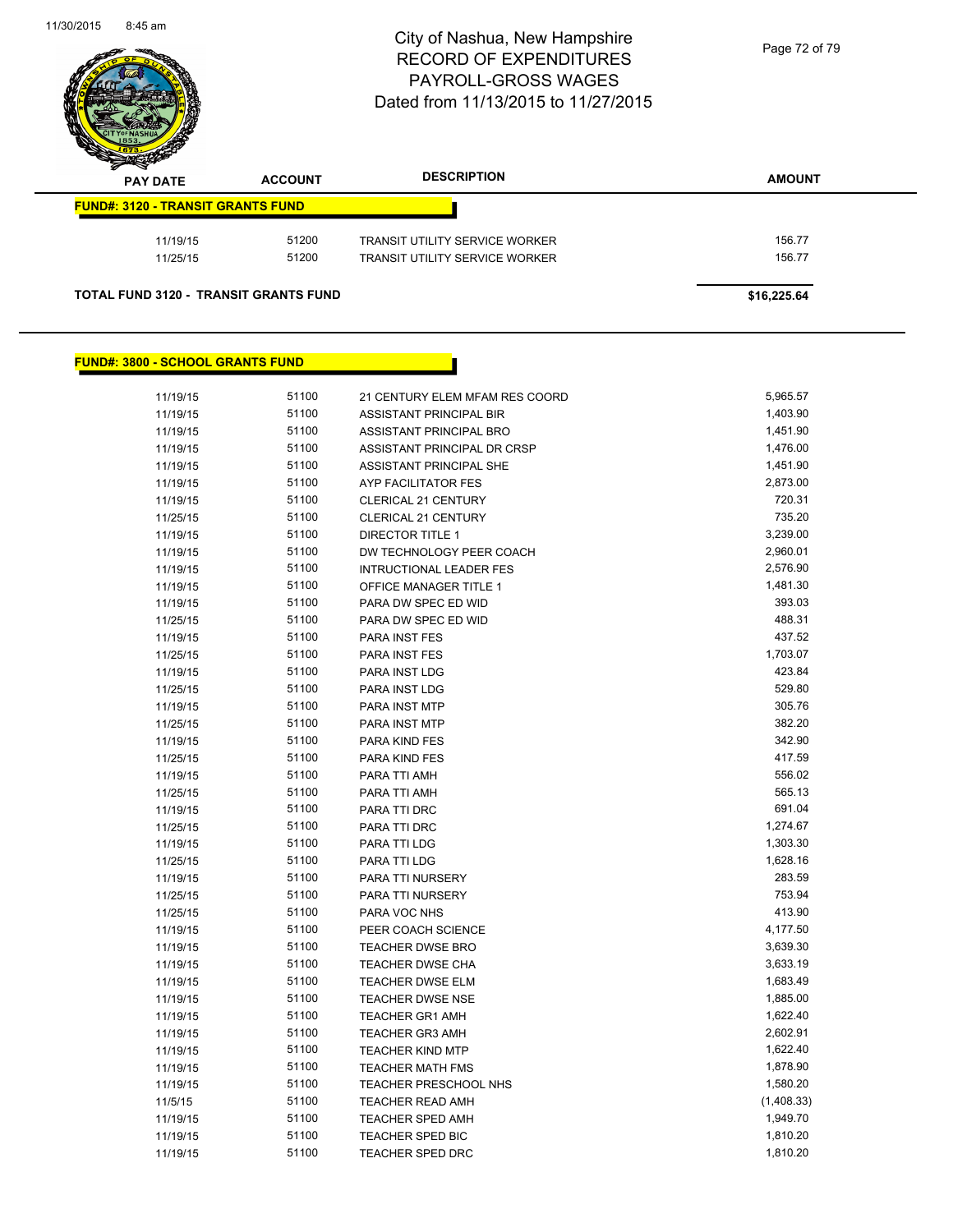# City of Nashua, New Hampshire
## RECORD OF EXPENDITURES
## PAYROLL-GROSS WAGES
## Dated from 11/13/2015 to 11/27/2015

| PAY DATE | ACCOUNT | DESCRIPTION | AMOUNT |
|---|---|---|---|
| **FUND#: 3120 - TRANSIT GRANTS FUND** | | | |
| 11/19/15 | 51200 | TRANSIT UTILITY SERVICE WORKER | 156.77 |
| 11/25/15 | 51200 | TRANSIT UTILITY SERVICE WORKER | 156.77 |
| **TOTAL FUND 3120 - TRANSIT GRANTS FUND** | | | **$16,225.64** |

| PAY DATE | ACCOUNT | DESCRIPTION | AMOUNT |
|---|---|---|---|
| **FUND#: 3800 - SCHOOL GRANTS FUND** | | | |
| 11/19/15 | 51100 | 21 CENTURY ELEM MFAM RES COORD | 5,965.57 |
| 11/19/15 | 51100 | ASSISTANT PRINCIPAL BIR | 1,403.90 |
| 11/19/15 | 51100 | ASSISTANT PRINCIPAL BRO | 1,451.90 |
| 11/19/15 | 51100 | ASSISTANT PRINCIPAL DR CRSP | 1,476.00 |
| 11/19/15 | 51100 | ASSISTANT PRINCIPAL SHE | 1,451.90 |
| 11/19/15 | 51100 | AYP FACILITATOR FES | 2,873.00 |
| 11/19/15 | 51100 | CLERICAL 21 CENTURY | 720.31 |
| 11/25/15 | 51100 | CLERICAL 21 CENTURY | 735.20 |
| 11/19/15 | 51100 | DIRECTOR TITLE 1 | 3,239.00 |
| 11/19/15 | 51100 | DW TECHNOLOGY PEER COACH | 2,960.01 |
| 11/19/15 | 51100 | INTRUCTIONAL LEADER FES | 2,576.90 |
| 11/19/15 | 51100 | OFFICE MANAGER TITLE 1 | 1,481.30 |
| 11/19/15 | 51100 | PARA DW SPEC ED WID | 393.03 |
| 11/25/15 | 51100 | PARA DW SPEC ED WID | 488.31 |
| 11/19/15 | 51100 | PARA INST FES | 437.52 |
| 11/25/15 | 51100 | PARA INST FES | 1,703.07 |
| 11/19/15 | 51100 | PARA INST LDG | 423.84 |
| 11/25/15 | 51100 | PARA INST LDG | 529.80 |
| 11/19/15 | 51100 | PARA INST MTP | 305.76 |
| 11/25/15 | 51100 | PARA INST MTP | 382.20 |
| 11/19/15 | 51100 | PARA KIND FES | 342.90 |
| 11/25/15 | 51100 | PARA KIND FES | 417.59 |
| 11/19/15 | 51100 | PARA TTI AMH | 556.02 |
| 11/25/15 | 51100 | PARA TTI AMH | 565.13 |
| 11/19/15 | 51100 | PARA TTI DRC | 691.04 |
| 11/25/15 | 51100 | PARA TTI DRC | 1,274.67 |
| 11/19/15 | 51100 | PARA TTI LDG | 1,303.30 |
| 11/25/15 | 51100 | PARA TTI LDG | 1,628.16 |
| 11/19/15 | 51100 | PARA TTI NURSERY | 283.59 |
| 11/25/15 | 51100 | PARA TTI NURSERY | 753.94 |
| 11/25/15 | 51100 | PARA VOC NHS | 413.90 |
| 11/19/15 | 51100 | PEER COACH SCIENCE | 4,177.50 |
| 11/19/15 | 51100 | TEACHER DWSE BRO | 3,639.30 |
| 11/19/15 | 51100 | TEACHER DWSE CHA | 3,633.19 |
| 11/19/15 | 51100 | TEACHER DWSE ELM | 1,683.49 |
| 11/19/15 | 51100 | TEACHER DWSE NSE | 1,885.00 |
| 11/19/15 | 51100 | TEACHER GR1 AMH | 1,622.40 |
| 11/19/15 | 51100 | TEACHER GR3 AMH | 2,602.91 |
| 11/19/15 | 51100 | TEACHER KIND MTP | 1,622.40 |
| 11/19/15 | 51100 | TEACHER MATH FMS | 1,878.90 |
| 11/19/15 | 51100 | TEACHER PRESCHOOL NHS | 1,580.20 |
| 11/5/15 | 51100 | TEACHER READ AMH | (1,408.33) |
| 11/19/15 | 51100 | TEACHER SPED AMH | 1,949.70 |
| 11/19/15 | 51100 | TEACHER SPED BIC | 1,810.20 |
| 11/19/15 | 51100 | TEACHER SPED DRC | 1,810.20 |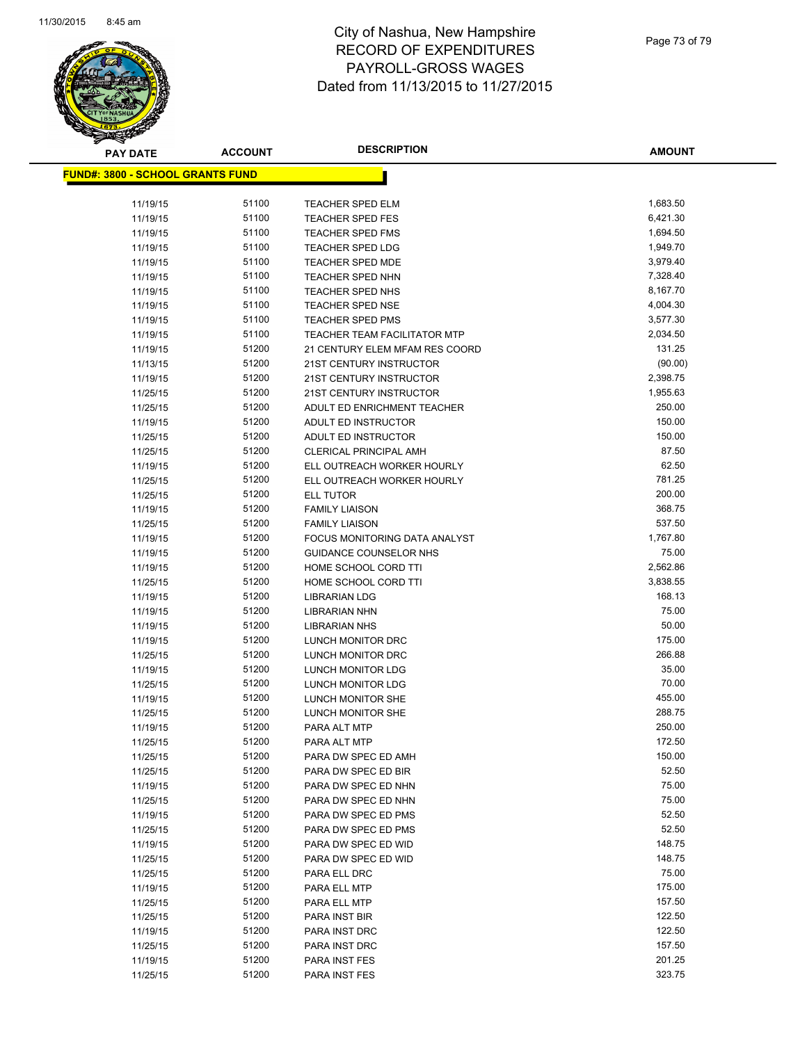# City of Nashua, New Hampshire
## RECORD OF EXPENDITURES
## PAYROLL-GROSS WAGES
## Dated from 11/13/2015 to 11/27/2015

**FUND#: 3800 - SCHOOL GRANTS FUND**

| PAY DATE | ACCOUNT | DESCRIPTION | AMOUNT |
|---|---|---|---|
| 11/19/15 | 51100 | TEACHER SPED ELM | 1,683.50 |
| 11/19/15 | 51100 | TEACHER SPED FES | 6,421.30 |
| 11/19/15 | 51100 | TEACHER SPED FMS | 1,694.50 |
| 11/19/15 | 51100 | TEACHER SPED LDG | 1,949.70 |
| 11/19/15 | 51100 | TEACHER SPED MDE | 3,979.40 |
| 11/19/15 | 51100 | TEACHER SPED NHN | 7,328.40 |
| 11/19/15 | 51100 | TEACHER SPED NHS | 8,167.70 |
| 11/19/15 | 51100 | TEACHER SPED NSE | 4,004.30 |
| 11/19/15 | 51100 | TEACHER SPED PMS | 3,577.30 |
| 11/19/15 | 51100 | TEACHER TEAM FACILITATOR MTP | 2,034.50 |
| 11/19/15 | 51200 | 21 CENTURY ELEM MFAM RES COORD | 131.25 |
| 11/13/15 | 51200 | 21ST CENTURY INSTRUCTOR | (90.00) |
| 11/19/15 | 51200 | 21ST CENTURY INSTRUCTOR | 2,398.75 |
| 11/25/15 | 51200 | 21ST CENTURY INSTRUCTOR | 1,955.63 |
| 11/25/15 | 51200 | ADULT ED ENRICHMENT TEACHER | 250.00 |
| 11/19/15 | 51200 | ADULT ED INSTRUCTOR | 150.00 |
| 11/25/15 | 51200 | ADULT ED INSTRUCTOR | 150.00 |
| 11/25/15 | 51200 | CLERICAL PRINCIPAL AMH | 87.50 |
| 11/19/15 | 51200 | ELL OUTREACH WORKER HOURLY | 62.50 |
| 11/25/15 | 51200 | ELL OUTREACH WORKER HOURLY | 781.25 |
| 11/25/15 | 51200 | ELL TUTOR | 200.00 |
| 11/19/15 | 51200 | FAMILY LIAISON | 368.75 |
| 11/25/15 | 51200 | FAMILY LIAISON | 537.50 |
| 11/19/15 | 51200 | FOCUS MONITORING DATA ANALYST | 1,767.80 |
| 11/19/15 | 51200 | GUIDANCE COUNSELOR NHS | 75.00 |
| 11/19/15 | 51200 | HOME SCHOOL CORD TTI | 2,562.86 |
| 11/25/15 | 51200 | HOME SCHOOL CORD TTI | 3,838.55 |
| 11/19/15 | 51200 | LIBRARIAN LDG | 168.13 |
| 11/19/15 | 51200 | LIBRARIAN NHN | 75.00 |
| 11/19/15 | 51200 | LIBRARIAN NHS | 50.00 |
| 11/19/15 | 51200 | LUNCH MONITOR DRC | 175.00 |
| 11/25/15 | 51200 | LUNCH MONITOR DRC | 266.88 |
| 11/19/15 | 51200 | LUNCH MONITOR LDG | 35.00 |
| 11/25/15 | 51200 | LUNCH MONITOR LDG | 70.00 |
| 11/19/15 | 51200 | LUNCH MONITOR SHE | 455.00 |
| 11/25/15 | 51200 | LUNCH MONITOR SHE | 288.75 |
| 11/19/15 | 51200 | PARA ALT MTP | 250.00 |
| 11/25/15 | 51200 | PARA ALT MTP | 172.50 |
| 11/25/15 | 51200 | PARA DW SPEC ED AMH | 150.00 |
| 11/25/15 | 51200 | PARA DW SPEC ED BIR | 52.50 |
| 11/19/15 | 51200 | PARA DW SPEC ED NHN | 75.00 |
| 11/25/15 | 51200 | PARA DW SPEC ED NHN | 75.00 |
| 11/19/15 | 51200 | PARA DW SPEC ED PMS | 52.50 |
| 11/25/15 | 51200 | PARA DW SPEC ED PMS | 52.50 |
| 11/19/15 | 51200 | PARA DW SPEC ED WID | 148.75 |
| 11/25/15 | 51200 | PARA DW SPEC ED WID | 148.75 |
| 11/25/15 | 51200 | PARA ELL DRC | 75.00 |
| 11/19/15 | 51200 | PARA ELL MTP | 175.00 |
| 11/25/15 | 51200 | PARA ELL MTP | 157.50 |
| 11/25/15 | 51200 | PARA INST BIR | 122.50 |
| 11/19/15 | 51200 | PARA INST DRC | 122.50 |
| 11/25/15 | 51200 | PARA INST DRC | 157.50 |
| 11/19/15 | 51200 | PARA INST FES | 201.25 |
| 11/25/15 | 51200 | PARA INST FES | 323.75 |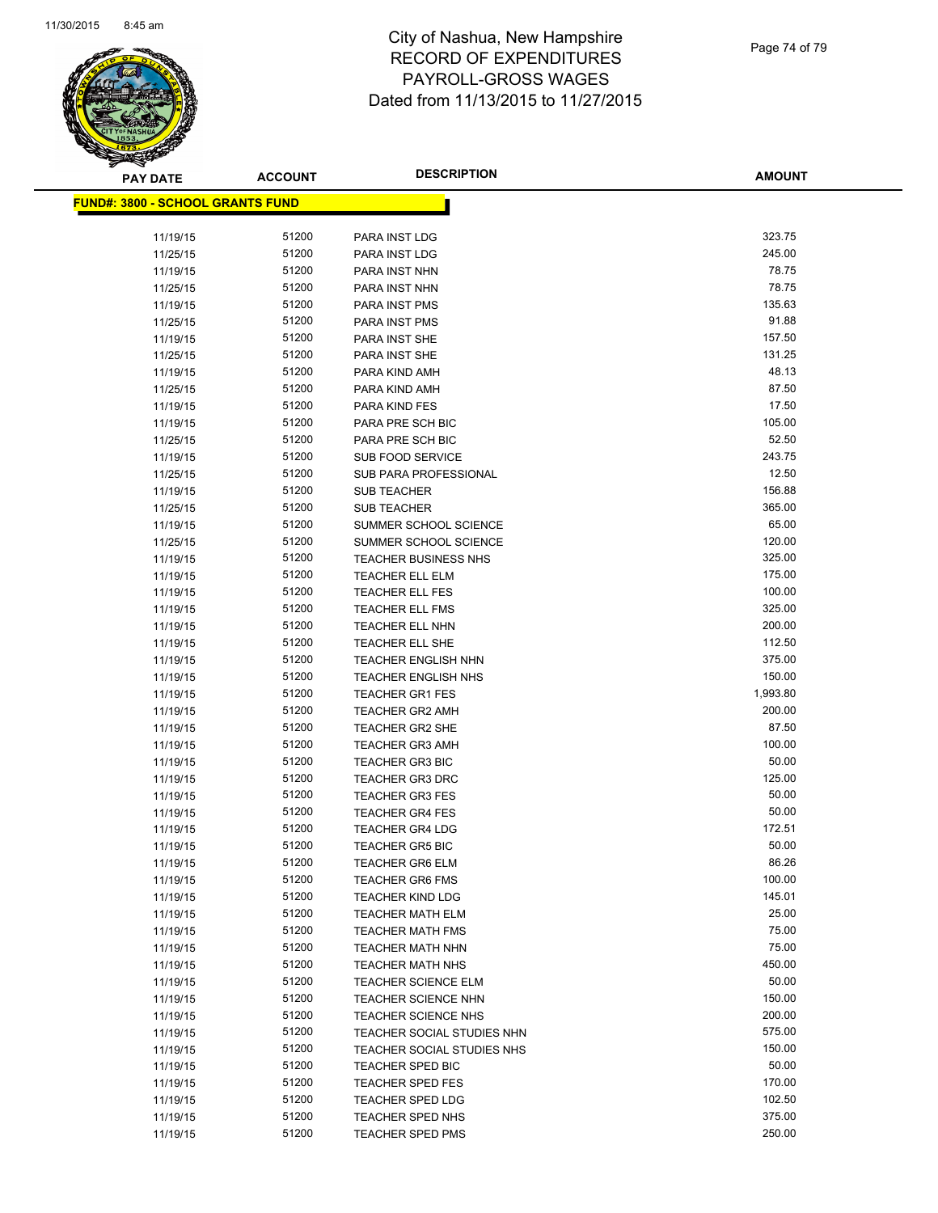# City of Nashua, New Hampshire
# RECORD OF EXPENDITURES
# PAYROLL-GROSS WAGES
# Dated from 11/13/2015 to 11/27/2015

**FUND#: 3800 - SCHOOL GRANTS FUND**

| PAY DATE | ACCOUNT | DESCRIPTION | AMOUNT |
|---|---|---|---|
| 11/19/15 | 51200 | PARA INST LDG | 323.75 |
| 11/25/15 | 51200 | PARA INST LDG | 245.00 |
| 11/19/15 | 51200 | PARA INST NHN | 78.75 |
| 11/25/15 | 51200 | PARA INST NHN | 78.75 |
| 11/19/15 | 51200 | PARA INST PMS | 135.63 |
| 11/25/15 | 51200 | PARA INST PMS | 91.88 |
| 11/19/15 | 51200 | PARA INST SHE | 157.50 |
| 11/25/15 | 51200 | PARA INST SHE | 131.25 |
| 11/19/15 | 51200 | PARA KIND AMH | 48.13 |
| 11/25/15 | 51200 | PARA KIND AMH | 87.50 |
| 11/19/15 | 51200 | PARA KIND FES | 17.50 |
| 11/19/15 | 51200 | PARA PRE SCH BIC | 105.00 |
| 11/25/15 | 51200 | PARA PRE SCH BIC | 52.50 |
| 11/19/15 | 51200 | SUB FOOD SERVICE | 243.75 |
| 11/25/15 | 51200 | SUB PARA PROFESSIONAL | 12.50 |
| 11/19/15 | 51200 | SUB TEACHER | 156.88 |
| 11/25/15 | 51200 | SUB TEACHER | 365.00 |
| 11/19/15 | 51200 | SUMMER SCHOOL SCIENCE | 65.00 |
| 11/25/15 | 51200 | SUMMER SCHOOL SCIENCE | 120.00 |
| 11/19/15 | 51200 | TEACHER BUSINESS NHS | 325.00 |
| 11/19/15 | 51200 | TEACHER ELL ELM | 175.00 |
| 11/19/15 | 51200 | TEACHER ELL FES | 100.00 |
| 11/19/15 | 51200 | TEACHER ELL FMS | 325.00 |
| 11/19/15 | 51200 | TEACHER ELL NHN | 200.00 |
| 11/19/15 | 51200 | TEACHER ELL SHE | 112.50 |
| 11/19/15 | 51200 | TEACHER ENGLISH NHN | 375.00 |
| 11/19/15 | 51200 | TEACHER ENGLISH NHS | 150.00 |
| 11/19/15 | 51200 | TEACHER GR1 FES | 1,993.80 |
| 11/19/15 | 51200 | TEACHER GR2 AMH | 200.00 |
| 11/19/15 | 51200 | TEACHER GR2 SHE | 87.50 |
| 11/19/15 | 51200 | TEACHER GR3 AMH | 100.00 |
| 11/19/15 | 51200 | TEACHER GR3 BIC | 50.00 |
| 11/19/15 | 51200 | TEACHER GR3 DRC | 125.00 |
| 11/19/15 | 51200 | TEACHER GR3 FES | 50.00 |
| 11/19/15 | 51200 | TEACHER GR4 FES | 50.00 |
| 11/19/15 | 51200 | TEACHER GR4 LDG | 172.51 |
| 11/19/15 | 51200 | TEACHER GR5 BIC | 50.00 |
| 11/19/15 | 51200 | TEACHER GR6 ELM | 86.26 |
| 11/19/15 | 51200 | TEACHER GR6 FMS | 100.00 |
| 11/19/15 | 51200 | TEACHER KIND LDG | 145.01 |
| 11/19/15 | 51200 | TEACHER MATH ELM | 25.00 |
| 11/19/15 | 51200 | TEACHER MATH FMS | 75.00 |
| 11/19/15 | 51200 | TEACHER MATH NHN | 75.00 |
| 11/19/15 | 51200 | TEACHER MATH NHS | 450.00 |
| 11/19/15 | 51200 | TEACHER SCIENCE ELM | 50.00 |
| 11/19/15 | 51200 | TEACHER SCIENCE NHN | 150.00 |
| 11/19/15 | 51200 | TEACHER SCIENCE NHS | 200.00 |
| 11/19/15 | 51200 | TEACHER SOCIAL STUDIES NHN | 575.00 |
| 11/19/15 | 51200 | TEACHER SOCIAL STUDIES NHS | 150.00 |
| 11/19/15 | 51200 | TEACHER SPED BIC | 50.00 |
| 11/19/15 | 51200 | TEACHER SPED FES | 170.00 |
| 11/19/15 | 51200 | TEACHER SPED LDG | 102.50 |
| 11/19/15 | 51200 | TEACHER SPED NHS | 375.00 |
| 11/19/15 | 51200 | TEACHER SPED PMS | 250.00 |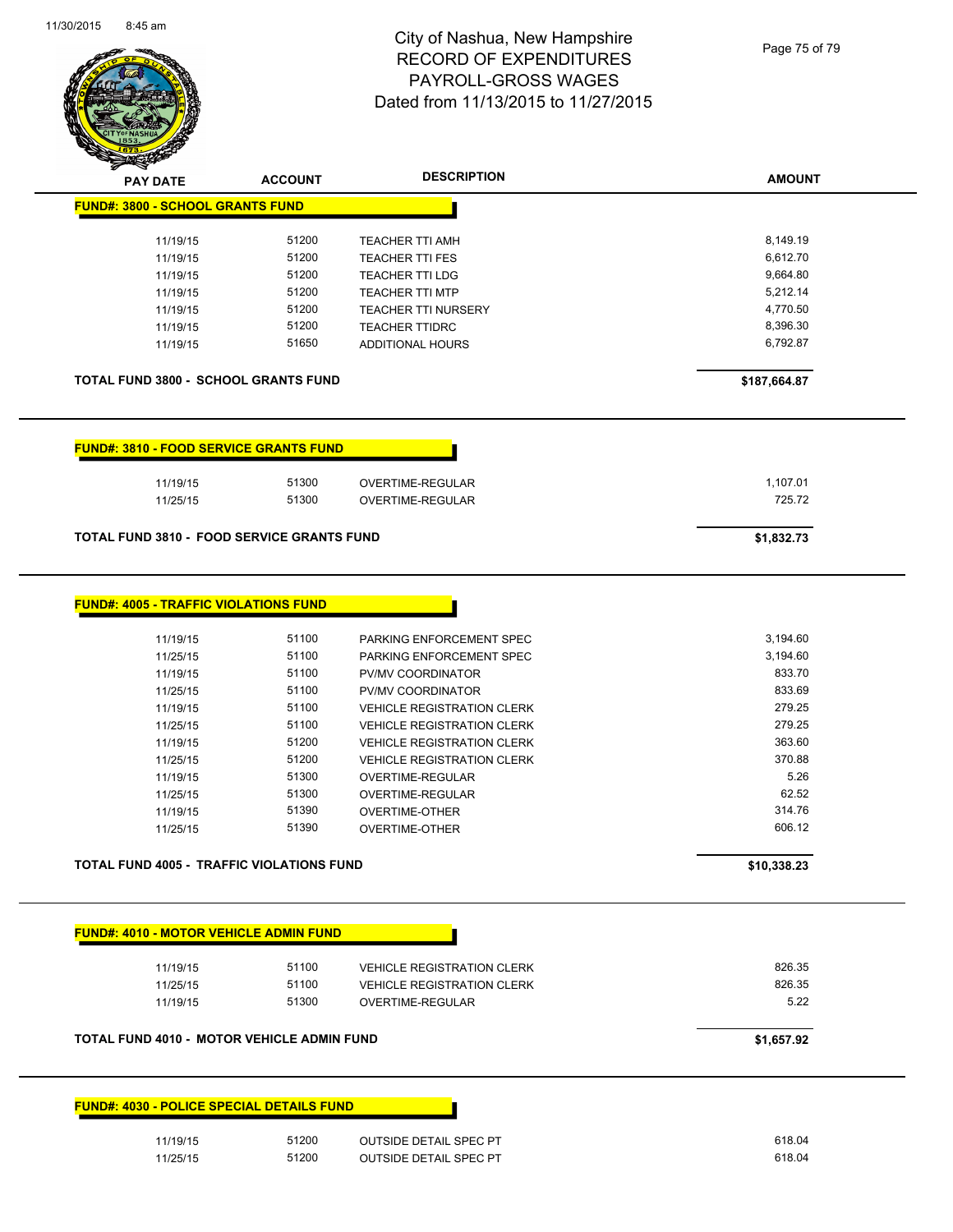# City of Nashua, New Hampshire
## RECORD OF EXPENDITURES
## PAYROLL-GROSS WAGES
### Dated from 11/13/2015 to 11/27/2015

| PAY DATE | ACCOUNT | DESCRIPTION | AMOUNT |
|---|---|---|---|
| **FUND#: 3800 - SCHOOL GRANTS FUND** | | | |
| 11/19/15 | 51200 | TEACHER TTI AMH | 8,149.19 |
| 11/19/15 | 51200 | TEACHER TTI FES | 6,612.70 |
| 11/19/15 | 51200 | TEACHER TTI LDG | 9,664.80 |
| 11/19/15 | 51200 | TEACHER TTI MTP | 5,212.14 |
| 11/19/15 | 51200 | TEACHER TTI NURSERY | 4,770.50 |
| 11/19/15 | 51200 | TEACHER TTIDRC | 8,396.30 |
| 11/19/15 | 51650 | ADDITIONAL HOURS | 6,792.87 |
| **TOTAL FUND 3800 - SCHOOL GRANTS FUND** | | | **$187,664.87** |
| **FUND#: 3810 - FOOD SERVICE GRANTS FUND** | | | |
| 11/19/15 | 51300 | OVERTIME-REGULAR | 1,107.01 |
| 11/25/15 | 51300 | OVERTIME-REGULAR | 725.72 |
| **TOTAL FUND 3810 - FOOD SERVICE GRANTS FUND** | | | **$1,832.73** |
| **FUND#: 4005 - TRAFFIC VIOLATIONS FUND** | | | |
| 11/19/15 | 51100 | PARKING ENFORCEMENT SPEC | 3,194.60 |
| 11/25/15 | 51100 | PARKING ENFORCEMENT SPEC | 3,194.60 |
| 11/19/15 | 51100 | PV/MV COORDINATOR | 833.70 |
| 11/25/15 | 51100 | PV/MV COORDINATOR | 833.69 |
| 11/19/15 | 51100 | VEHICLE REGISTRATION CLERK | 279.25 |
| 11/25/15 | 51100 | VEHICLE REGISTRATION CLERK | 279.25 |
| 11/19/15 | 51200 | VEHICLE REGISTRATION CLERK | 363.60 |
| 11/25/15 | 51200 | VEHICLE REGISTRATION CLERK | 370.88 |
| 11/19/15 | 51300 | OVERTIME-REGULAR | 5.26 |
| 11/25/15 | 51300 | OVERTIME-REGULAR | 62.52 |
| 11/19/15 | 51390 | OVERTIME-OTHER | 314.76 |
| 11/25/15 | 51390 | OVERTIME-OTHER | 606.12 |
| **TOTAL FUND 4005 - TRAFFIC VIOLATIONS FUND** | | | **$10,338.23** |
| **FUND#: 4010 - MOTOR VEHICLE ADMIN FUND** | | | |
| 11/19/15 | 51100 | VEHICLE REGISTRATION CLERK | 826.35 |
| 11/25/15 | 51100 | VEHICLE REGISTRATION CLERK | 826.35 |
| 11/19/15 | 51300 | OVERTIME-REGULAR | 5.22 |
| **TOTAL FUND 4010 - MOTOR VEHICLE ADMIN FUND** | | | **$1,657.92** |
| **FUND#: 4030 - POLICE SPECIAL DETAILS FUND** | | | |
| 11/19/15 | 51200 | OUTSIDE DETAIL SPEC PT | 618.04 |
| 11/25/15 | 51200 | OUTSIDE DETAIL SPEC PT | 618.04 |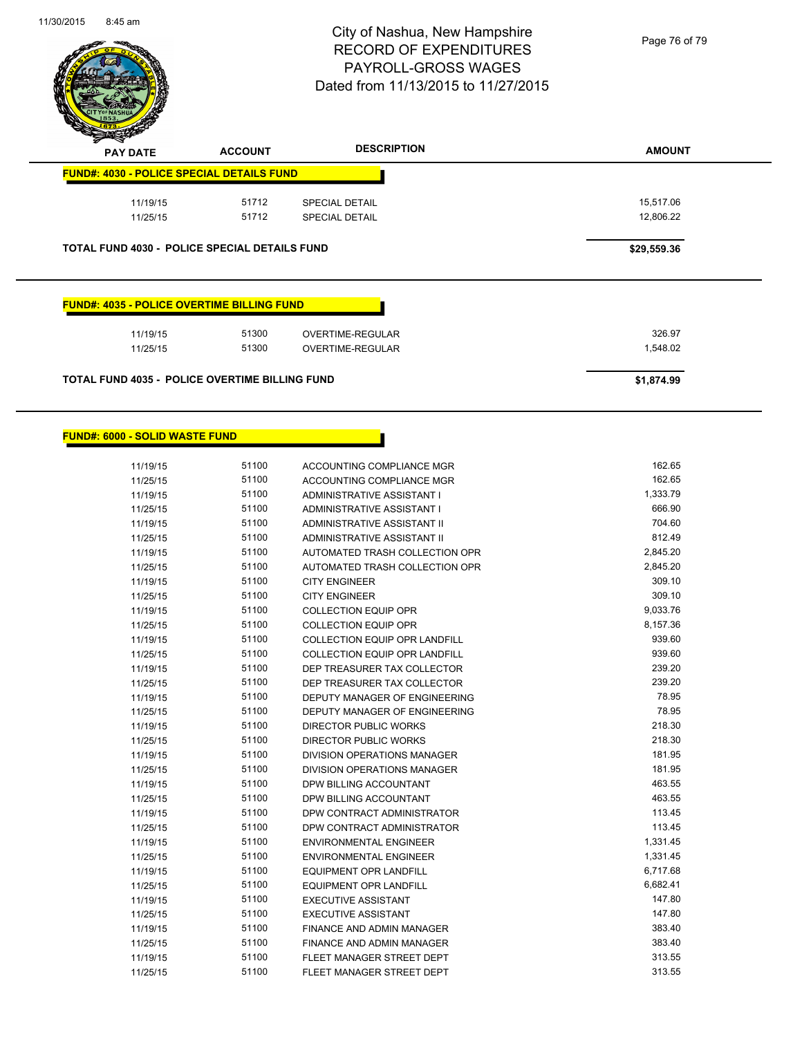# City of Nashua, New Hampshire
## RECORD OF EXPENDITURES
## PAYROLL-GROSS WAGES
## Dated from 11/13/2015 to 11/27/2015

| PAY DATE | ACCOUNT | DESCRIPTION | AMOUNT |
|---|---|---|---|
| **FUND#: 4030 - POLICE SPECIAL DETAILS FUND** | | | |
| 11/19/15 | 51712 | SPECIAL DETAIL | 15,517.06 |
| 11/25/15 | 51712 | SPECIAL DETAIL | 12,806.22 |
| **TOTAL FUND 4030 - POLICE SPECIAL DETAILS FUND** | | | **$29,559.36** |

| PAY DATE | ACCOUNT | DESCRIPTION | AMOUNT |
|---|---|---|---|
| **FUND#: 4035 - POLICE OVERTIME BILLING FUND** | | | |
| 11/19/15 | 51300 | OVERTIME-REGULAR | 326.97 |
| 11/25/15 | 51300 | OVERTIME-REGULAR | 1,548.02 |
| **TOTAL FUND 4035 - POLICE OVERTIME BILLING FUND** | | | **$1,874.99** |

| PAY DATE | ACCOUNT | DESCRIPTION | AMOUNT |
|---|---|---|---|
| **FUND#: 6000 - SOLID WASTE FUND** | | | |
| 11/19/15 | 51100 | ACCOUNTING COMPLIANCE MGR | 162.65 |
| 11/25/15 | 51100 | ACCOUNTING COMPLIANCE MGR | 162.65 |
| 11/19/15 | 51100 | ADMINISTRATIVE ASSISTANT I | 1,333.79 |
| 11/25/15 | 51100 | ADMINISTRATIVE ASSISTANT I | 666.90 |
| 11/19/15 | 51100 | ADMINISTRATIVE ASSISTANT II | 704.60 |
| 11/25/15 | 51100 | ADMINISTRATIVE ASSISTANT II | 812.49 |
| 11/19/15 | 51100 | AUTOMATED TRASH COLLECTION OPR | 2,845.20 |
| 11/25/15 | 51100 | AUTOMATED TRASH COLLECTION OPR | 2,845.20 |
| 11/19/15 | 51100 | CITY ENGINEER | 309.10 |
| 11/25/15 | 51100 | CITY ENGINEER | 309.10 |
| 11/19/15 | 51100 | COLLECTION EQUIP OPR | 9,033.76 |
| 11/25/15 | 51100 | COLLECTION EQUIP OPR | 8,157.36 |
| 11/19/15 | 51100 | COLLECTION EQUIP OPR LANDFILL | 939.60 |
| 11/25/15 | 51100 | COLLECTION EQUIP OPR LANDFILL | 939.60 |
| 11/19/15 | 51100 | DEP TREASURER TAX COLLECTOR | 239.20 |
| 11/25/15 | 51100 | DEP TREASURER TAX COLLECTOR | 239.20 |
| 11/19/15 | 51100 | DEPUTY MANAGER OF ENGINEERING | 78.95 |
| 11/25/15 | 51100 | DEPUTY MANAGER OF ENGINEERING | 78.95 |
| 11/19/15 | 51100 | DIRECTOR PUBLIC WORKS | 218.30 |
| 11/25/15 | 51100 | DIRECTOR PUBLIC WORKS | 218.30 |
| 11/19/15 | 51100 | DIVISION OPERATIONS MANAGER | 181.95 |
| 11/25/15 | 51100 | DIVISION OPERATIONS MANAGER | 181.95 |
| 11/19/15 | 51100 | DPW BILLING ACCOUNTANT | 463.55 |
| 11/25/15 | 51100 | DPW BILLING ACCOUNTANT | 463.55 |
| 11/19/15 | 51100 | DPW CONTRACT ADMINISTRATOR | 113.45 |
| 11/25/15 | 51100 | DPW CONTRACT ADMINISTRATOR | 113.45 |
| 11/19/15 | 51100 | ENVIRONMENTAL ENGINEER | 1,331.45 |
| 11/25/15 | 51100 | ENVIRONMENTAL ENGINEER | 1,331.45 |
| 11/19/15 | 51100 | EQUIPMENT OPR LANDFILL | 6,717.68 |
| 11/25/15 | 51100 | EQUIPMENT OPR LANDFILL | 6,682.41 |
| 11/19/15 | 51100 | EXECUTIVE ASSISTANT | 147.80 |
| 11/25/15 | 51100 | EXECUTIVE ASSISTANT | 147.80 |
| 11/19/15 | 51100 | FINANCE AND ADMIN MANAGER | 383.40 |
| 11/25/15 | 51100 | FINANCE AND ADMIN MANAGER | 383.40 |
| 11/19/15 | 51100 | FLEET MANAGER STREET DEPT | 313.55 |
| 11/25/15 | 51100 | FLEET MANAGER STREET DEPT | 313.55 |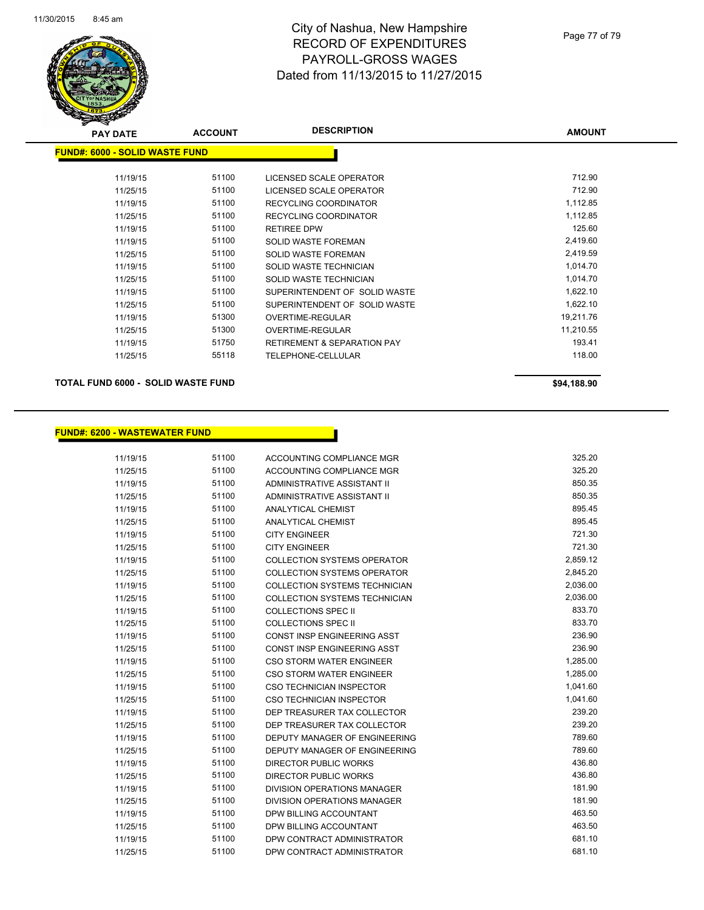# City of Nashua, New Hampshire
## RECORD OF EXPENDITURES
## PAYROLL-GROSS WAGES
## Dated from 11/13/2015 to 11/27/2015

| PAY DATE | ACCOUNT | DESCRIPTION | AMOUNT |
|---|---|---|---|
| **FUND#: 6000 - SOLID WASTE FUND** | | | |
| 11/19/15 | 51100 | LICENSED SCALE OPERATOR | 712.90 |
| 11/25/15 | 51100 | LICENSED SCALE OPERATOR | 712.90 |
| 11/19/15 | 51100 | RECYCLING COORDINATOR | 1,112.85 |
| 11/25/15 | 51100 | RECYCLING COORDINATOR | 1,112.85 |
| 11/19/15 | 51100 | RETIREE DPW | 125.60 |
| 11/19/15 | 51100 | SOLID WASTE FOREMAN | 2,419.60 |
| 11/25/15 | 51100 | SOLID WASTE FOREMAN | 2,419.59 |
| 11/19/15 | 51100 | SOLID WASTE TECHNICIAN | 1,014.70 |
| 11/25/15 | 51100 | SOLID WASTE TECHNICIAN | 1,014.70 |
| 11/19/15 | 51100 | SUPERINTENDENT OF SOLID WASTE | 1,622.10 |
| 11/25/15 | 51100 | SUPERINTENDENT OF SOLID WASTE | 1,622.10 |
| 11/19/15 | 51300 | OVERTIME-REGULAR | 19,211.76 |
| 11/25/15 | 51300 | OVERTIME-REGULAR | 11,210.55 |
| 11/19/15 | 51750 | RETIREMENT & SEPARATION PAY | 193.41 |
| 11/25/15 | 55118 | TELEPHONE-CELLULAR | 118.00 |
| **TOTAL FUND 6000 - SOLID WASTE FUND** | | | **$94,188.90** |

| PAY DATE | ACCOUNT | DESCRIPTION | AMOUNT |
|---|---|---|---|
| **FUND#: 6200 - WASTEWATER FUND** | | | |
| 11/19/15 | 51100 | ACCOUNTING COMPLIANCE MGR | 325.20 |
| 11/25/15 | 51100 | ACCOUNTING COMPLIANCE MGR | 325.20 |
| 11/19/15 | 51100 | ADMINISTRATIVE ASSISTANT II | 850.35 |
| 11/25/15 | 51100 | ADMINISTRATIVE ASSISTANT II | 850.35 |
| 11/19/15 | 51100 | ANALYTICAL CHEMIST | 895.45 |
| 11/25/15 | 51100 | ANALYTICAL CHEMIST | 895.45 |
| 11/19/15 | 51100 | CITY ENGINEER | 721.30 |
| 11/25/15 | 51100 | CITY ENGINEER | 721.30 |
| 11/19/15 | 51100 | COLLECTION SYSTEMS OPERATOR | 2,859.12 |
| 11/25/15 | 51100 | COLLECTION SYSTEMS OPERATOR | 2,845.20 |
| 11/19/15 | 51100 | COLLECTION SYSTEMS TECHNICIAN | 2,036.00 |
| 11/25/15 | 51100 | COLLECTION SYSTEMS TECHNICIAN | 2,036.00 |
| 11/19/15 | 51100 | COLLECTIONS SPEC II | 833.70 |
| 11/25/15 | 51100 | COLLECTIONS SPEC II | 833.70 |
| 11/19/15 | 51100 | CONST INSP ENGINEERING ASST | 236.90 |
| 11/25/15 | 51100 | CONST INSP ENGINEERING ASST | 236.90 |
| 11/19/15 | 51100 | CSO STORM WATER ENGINEER | 1,285.00 |
| 11/25/15 | 51100 | CSO STORM WATER ENGINEER | 1,285.00 |
| 11/19/15 | 51100 | CSO TECHNICIAN INSPECTOR | 1,041.60 |
| 11/25/15 | 51100 | CSO TECHNICIAN INSPECTOR | 1,041.60 |
| 11/19/15 | 51100 | DEP TREASURER TAX COLLECTOR | 239.20 |
| 11/25/15 | 51100 | DEP TREASURER TAX COLLECTOR | 239.20 |
| 11/19/15 | 51100 | DEPUTY MANAGER OF ENGINEERING | 789.60 |
| 11/25/15 | 51100 | DEPUTY MANAGER OF ENGINEERING | 789.60 |
| 11/19/15 | 51100 | DIRECTOR PUBLIC WORKS | 436.80 |
| 11/25/15 | 51100 | DIRECTOR PUBLIC WORKS | 436.80 |
| 11/19/15 | 51100 | DIVISION OPERATIONS MANAGER | 181.90 |
| 11/25/15 | 51100 | DIVISION OPERATIONS MANAGER | 181.90 |
| 11/19/15 | 51100 | DPW BILLING ACCOUNTANT | 463.50 |
| 11/25/15 | 51100 | DPW BILLING ACCOUNTANT | 463.50 |
| 11/19/15 | 51100 | DPW CONTRACT ADMINISTRATOR | 681.10 |
| 11/25/15 | 51100 | DPW CONTRACT ADMINISTRATOR | 681.10 |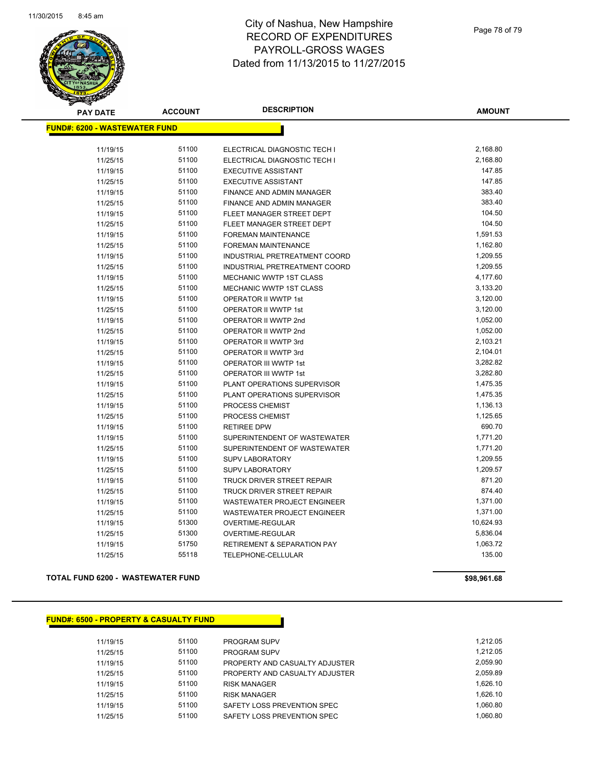# City of Nashua, New Hampshire
# RECORD OF EXPENDITURES
# PAYROLL-GROSS WAGES
# Dated from 11/13/2015 to 11/27/2015

## FUND#: 6200 - WASTEWATER FUND

| PAY DATE | ACCOUNT | DESCRIPTION | AMOUNT |
|---|---|---|---|
| 11/19/15 | 51100 | ELECTRICAL DIAGNOSTIC TECH I | 2,168.80 |
| 11/25/15 | 51100 | ELECTRICAL DIAGNOSTIC TECH I | 2,168.80 |
| 11/19/15 | 51100 | EXECUTIVE ASSISTANT | 147.85 |
| 11/25/15 | 51100 | EXECUTIVE ASSISTANT | 147.85 |
| 11/19/15 | 51100 | FINANCE AND ADMIN MANAGER | 383.40 |
| 11/25/15 | 51100 | FINANCE AND ADMIN MANAGER | 383.40 |
| 11/19/15 | 51100 | FLEET MANAGER STREET DEPT | 104.50 |
| 11/25/15 | 51100 | FLEET MANAGER STREET DEPT | 104.50 |
| 11/19/15 | 51100 | FOREMAN MAINTENANCE | 1,591.53 |
| 11/25/15 | 51100 | FOREMAN MAINTENANCE | 1,162.80 |
| 11/19/15 | 51100 | INDUSTRIAL PRETREATMENT COORD | 1,209.55 |
| 11/25/15 | 51100 | INDUSTRIAL PRETREATMENT COORD | 1,209.55 |
| 11/19/15 | 51100 | MECHANIC WWTP 1ST CLASS | 4,177.60 |
| 11/25/15 | 51100 | MECHANIC WWTP 1ST CLASS | 3,133.20 |
| 11/19/15 | 51100 | OPERATOR II WWTP 1st | 3,120.00 |
| 11/25/15 | 51100 | OPERATOR II WWTP 1st | 3,120.00 |
| 11/19/15 | 51100 | OPERATOR II WWTP 2nd | 1,052.00 |
| 11/25/15 | 51100 | OPERATOR II WWTP 2nd | 1,052.00 |
| 11/19/15 | 51100 | OPERATOR II WWTP 3rd | 2,103.21 |
| 11/25/15 | 51100 | OPERATOR II WWTP 3rd | 2,104.01 |
| 11/19/15 | 51100 | OPERATOR III WWTP 1st | 3,282.82 |
| 11/25/15 | 51100 | OPERATOR III WWTP 1st | 3,282.80 |
| 11/19/15 | 51100 | PLANT OPERATIONS SUPERVISOR | 1,475.35 |
| 11/25/15 | 51100 | PLANT OPERATIONS SUPERVISOR | 1,475.35 |
| 11/19/15 | 51100 | PROCESS CHEMIST | 1,136.13 |
| 11/25/15 | 51100 | PROCESS CHEMIST | 1,125.65 |
| 11/19/15 | 51100 | RETIREE DPW | 690.70 |
| 11/19/15 | 51100 | SUPERINTENDENT OF WASTEWATER | 1,771.20 |
| 11/25/15 | 51100 | SUPERINTENDENT OF WASTEWATER | 1,771.20 |
| 11/19/15 | 51100 | SUPV LABORATORY | 1,209.55 |
| 11/25/15 | 51100 | SUPV LABORATORY | 1,209.57 |
| 11/19/15 | 51100 | TRUCK DRIVER STREET REPAIR | 871.20 |
| 11/25/15 | 51100 | TRUCK DRIVER STREET REPAIR | 874.40 |
| 11/19/15 | 51100 | WASTEWATER PROJECT ENGINEER | 1,371.00 |
| 11/25/15 | 51100 | WASTEWATER PROJECT ENGINEER | 1,371.00 |
| 11/19/15 | 51300 | OVERTIME-REGULAR | 10,624.93 |
| 11/25/15 | 51300 | OVERTIME-REGULAR | 5,836.04 |
| 11/19/15 | 51750 | RETIREMENT & SEPARATION PAY | 1,063.72 |
| 11/25/15 | 55118 | TELEPHONE-CELLULAR | 135.00 |

**TOTAL FUND 6200 - WASTEWATER FUND** **$98,961.68**

## FUND#: 6500 - PROPERTY & CASUALTY FUND

| PAY DATE | ACCOUNT | DESCRIPTION | AMOUNT |
|---|---|---|---|
| 11/19/15 | 51100 | PROGRAM SUPV | 1,212.05 |
| 11/25/15 | 51100 | PROGRAM SUPV | 1,212.05 |
| 11/19/15 | 51100 | PROPERTY AND CASUALTY ADJUSTER | 2,059.90 |
| 11/25/15 | 51100 | PROPERTY AND CASUALTY ADJUSTER | 2,059.89 |
| 11/19/15 | 51100 | RISK MANAGER | 1,626.10 |
| 11/25/15 | 51100 | RISK MANAGER | 1,626.10 |
| 11/19/15 | 51100 | SAFETY LOSS PREVENTION SPEC | 1,060.80 |
| 11/25/15 | 51100 | SAFETY LOSS PREVENTION SPEC | 1,060.80 |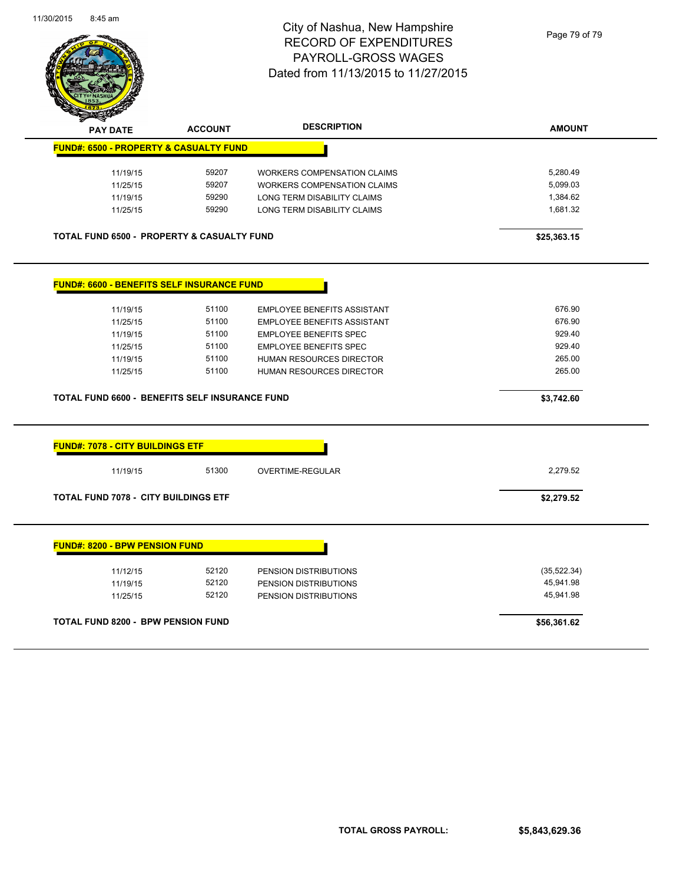# City of Nashua, New Hampshire
## RECORD OF EXPENDITURES
## PAYROLL-GROSS WAGES
## Dated from 11/13/2015 to 11/27/2015

| PAY DATE | ACCOUNT | DESCRIPTION | AMOUNT |
|---|---|---|---|
| **FUND#: 6500 - PROPERTY & CASUALTY FUND** | | | |
| 11/19/15 | 59207 | WORKERS COMPENSATION CLAIMS | 5,280.49 |
| 11/25/15 | 59207 | WORKERS COMPENSATION CLAIMS | 5,099.03 |
| 11/19/15 | 59290 | LONG TERM DISABILITY CLAIMS | 1,384.62 |
| 11/25/15 | 59290 | LONG TERM DISABILITY CLAIMS | 1,681.32 |
| **TOTAL FUND 6500 - PROPERTY & CASUALTY FUND** | | | **$25,363.15** |
| **FUND#: 6600 - BENEFITS SELF INSURANCE FUND** | | | |
| 11/19/15 | 51100 | EMPLOYEE BENEFITS ASSISTANT | 676.90 |
| 11/25/15 | 51100 | EMPLOYEE BENEFITS ASSISTANT | 676.90 |
| 11/19/15 | 51100 | EMPLOYEE BENEFITS SPEC | 929.40 |
| 11/25/15 | 51100 | EMPLOYEE BENEFITS SPEC | 929.40 |
| 11/19/15 | 51100 | HUMAN RESOURCES DIRECTOR | 265.00 |
| 11/25/15 | 51100 | HUMAN RESOURCES DIRECTOR | 265.00 |
| **TOTAL FUND 6600 - BENEFITS SELF INSURANCE FUND** | | | **$3,742.60** |
| **FUND#: 7078 - CITY BUILDINGS ETF** | | | |
| 11/19/15 | 51300 | OVERTIME-REGULAR | 2,279.52 |
| **TOTAL FUND 7078 - CITY BUILDINGS ETF** | | | **$2,279.52** |
| **FUND#: 8200 - BPW PENSION FUND** | | | |
| 11/12/15 | 52120 | PENSION DISTRIBUTIONS | (35,522.34) |
| 11/19/15 | 52120 | PENSION DISTRIBUTIONS | 45,941.98 |
| 11/25/15 | 52120 | PENSION DISTRIBUTIONS | 45,941.98 |
| **TOTAL FUND 8200 - BPW PENSION FUND** | | | **$56,361.62** |

**TOTAL GROSS PAYROLL: $5,843,629.36**